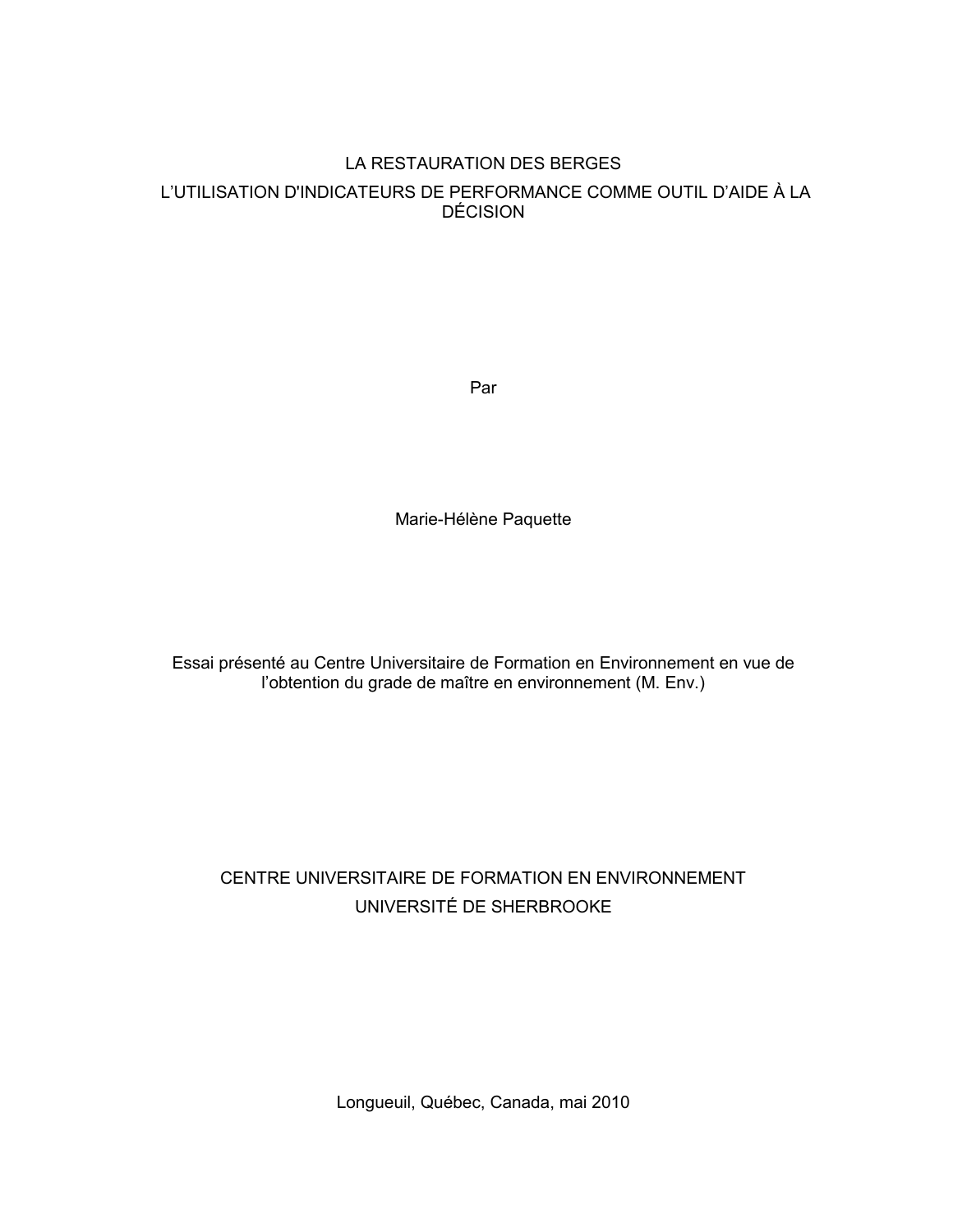# LA RESTAURATION DES BERGES

## L'UTILISATION D'INDICATEURS DE PERFORMANCE COMME OUTIL D'AIDE À LA DÉCISION

Par

Marie-Hélène Paquette

Essai présenté au Centre Universitaire de Formation en Environnement en vue de l'obtention du grade de maître en environnement (M. Env.)

CENTRE UNIVERSITAIRE DE FORMATION EN ENVIRONNEMENT
UNIVERSITÉ DE SHERBROOKE

Longueuil, Québec, Canada, mai 2010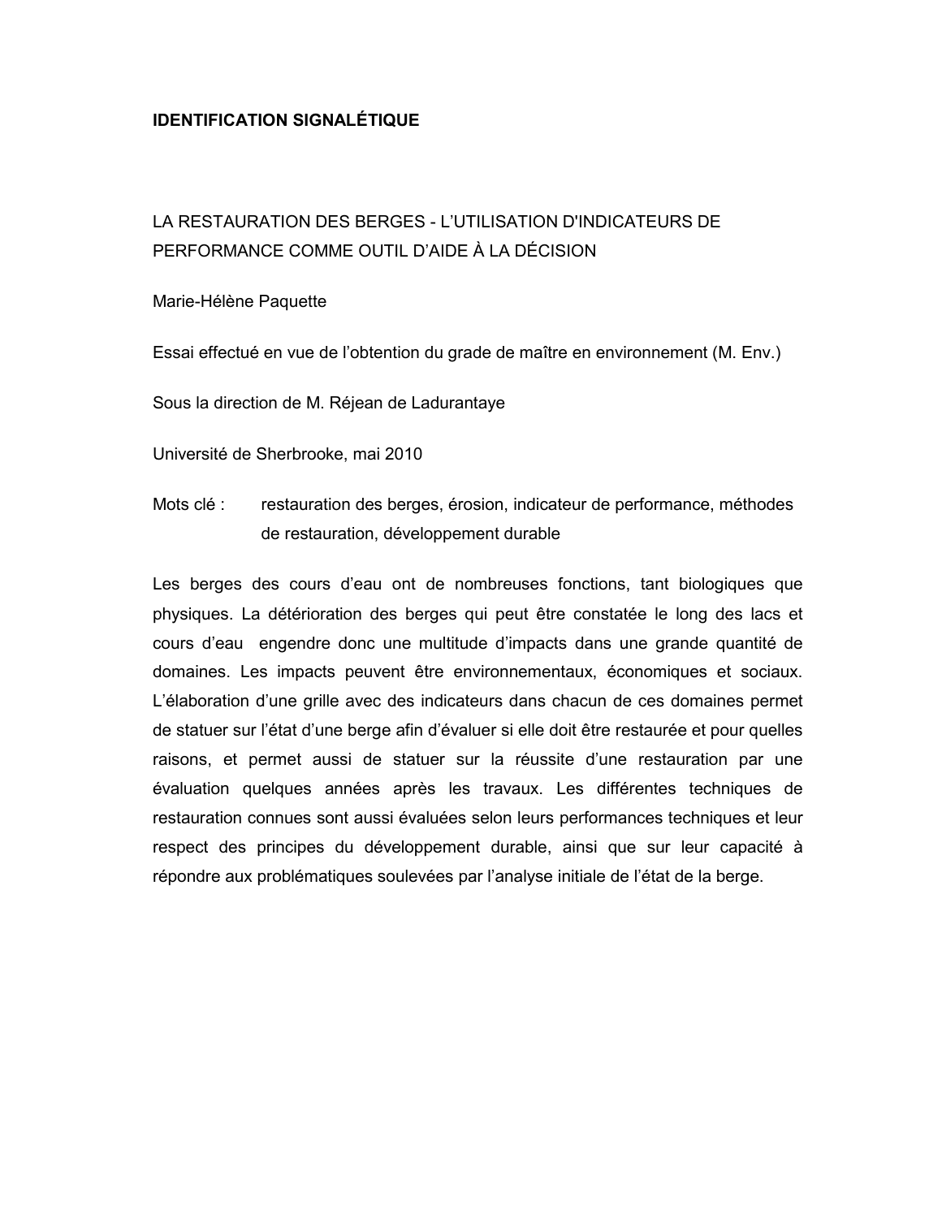**IDENTIFICATION SIGNALÉTIQUE**

LA RESTAURATION DES BERGES - L'UTILISATION D'INDICATEURS DE PERFORMANCE COMME OUTIL D'AIDE À LA DÉCISION

Marie-Hélène Paquette

Essai effectué en vue de l'obtention du grade de maître en environnement (M. Env.)

Sous la direction de M. Réjean de Ladurantaye

Université de Sherbrooke, mai 2010

Mots clé : restauration des berges, érosion, indicateur de performance, méthodes de restauration, développement durable

Les berges des cours d'eau ont de nombreuses fonctions, tant biologiques que physiques. La détérioration des berges qui peut être constatée le long des lacs et cours d'eau engendre donc une multitude d'impacts dans une grande quantité de domaines. Les impacts peuvent être environnementaux, économiques et sociaux. L'élaboration d'une grille avec des indicateurs dans chacun de ces domaines permet de statuer sur l'état d'une berge afin d'évaluer si elle doit être restaurée et pour quelles raisons, et permet aussi de statuer sur la réussite d'une restauration par une évaluation quelques années après les travaux. Les différentes techniques de restauration connues sont aussi évaluées selon leurs performances techniques et leur respect des principes du développement durable, ainsi que sur leur capacité à répondre aux problématiques soulevées par l'analyse initiale de l'état de la berge.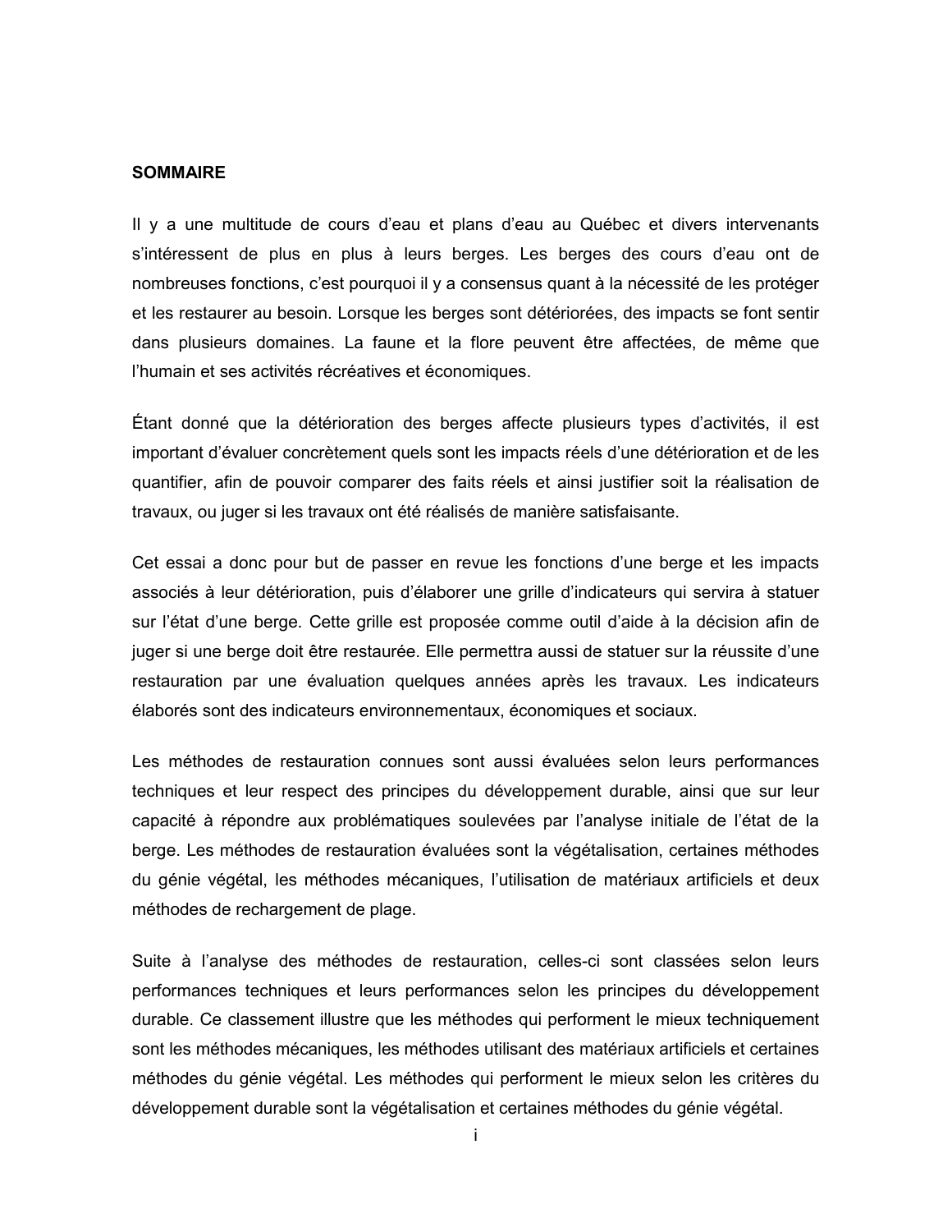**SOMMAIRE**

Il y a une multitude de cours d'eau et plans d'eau au Québec et divers intervenants s'intéressent de plus en plus à leurs berges. Les berges des cours d'eau ont de nombreuses fonctions, c'est pourquoi il y a consensus quant à la nécessité de les protéger et les restaurer au besoin. Lorsque les berges sont détériorées, des impacts se font sentir dans plusieurs domaines. La faune et la flore peuvent être affectées, de même que l'humain et ses activités récréatives et économiques.

Étant donné que la détérioration des berges affecte plusieurs types d'activités, il est important d'évaluer concrètement quels sont les impacts réels d'une détérioration et de les quantifier, afin de pouvoir comparer des faits réels et ainsi justifier soit la réalisation de travaux, ou juger si les travaux ont été réalisés de manière satisfaisante.

Cet essai a donc pour but de passer en revue les fonctions d'une berge et les impacts associés à leur détérioration, puis d'élaborer une grille d'indicateurs qui servira à statuer sur l'état d'une berge. Cette grille est proposée comme outil d'aide à la décision afin de juger si une berge doit être restaurée. Elle permettra aussi de statuer sur la réussite d'une restauration par une évaluation quelques années après les travaux. Les indicateurs élaborés sont des indicateurs environnementaux, économiques et sociaux.

Les méthodes de restauration connues sont aussi évaluées selon leurs performances techniques et leur respect des principes du développement durable, ainsi que sur leur capacité à répondre aux problématiques soulevées par l'analyse initiale de l'état de la berge. Les méthodes de restauration évaluées sont la végétalisation, certaines méthodes du génie végétal, les méthodes mécaniques, l'utilisation de matériaux artificiels et deux méthodes de rechargement de plage.

Suite à l'analyse des méthodes de restauration, celles-ci sont classées selon leurs performances techniques et leurs performances selon les principes du développement durable. Ce classement illustre que les méthodes qui performent le mieux techniquement sont les méthodes mécaniques, les méthodes utilisant des matériaux artificiels et certaines méthodes du génie végétal. Les méthodes qui performent le mieux selon les critères du développement durable sont la végétalisation et certaines méthodes du génie végétal.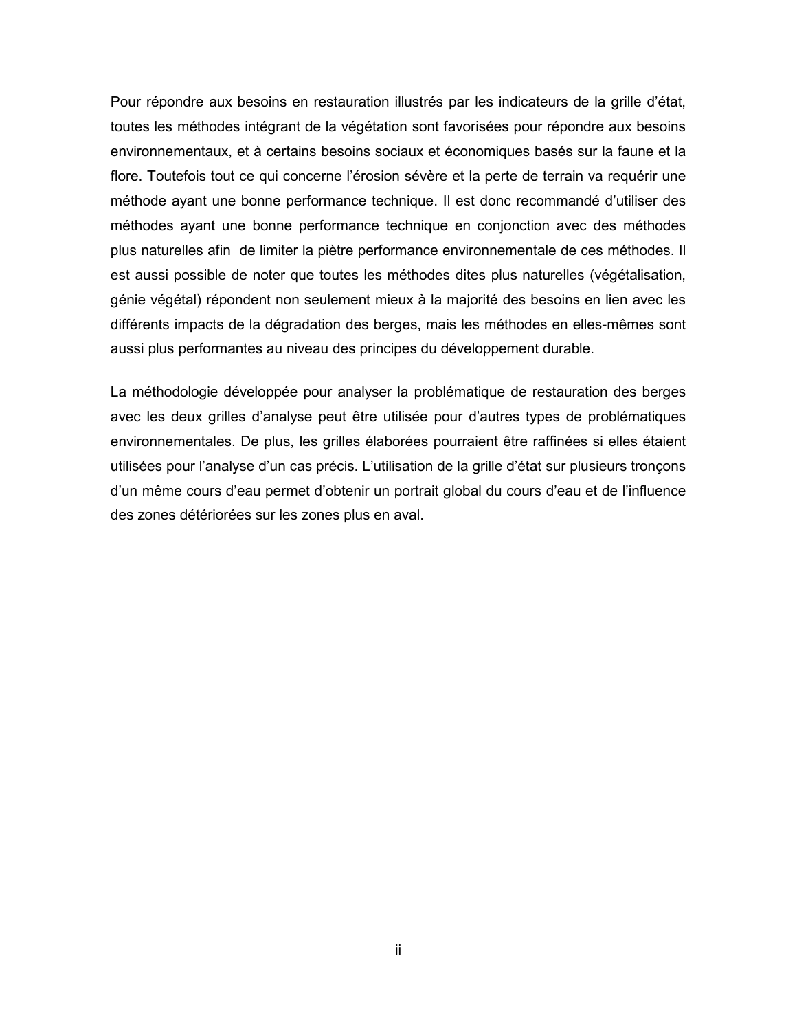Pour répondre aux besoins en restauration illustrés par les indicateurs de la grille d'état, toutes les méthodes intégrant de la végétation sont favorisées pour répondre aux besoins environnementaux, et à certains besoins sociaux et économiques basés sur la faune et la flore. Toutefois tout ce qui concerne l'érosion sévère et la perte de terrain va requérir une méthode ayant une bonne performance technique. Il est donc recommandé d'utiliser des méthodes ayant une bonne performance technique en conjonction avec des méthodes plus naturelles afin de limiter la piètre performance environnementale de ces méthodes. Il est aussi possible de noter que toutes les méthodes dites plus naturelles (végétalisation, génie végétal) répondent non seulement mieux à la majorité des besoins en lien avec les différents impacts de la dégradation des berges, mais les méthodes en elles-mêmes sont aussi plus performantes au niveau des principes du développement durable.

La méthodologie développée pour analyser la problématique de restauration des berges avec les deux grilles d'analyse peut être utilisée pour d'autres types de problématiques environnementales. De plus, les grilles élaborées pourraient être raffinées si elles étaient utilisées pour l'analyse d'un cas précis. L'utilisation de la grille d'état sur plusieurs tronçons d'un même cours d'eau permet d'obtenir un portrait global du cours d'eau et de l'influence des zones détériorées sur les zones plus en aval.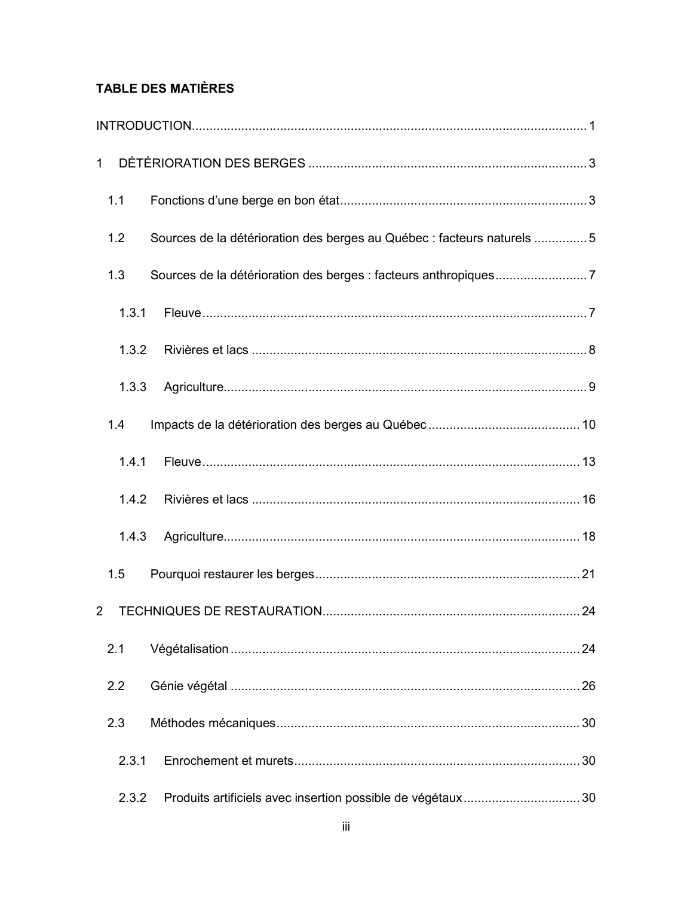**TABLE DES MATIÈRES**

INTRODUCTION .......... 1

1 DÉTÉRIORATION DES BERGES .......... 3

1.1 Fonctions d'une berge en bon état .......... 3

1.2 Sources de la détérioration des berges au Québec : facteurs naturels .......... 5

1.3 Sources de la détérioration des berges : facteurs anthropiques .......... 7

1.3.1 Fleuve .......... 7

1.3.2 Rivières et lacs .......... 8

1.3.3 Agriculture .......... 9

1.4 Impacts de la détérioration des berges au Québec .......... 10

1.4.1 Fleuve .......... 13

1.4.2 Rivières et lacs .......... 16

1.4.3 Agriculture .......... 18

1.5 Pourquoi restaurer les berges .......... 21

2 TECHNIQUES DE RESTAURATION .......... 24

2.1 Végétalisation .......... 24

2.2 Génie végétal .......... 26

2.3 Méthodes mécaniques .......... 30

2.3.1 Enrochement et murets .......... 30

2.3.2 Produits artificiels avec insertion possible de végétaux .......... 30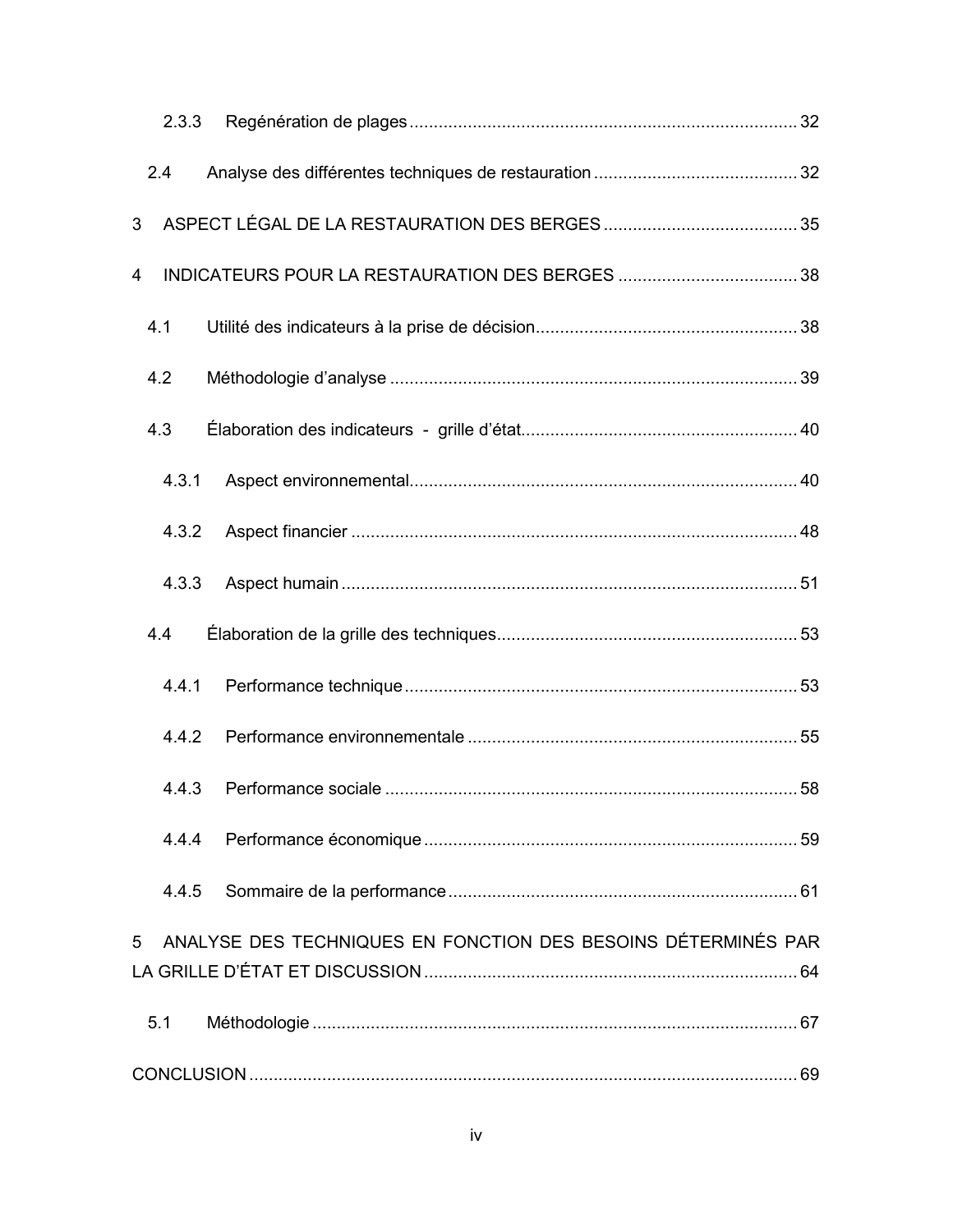2.3.3 Regénération de plages ........................................................................ 32

2.4 Analyse des différentes techniques de restauration .......................................... 32

3 ASPECT LÉGAL DE LA RESTAURATION DES BERGES ........................................ 35

4 INDICATEURS POUR LA RESTAURATION DES BERGES ..................................... 38

4.1 Utilité des indicateurs à la prise de décision...................................................... 38

4.2 Méthodologie d'analyse .................................................................................... 39

4.3 Élaboration des indicateurs - grille d'état......................................................... 40

4.3.1 Aspect environnemental............................................................................... 40

4.3.2 Aspect financier ............................................................................................ 48

4.3.3 Aspect humain .............................................................................................. 51

4.4 Élaboration de la grille des techniques.............................................................. 53

4.4.1 Performance technique ................................................................................. 53

4.4.2 Performance environnementale .................................................................... 55

4.4.3 Performance sociale ..................................................................................... 58

4.4.4 Performance économique ............................................................................. 59

4.4.5 Sommaire de la performance ........................................................................ 61

5 ANALYSE DES TECHNIQUES EN FONCTION DES BESOINS DÉTERMINÉS PAR LA GRILLE D'ÉTAT ET DISCUSSION ............................................................................. 64

5.1 Méthodologie ...................................................................................................... 67

CONCLUSION .................................................................................................................. 69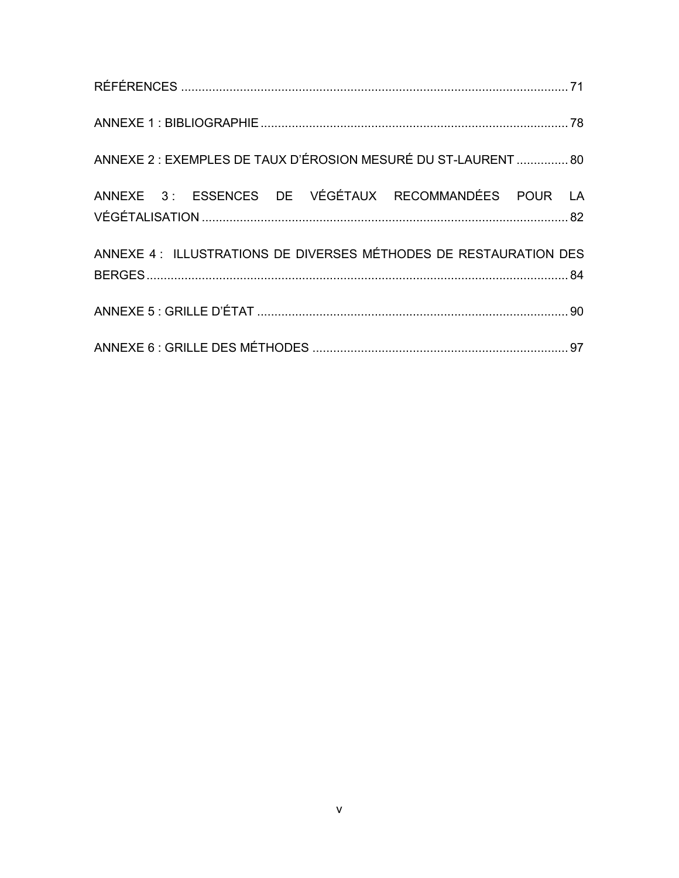RÉFÉRENCES ........................................................................................................ 71

ANNEXE 1 : BIBLIOGRAPHIE ............................................................................... 78

ANNEXE 2 : EXEMPLES DE TAUX D'ÉROSION MESURÉ DU ST-LAURENT ............... 80

ANNEXE 3 : ESSENCES DE VÉGÉTAUX RECOMMANDÉES POUR LA VÉGÉTALISATION ......................................................................................................... 82

ANNEXE 4 : ILLUSTRATIONS DE DIVERSES MÉTHODES DE RESTAURATION DES BERGES ......................................................................................................... 84

ANNEXE 5 : GRILLE D'ÉTAT ................................................................................ 90

ANNEXE 6 : GRILLE DES MÉTHODES .................................................................. 97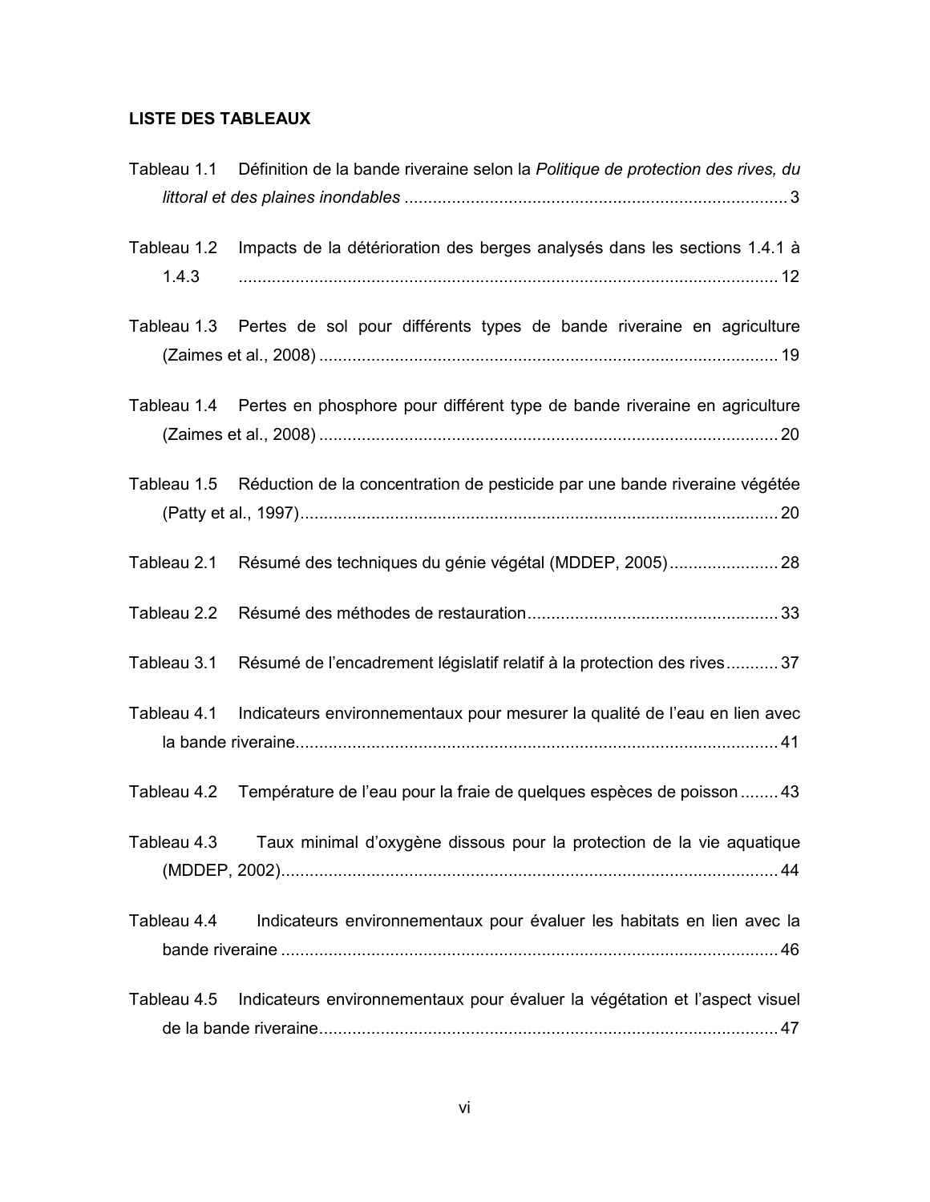## LISTE DES TABLEAUX

Tableau 1.1 Définition de la bande riveraine selon la *Politique de protection des rives, du littoral et des plaines inondables* ..... 3

Tableau 1.2 Impacts de la détérioration des berges analysés dans les sections 1.4.1 à 1.4.3 ..... 12

Tableau 1.3 Pertes de sol pour différents types de bande riveraine en agriculture (Zaimes et al., 2008) ..... 19

Tableau 1.4 Pertes en phosphore pour différent type de bande riveraine en agriculture (Zaimes et al., 2008) ..... 20

Tableau 1.5 Réduction de la concentration de pesticide par une bande riveraine végétée (Patty et al., 1997) ..... 20

Tableau 2.1 Résumé des techniques du génie végétal (MDDEP, 2005) ..... 28

Tableau 2.2 Résumé des méthodes de restauration ..... 33

Tableau 3.1 Résumé de l'encadrement législatif relatif à la protection des rives ..... 37

Tableau 4.1 Indicateurs environnementaux pour mesurer la qualité de l'eau en lien avec la bande riveraine ..... 41

Tableau 4.2 Température de l'eau pour la fraie de quelques espèces de poisson ..... 43

Tableau 4.3 Taux minimal d'oxygène dissous pour la protection de la vie aquatique (MDDEP, 2002) ..... 44

Tableau 4.4 Indicateurs environnementaux pour évaluer les habitats en lien avec la bande riveraine ..... 46

Tableau 4.5 Indicateurs environnementaux pour évaluer la végétation et l'aspect visuel de la bande riveraine ..... 47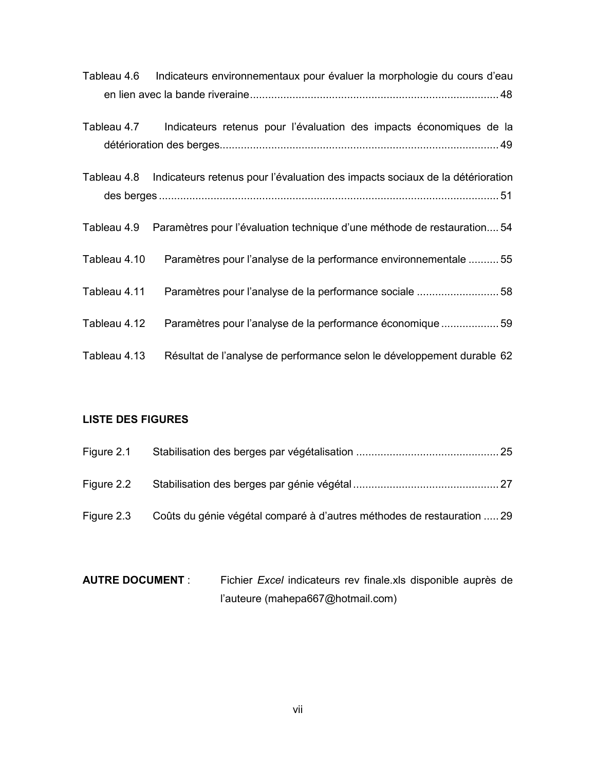Tableau 4.6 Indicateurs environnementaux pour évaluer la morphologie du cours d'eau en lien avec la bande riveraine................................................................................. 48

Tableau 4.7 Indicateurs retenus pour l'évaluation des impacts économiques de la détérioration des berges........................................................................................... 49

Tableau 4.8 Indicateurs retenus pour l'évaluation des impacts sociaux de la détérioration des berges ................................................................................................................ 51

Tableau 4.9 Paramètres pour l'évaluation technique d'une méthode de restauration.... 54

Tableau 4.10 Paramètres pour l'analyse de la performance environnementale .......... 55

Tableau 4.11 Paramètres pour l'analyse de la performance sociale ........................... 58

Tableau 4.12 Paramètres pour l'analyse de la performance économique ................... 59

Tableau 4.13 Résultat de l'analyse de performance selon le développement durable 62

**LISTE DES FIGURES**

Figure 2.1 Stabilisation des berges par végétalisation .............................................. 25

Figure 2.2 Stabilisation des berges par génie végétal ............................................... 27

Figure 2.3 Coûts du génie végétal comparé à d'autres méthodes de restauration ..... 29

**AUTRE DOCUMENT** : Fichier *Excel* indicateurs rev finale.xls disponible auprès de l'auteure (mahepa667@hotmail.com)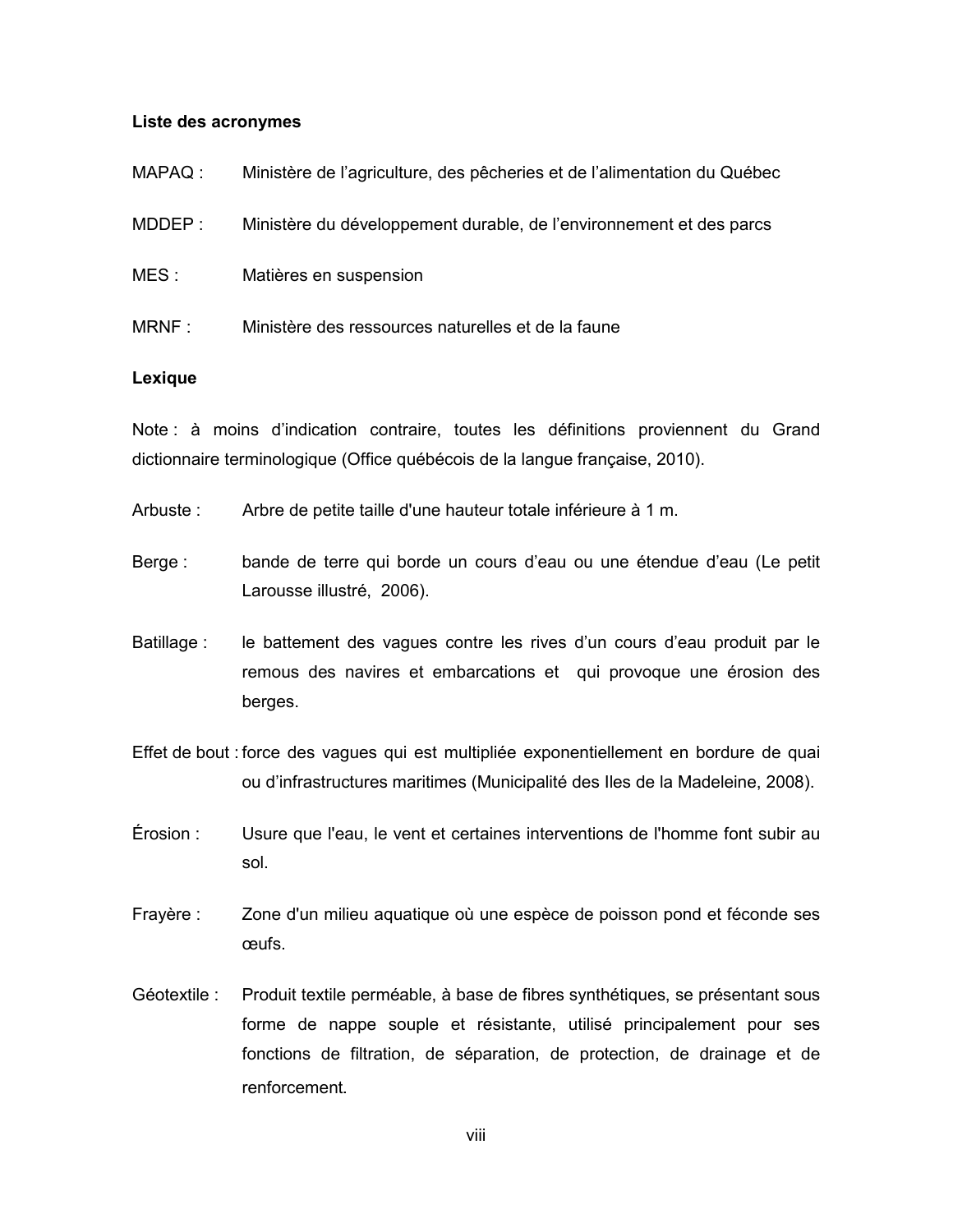**Liste des acronymes**

MAPAQ : Ministère de l'agriculture, des pêcheries et de l'alimentation du Québec

MDDEP : Ministère du développement durable, de l'environnement et des parcs

MES : Matières en suspension

MRNF : Ministère des ressources naturelles et de la faune

**Lexique**

Note : à moins d'indication contraire, toutes les définitions proviennent du Grand dictionnaire terminologique (Office québécois de la langue française, 2010).

Arbuste : Arbre de petite taille d'une hauteur totale inférieure à 1 m.

Berge : bande de terre qui borde un cours d'eau ou une étendue d'eau (Le petit Larousse illustré, 2006).

Batillage : le battement des vagues contre les rives d'un cours d'eau produit par le remous des navires et embarcations et qui provoque une érosion des berges.

Effet de bout : force des vagues qui est multipliée exponentiellement en bordure de quai ou d'infrastructures maritimes (Municipalité des Iles de la Madeleine, 2008).

Érosion : Usure que l'eau, le vent et certaines interventions de l'homme font subir au sol.

Frayère : Zone d'un milieu aquatique où une espèce de poisson pond et féconde ses œufs.

Géotextile : Produit textile perméable, à base de fibres synthétiques, se présentant sous forme de nappe souple et résistante, utilisé principalement pour ses fonctions de filtration, de séparation, de protection, de drainage et de renforcement.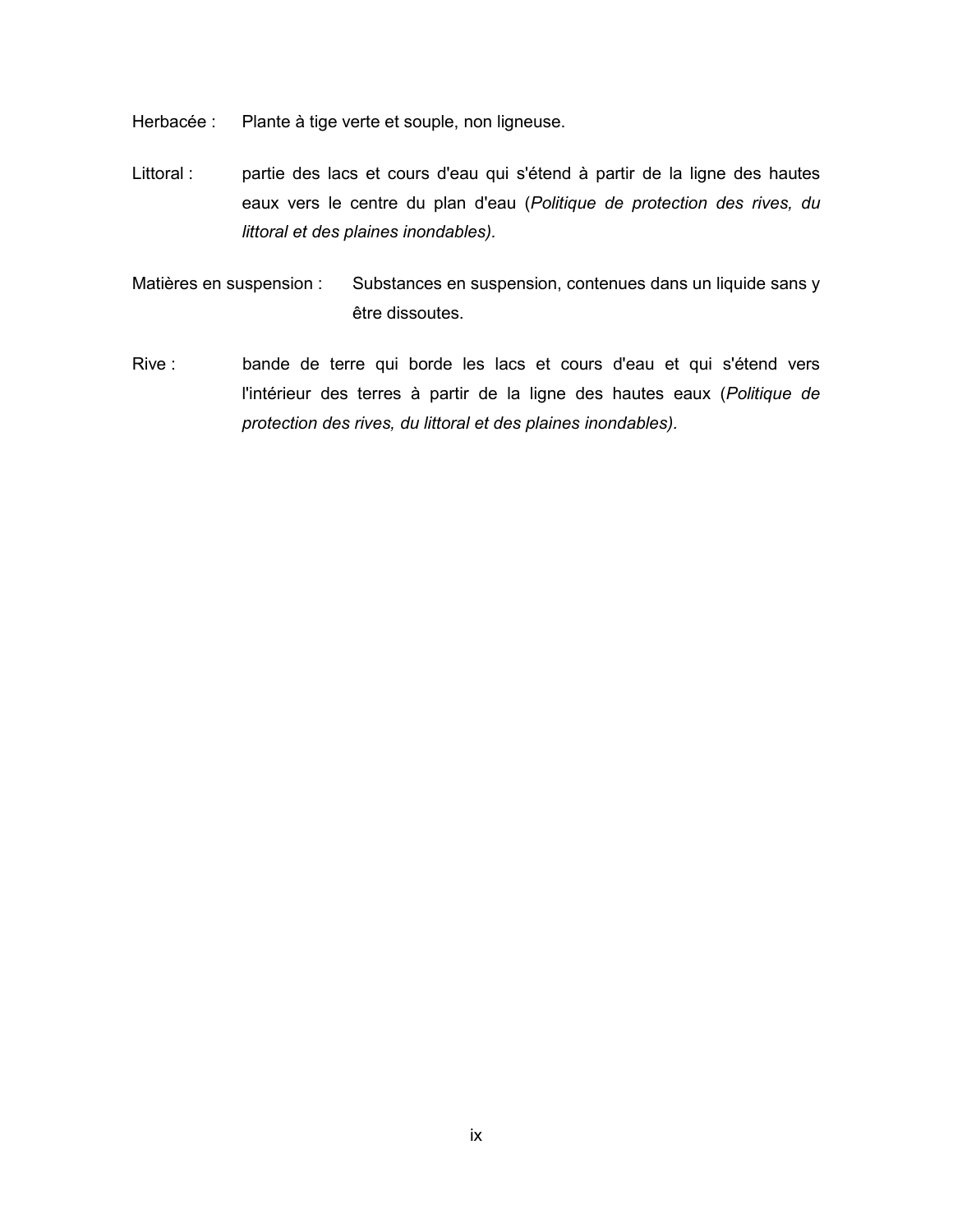Herbacée : Plante à tige verte et souple, non ligneuse.

Littoral : partie des lacs et cours d'eau qui s'étend à partir de la ligne des hautes eaux vers le centre du plan d'eau (*Politique de protection des rives, du littoral et des plaines inondables).*

Matières en suspension : Substances en suspension, contenues dans un liquide sans y être dissoutes.

Rive : bande de terre qui borde les lacs et cours d'eau et qui s'étend vers l'intérieur des terres à partir de la ligne des hautes eaux (*Politique de protection des rives, du littoral et des plaines inondables).*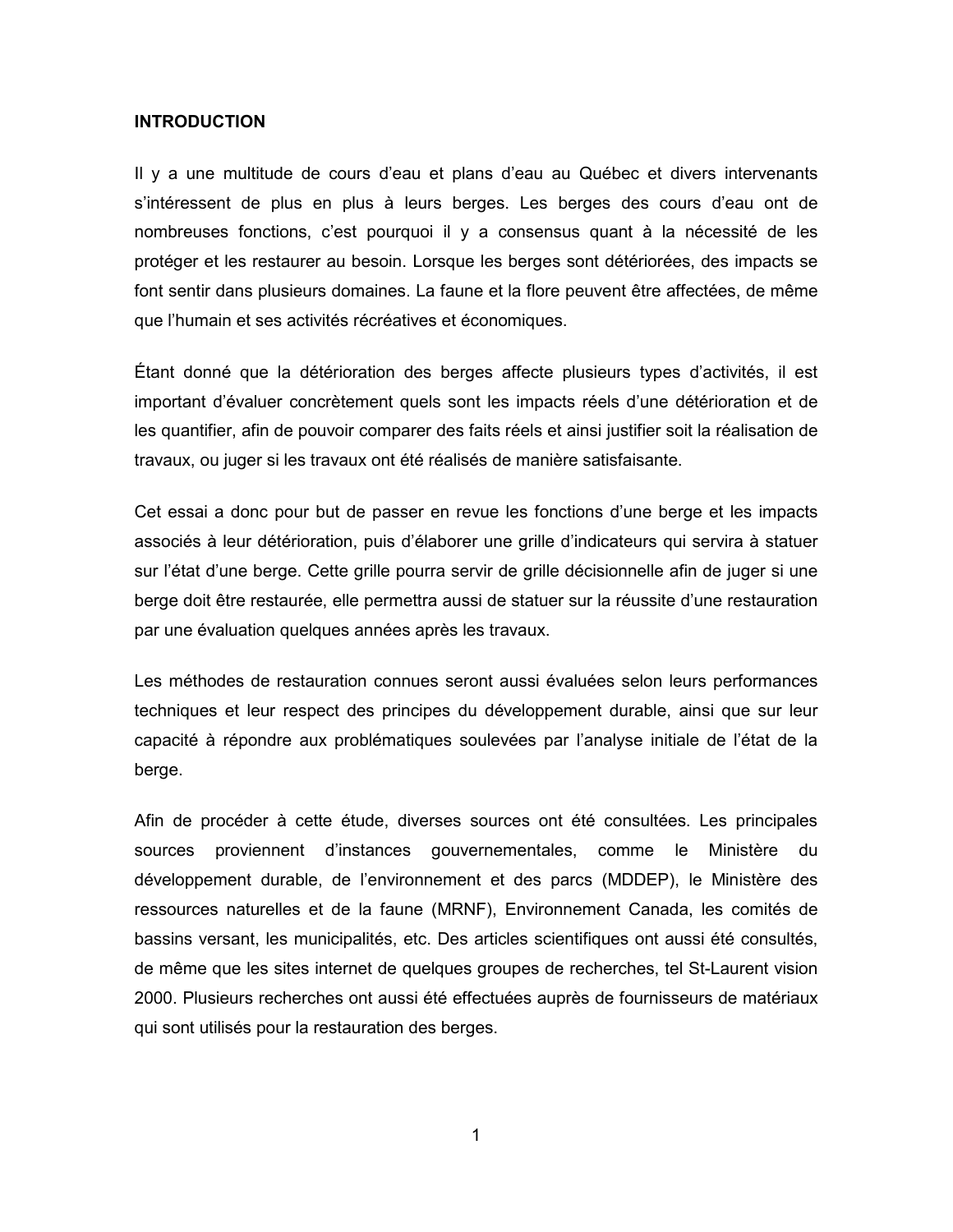# INTRODUCTION

Il y a une multitude de cours d'eau et plans d'eau au Québec et divers intervenants s'intéressent de plus en plus à leurs berges. Les berges des cours d'eau ont de nombreuses fonctions, c'est pourquoi il y a consensus quant à la nécessité de les protéger et les restaurer au besoin. Lorsque les berges sont détériorées, des impacts se font sentir dans plusieurs domaines. La faune et la flore peuvent être affectées, de même que l'humain et ses activités récréatives et économiques.

Étant donné que la détérioration des berges affecte plusieurs types d'activités, il est important d'évaluer concrètement quels sont les impacts réels d'une détérioration et de les quantifier, afin de pouvoir comparer des faits réels et ainsi justifier soit la réalisation de travaux, ou juger si les travaux ont été réalisés de manière satisfaisante.

Cet essai a donc pour but de passer en revue les fonctions d'une berge et les impacts associés à leur détérioration, puis d'élaborer une grille d'indicateurs qui servira à statuer sur l'état d'une berge. Cette grille pourra servir de grille décisionnelle afin de juger si une berge doit être restaurée, elle permettra aussi de statuer sur la réussite d'une restauration par une évaluation quelques années après les travaux.

Les méthodes de restauration connues seront aussi évaluées selon leurs performances techniques et leur respect des principes du développement durable, ainsi que sur leur capacité à répondre aux problématiques soulevées par l'analyse initiale de l'état de la berge.

Afin de procéder à cette étude, diverses sources ont été consultées. Les principales sources proviennent d'instances gouvernementales, comme le Ministère du développement durable, de l'environnement et des parcs (MDDEP), le Ministère des ressources naturelles et de la faune (MRNF), Environnement Canada, les comités de bassins versant, les municipalités, etc. Des articles scientifiques ont aussi été consultés, de même que les sites internet de quelques groupes de recherches, tel St-Laurent vision 2000. Plusieurs recherches ont aussi été effectuées auprès de fournisseurs de matériaux qui sont utilisés pour la restauration des berges.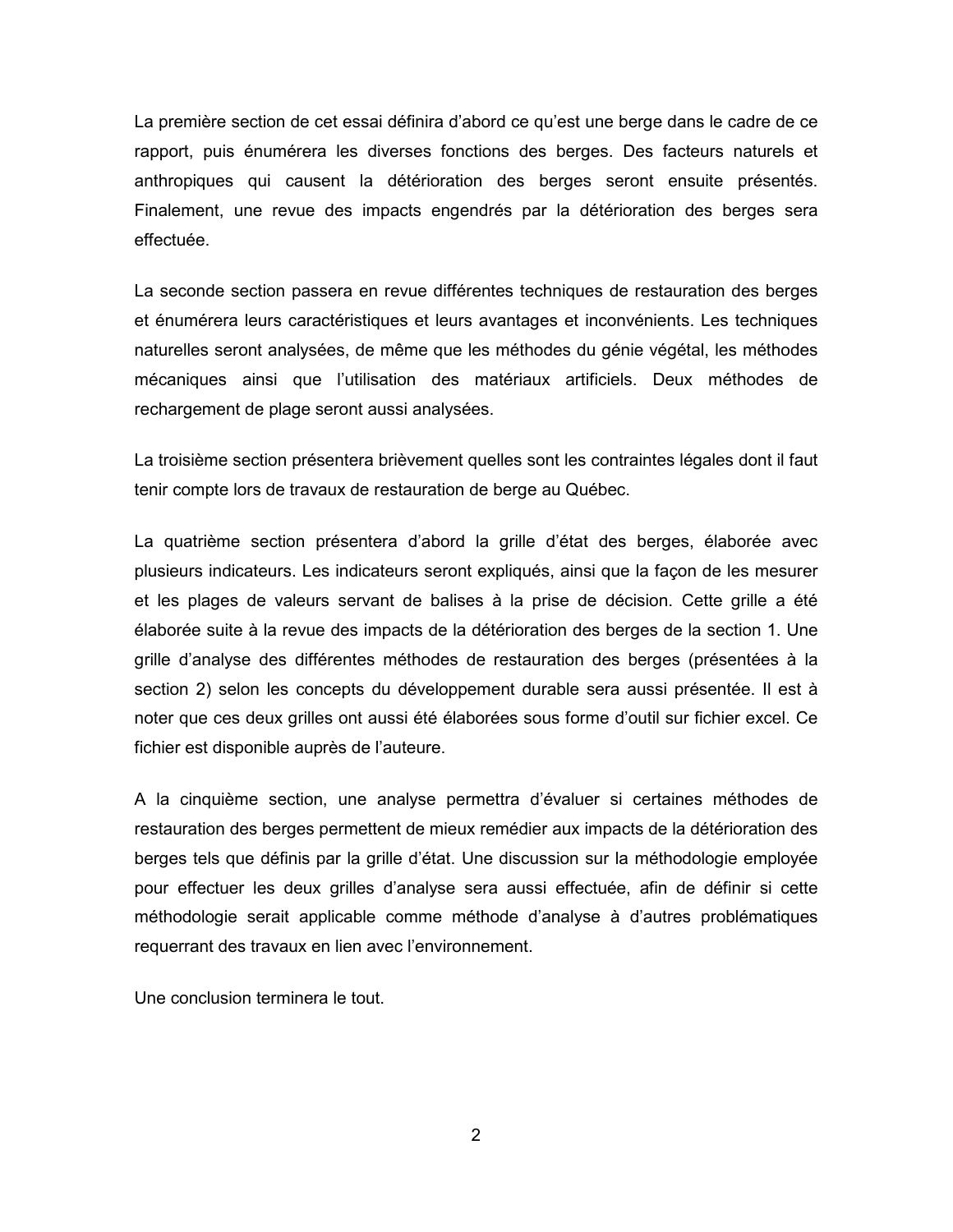La première section de cet essai définira d'abord ce qu'est une berge dans le cadre de ce rapport, puis énumérera les diverses fonctions des berges. Des facteurs naturels et anthropiques qui causent la détérioration des berges seront ensuite présentés. Finalement, une revue des impacts engendrés par la détérioration des berges sera effectuée.

La seconde section passera en revue différentes techniques de restauration des berges et énumérera leurs caractéristiques et leurs avantages et inconvénients. Les techniques naturelles seront analysées, de même que les méthodes du génie végétal, les méthodes mécaniques ainsi que l'utilisation des matériaux artificiels. Deux méthodes de rechargement de plage seront aussi analysées.

La troisième section présentera brièvement quelles sont les contraintes légales dont il faut tenir compte lors de travaux de restauration de berge au Québec.

La quatrième section présentera d'abord la grille d'état des berges, élaborée avec plusieurs indicateurs. Les indicateurs seront expliqués, ainsi que la façon de les mesurer et les plages de valeurs servant de balises à la prise de décision. Cette grille a été élaborée suite à la revue des impacts de la détérioration des berges de la section 1. Une grille d'analyse des différentes méthodes de restauration des berges (présentées à la section 2) selon les concepts du développement durable sera aussi présentée. Il est à noter que ces deux grilles ont aussi été élaborées sous forme d'outil sur fichier excel. Ce fichier est disponible auprès de l'auteure.

A la cinquième section, une analyse permettra d'évaluer si certaines méthodes de restauration des berges permettent de mieux remédier aux impacts de la détérioration des berges tels que définis par la grille d'état. Une discussion sur la méthodologie employée pour effectuer les deux grilles d'analyse sera aussi effectuée, afin de définir si cette méthodologie serait applicable comme méthode d'analyse à d'autres problématiques requerrant des travaux en lien avec l'environnement.

Une conclusion terminera le tout.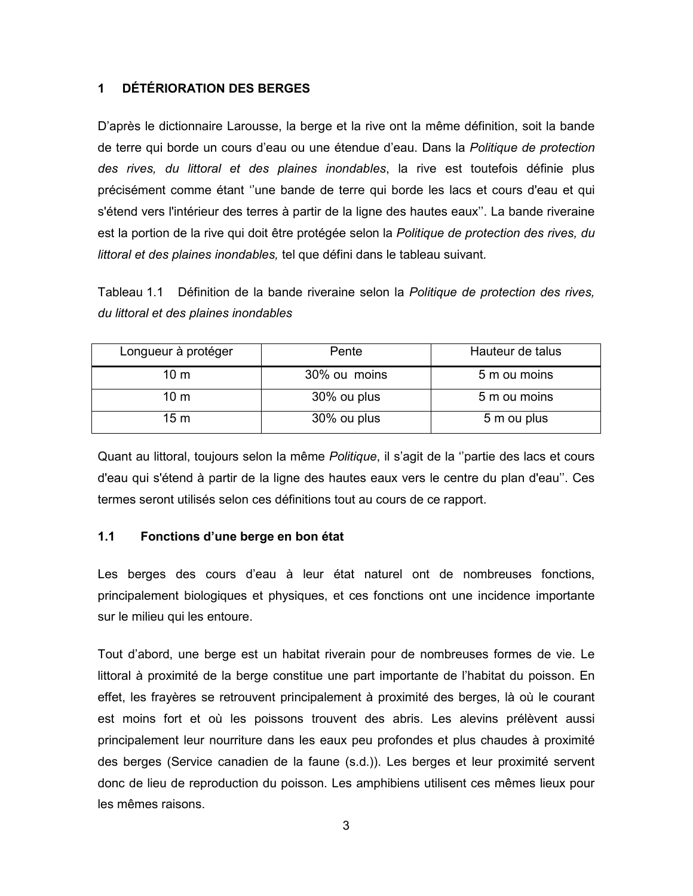# 1 DÉTÉRIORATION DES BERGES

D’après le dictionnaire Larousse, la berge et la rive ont la même définition, soit la bande de terre qui borde un cours d’eau ou une étendue d’eau. Dans la *Politique de protection des rives, du littoral et des plaines inondables*, la rive est toutefois définie plus précisément comme étant ‘’une bande de terre qui borde les lacs et cours d'eau et qui s'étend vers l'intérieur des terres à partir de la ligne des hautes eaux’’. La bande riveraine est la portion de la rive qui doit être protégée selon la *Politique de protection des rives, du littoral et des plaines inondables,* tel que défini dans le tableau suivant.

Tableau 1.1 Définition de la bande riveraine selon la *Politique de protection des rives, du littoral et des plaines inondables*

| Longueur à protéger | Pente | Hauteur de talus |
|---|---|---|
| 10 m | 30% ou moins | 5 m ou moins |
| 10 m | 30% ou plus | 5 m ou moins |
| 15 m | 30% ou plus | 5 m ou plus |

Quant au littoral, toujours selon la même *Politique*, il s’agit de la ‘’partie des lacs et cours d'eau qui s'étend à partir de la ligne des hautes eaux vers le centre du plan d'eau’’. Ces termes seront utilisés selon ces définitions tout au cours de ce rapport.

## 1.1 Fonctions d’une berge en bon état

Les berges des cours d’eau à leur état naturel ont de nombreuses fonctions, principalement biologiques et physiques, et ces fonctions ont une incidence importante sur le milieu qui les entoure.

Tout d’abord, une berge est un habitat riverain pour de nombreuses formes de vie. Le littoral à proximité de la berge constitue une part importante de l’habitat du poisson. En effet, les frayères se retrouvent principalement à proximité des berges, là où le courant est moins fort et où les poissons trouvent des abris. Les alevins prélèvent aussi principalement leur nourriture dans les eaux peu profondes et plus chaudes à proximité des berges (Service canadien de la faune (s.d.)). Les berges et leur proximité servent donc de lieu de reproduction du poisson. Les amphibiens utilisent ces mêmes lieux pour les mêmes raisons.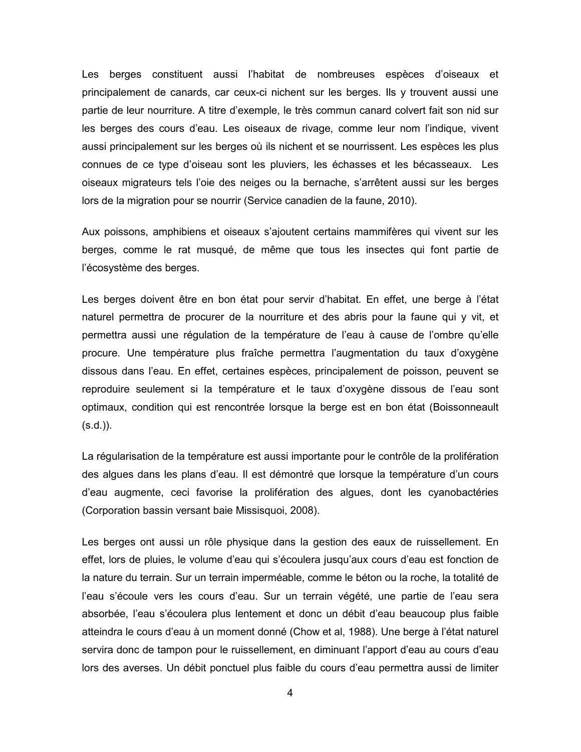Les berges constituent aussi l'habitat de nombreuses espèces d'oiseaux et principalement de canards, car ceux-ci nichent sur les berges. Ils y trouvent aussi une partie de leur nourriture. A titre d'exemple, le très commun canard colvert fait son nid sur les berges des cours d'eau. Les oiseaux de rivage, comme leur nom l'indique, vivent aussi principalement sur les berges où ils nichent et se nourrissent. Les espèces les plus connues de ce type d'oiseau sont les pluviers, les échasses et les bécasseaux. Les oiseaux migrateurs tels l'oie des neiges ou la bernache, s'arrêtent aussi sur les berges lors de la migration pour se nourrir (Service canadien de la faune, 2010).

Aux poissons, amphibiens et oiseaux s'ajoutent certains mammifères qui vivent sur les berges, comme le rat musqué, de même que tous les insectes qui font partie de l'écosystème des berges.

Les berges doivent être en bon état pour servir d'habitat. En effet, une berge à l'état naturel permettra de procurer de la nourriture et des abris pour la faune qui y vit, et permettra aussi une régulation de la température de l'eau à cause de l'ombre qu'elle procure. Une température plus fraîche permettra l'augmentation du taux d'oxygène dissous dans l'eau. En effet, certaines espèces, principalement de poisson, peuvent se reproduire seulement si la température et le taux d'oxygène dissous de l'eau sont optimaux, condition qui est rencontrée lorsque la berge est en bon état (Boissonneault (s.d.)).

La régularisation de la température est aussi importante pour le contrôle de la prolifération des algues dans les plans d'eau. Il est démontré que lorsque la température d'un cours d'eau augmente, ceci favorise la prolifération des algues, dont les cyanobactéries (Corporation bassin versant baie Missisquoi, 2008).

Les berges ont aussi un rôle physique dans la gestion des eaux de ruissellement. En effet, lors de pluies, le volume d'eau qui s'écoulera jusqu'aux cours d'eau est fonction de la nature du terrain. Sur un terrain imperméable, comme le béton ou la roche, la totalité de l'eau s'écoule vers les cours d'eau. Sur un terrain végété, une partie de l'eau sera absorbée, l'eau s'écoulera plus lentement et donc un débit d'eau beaucoup plus faible atteindra le cours d'eau à un moment donné (Chow et al, 1988). Une berge à l'état naturel servira donc de tampon pour le ruissellement, en diminuant l'apport d'eau au cours d'eau lors des averses. Un débit ponctuel plus faible du cours d'eau permettra aussi de limiter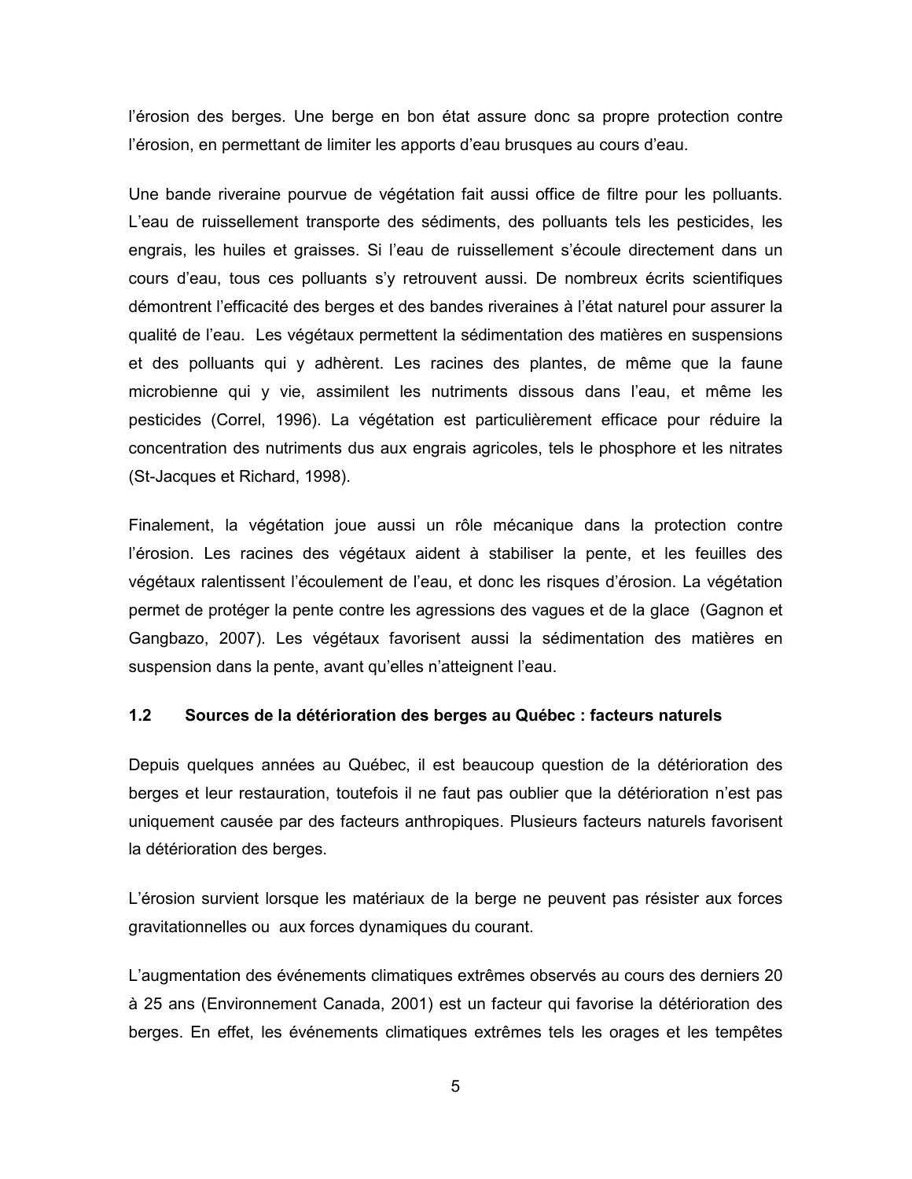l'érosion des berges. Une berge en bon état assure donc sa propre protection contre l'érosion, en permettant de limiter les apports d'eau brusques au cours d'eau.

Une bande riveraine pourvue de végétation fait aussi office de filtre pour les polluants. L'eau de ruissellement transporte des sédiments, des polluants tels les pesticides, les engrais, les huiles et graisses. Si l'eau de ruissellement s'écoule directement dans un cours d'eau, tous ces polluants s'y retrouvent aussi. De nombreux écrits scientifiques démontrent l'efficacité des berges et des bandes riveraines à l'état naturel pour assurer la qualité de l'eau. Les végétaux permettent la sédimentation des matières en suspensions et des polluants qui y adhèrent. Les racines des plantes, de même que la faune microbienne qui y vie, assimilent les nutriments dissous dans l'eau, et même les pesticides (Correl, 1996). La végétation est particulièrement efficace pour réduire la concentration des nutriments dus aux engrais agricoles, tels le phosphore et les nitrates (St-Jacques et Richard, 1998).

Finalement, la végétation joue aussi un rôle mécanique dans la protection contre l'érosion. Les racines des végétaux aident à stabiliser la pente, et les feuilles des végétaux ralentissent l'écoulement de l'eau, et donc les risques d'érosion. La végétation permet de protéger la pente contre les agressions des vagues et de la glace (Gagnon et Gangbazo, 2007). Les végétaux favorisent aussi la sédimentation des matières en suspension dans la pente, avant qu'elles n'atteignent l'eau.

### 1.2 Sources de la détérioration des berges au Québec : facteurs naturels

Depuis quelques années au Québec, il est beaucoup question de la détérioration des berges et leur restauration, toutefois il ne faut pas oublier que la détérioration n'est pas uniquement causée par des facteurs anthropiques. Plusieurs facteurs naturels favorisent la détérioration des berges.

L'érosion survient lorsque les matériaux de la berge ne peuvent pas résister aux forces gravitationnelles ou aux forces dynamiques du courant.

L'augmentation des événements climatiques extrêmes observés au cours des derniers 20 à 25 ans (Environnement Canada, 2001) est un facteur qui favorise la détérioration des berges. En effet, les événements climatiques extrêmes tels les orages et les tempêtes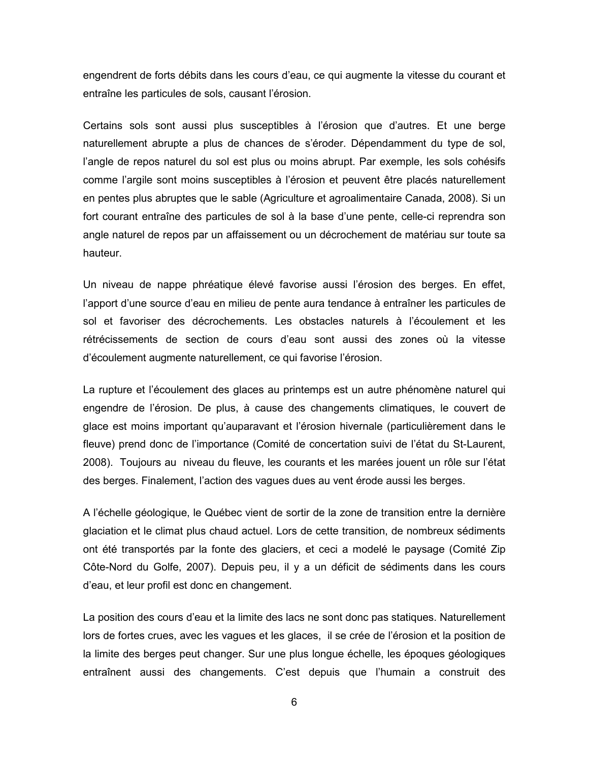engendrent de forts débits dans les cours d'eau, ce qui augmente la vitesse du courant et entraîne les particules de sols, causant l'érosion.

Certains sols sont aussi plus susceptibles à l'érosion que d'autres. Et une berge naturellement abrupte a plus de chances de s'éroder. Dépendamment du type de sol, l'angle de repos naturel du sol est plus ou moins abrupt. Par exemple, les sols cohésifs comme l'argile sont moins susceptibles à l'érosion et peuvent être placés naturellement en pentes plus abruptes que le sable (Agriculture et agroalimentaire Canada, 2008). Si un fort courant entraîne des particules de sol à la base d'une pente, celle-ci reprendra son angle naturel de repos par un affaissement ou un décrochement de matériau sur toute sa hauteur.

Un niveau de nappe phréatique élevé favorise aussi l'érosion des berges. En effet, l'apport d'une source d'eau en milieu de pente aura tendance à entraîner les particules de sol et favoriser des décrochements. Les obstacles naturels à l'écoulement et les rétrécissements de section de cours d'eau sont aussi des zones où la vitesse d'écoulement augmente naturellement, ce qui favorise l'érosion.

La rupture et l'écoulement des glaces au printemps est un autre phénomène naturel qui engendre de l'érosion. De plus, à cause des changements climatiques, le couvert de glace est moins important qu'auparavant et l'érosion hivernale (particulièrement dans le fleuve) prend donc de l'importance (Comité de concertation suivi de l'état du St-Laurent, 2008). Toujours au niveau du fleuve, les courants et les marées jouent un rôle sur l'état des berges. Finalement, l'action des vagues dues au vent érode aussi les berges.

A l'échelle géologique, le Québec vient de sortir de la zone de transition entre la dernière glaciation et le climat plus chaud actuel. Lors de cette transition, de nombreux sédiments ont été transportés par la fonte des glaciers, et ceci a modelé le paysage (Comité Zip Côte-Nord du Golfe, 2007). Depuis peu, il y a un déficit de sédiments dans les cours d'eau, et leur profil est donc en changement.

La position des cours d'eau et la limite des lacs ne sont donc pas statiques. Naturellement lors de fortes crues, avec les vagues et les glaces, il se crée de l'érosion et la position de la limite des berges peut changer. Sur une plus longue échelle, les époques géologiques entraînent aussi des changements. C'est depuis que l'humain a construit des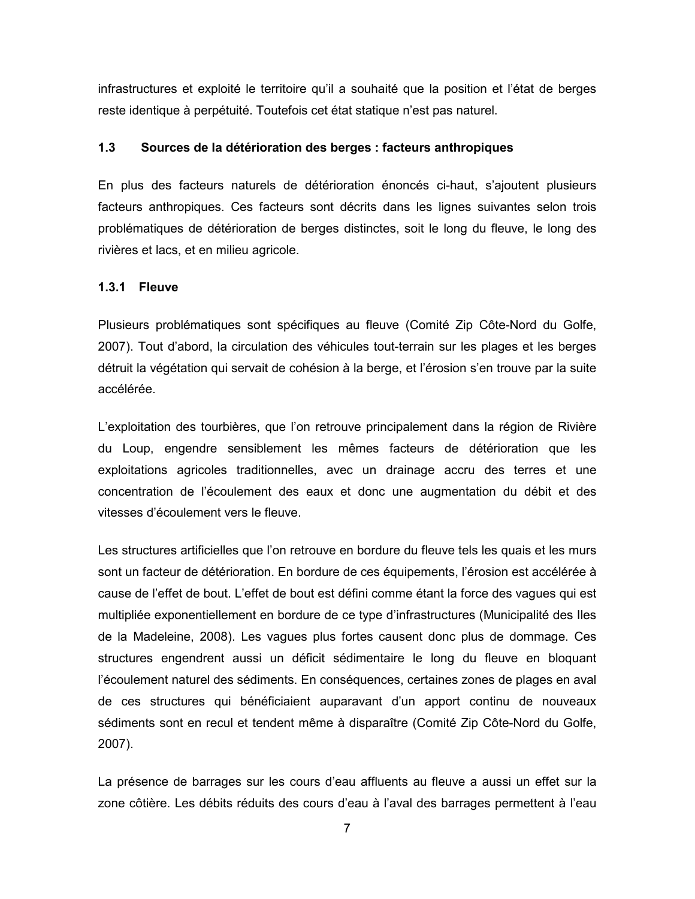infrastructures et exploité le territoire qu'il a souhaité que la position et l'état de berges reste identique à perpétuité. Toutefois cet état statique n'est pas naturel.

### 1.3 Sources de la détérioration des berges : facteurs anthropiques

En plus des facteurs naturels de détérioration énoncés ci-haut, s'ajoutent plusieurs facteurs anthropiques. Ces facteurs sont décrits dans les lignes suivantes selon trois problématiques de détérioration de berges distinctes, soit le long du fleuve, le long des rivières et lacs, et en milieu agricole.

#### 1.3.1 Fleuve

Plusieurs problématiques sont spécifiques au fleuve (Comité Zip Côte-Nord du Golfe, 2007). Tout d'abord, la circulation des véhicules tout-terrain sur les plages et les berges détruit la végétation qui servait de cohésion à la berge, et l'érosion s'en trouve par la suite accélérée.

L'exploitation des tourbières, que l'on retrouve principalement dans la région de Rivière du Loup, engendre sensiblement les mêmes facteurs de détérioration que les exploitations agricoles traditionnelles, avec un drainage accru des terres et une concentration de l'écoulement des eaux et donc une augmentation du débit et des vitesses d'écoulement vers le fleuve.

Les structures artificielles que l'on retrouve en bordure du fleuve tels les quais et les murs sont un facteur de détérioration. En bordure de ces équipements, l'érosion est accélérée à cause de l'effet de bout. L'effet de bout est défini comme étant la force des vagues qui est multipliée exponentiellement en bordure de ce type d'infrastructures (Municipalité des Iles de la Madeleine, 2008). Les vagues plus fortes causent donc plus de dommage. Ces structures engendrent aussi un déficit sédimentaire le long du fleuve en bloquant l'écoulement naturel des sédiments. En conséquences, certaines zones de plages en aval de ces structures qui bénéficiaient auparavant d'un apport continu de nouveaux sédiments sont en recul et tendent même à disparaître (Comité Zip Côte-Nord du Golfe, 2007).

La présence de barrages sur les cours d'eau affluents au fleuve a aussi un effet sur la zone côtière. Les débits réduits des cours d'eau à l'aval des barrages permettent à l'eau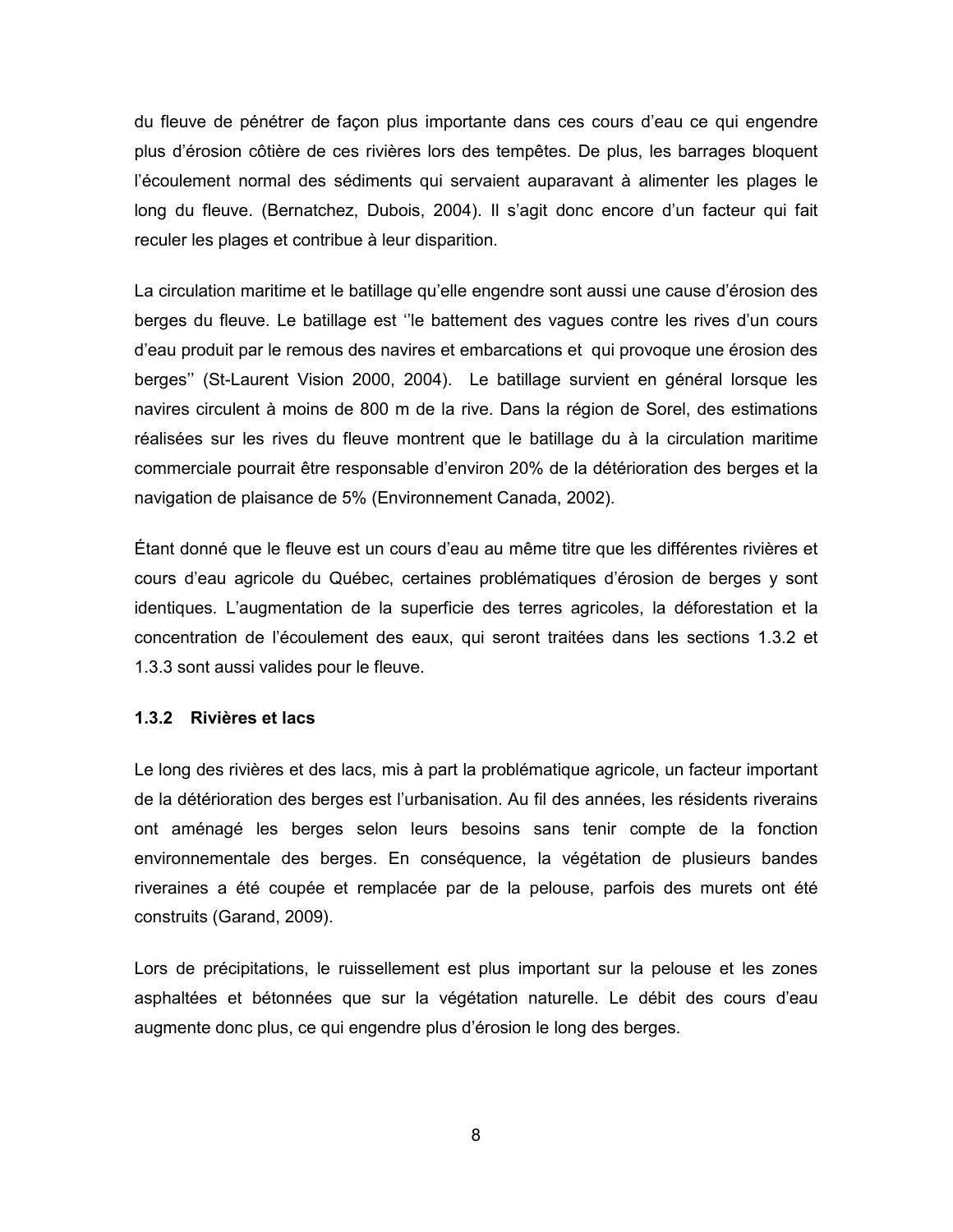du fleuve de pénétrer de façon plus importante dans ces cours d'eau ce qui engendre plus d'érosion côtière de ces rivières lors des tempêtes. De plus, les barrages bloquent l'écoulement normal des sédiments qui servaient auparavant à alimenter les plages le long du fleuve. (Bernatchez, Dubois, 2004). Il s'agit donc encore d'un facteur qui fait reculer les plages et contribue à leur disparition.

La circulation maritime et le batillage qu'elle engendre sont aussi une cause d'érosion des berges du fleuve. Le batillage est ''le battement des vagues contre les rives d'un cours d'eau produit par le remous des navires et embarcations et qui provoque une érosion des berges'' (St-Laurent Vision 2000, 2004). Le batillage survient en général lorsque les navires circulent à moins de 800 m de la rive. Dans la région de Sorel, des estimations réalisées sur les rives du fleuve montrent que le batillage du à la circulation maritime commerciale pourrait être responsable d'environ 20% de la détérioration des berges et la navigation de plaisance de 5% (Environnement Canada, 2002).

Étant donné que le fleuve est un cours d'eau au même titre que les différentes rivières et cours d'eau agricole du Québec, certaines problématiques d'érosion de berges y sont identiques. L'augmentation de la superficie des terres agricoles, la déforestation et la concentration de l'écoulement des eaux, qui seront traitées dans les sections 1.3.2 et 1.3.3 sont aussi valides pour le fleuve.

### 1.3.2 Rivières et lacs

Le long des rivières et des lacs, mis à part la problématique agricole, un facteur important de la détérioration des berges est l'urbanisation. Au fil des années, les résidents riverains ont aménagé les berges selon leurs besoins sans tenir compte de la fonction environnementale des berges. En conséquence, la végétation de plusieurs bandes riveraines a été coupée et remplacée par de la pelouse, parfois des murets ont été construits (Garand, 2009).

Lors de précipitations, le ruissellement est plus important sur la pelouse et les zones asphaltées et bétonnées que sur la végétation naturelle. Le débit des cours d'eau augmente donc plus, ce qui engendre plus d'érosion le long des berges.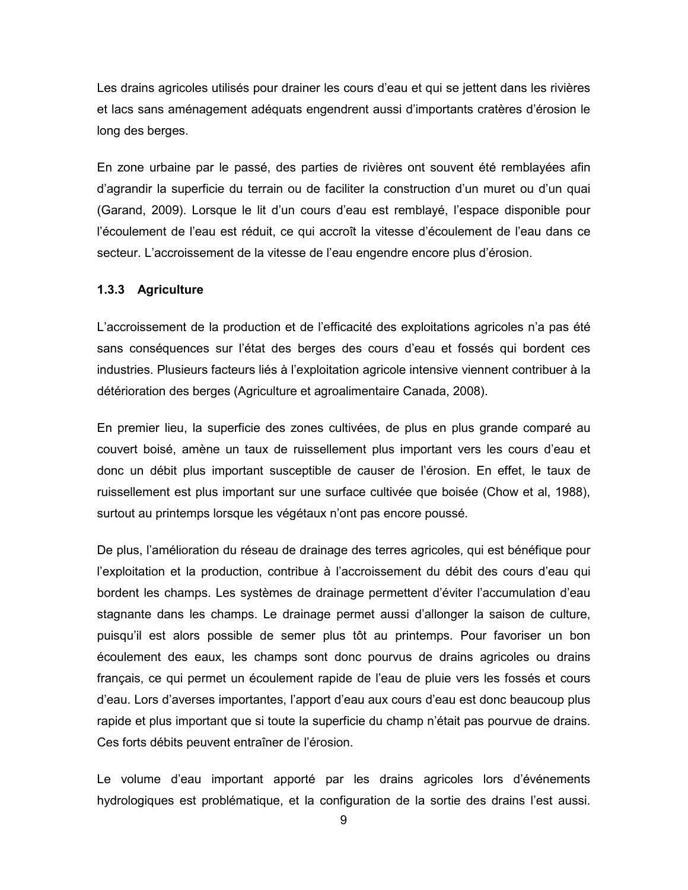Les drains agricoles utilisés pour drainer les cours d'eau et qui se jettent dans les rivières et lacs sans aménagement adéquats engendrent aussi d'importants cratères d'érosion le long des berges.

En zone urbaine par le passé, des parties de rivières ont souvent été remblayées afin d'agrandir la superficie du terrain ou de faciliter la construction d'un muret ou d'un quai (Garand, 2009). Lorsque le lit d'un cours d'eau est remblayé, l'espace disponible pour l'écoulement de l'eau est réduit, ce qui accroît la vitesse d'écoulement de l'eau dans ce secteur. L'accroissement de la vitesse de l'eau engendre encore plus d'érosion.

### 1.3.3 Agriculture

L'accroissement de la production et de l'efficacité des exploitations agricoles n'a pas été sans conséquences sur l'état des berges des cours d'eau et fossés qui bordent ces industries. Plusieurs facteurs liés à l'exploitation agricole intensive viennent contribuer à la détérioration des berges (Agriculture et agroalimentaire Canada, 2008).

En premier lieu, la superficie des zones cultivées, de plus en plus grande comparé au couvert boisé, amène un taux de ruissellement plus important vers les cours d'eau et donc un débit plus important susceptible de causer de l'érosion. En effet, le taux de ruissellement est plus important sur une surface cultivée que boisée (Chow et al, 1988), surtout au printemps lorsque les végétaux n'ont pas encore poussé.

De plus, l'amélioration du réseau de drainage des terres agricoles, qui est bénéfique pour l'exploitation et la production, contribue à l'accroissement du débit des cours d'eau qui bordent les champs. Les systèmes de drainage permettent d'éviter l'accumulation d'eau stagnante dans les champs. Le drainage permet aussi d'allonger la saison de culture, puisqu'il est alors possible de semer plus tôt au printemps. Pour favoriser un bon écoulement des eaux, les champs sont donc pourvus de drains agricoles ou drains français, ce qui permet un écoulement rapide de l'eau de pluie vers les fossés et cours d'eau. Lors d'averses importantes, l'apport d'eau aux cours d'eau est donc beaucoup plus rapide et plus important que si toute la superficie du champ n'était pas pourvue de drains. Ces forts débits peuvent entraîner de l'érosion.

Le volume d'eau important apporté par les drains agricoles lors d'événements hydrologiques est problématique, et la configuration de la sortie des drains l'est aussi.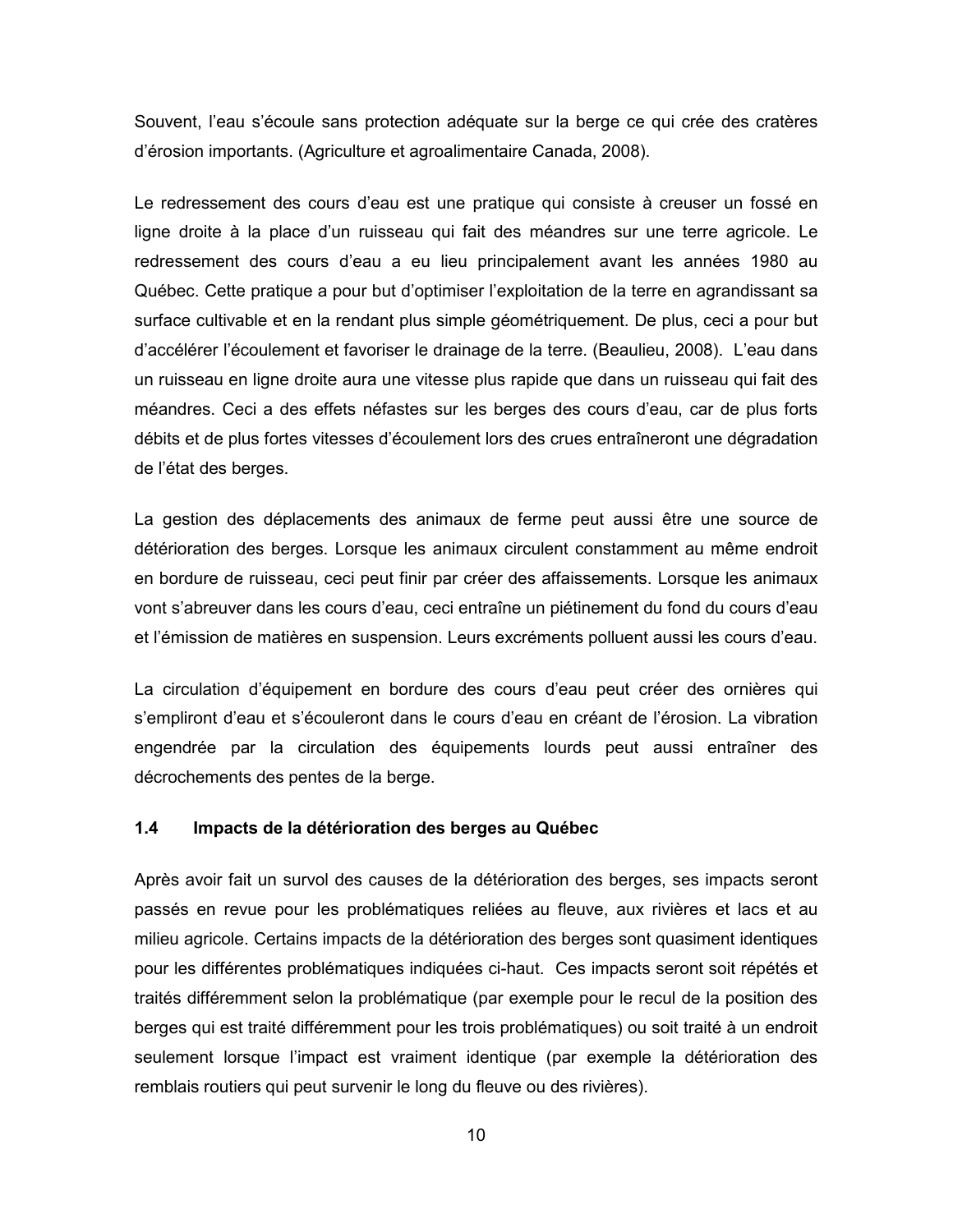Souvent, l'eau s'écoule sans protection adéquate sur la berge ce qui crée des cratères d'érosion importants. (Agriculture et agroalimentaire Canada, 2008).

Le redressement des cours d'eau est une pratique qui consiste à creuser un fossé en ligne droite à la place d'un ruisseau qui fait des méandres sur une terre agricole. Le redressement des cours d'eau a eu lieu principalement avant les années 1980 au Québec. Cette pratique a pour but d'optimiser l'exploitation de la terre en agrandissant sa surface cultivable et en la rendant plus simple géométriquement. De plus, ceci a pour but d'accélérer l'écoulement et favoriser le drainage de la terre. (Beaulieu, 2008). L'eau dans un ruisseau en ligne droite aura une vitesse plus rapide que dans un ruisseau qui fait des méandres. Ceci a des effets néfastes sur les berges des cours d'eau, car de plus forts débits et de plus fortes vitesses d'écoulement lors des crues entraîneront une dégradation de l'état des berges.

La gestion des déplacements des animaux de ferme peut aussi être une source de détérioration des berges. Lorsque les animaux circulent constamment au même endroit en bordure de ruisseau, ceci peut finir par créer des affaissements. Lorsque les animaux vont s'abreuver dans les cours d'eau, ceci entraîne un piétinement du fond du cours d'eau et l'émission de matières en suspension. Leurs excréments polluent aussi les cours d'eau.

La circulation d'équipement en bordure des cours d'eau peut créer des ornières qui s'empliront d'eau et s'écouleront dans le cours d'eau en créant de l'érosion. La vibration engendrée par la circulation des équipements lourds peut aussi entraîner des décrochements des pentes de la berge.

### 1.4 Impacts de la détérioration des berges au Québec

Après avoir fait un survol des causes de la détérioration des berges, ses impacts seront passés en revue pour les problématiques reliées au fleuve, aux rivières et lacs et au milieu agricole. Certains impacts de la détérioration des berges sont quasiment identiques pour les différentes problématiques indiquées ci-haut. Ces impacts seront soit répétés et traités différemment selon la problématique (par exemple pour le recul de la position des berges qui est traité différemment pour les trois problématiques) ou soit traité à un endroit seulement lorsque l'impact est vraiment identique (par exemple la détérioration des remblais routiers qui peut survenir le long du fleuve ou des rivières).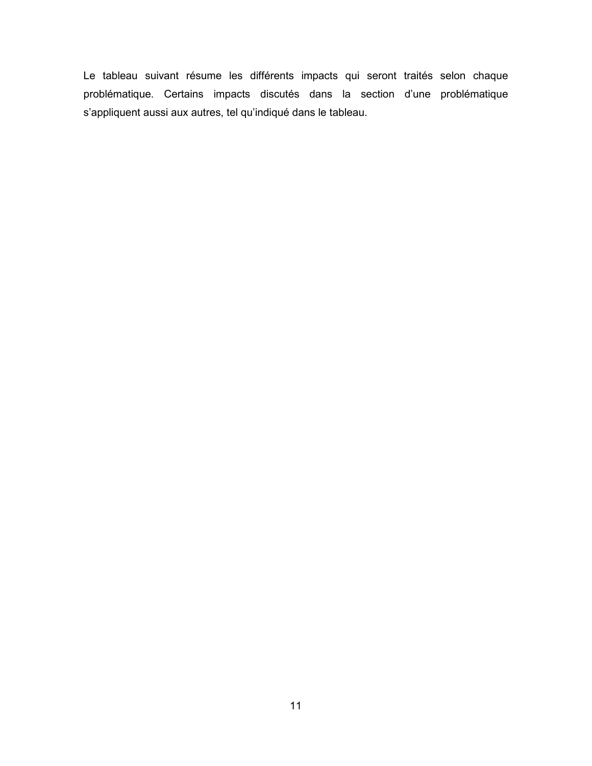Le tableau suivant résume les différents impacts qui seront traités selon chaque problématique. Certains impacts discutés dans la section d'une problématique s'appliquent aussi aux autres, tel qu'indiqué dans le tableau.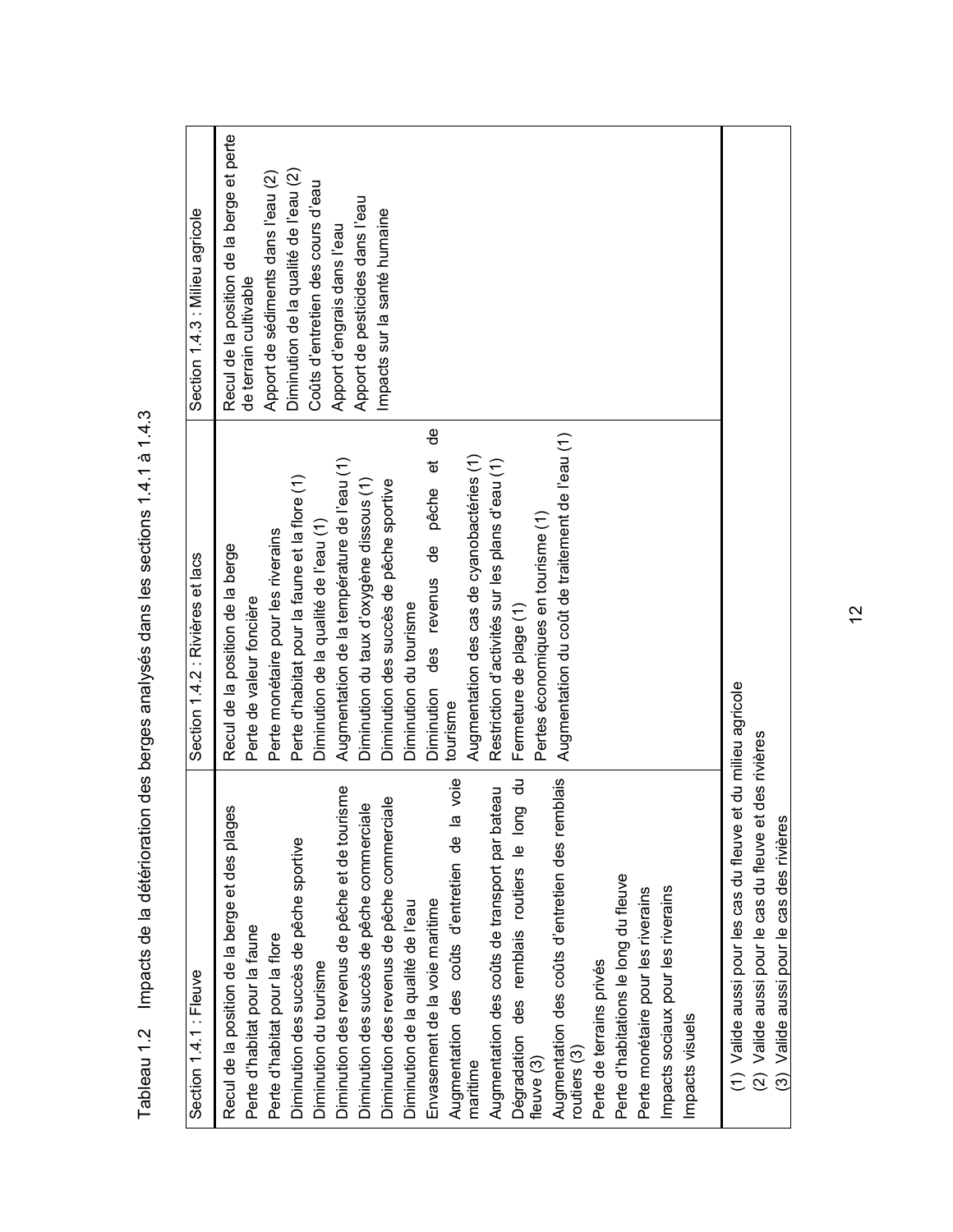Tableau 1.2 Impacts de la détérioration des berges analysés dans les sections 1.4.1 à 1.4.3

| Section 1.4.1 : Fleuve | Section 1.4.2 : Rivières et lacs | Section 1.4.3 : Milieu agricole |
|---|---|---|
| Recul de la position de la berge et des plages<br>Perte d'habitat pour la faune<br>Perte d'habitat pour la flore<br>Diminution des succès de pêche sportive<br>Diminution du tourisme<br>Diminution des revenus de pêche et de tourisme<br>Diminution des succès de pêche commerciale<br>Diminution des revenus de pêche commerciale<br>Diminution de la qualité de l'eau<br>Envasement de la voie maritime<br>Augmentation des coûts d'entretien de la voie maritime<br>Augmentation des coûts de transport par bateau<br>Dégradation des remblais routiers le long du fleuve (3)<br>Augmentation des coûts d'entretien des remblais routiers (3)<br>Perte de terrains privés<br>Perte d'habitations le long du fleuve<br>Perte monétaire pour les riverains<br>Impacts sociaux pour les riverains<br>Impacts visuels | Recul de la position de la berge<br>Perte de valeur foncière<br>Perte monétaire pour les riverains<br>Perte d'habitat pour la faune et la flore (1)<br>Diminution de la qualité de l'eau (1)<br>Augmentation de la température de l'eau (1)<br>Diminution du taux d'oxygène dissous (1)<br>Diminution des succès de pêche sportive<br>Diminution du tourisme<br>Diminution des revenus de pêche et de tourisme<br>Augmentation des cas de cyanobactéries (1)<br>Restriction d'activités sur les plans d'eau (1)<br>Fermeture de plage (1)<br>Pertes économiques en tourisme (1)<br>Augmentation du coût de traitement de l'eau (1) | Recul de la position de la berge et perte de terrain cultivable<br>Apport de sédiments dans l'eau (2)<br>Diminution de la qualité de l'eau (2)<br>Coûts d'entretien des cours d'eau<br>Apport d'engrais dans l'eau<br>Apport de pesticides dans l'eau<br>Impacts sur la santé humaine |

(1) Valide aussi pour les cas du fleuve et du milieu agricole
(2) Valide aussi pour le cas du fleuve et des rivières
(3) Valide aussi pour le cas des rivières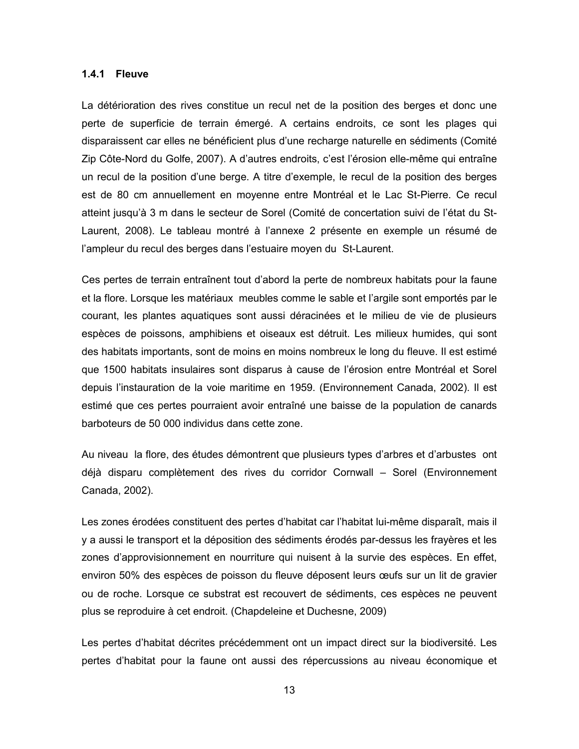### 1.4.1 Fleuve

La détérioration des rives constitue un recul net de la position des berges et donc une perte de superficie de terrain émergé. A certains endroits, ce sont les plages qui disparaissent car elles ne bénéficient plus d'une recharge naturelle en sédiments (Comité Zip Côte-Nord du Golfe, 2007). A d'autres endroits, c'est l'érosion elle-même qui entraîne un recul de la position d'une berge. A titre d'exemple, le recul de la position des berges est de 80 cm annuellement en moyenne entre Montréal et le Lac St-Pierre. Ce recul atteint jusqu'à 3 m dans le secteur de Sorel (Comité de concertation suivi de l'état du St-Laurent, 2008). Le tableau montré à l'annexe 2 présente en exemple un résumé de l'ampleur du recul des berges dans l'estuaire moyen du St-Laurent.

Ces pertes de terrain entraînent tout d'abord la perte de nombreux habitats pour la faune et la flore. Lorsque les matériaux meubles comme le sable et l'argile sont emportés par le courant, les plantes aquatiques sont aussi déracinées et le milieu de vie de plusieurs espèces de poissons, amphibiens et oiseaux est détruit. Les milieux humides, qui sont des habitats importants, sont de moins en moins nombreux le long du fleuve. Il est estimé que 1500 habitats insulaires sont disparus à cause de l'érosion entre Montréal et Sorel depuis l'instauration de la voie maritime en 1959. (Environnement Canada, 2002). Il est estimé que ces pertes pourraient avoir entraîné une baisse de la population de canards barboteurs de 50 000 individus dans cette zone.

Au niveau la flore, des études démontrent que plusieurs types d'arbres et d'arbustes ont déjà disparu complètement des rives du corridor Cornwall – Sorel (Environnement Canada, 2002).

Les zones érodées constituent des pertes d'habitat car l'habitat lui-même disparaît, mais il y a aussi le transport et la déposition des sédiments érodés par-dessus les frayères et les zones d'approvisionnement en nourriture qui nuisent à la survie des espèces. En effet, environ 50% des espèces de poisson du fleuve déposent leurs œufs sur un lit de gravier ou de roche. Lorsque ce substrat est recouvert de sédiments, ces espèces ne peuvent plus se reproduire à cet endroit. (Chapdeleine et Duchesne, 2009)

Les pertes d'habitat décrites précédemment ont un impact direct sur la biodiversité. Les pertes d'habitat pour la faune ont aussi des répercussions au niveau économique et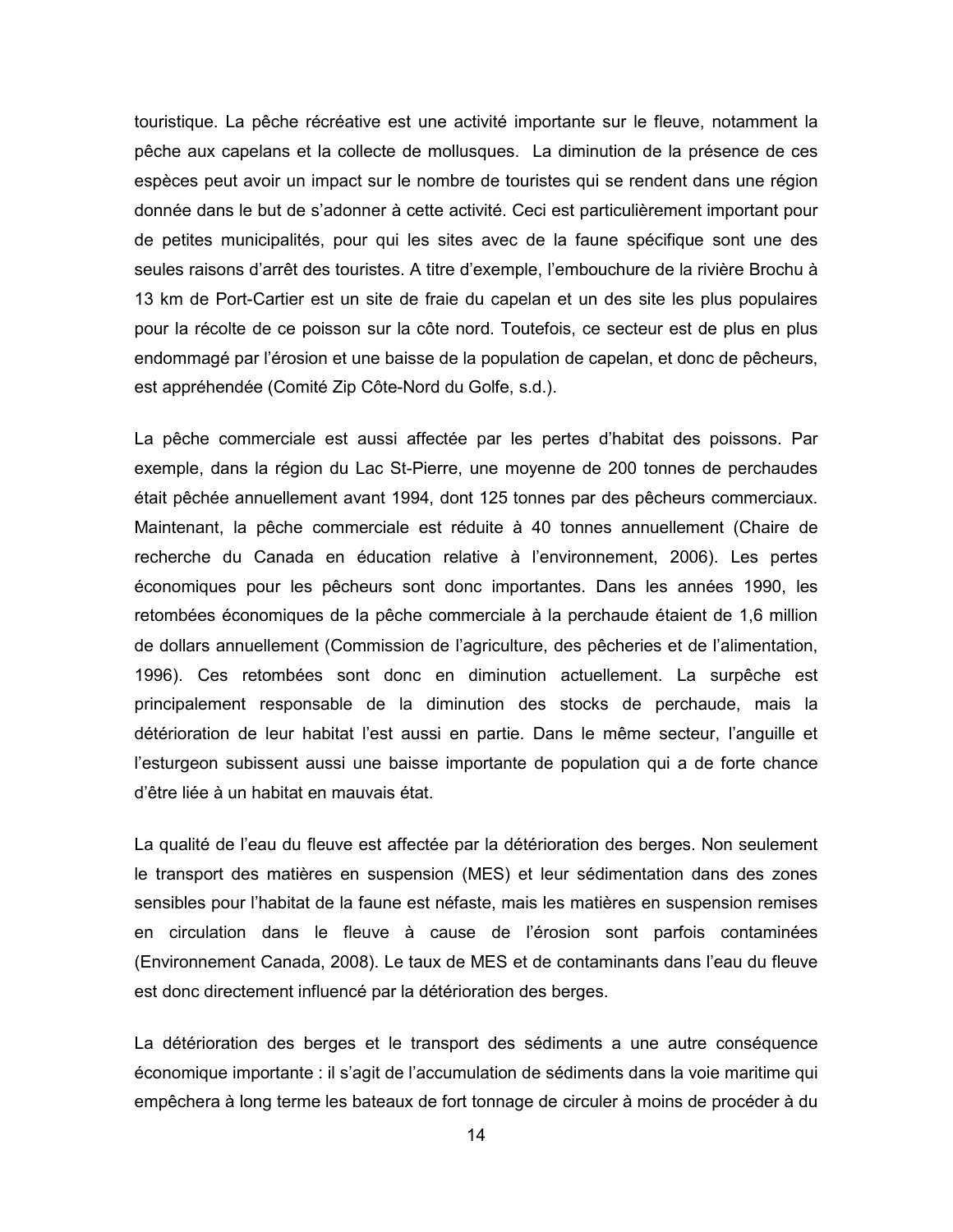touristique. La pêche récréative est une activité importante sur le fleuve, notamment la pêche aux capelans et la collecte de mollusques. La diminution de la présence de ces espèces peut avoir un impact sur le nombre de touristes qui se rendent dans une région donnée dans le but de s'adonner à cette activité. Ceci est particulièrement important pour de petites municipalités, pour qui les sites avec de la faune spécifique sont une des seules raisons d'arrêt des touristes. A titre d'exemple, l'embouchure de la rivière Brochu à 13 km de Port-Cartier est un site de fraie du capelan et un des site les plus populaires pour la récolte de ce poisson sur la côte nord. Toutefois, ce secteur est de plus en plus endommagé par l'érosion et une baisse de la population de capelan, et donc de pêcheurs, est appréhendée (Comité Zip Côte-Nord du Golfe, s.d.).

La pêche commerciale est aussi affectée par les pertes d'habitat des poissons. Par exemple, dans la région du Lac St-Pierre, une moyenne de 200 tonnes de perchaudes était pêchée annuellement avant 1994, dont 125 tonnes par des pêcheurs commerciaux. Maintenant, la pêche commerciale est réduite à 40 tonnes annuellement (Chaire de recherche du Canada en éducation relative à l'environnement, 2006). Les pertes économiques pour les pêcheurs sont donc importantes. Dans les années 1990, les retombées économiques de la pêche commerciale à la perchaude étaient de 1,6 million de dollars annuellement (Commission de l'agriculture, des pêcheries et de l'alimentation, 1996). Ces retombées sont donc en diminution actuellement. La surpêche est principalement responsable de la diminution des stocks de perchaude, mais la détérioration de leur habitat l'est aussi en partie. Dans le même secteur, l'anguille et l'esturgeon subissent aussi une baisse importante de population qui a de forte chance d'être liée à un habitat en mauvais état.

La qualité de l'eau du fleuve est affectée par la détérioration des berges. Non seulement le transport des matières en suspension (MES) et leur sédimentation dans des zones sensibles pour l'habitat de la faune est néfaste, mais les matières en suspension remises en circulation dans le fleuve à cause de l'érosion sont parfois contaminées (Environnement Canada, 2008). Le taux de MES et de contaminants dans l'eau du fleuve est donc directement influencé par la détérioration des berges.

La détérioration des berges et le transport des sédiments a une autre conséquence économique importante : il s'agit de l'accumulation de sédiments dans la voie maritime qui empêchera à long terme les bateaux de fort tonnage de circuler à moins de procéder à du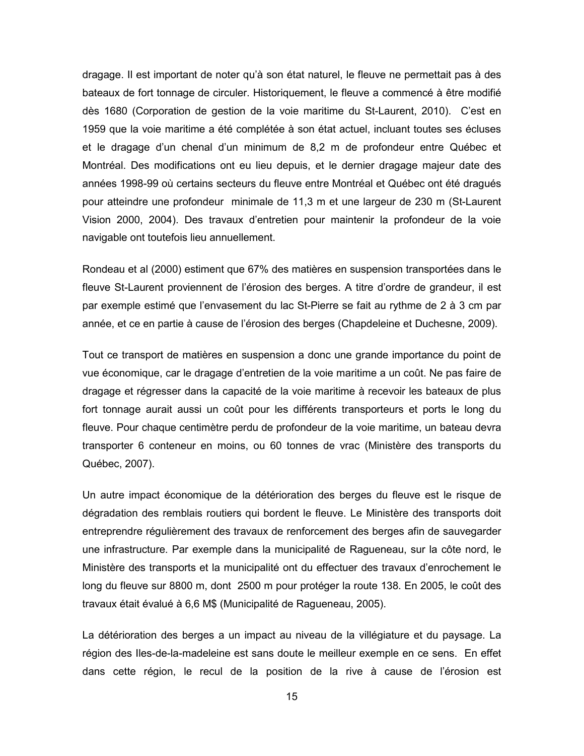dragage. Il est important de noter qu'à son état naturel, le fleuve ne permettait pas à des bateaux de fort tonnage de circuler. Historiquement, le fleuve a commencé à être modifié dès 1680 (Corporation de gestion de la voie maritime du St-Laurent, 2010). C'est en 1959 que la voie maritime a été complétée à son état actuel, incluant toutes ses écluses et le dragage d'un chenal d'un minimum de 8,2 m de profondeur entre Québec et Montréal. Des modifications ont eu lieu depuis, et le dernier dragage majeur date des années 1998-99 où certains secteurs du fleuve entre Montréal et Québec ont été dragués pour atteindre une profondeur minimale de 11,3 m et une largeur de 230 m (St-Laurent Vision 2000, 2004). Des travaux d'entretien pour maintenir la profondeur de la voie navigable ont toutefois lieu annuellement.

Rondeau et al (2000) estiment que 67% des matières en suspension transportées dans le fleuve St-Laurent proviennent de l'érosion des berges. A titre d'ordre de grandeur, il est par exemple estimé que l'envasement du lac St-Pierre se fait au rythme de 2 à 3 cm par année, et ce en partie à cause de l'érosion des berges (Chapdeleine et Duchesne, 2009).

Tout ce transport de matières en suspension a donc une grande importance du point de vue économique, car le dragage d'entretien de la voie maritime a un coût. Ne pas faire de dragage et régresser dans la capacité de la voie maritime à recevoir les bateaux de plus fort tonnage aurait aussi un coût pour les différents transporteurs et ports le long du fleuve. Pour chaque centimètre perdu de profondeur de la voie maritime, un bateau devra transporter 6 conteneur en moins, ou 60 tonnes de vrac (Ministère des transports du Québec, 2007).

Un autre impact économique de la détérioration des berges du fleuve est le risque de dégradation des remblais routiers qui bordent le fleuve. Le Ministère des transports doit entreprendre régulièrement des travaux de renforcement des berges afin de sauvegarder une infrastructure. Par exemple dans la municipalité de Ragueneau, sur la côte nord, le Ministère des transports et la municipalité ont du effectuer des travaux d'enrochement le long du fleuve sur 8800 m, dont 2500 m pour protéger la route 138. En 2005, le coût des travaux était évalué à 6,6 M$ (Municipalité de Ragueneau, 2005).

La détérioration des berges a un impact au niveau de la villégiature et du paysage. La région des Iles-de-la-madeleine est sans doute le meilleur exemple en ce sens. En effet dans cette région, le recul de la position de la rive à cause de l'érosion est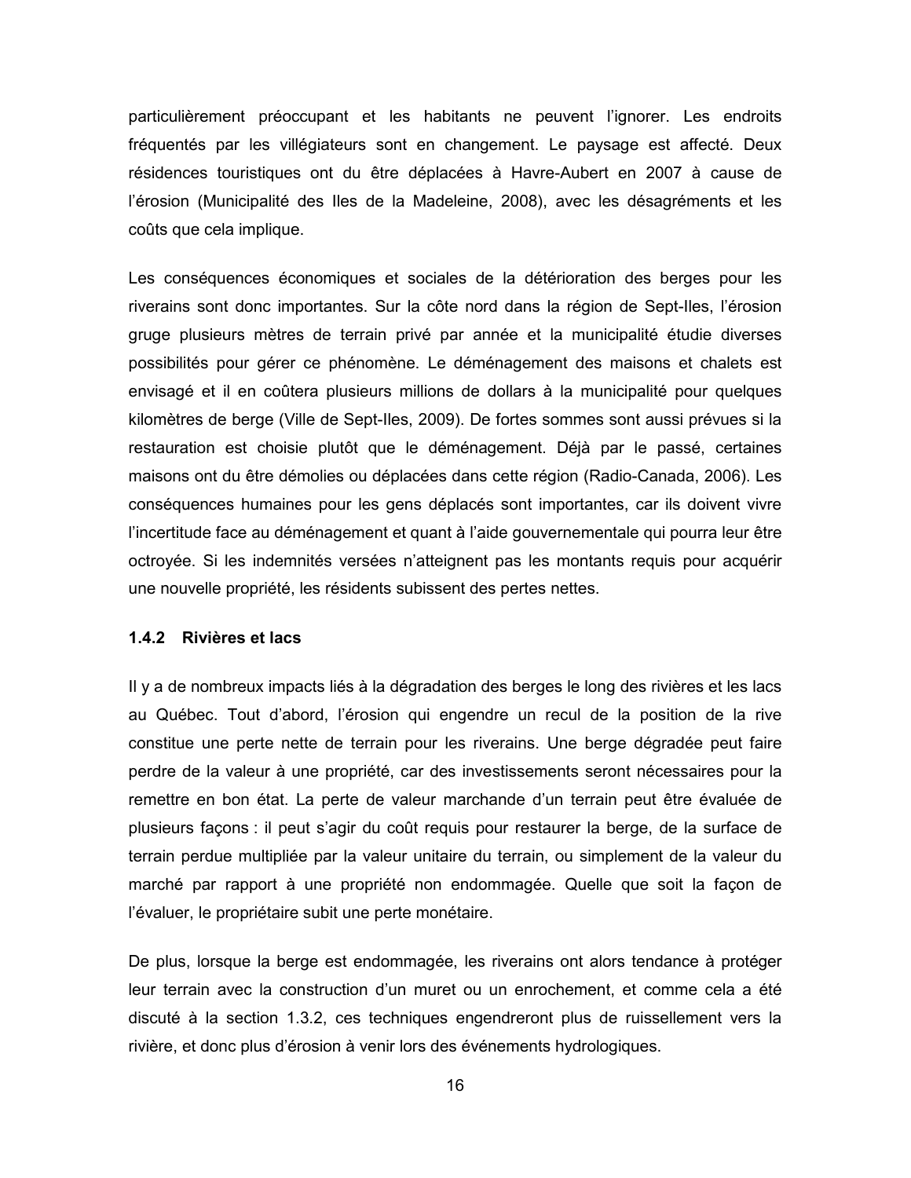particulièrement préoccupant et les habitants ne peuvent l'ignorer. Les endroits fréquentés par les villégiateurs sont en changement. Le paysage est affecté. Deux résidences touristiques ont du être déplacées à Havre-Aubert en 2007 à cause de l'érosion (Municipalité des Iles de la Madeleine, 2008), avec les désagréments et les coûts que cela implique.

Les conséquences économiques et sociales de la détérioration des berges pour les riverains sont donc importantes. Sur la côte nord dans la région de Sept-Iles, l'érosion gruge plusieurs mètres de terrain privé par année et la municipalité étudie diverses possibilités pour gérer ce phénomène. Le déménagement des maisons et chalets est envisagé et il en coûtera plusieurs millions de dollars à la municipalité pour quelques kilomètres de berge (Ville de Sept-Iles, 2009). De fortes sommes sont aussi prévues si la restauration est choisie plutôt que le déménagement. Déjà par le passé, certaines maisons ont du être démolies ou déplacées dans cette région (Radio-Canada, 2006). Les conséquences humaines pour les gens déplacés sont importantes, car ils doivent vivre l'incertitude face au déménagement et quant à l'aide gouvernementale qui pourra leur être octroyée. Si les indemnités versées n'atteignent pas les montants requis pour acquérir une nouvelle propriété, les résidents subissent des pertes nettes.

### 1.4.2 Rivières et lacs

Il y a de nombreux impacts liés à la dégradation des berges le long des rivières et les lacs au Québec. Tout d'abord, l'érosion qui engendre un recul de la position de la rive constitue une perte nette de terrain pour les riverains. Une berge dégradée peut faire perdre de la valeur à une propriété, car des investissements seront nécessaires pour la remettre en bon état. La perte de valeur marchande d'un terrain peut être évaluée de plusieurs façons : il peut s'agir du coût requis pour restaurer la berge, de la surface de terrain perdue multipliée par la valeur unitaire du terrain, ou simplement de la valeur du marché par rapport à une propriété non endommagée. Quelle que soit la façon de l'évaluer, le propriétaire subit une perte monétaire.

De plus, lorsque la berge est endommagée, les riverains ont alors tendance à protéger leur terrain avec la construction d'un muret ou un enrochement, et comme cela a été discuté à la section 1.3.2, ces techniques engendreront plus de ruissellement vers la rivière, et donc plus d'érosion à venir lors des événements hydrologiques.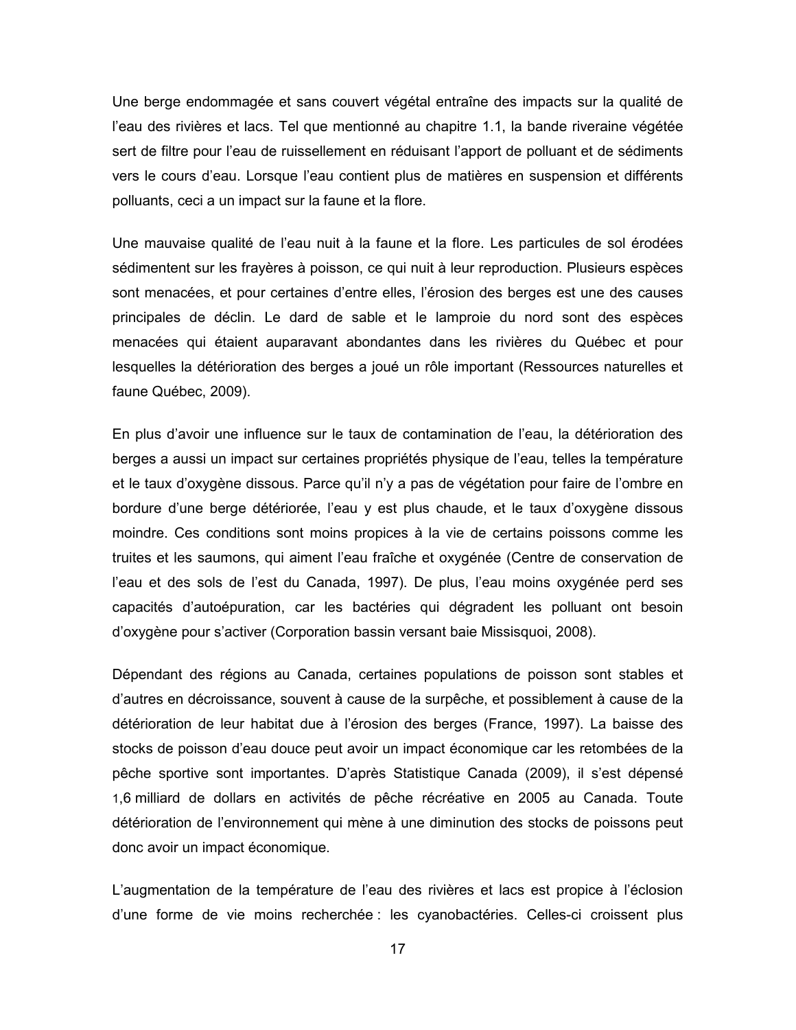Une berge endommagée et sans couvert végétal entraîne des impacts sur la qualité de l'eau des rivières et lacs. Tel que mentionné au chapitre 1.1, la bande riveraine végétée sert de filtre pour l'eau de ruissellement en réduisant l'apport de polluant et de sédiments vers le cours d'eau. Lorsque l'eau contient plus de matières en suspension et différents polluants, ceci a un impact sur la faune et la flore.

Une mauvaise qualité de l'eau nuit à la faune et la flore. Les particules de sol érodées sédimentent sur les frayères à poisson, ce qui nuit à leur reproduction. Plusieurs espèces sont menacées, et pour certaines d'entre elles, l'érosion des berges est une des causes principales de déclin. Le dard de sable et le lamproie du nord sont des espèces menacées qui étaient auparavant abondantes dans les rivières du Québec et pour lesquelles la détérioration des berges a joué un rôle important (Ressources naturelles et faune Québec, 2009).

En plus d'avoir une influence sur le taux de contamination de l'eau, la détérioration des berges a aussi un impact sur certaines propriétés physique de l'eau, telles la température et le taux d'oxygène dissous. Parce qu'il n'y a pas de végétation pour faire de l'ombre en bordure d'une berge détériorée, l'eau y est plus chaude, et le taux d'oxygène dissous moindre. Ces conditions sont moins propices à la vie de certains poissons comme les truites et les saumons, qui aiment l'eau fraîche et oxygénée (Centre de conservation de l'eau et des sols de l'est du Canada, 1997). De plus, l'eau moins oxygénée perd ses capacités d'autoépuration, car les bactéries qui dégradent les polluant ont besoin d'oxygène pour s'activer (Corporation bassin versant baie Missisquoi, 2008).

Dépendant des régions au Canada, certaines populations de poisson sont stables et d'autres en décroissance, souvent à cause de la surpêche, et possiblement à cause de la détérioration de leur habitat due à l'érosion des berges (France, 1997). La baisse des stocks de poisson d'eau douce peut avoir un impact économique car les retombées de la pêche sportive sont importantes. D'après Statistique Canada (2009), il s'est dépensé 1,6 milliard de dollars en activités de pêche récréative en 2005 au Canada. Toute détérioration de l'environnement qui mène à une diminution des stocks de poissons peut donc avoir un impact économique.

L'augmentation de la température de l'eau des rivières et lacs est propice à l'éclosion d'une forme de vie moins recherchée : les cyanobactéries. Celles-ci croissent plus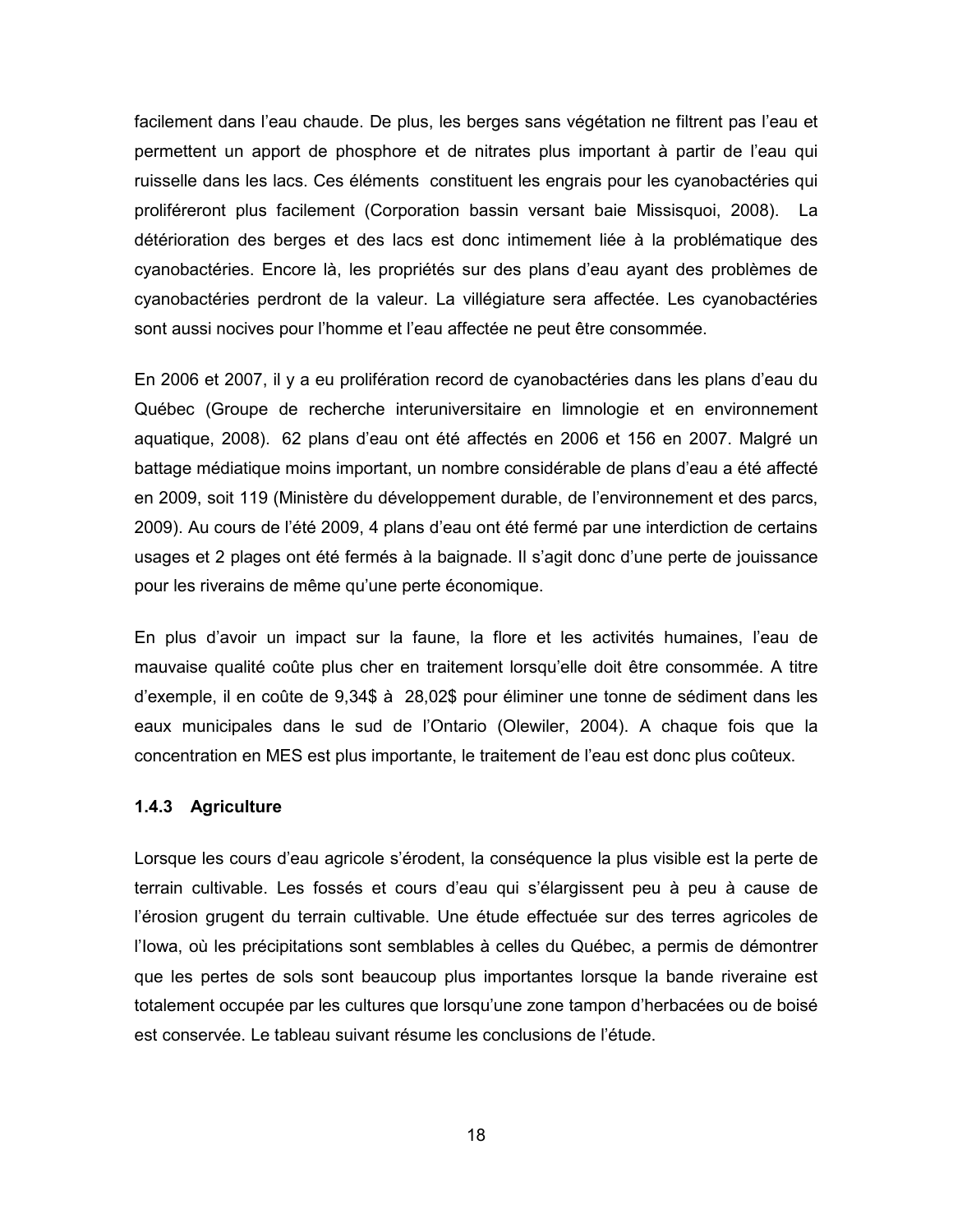facilement dans l’eau chaude. De plus, les berges sans végétation ne filtrent pas l’eau et permettent un apport de phosphore et de nitrates plus important à partir de l’eau qui ruisselle dans les lacs. Ces éléments constituent les engrais pour les cyanobactéries qui proliféreront plus facilement (Corporation bassin versant baie Missisquoi, 2008). La détérioration des berges et des lacs est donc intimement liée à la problématique des cyanobactéries. Encore là, les propriétés sur des plans d’eau ayant des problèmes de cyanobactéries perdront de la valeur. La villégiature sera affectée. Les cyanobactéries sont aussi nocives pour l’homme et l’eau affectée ne peut être consommée.

En 2006 et 2007, il y a eu prolifération record de cyanobactéries dans les plans d’eau du Québec (Groupe de recherche interuniversitaire en limnologie et en environnement aquatique, 2008). 62 plans d’eau ont été affectés en 2006 et 156 en 2007. Malgré un battage médiatique moins important, un nombre considérable de plans d’eau a été affecté en 2009, soit 119 (Ministère du développement durable, de l’environnement et des parcs, 2009). Au cours de l’été 2009, 4 plans d’eau ont été fermé par une interdiction de certains usages et 2 plages ont été fermés à la baignade. Il s’agit donc d’une perte de jouissance pour les riverains de même qu’une perte économique.

En plus d’avoir un impact sur la faune, la flore et les activités humaines, l’eau de mauvaise qualité coûte plus cher en traitement lorsqu’elle doit être consommée. A titre d’exemple, il en coûte de 9,34$ à 28,02$ pour éliminer une tonne de sédiment dans les eaux municipales dans le sud de l’Ontario (Olewiler, 2004). A chaque fois que la concentration en MES est plus importante, le traitement de l’eau est donc plus coûteux.

### 1.4.3 Agriculture

Lorsque les cours d’eau agricole s’érodent, la conséquence la plus visible est la perte de terrain cultivable. Les fossés et cours d’eau qui s’élargissent peu à peu à cause de l’érosion grugent du terrain cultivable. Une étude effectuée sur des terres agricoles de l’Iowa, où les précipitations sont semblables à celles du Québec, a permis de démontrer que les pertes de sols sont beaucoup plus importantes lorsque la bande riveraine est totalement occupée par les cultures que lorsqu’une zone tampon d’herbacées ou de boisé est conservée. Le tableau suivant résume les conclusions de l’étude.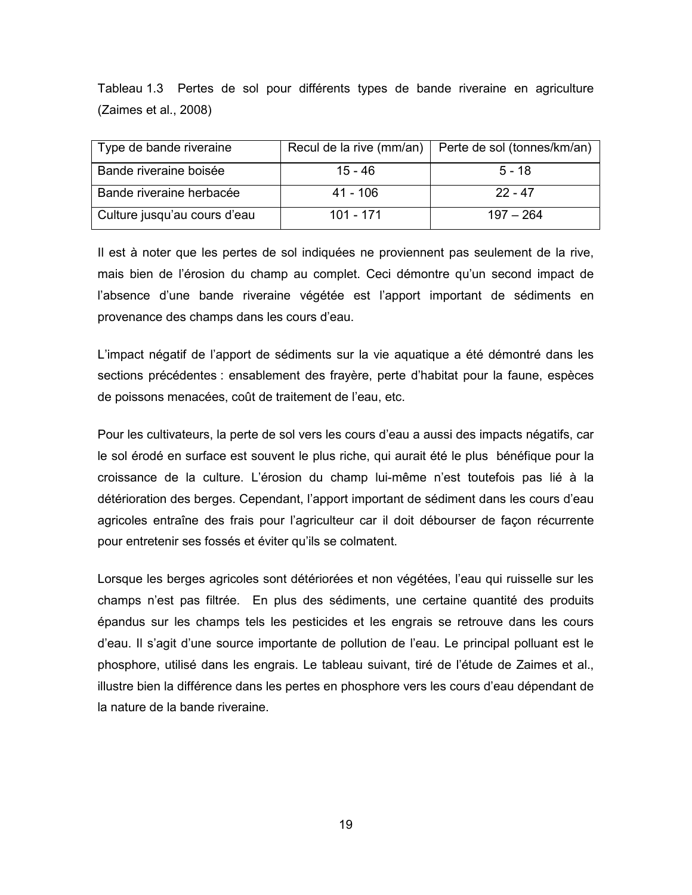Tableau 1.3 Pertes de sol pour différents types de bande riveraine en agriculture (Zaimes et al., 2008)

| Type de bande riveraine | Recul de la rive (mm/an) | Perte de sol (tonnes/km/an) |
|---|---|---|
| Bande riveraine boisée | 15 - 46 | 5 - 18 |
| Bande riveraine herbacée | 41 - 106 | 22 - 47 |
| Culture jusqu'au cours d'eau | 101 - 171 | 197 – 264 |

Il est à noter que les pertes de sol indiquées ne proviennent pas seulement de la rive, mais bien de l'érosion du champ au complet. Ceci démontre qu'un second impact de l'absence d'une bande riveraine végétée est l'apport important de sédiments en provenance des champs dans les cours d'eau.

L'impact négatif de l'apport de sédiments sur la vie aquatique a été démontré dans les sections précédentes : ensablement des frayère, perte d'habitat pour la faune, espèces de poissons menacées, coût de traitement de l'eau, etc.

Pour les cultivateurs, la perte de sol vers les cours d'eau a aussi des impacts négatifs, car le sol érodé en surface est souvent le plus riche, qui aurait été le plus bénéfique pour la croissance de la culture. L'érosion du champ lui-même n'est toutefois pas lié à la détérioration des berges. Cependant, l'apport important de sédiment dans les cours d'eau agricoles entraîne des frais pour l'agriculteur car il doit débourser de façon récurrente pour entretenir ses fossés et éviter qu'ils se colmatent.

Lorsque les berges agricoles sont détériorées et non végétées, l'eau qui ruisselle sur les champs n'est pas filtrée. En plus des sédiments, une certaine quantité des produits épandus sur les champs tels les pesticides et les engrais se retrouve dans les cours d'eau. Il s'agit d'une source importante de pollution de l'eau. Le principal polluant est le phosphore, utilisé dans les engrais. Le tableau suivant, tiré de l'étude de Zaimes et al., illustre bien la différence dans les pertes en phosphore vers les cours d'eau dépendant de la nature de la bande riveraine.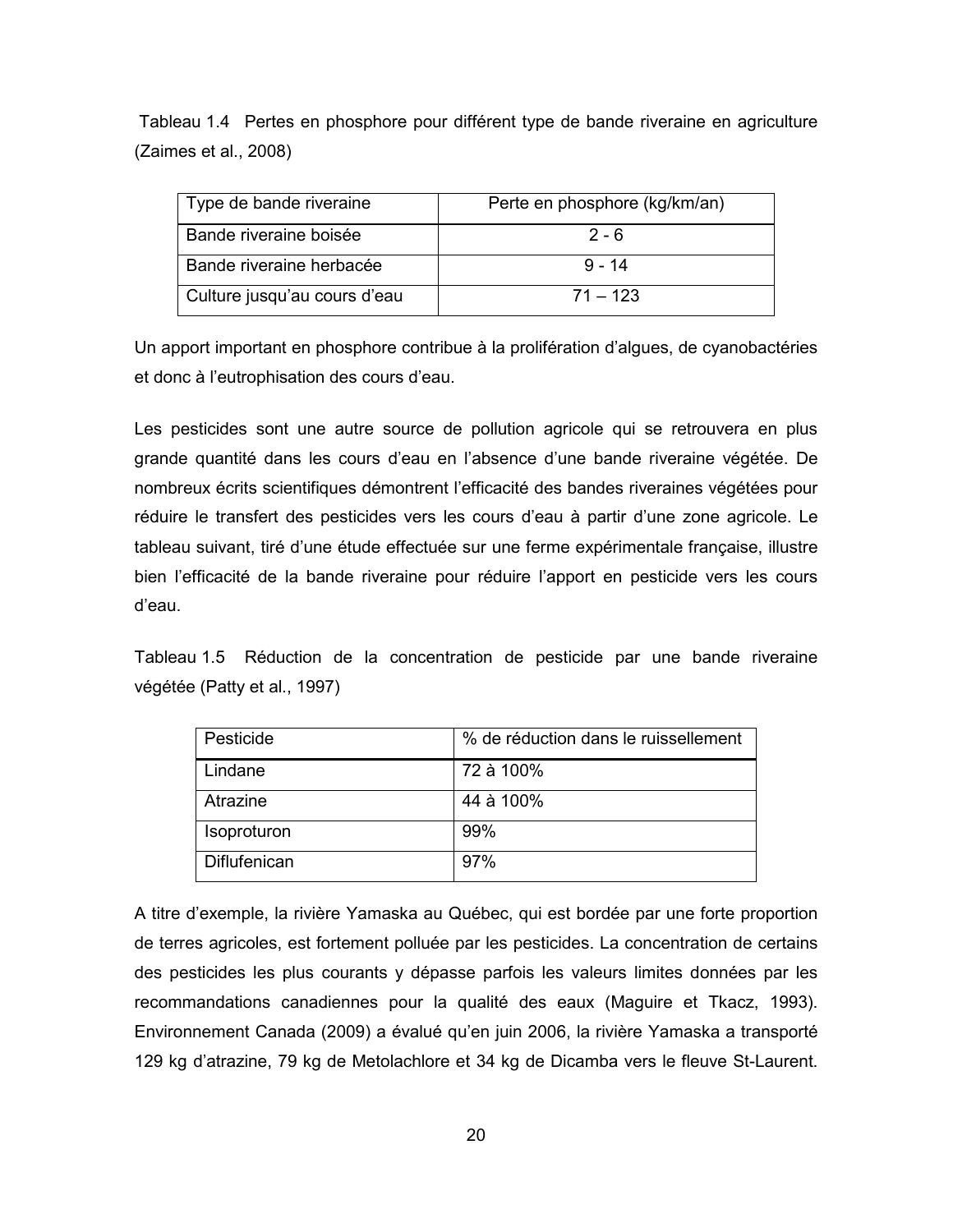Tableau 1.4 Pertes en phosphore pour différent type de bande riveraine en agriculture (Zaimes et al., 2008)

| Type de bande riveraine | Perte en phosphore (kg/km/an) |
| --- | --- |
| Bande riveraine boisée | 2 - 6 |
| Bande riveraine herbacée | 9 - 14 |
| Culture jusqu'au cours d'eau | 71 – 123 |

Un apport important en phosphore contribue à la prolifération d'algues, de cyanobactéries et donc à l'eutrophisation des cours d'eau.

Les pesticides sont une autre source de pollution agricole qui se retrouvera en plus grande quantité dans les cours d'eau en l'absence d'une bande riveraine végétée. De nombreux écrits scientifiques démontrent l'efficacité des bandes riveraines végétées pour réduire le transfert des pesticides vers les cours d'eau à partir d'une zone agricole. Le tableau suivant, tiré d'une étude effectuée sur une ferme expérimentale française, illustre bien l'efficacité de la bande riveraine pour réduire l'apport en pesticide vers les cours d'eau.

Tableau 1.5 Réduction de la concentration de pesticide par une bande riveraine végétée (Patty et al., 1997)

| Pesticide | % de réduction dans le ruissellement |
| --- | --- |
| Lindane | 72 à 100% |
| Atrazine | 44 à 100% |
| Isoproturon | 99% |
| Diflufenican | 97% |

A titre d'exemple, la rivière Yamaska au Québec, qui est bordée par une forte proportion de terres agricoles, est fortement polluée par les pesticides. La concentration de certains des pesticides les plus courants y dépasse parfois les valeurs limites données par les recommandations canadiennes pour la qualité des eaux (Maguire et Tkacz, 1993). Environnement Canada (2009) a évalué qu'en juin 2006, la rivière Yamaska a transporté 129 kg d'atrazine, 79 kg de Metolachlore et 34 kg de Dicamba vers le fleuve St-Laurent.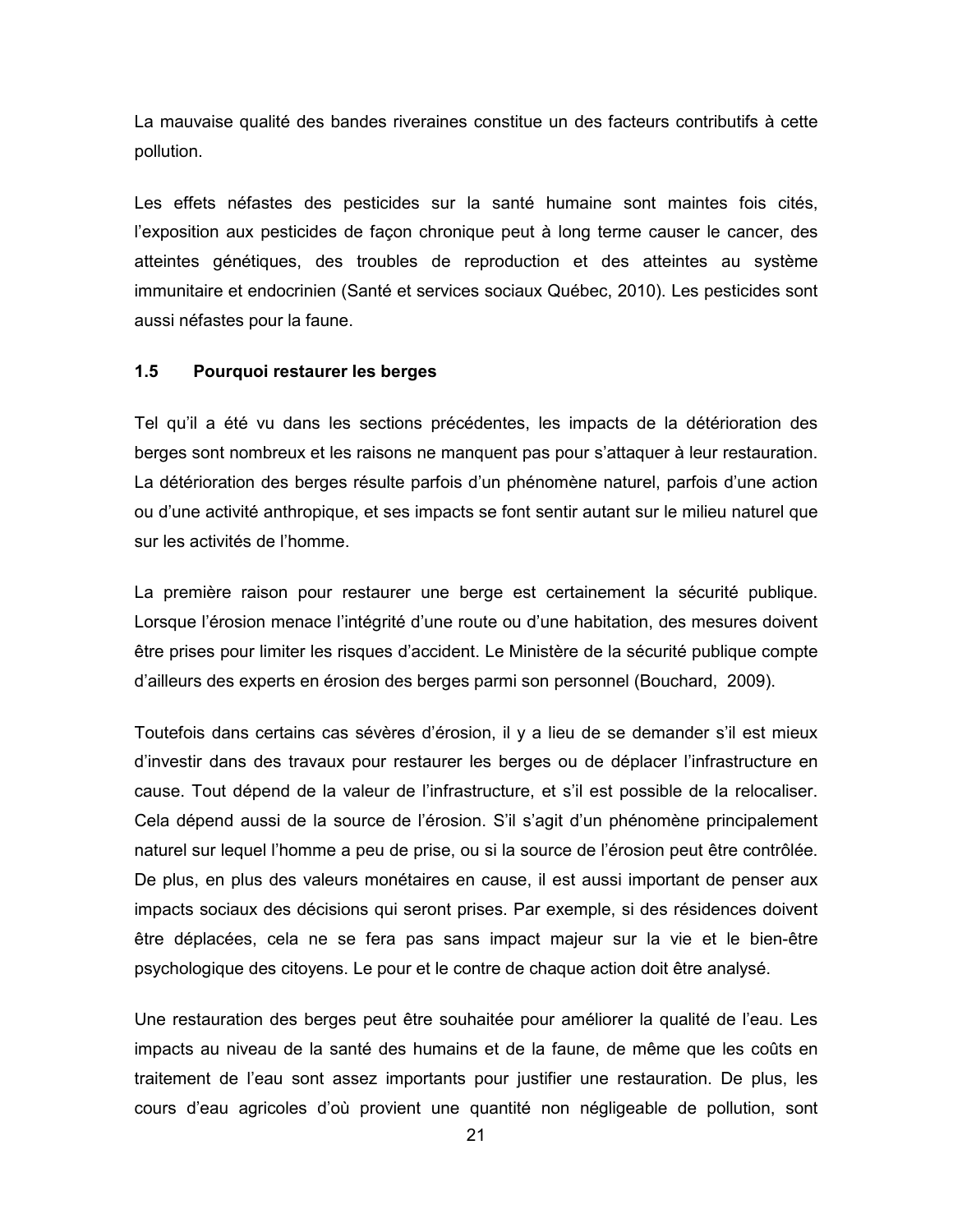La mauvaise qualité des bandes riveraines constitue un des facteurs contributifs à cette pollution.

Les effets néfastes des pesticides sur la santé humaine sont maintes fois cités, l'exposition aux pesticides de façon chronique peut à long terme causer le cancer, des atteintes génétiques, des troubles de reproduction et des atteintes au système immunitaire et endocrinien (Santé et services sociaux Québec, 2010). Les pesticides sont aussi néfastes pour la faune.

## 1.5 Pourquoi restaurer les berges

Tel qu'il a été vu dans les sections précédentes, les impacts de la détérioration des berges sont nombreux et les raisons ne manquent pas pour s'attaquer à leur restauration. La détérioration des berges résulte parfois d'un phénomène naturel, parfois d'une action ou d'une activité anthropique, et ses impacts se font sentir autant sur le milieu naturel que sur les activités de l'homme.

La première raison pour restaurer une berge est certainement la sécurité publique. Lorsque l'érosion menace l'intégrité d'une route ou d'une habitation, des mesures doivent être prises pour limiter les risques d'accident. Le Ministère de la sécurité publique compte d'ailleurs des experts en érosion des berges parmi son personnel (Bouchard, 2009).

Toutefois dans certains cas sévères d'érosion, il y a lieu de se demander s'il est mieux d'investir dans des travaux pour restaurer les berges ou de déplacer l'infrastructure en cause. Tout dépend de la valeur de l'infrastructure, et s'il est possible de la relocaliser. Cela dépend aussi de la source de l'érosion. S'il s'agit d'un phénomène principalement naturel sur lequel l'homme a peu de prise, ou si la source de l'érosion peut être contrôlée. De plus, en plus des valeurs monétaires en cause, il est aussi important de penser aux impacts sociaux des décisions qui seront prises. Par exemple, si des résidences doivent être déplacées, cela ne se fera pas sans impact majeur sur la vie et le bien-être psychologique des citoyens. Le pour et le contre de chaque action doit être analysé.

Une restauration des berges peut être souhaitée pour améliorer la qualité de l'eau. Les impacts au niveau de la santé des humains et de la faune, de même que les coûts en traitement de l'eau sont assez importants pour justifier une restauration. De plus, les cours d'eau agricoles d'où provient une quantité non négligeable de pollution, sont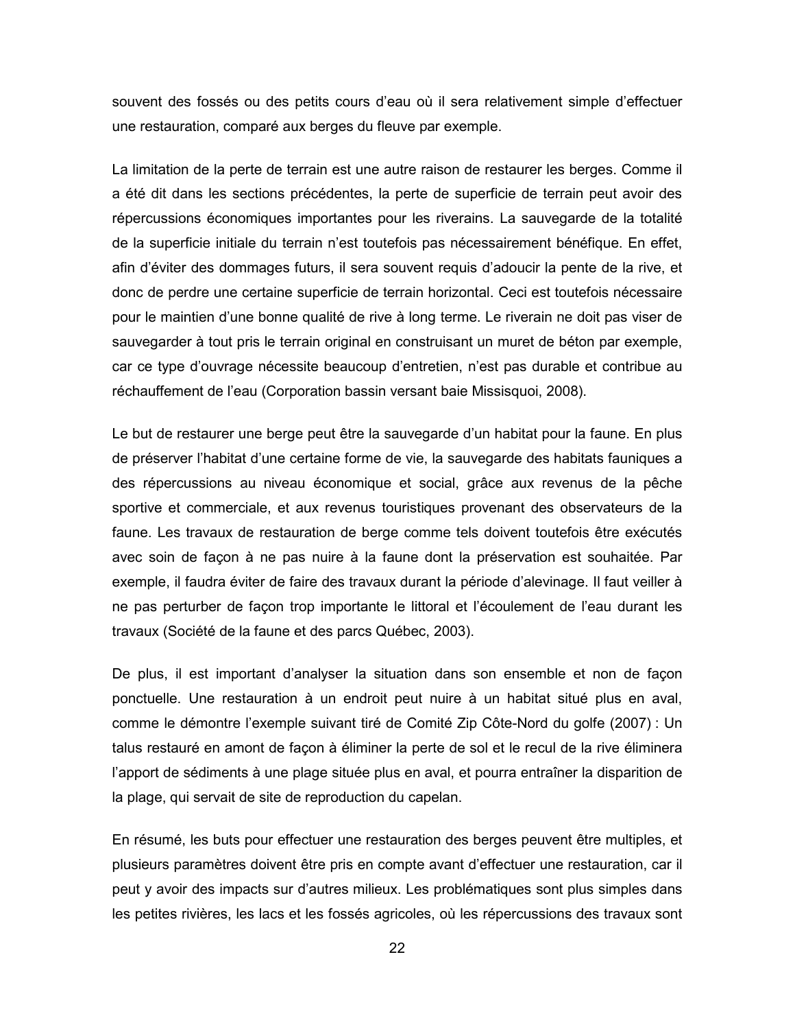souvent des fossés ou des petits cours d'eau où il sera relativement simple d'effectuer une restauration, comparé aux berges du fleuve par exemple.

La limitation de la perte de terrain est une autre raison de restaurer les berges. Comme il a été dit dans les sections précédentes, la perte de superficie de terrain peut avoir des répercussions économiques importantes pour les riverains. La sauvegarde de la totalité de la superficie initiale du terrain n'est toutefois pas nécessairement bénéfique. En effet, afin d'éviter des dommages futurs, il sera souvent requis d'adoucir la pente de la rive, et donc de perdre une certaine superficie de terrain horizontal. Ceci est toutefois nécessaire pour le maintien d'une bonne qualité de rive à long terme. Le riverain ne doit pas viser de sauvegarder à tout prix le terrain original en construisant un muret de béton par exemple, car ce type d'ouvrage nécessite beaucoup d'entretien, n'est pas durable et contribue au réchauffement de l'eau (Corporation bassin versant baie Missisquoi, 2008).

Le but de restaurer une berge peut être la sauvegarde d'un habitat pour la faune. En plus de préserver l'habitat d'une certaine forme de vie, la sauvegarde des habitats fauniques a des répercussions au niveau économique et social, grâce aux revenus de la pêche sportive et commerciale, et aux revenus touristiques provenant des observateurs de la faune. Les travaux de restauration de berge comme tels doivent toutefois être exécutés avec soin de façon à ne pas nuire à la faune dont la préservation est souhaitée. Par exemple, il faudra éviter de faire des travaux durant la période d'alevinage. Il faut veiller à ne pas perturber de façon trop importante le littoral et l'écoulement de l'eau durant les travaux (Société de la faune et des parcs Québec, 2003).

De plus, il est important d'analyser la situation dans son ensemble et non de façon ponctuelle. Une restauration à un endroit peut nuire à un habitat situé plus en aval, comme le démontre l'exemple suivant tiré de Comité Zip Côte-Nord du golfe (2007) : Un talus restauré en amont de façon à éliminer la perte de sol et le recul de la rive éliminera l'apport de sédiments à une plage située plus en aval, et pourra entraîner la disparition de la plage, qui servait de site de reproduction du capelan.

En résumé, les buts pour effectuer une restauration des berges peuvent être multiples, et plusieurs paramètres doivent être pris en compte avant d'effectuer une restauration, car il peut y avoir des impacts sur d'autres milieux. Les problématiques sont plus simples dans les petites rivières, les lacs et les fossés agricoles, où les répercussions des travaux sont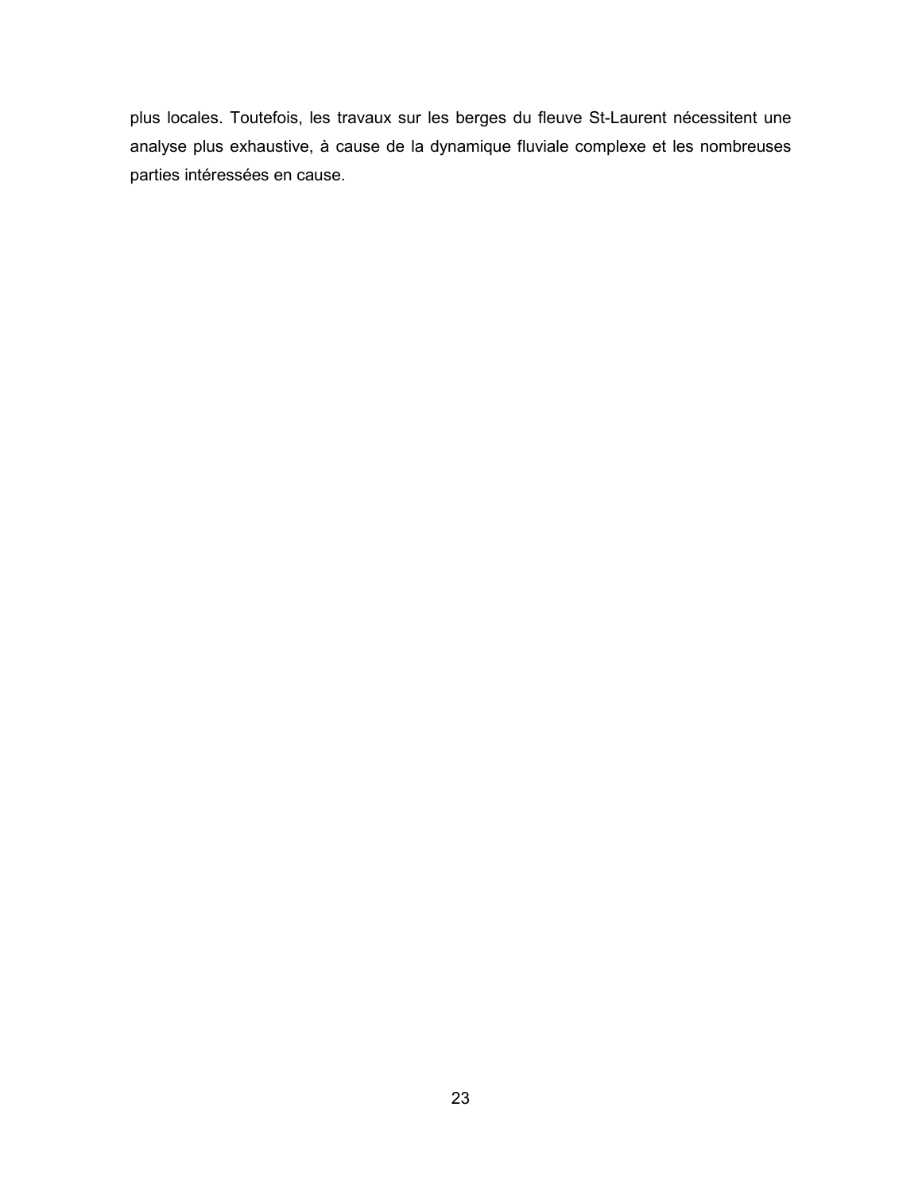plus locales. Toutefois, les travaux sur les berges du fleuve St-Laurent nécessitent une analyse plus exhaustive, à cause de la dynamique fluviale complexe et les nombreuses parties intéressées en cause.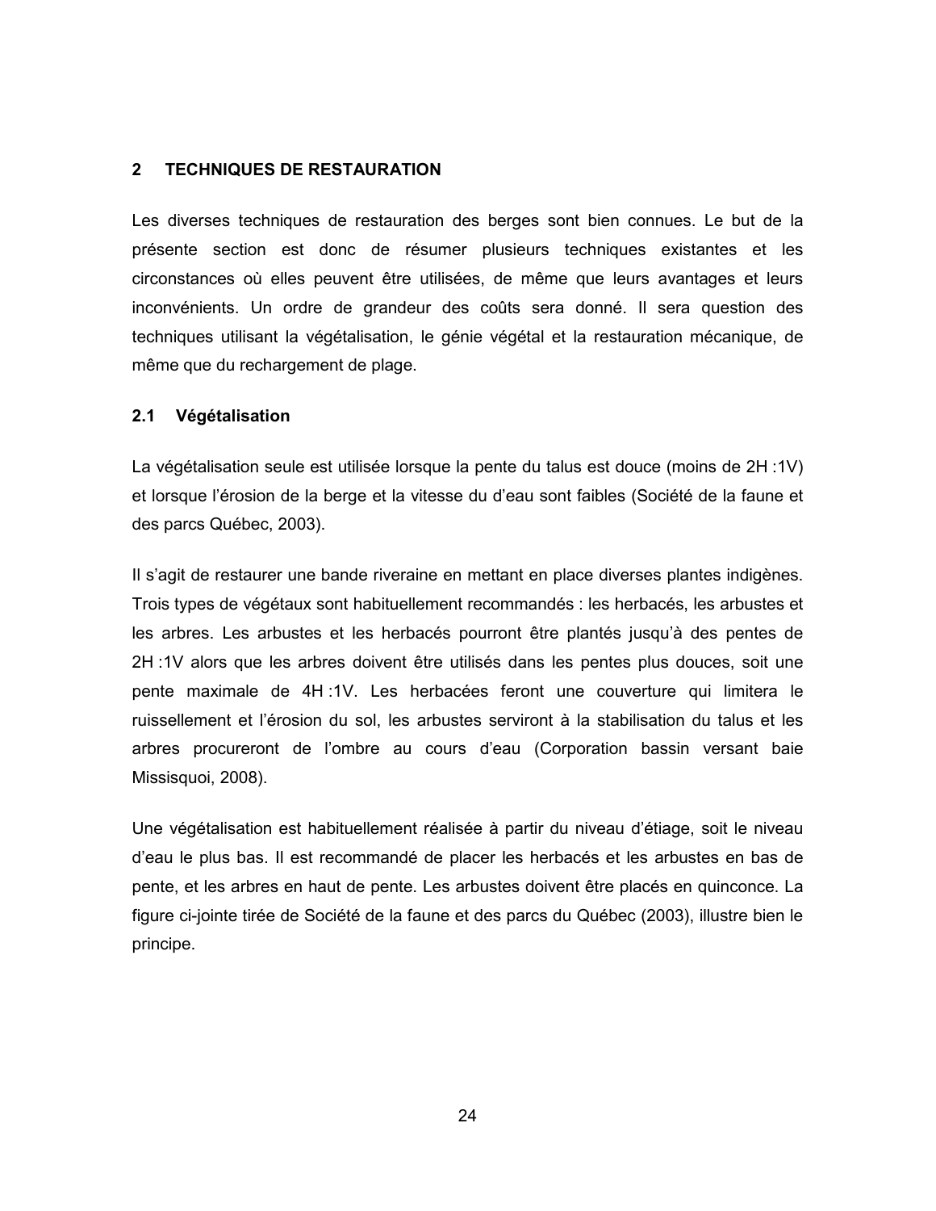## 2 TECHNIQUES DE RESTAURATION

Les diverses techniques de restauration des berges sont bien connues. Le but de la présente section est donc de résumer plusieurs techniques existantes et les circonstances où elles peuvent être utilisées, de même que leurs avantages et leurs inconvénients. Un ordre de grandeur des coûts sera donné. Il sera question des techniques utilisant la végétalisation, le génie végétal et la restauration mécanique, de même que du rechargement de plage.

### 2.1 Végétalisation

La végétalisation seule est utilisée lorsque la pente du talus est douce (moins de 2H :1V) et lorsque l'érosion de la berge et la vitesse du d'eau sont faibles (Société de la faune et des parcs Québec, 2003).

Il s'agit de restaurer une bande riveraine en mettant en place diverses plantes indigènes. Trois types de végétaux sont habituellement recommandés : les herbacés, les arbustes et les arbres. Les arbustes et les herbacés pourront être plantés jusqu'à des pentes de 2H :1V alors que les arbres doivent être utilisés dans les pentes plus douces, soit une pente maximale de 4H :1V. Les herbacées feront une couverture qui limitera le ruissellement et l'érosion du sol, les arbustes serviront à la stabilisation du talus et les arbres procureront de l'ombre au cours d'eau (Corporation bassin versant baie Missisquoi, 2008).

Une végétalisation est habituellement réalisée à partir du niveau d'étiage, soit le niveau d'eau le plus bas. Il est recommandé de placer les herbacés et les arbustes en bas de pente, et les arbres en haut de pente. Les arbustes doivent être placés en quinconce. La figure ci-jointe tirée de Société de la faune et des parcs du Québec (2003), illustre bien le principe.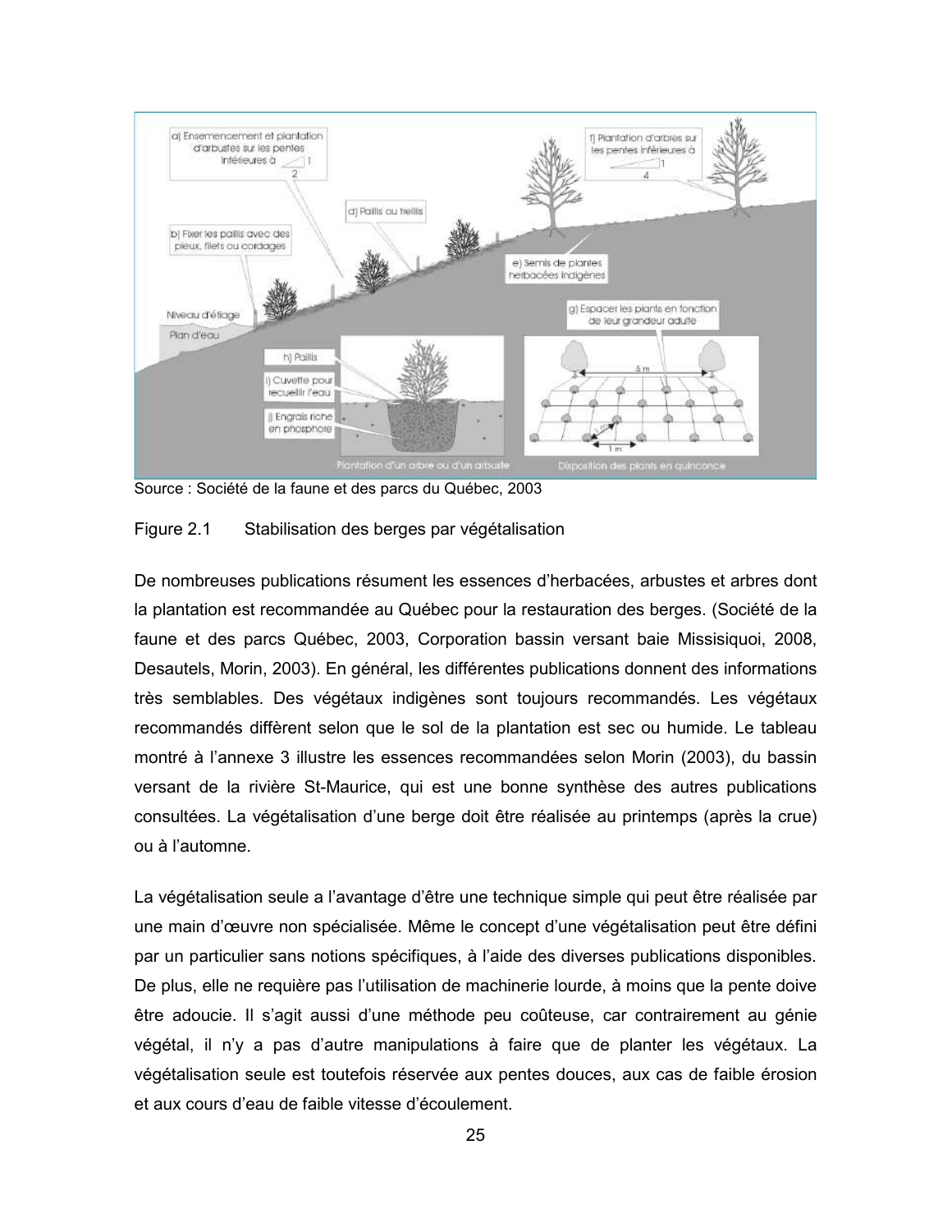a) Ensemencement et plantation d'arbustes sur les pentes inférieures à 1/2

b) Fixer les paillis avec des pieux, filets ou cordages

d) Paillis ou treillis

e) Semis de plantes herbacées indigènes

f) Plantation d'arbres sur les pentes inférieures à 1/4

g) Espacer les plants en fonction de leur grandeur adulte

Niveau d'étiage

Plan d'eau

h) Paillis

i) Cuvette pour recueillir l'eau

j) Engrais riche en phosphore

Plantation d'un arbre ou d'un arbuste

5 m

1 m

Disposition des plants en quinconce

Source : Société de la faune et des parcs du Québec, 2003

Figure 2.1 Stabilisation des berges par végétalisation

De nombreuses publications résument les essences d'herbacées, arbustes et arbres dont la plantation est recommandée au Québec pour la restauration des berges. (Société de la faune et des parcs Québec, 2003, Corporation bassin versant baie Missisiquoi, 2008, Desautels, Morin, 2003). En général, les différentes publications donnent des informations très semblables. Des végétaux indigènes sont toujours recommandés. Les végétaux recommandés diffèrent selon que le sol de la plantation est sec ou humide. Le tableau montré à l'annexe 3 illustre les essences recommandées selon Morin (2003), du bassin versant de la rivière St-Maurice, qui est une bonne synthèse des autres publications consultées. La végétalisation d'une berge doit être réalisée au printemps (après la crue) ou à l'automne.

La végétalisation seule a l'avantage d'être une technique simple qui peut être réalisée par une main d'œuvre non spécialisée. Même le concept d'une végétalisation peut être défini par un particulier sans notions spécifiques, à l'aide des diverses publications disponibles. De plus, elle ne requière pas l'utilisation de machinerie lourde, à moins que la pente doive être adoucie. Il s'agit aussi d'une méthode peu coûteuse, car contrairement au génie végétal, il n'y a pas d'autre manipulations à faire que de planter les végétaux. La végétalisation seule est toutefois réservée aux pentes douces, aux cas de faible érosion et aux cours d'eau de faible vitesse d'écoulement.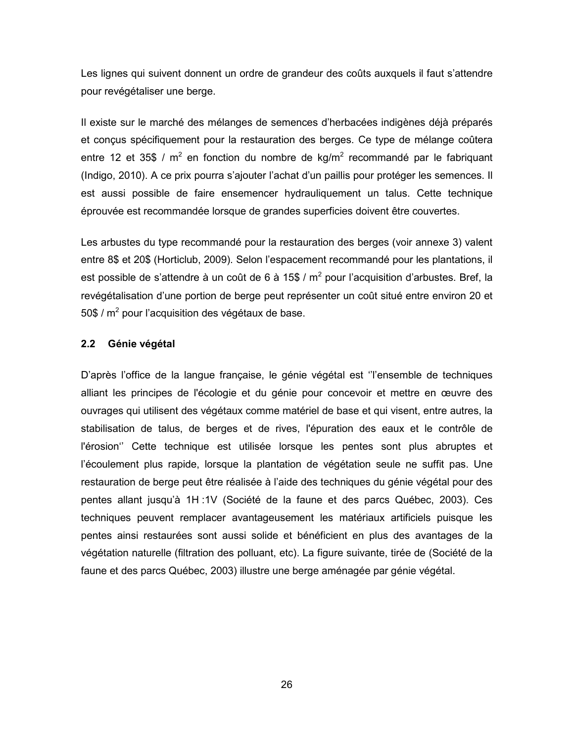Les lignes qui suivent donnent un ordre de grandeur des coûts auxquels il faut s'attendre pour revégétaliser une berge.

Il existe sur le marché des mélanges de semences d'herbacées indigènes déjà préparés et conçus spécifiquement pour la restauration des berges. Ce type de mélange coûtera entre 12 et 35$ / $m^2$ en fonction du nombre de kg/$m^2$ recommandé par le fabriquant (Indigo, 2010). A ce prix pourra s'ajouter l'achat d'un paillis pour protéger les semences. Il est aussi possible de faire ensemencer hydrauliquement un talus. Cette technique éprouvée est recommandée lorsque de grandes superficies doivent être couvertes.

Les arbustes du type recommandé pour la restauration des berges (voir annexe 3) valent entre 8$ et 20$ (Horticlub, 2009). Selon l'espacement recommandé pour les plantations, il est possible de s'attendre à un coût de 6 à 15$ / $m^2$ pour l'acquisition d'arbustes. Bref, la revégétalisation d'une portion de berge peut représenter un coût situé entre environ 20 et 50$ / $m^2$ pour l'acquisition des végétaux de base.

### 2.2 Génie végétal

D'après l'office de la langue française, le génie végétal est ''l'ensemble de techniques alliant les principes de l'écologie et du génie pour concevoir et mettre en œuvre des ouvrages qui utilisent des végétaux comme matériel de base et qui visent, entre autres, la stabilisation de talus, de berges et de rives, l'épuration des eaux et le contrôle de l'érosion'' Cette technique est utilisée lorsque les pentes sont plus abruptes et l'écoulement plus rapide, lorsque la plantation de végétation seule ne suffit pas. Une restauration de berge peut être réalisée à l'aide des techniques du génie végétal pour des pentes allant jusqu'à 1H :1V (Société de la faune et des parcs Québec, 2003). Ces techniques peuvent remplacer avantageusement les matériaux artificiels puisque les pentes ainsi restaurées sont aussi solide et bénéficient en plus des avantages de la végétation naturelle (filtration des polluant, etc). La figure suivante, tirée de (Société de la faune et des parcs Québec, 2003) illustre une berge aménagée par génie végétal.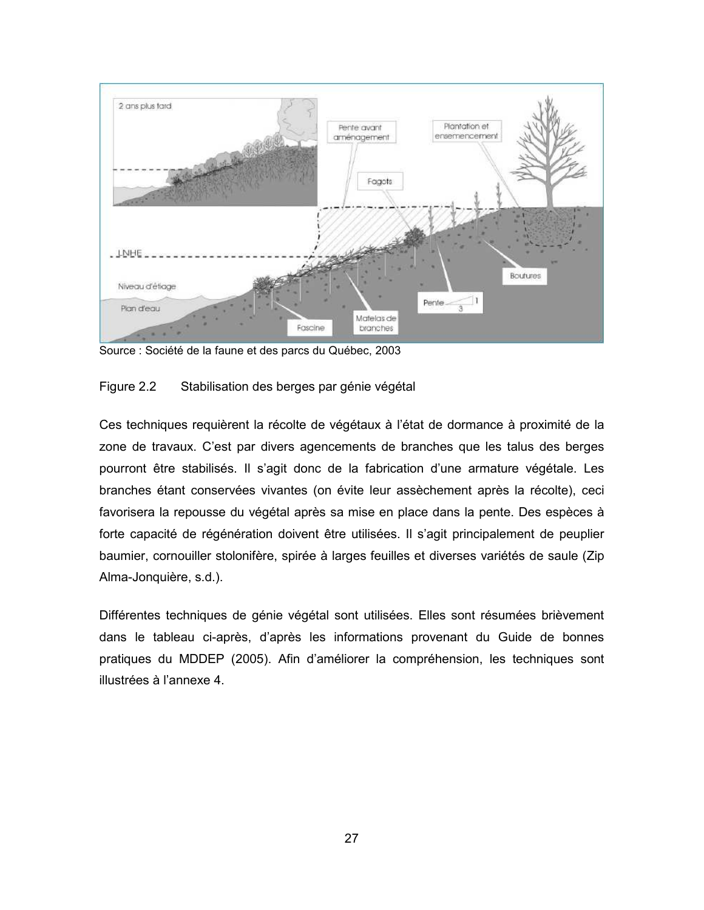2 ans plus tard

Pente avant aménagement

Plantation et ensemencement

Fagots

LNHE

Niveau d'étiage

Plan d'eau

Boutures

Pente 1 3

Fascine

Matelas de branches

Source : Société de la faune et des parcs du Québec, 2003

Figure 2.2 Stabilisation des berges par génie végétal

Ces techniques requièrent la récolte de végétaux à l'état de dormance à proximité de la zone de travaux. C'est par divers agencements de branches que les talus des berges pourront être stabilisés. Il s'agit donc de la fabrication d'une armature végétale. Les branches étant conservées vivantes (on évite leur assèchement après la récolte), ceci favorisera la repousse du végétal après sa mise en place dans la pente. Des espèces à forte capacité de régénération doivent être utilisées. Il s'agit principalement de peuplier baumier, cornouiller stolonifère, spirée à larges feuilles et diverses variétés de saule (Zip Alma-Jonquière, s.d.).

Différentes techniques de génie végétal sont utilisées. Elles sont résumées brièvement dans le tableau ci-après, d'après les informations provenant du Guide de bonnes pratiques du MDDEP (2005). Afin d'améliorer la compréhension, les techniques sont illustrées à l'annexe 4.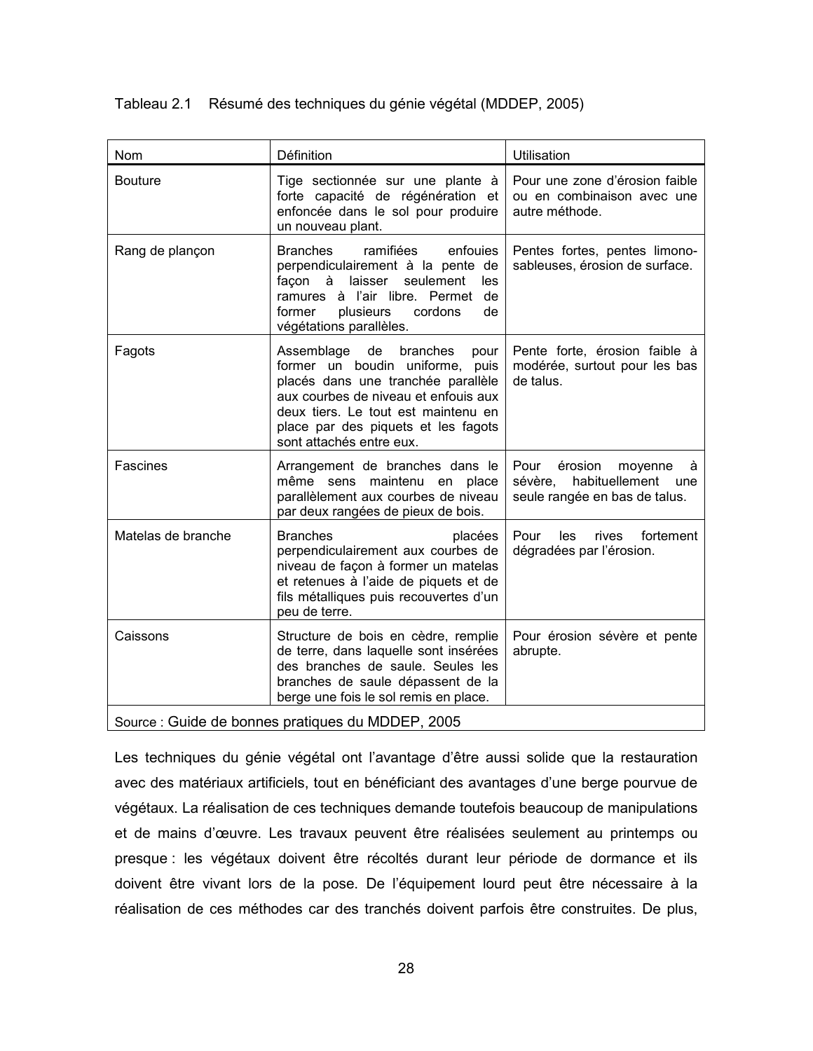Tableau 2.1 Résumé des techniques du génie végétal (MDDEP, 2005)

| Nom | Définition | Utilisation |
|---|---|---|
| Bouture | Tige sectionnée sur une plante à forte capacité de régénération et enfoncée dans le sol pour produire un nouveau plant. | Pour une zone d'érosion faible ou en combinaison avec une autre méthode. |
| Rang de plançon | Branches ramifiées enfouies perpendiculairement à la pente de façon à laisser seulement les ramures à l'air libre. Permet de former plusieurs cordons de végétations parallèles. | Pentes fortes, pentes limono-sableuses, érosion de surface. |
| Fagots | Assemblage de branches pour former un boudin uniforme, puis placés dans une tranchée parallèle aux courbes de niveau et enfouis aux deux tiers. Le tout est maintenu en place par des piquets et les fagots sont attachés entre eux. | Pente forte, érosion faible à modérée, surtout pour les bas de talus. |
| Fascines | Arrangement de branches dans le même sens maintenu en place parallèlement aux courbes de niveau par deux rangées de pieux de bois. | Pour érosion moyenne à sévère, habituellement une seule rangée en bas de talus. |
| Matelas de branche | Branches placées perpendiculairement aux courbes de niveau de façon à former un matelas et retenues à l'aide de piquets et de fils métalliques puis recouvertes d'un peu de terre. | Pour les rives fortement dégradées par l'érosion. |
| Caissons | Structure de bois en cèdre, remplie de terre, dans laquelle sont insérées des branches de saule. Seules les branches de saule dépassent de la berge une fois le sol remis en place. | Pour érosion sévère et pente abrupte. |

Source : Guide de bonnes pratiques du MDDEP, 2005

Les techniques du génie végétal ont l'avantage d'être aussi solide que la restauration avec des matériaux artificiels, tout en bénéficiant des avantages d'une berge pourvue de végétaux. La réalisation de ces techniques demande toutefois beaucoup de manipulations et de mains d'œuvre. Les travaux peuvent être réalisées seulement au printemps ou presque : les végétaux doivent être récoltés durant leur période de dormance et ils doivent être vivant lors de la pose. De l'équipement lourd peut être nécessaire à la réalisation de ces méthodes car des tranchés doivent parfois être construites. De plus,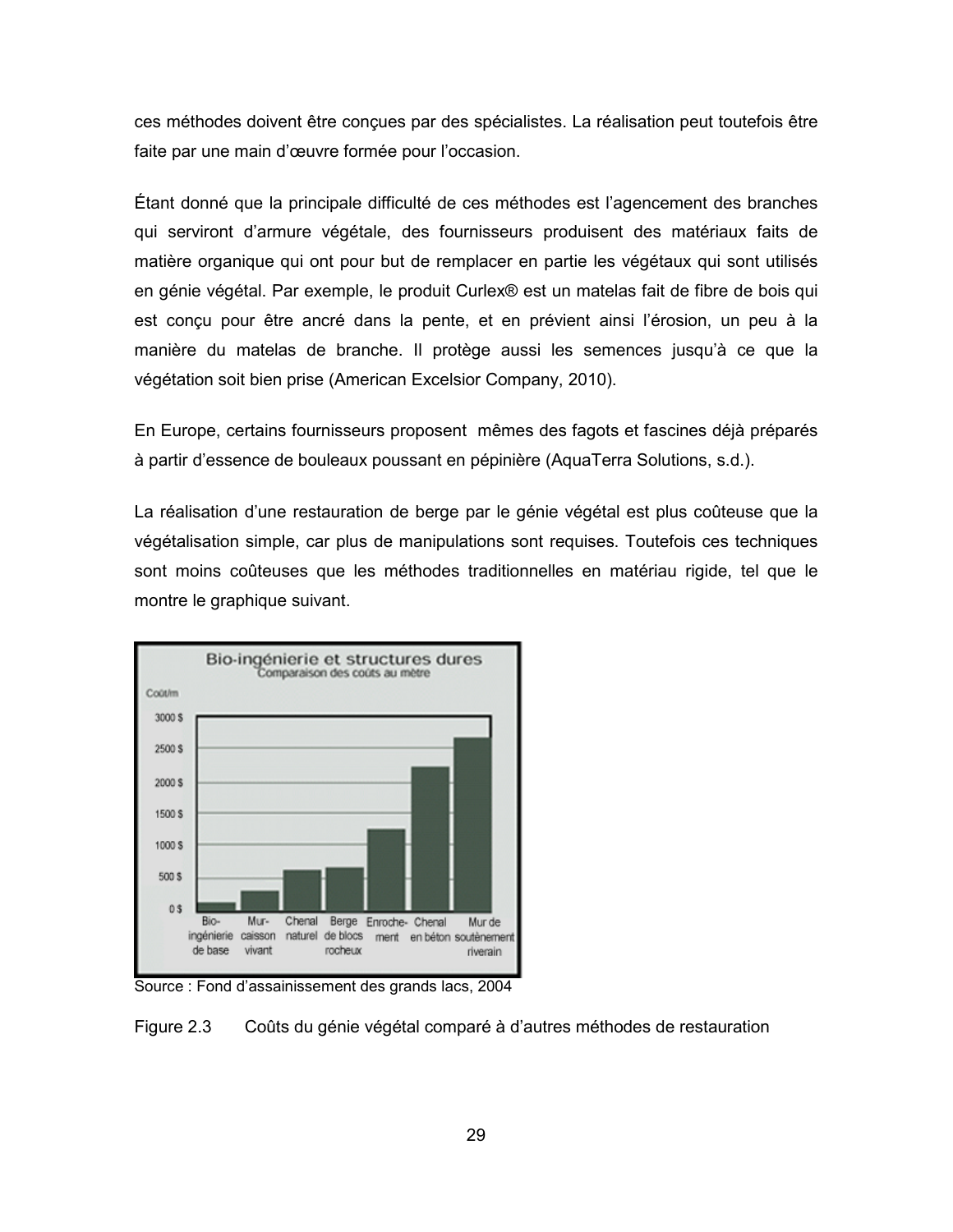ces méthodes doivent être conçues par des spécialistes. La réalisation peut toutefois être faite par une main d'œuvre formée pour l'occasion.

Étant donné que la principale difficulté de ces méthodes est l'agencement des branches qui serviront d'armure végétale, des fournisseurs produisent des matériaux faits de matière organique qui ont pour but de remplacer en partie les végétaux qui sont utilisés en génie végétal. Par exemple, le produit Curlex® est un matelas fait de fibre de bois qui est conçu pour être ancré dans la pente, et en prévient ainsi l'érosion, un peu à la manière du matelas de branche. Il protège aussi les semences jusqu'à ce que la végétation soit bien prise (American Excelsior Company, 2010).

En Europe, certains fournisseurs proposent mêmes des fagots et fascines déjà préparés à partir d'essence de bouleaux poussant en pépinière (AquaTerra Solutions, s.d.).

La réalisation d'une restauration de berge par le génie végétal est plus coûteuse que la végétalisation simple, car plus de manipulations sont requises. Toutefois ces techniques sont moins coûteuses que les méthodes traditionnelles en matériau rigide, tel que le montre le graphique suivant.

Bio-ingénierie et structures dures
Comparaison des coûts au mètre

Coût/m
3000 $
2500 $
2000 $
1500 $
1000 $
500 $
0 $

Bio-ingénierie de base
Mur-caisson vivant
Chenal naturel
Berge de blocs rocheux
Enrochement
Chenal en béton
Mur de soutènement riverain

Source : Fond d'assainissement des grands lacs, 2004

Figure 2.3 Coûts du génie végétal comparé à d'autres méthodes de restauration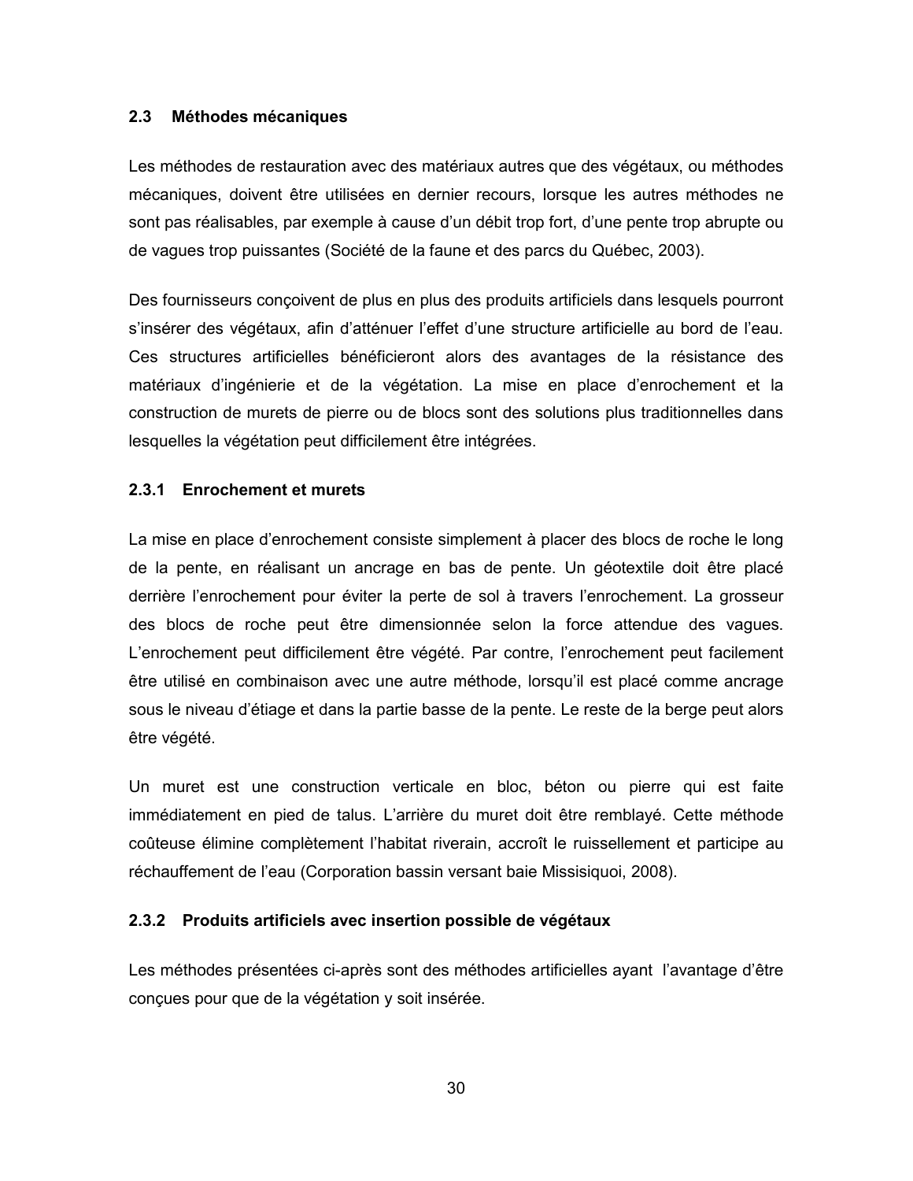## 2.3 Méthodes mécaniques

Les méthodes de restauration avec des matériaux autres que des végétaux, ou méthodes mécaniques, doivent être utilisées en dernier recours, lorsque les autres méthodes ne sont pas réalisables, par exemple à cause d'un débit trop fort, d'une pente trop abrupte ou de vagues trop puissantes (Société de la faune et des parcs du Québec, 2003).

Des fournisseurs conçoivent de plus en plus des produits artificiels dans lesquels pourront s'insérer des végétaux, afin d'atténuer l'effet d'une structure artificielle au bord de l'eau. Ces structures artificielles bénéficieront alors des avantages de la résistance des matériaux d'ingénierie et de la végétation. La mise en place d'enrochement et la construction de murets de pierre ou de blocs sont des solutions plus traditionnelles dans lesquelles la végétation peut difficilement être intégrées.

### 2.3.1 Enrochement et murets

La mise en place d'enrochement consiste simplement à placer des blocs de roche le long de la pente, en réalisant un ancrage en bas de pente. Un géotextile doit être placé derrière l'enrochement pour éviter la perte de sol à travers l'enrochement. La grosseur des blocs de roche peut être dimensionnée selon la force attendue des vagues. L'enrochement peut difficilement être végété. Par contre, l'enrochement peut facilement être utilisé en combinaison avec une autre méthode, lorsqu'il est placé comme ancrage sous le niveau d'étiage et dans la partie basse de la pente. Le reste de la berge peut alors être végété.

Un muret est une construction verticale en bloc, béton ou pierre qui est faite immédiatement en pied de talus. L'arrière du muret doit être remblayé. Cette méthode coûteuse élimine complètement l'habitat riverain, accroît le ruissellement et participe au réchauffement de l'eau (Corporation bassin versant baie Missisiquoi, 2008).

### 2.3.2 Produits artificiels avec insertion possible de végétaux

Les méthodes présentées ci-après sont des méthodes artificielles ayant l'avantage d'être conçues pour que de la végétation y soit insérée.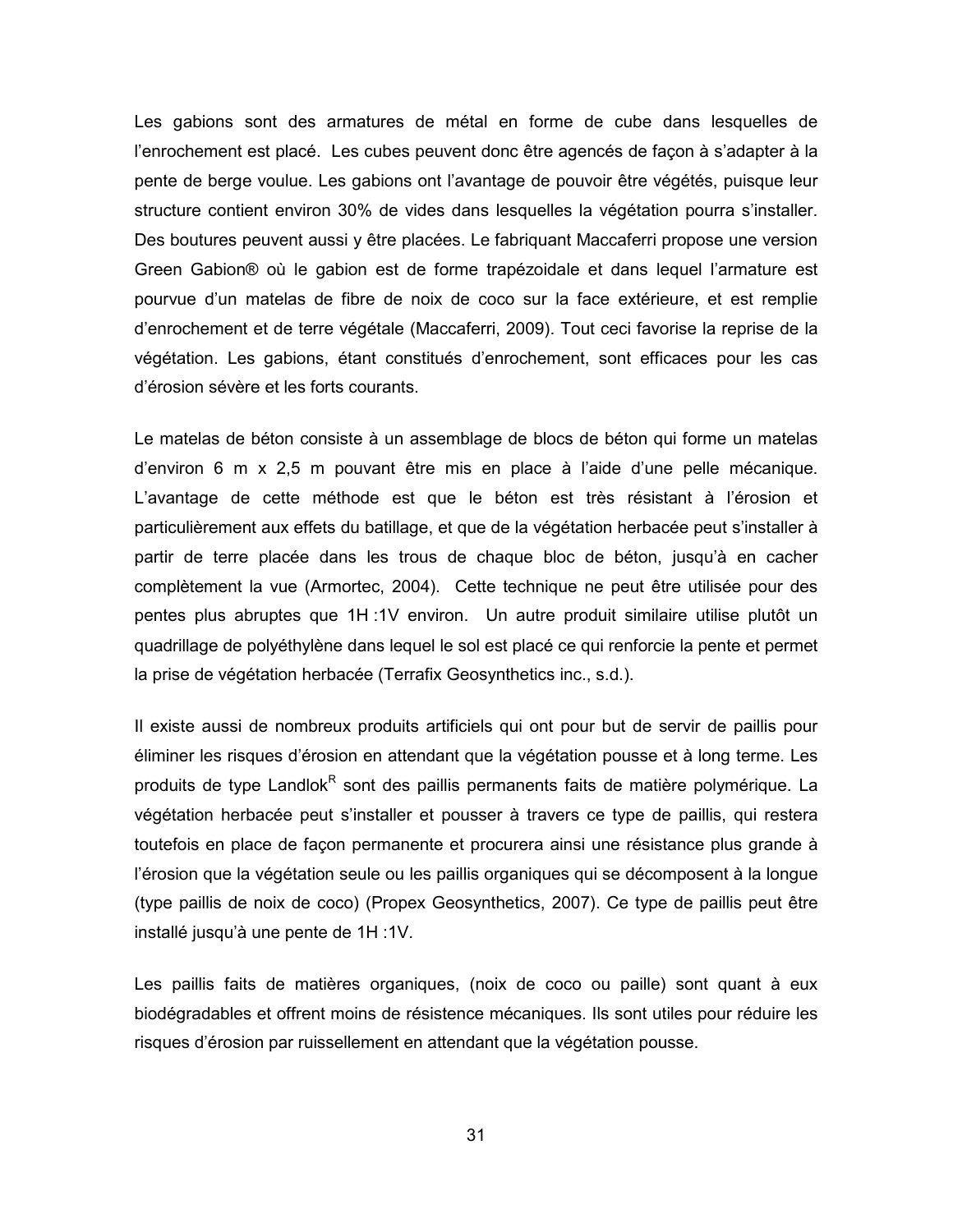Les gabions sont des armatures de métal en forme de cube dans lesquelles de l'enrochement est placé. Les cubes peuvent donc être agencés de façon à s'adapter à la pente de berge voulue. Les gabions ont l'avantage de pouvoir être végétés, puisque leur structure contient environ 30% de vides dans lesquelles la végétation pourra s'installer. Des boutures peuvent aussi y être placées. Le fabriquant Maccaferri propose une version Green Gabion® où le gabion est de forme trapézoidale et dans lequel l'armature est pourvue d'un matelas de fibre de noix de coco sur la face extérieure, et est remplie d'enrochement et de terre végétale (Maccaferri, 2009). Tout ceci favorise la reprise de la végétation. Les gabions, étant constitués d'enrochement, sont efficaces pour les cas d'érosion sévère et les forts courants.

Le matelas de béton consiste à un assemblage de blocs de béton qui forme un matelas d'environ 6 m x 2,5 m pouvant être mis en place à l'aide d'une pelle mécanique. L'avantage de cette méthode est que le béton est très résistant à l'érosion et particulièrement aux effets du batillage, et que de la végétation herbacée peut s'installer à partir de terre placée dans les trous de chaque bloc de béton, jusqu'à en cacher complètement la vue (Armortec, 2004). Cette technique ne peut être utilisée pour des pentes plus abruptes que 1H :1V environ. Un autre produit similaire utilise plutôt un quadrillage de polyéthylène dans lequel le sol est placé ce qui renforcie la pente et permet la prise de végétation herbacée (Terrafix Geosynthetics inc., s.d.).

Il existe aussi de nombreux produits artificiels qui ont pour but de servir de paillis pour éliminer les risques d'érosion en attendant que la végétation pousse et à long terme. Les produits de type Landlok[R] sont des paillis permanents faits de matière polymérique. La végétation herbacée peut s'installer et pousser à travers ce type de paillis, qui restera toutefois en place de façon permanente et procurera ainsi une résistance plus grande à l'érosion que la végétation seule ou les paillis organiques qui se décomposent à la longue (type paillis de noix de coco) (Propex Geosynthetics, 2007). Ce type de paillis peut être installé jusqu'à une pente de 1H :1V.

Les paillis faits de matières organiques, (noix de coco ou paille) sont quant à eux biodégradables et offrent moins de résistence mécaniques. Ils sont utiles pour réduire les risques d'érosion par ruissellement en attendant que la végétation pousse.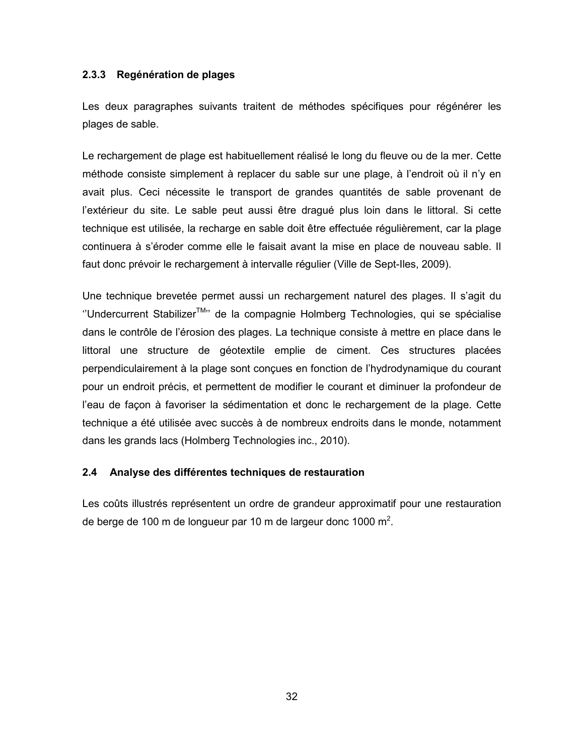### 2.3.3 Regénération de plages

Les deux paragraphes suivants traitent de méthodes spécifiques pour régénérer les plages de sable.

Le rechargement de plage est habituellement réalisé le long du fleuve ou de la mer. Cette méthode consiste simplement à replacer du sable sur une plage, à l'endroit où il n'y en avait plus. Ceci nécessite le transport de grandes quantités de sable provenant de l'extérieur du site. Le sable peut aussi être dragué plus loin dans le littoral. Si cette technique est utilisée, la recharge en sable doit être effectuée régulièrement, car la plage continuera à s'éroder comme elle le faisait avant la mise en place de nouveau sable. Il faut donc prévoir le rechargement à intervalle régulier (Ville de Sept-Iles, 2009).

Une technique brevetée permet aussi un rechargement naturel des plages. Il s'agit du ''Undercurrent Stabilizer™'' de la compagnie Holmberg Technologies, qui se spécialise dans le contrôle de l'érosion des plages. La technique consiste à mettre en place dans le littoral une structure de géotextile emplie de ciment. Ces structures placées perpendiculairement à la plage sont conçues en fonction de l'hydrodynamique du courant pour un endroit précis, et permettent de modifier le courant et diminuer la profondeur de l'eau de façon à favoriser la sédimentation et donc le rechargement de la plage. Cette technique a été utilisée avec succès à de nombreux endroits dans le monde, notamment dans les grands lacs (Holmberg Technologies inc., 2010).

## 2.4 Analyse des différentes techniques de restauration

Les coûts illustrés représentent un ordre de grandeur approximatif pour une restauration de berge de 100 m de longueur par 10 m de largeur donc 1000 $m^2$.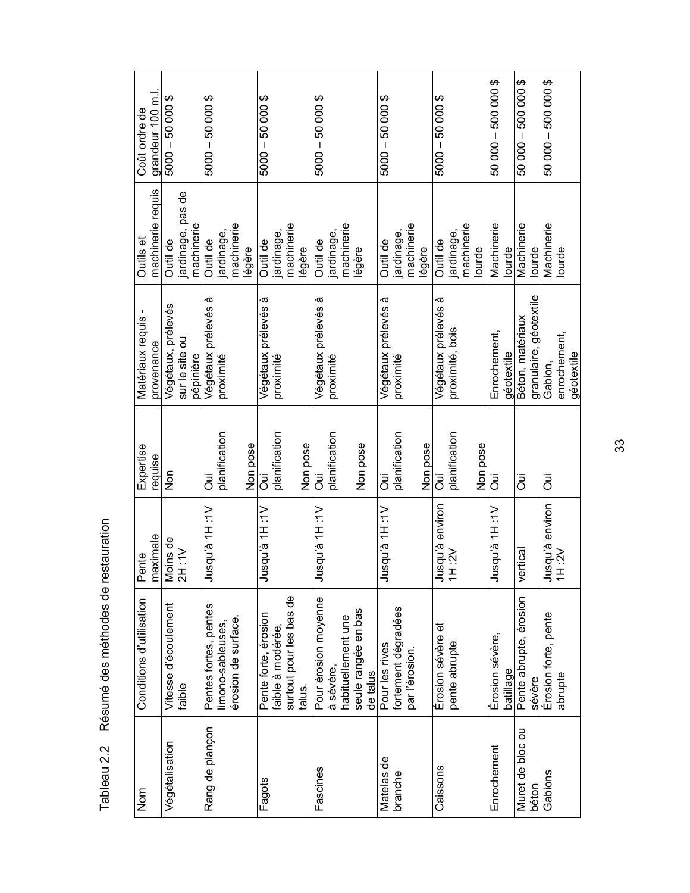Tableau 2.2 Résumé des méthodes de restauration

| Nom | Conditions d'utilisation | Pente maximale | Expertise requise | Matériaux requis - provenance | Outils et machinerie requis | Coût ordre de grandeur 100 m.l. |
|---|---|---|---|---|---|---|
| Végétalisation | Vitesse d'écoulement faible | Moins de 2H :1V | Non | Végétaux, prélevés sur le site ou pépinière | Outil de jardinage, pas de machinerie | 5000 – 50 000 $ |
| Rang de plançon | Pentes fortes, pentes limono-sableuses, érosion de surface. | Jusqu'à 1H :1V | Oui planification<br><br>Non pose | Végétaux prélevés à proximité | Outil de jardinage, machinerie légère | 5000 – 50 000 $ |
| Fagots | Pente forte, érosion faible à modérée, surtout pour les bas de talus. | Jusqu'à 1H :1V | Oui planification<br><br>Non pose | Végétaux prélevés à proximité | Outil de jardinage, machinerie légère | 5000 – 50 000 $ |
| Fascines | Pour érosion moyenne à sévère, habituellement une seule rangée en bas de talus | Jusqu'à 1H :1V | Oui planification<br><br>Non pose | Végétaux prélevés à proximité | Outil de jardinage, machinerie légère | 5000 – 50 000 $ |
| Matelas de branche | Pour les rives fortement dégradées par l'érosion. | Jusqu'à 1H :1V | Oui planification<br><br>Non pose | Végétaux prélevés à proximité | Outil de jardinage, machinerie légère | 5000 – 50 000 $ |
| Caissons | Érosion sévère et pente abrupte | Jusqu'à environ 1H :2V | Oui planification<br><br>Non pose | Végétaux prélevés à proximité, bois | Outil de jardinage, machinerie lourde | 5000 – 50 000 $ |
| Enrochement | Érosion sévère, batillage | Jusqu'à 1H :1V | Oui | Enrochement, géotextile | Machinerie lourde | 50 000 – 500 000 $ |
| Muret de bloc ou béton | Pente abrupte, érosion sévère | vertical | Oui | Béton, matériaux granulaire, géotextile | Machinerie lourde | 50 000 – 500 000 $ |
| Gabions | Érosion forte, pente abrupte | Jusqu'à environ 1H :2V | Oui | Gabion, enrochement, géotextile | Machinerie lourde | 50 000 – 500 000 $ |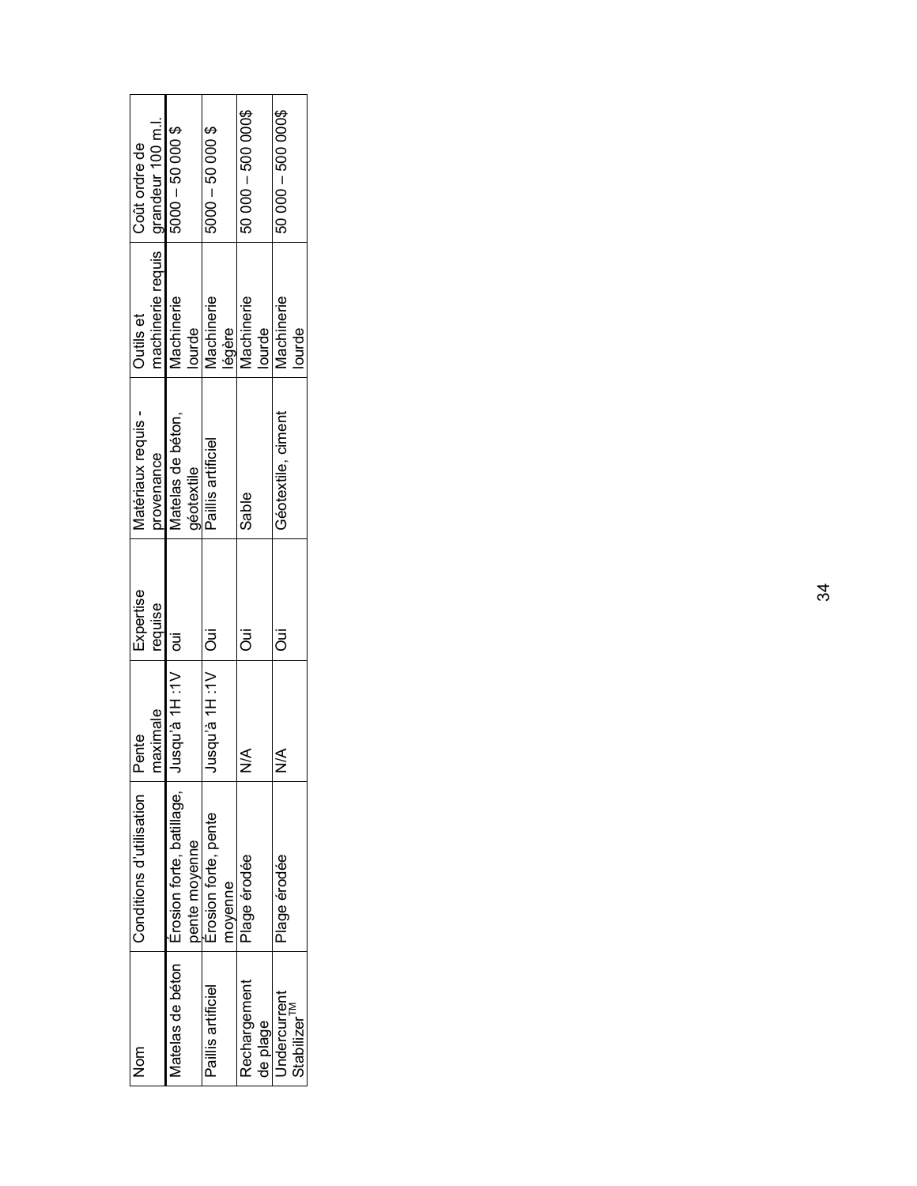| Nom | Conditions d'utilisation | Pente maximale | Expertise requise | Matériaux requis - provenance | Outils et machinerie requis | Coût ordre de grandeur 100 m.l. |
|---|---|---|---|---|---|---|
| Matelas de béton | Érosion forte, batillage, pente moyenne | Jusqu'à 1H :1V | oui | Matelas de béton, géotextile | Machinerie lourde | 5000 – 50 000 $ |
| Paillis artificiel | Érosion forte, pente moyenne | Jusqu'à 1H :1V | Oui | Paillis artificiel | Machinerie légère | 5000 – 50 000 $ |
| Rechargement de plage | Plage érodée | N/A | Oui | Sable | Machinerie lourde | 50 000 – 500 000$ |
| Undercurrent Stabilizer™ | Plage érodée | N/A | Oui | Géotextile, ciment | Machinerie lourde | 50 000 – 500 000$ |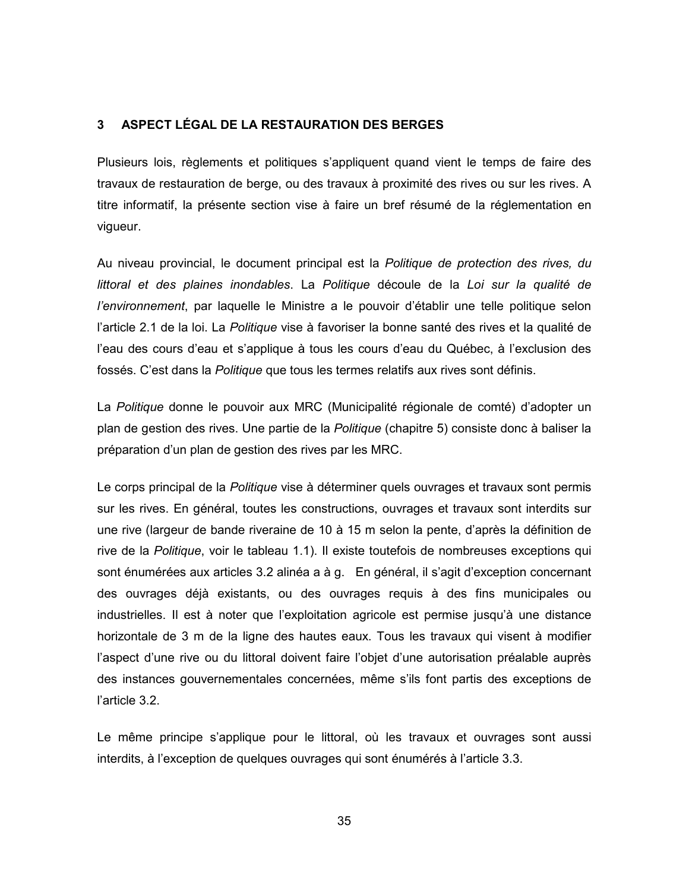## 3 ASPECT LÉGAL DE LA RESTAURATION DES BERGES

Plusieurs lois, règlements et politiques s'appliquent quand vient le temps de faire des travaux de restauration de berge, ou des travaux à proximité des rives ou sur les rives. A titre informatif, la présente section vise à faire un bref résumé de la réglementation en vigueur.

Au niveau provincial, le document principal est la *Politique de protection des rives, du littoral et des plaines inondables*. La *Politique* découle de la *Loi sur la qualité de l'environnement*, par laquelle le Ministre a le pouvoir d'établir une telle politique selon l'article 2.1 de la loi. La *Politique* vise à favoriser la bonne santé des rives et la qualité de l'eau des cours d'eau et s'applique à tous les cours d'eau du Québec, à l'exclusion des fossés. C'est dans la *Politique* que tous les termes relatifs aux rives sont définis.

La *Politique* donne le pouvoir aux MRC (Municipalité régionale de comté) d'adopter un plan de gestion des rives. Une partie de la *Politique* (chapitre 5) consiste donc à baliser la préparation d'un plan de gestion des rives par les MRC.

Le corps principal de la *Politique* vise à déterminer quels ouvrages et travaux sont permis sur les rives. En général, toutes les constructions, ouvrages et travaux sont interdits sur une rive (largeur de bande riveraine de 10 à 15 m selon la pente, d'après la définition de rive de la *Politique*, voir le tableau 1.1). Il existe toutefois de nombreuses exceptions qui sont énumérées aux articles 3.2 alinéa a à g. En général, il s'agit d'exception concernant des ouvrages déjà existants, ou des ouvrages requis à des fins municipales ou industrielles. Il est à noter que l'exploitation agricole est permise jusqu'à une distance horizontale de 3 m de la ligne des hautes eaux. Tous les travaux qui visent à modifier l'aspect d'une rive ou du littoral doivent faire l'objet d'une autorisation préalable auprès des instances gouvernementales concernées, même s'ils font partis des exceptions de l'article 3.2.

Le même principe s'applique pour le littoral, où les travaux et ouvrages sont aussi interdits, à l'exception de quelques ouvrages qui sont énumérés à l'article 3.3.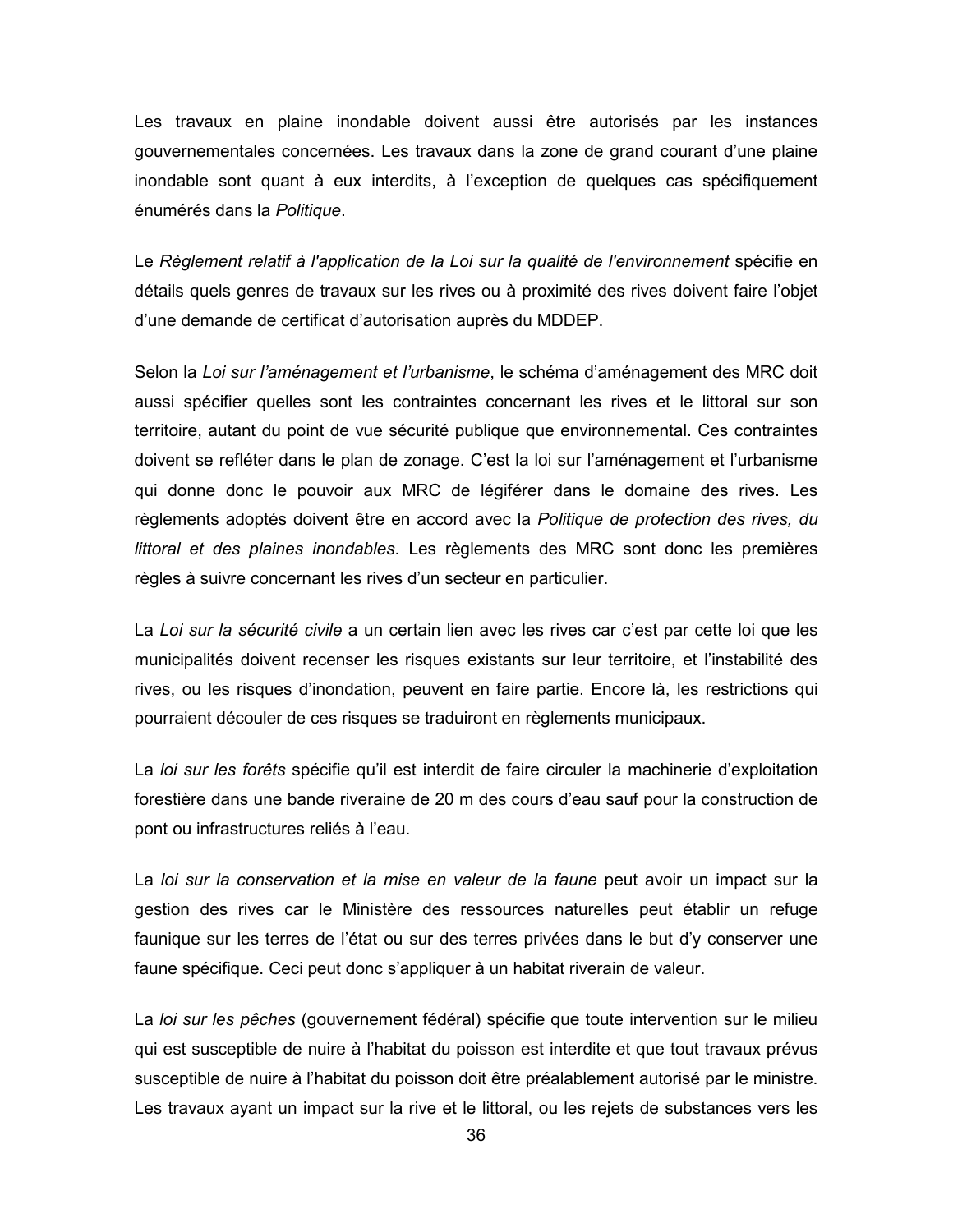Les travaux en plaine inondable doivent aussi être autorisés par les instances gouvernementales concernées. Les travaux dans la zone de grand courant d'une plaine inondable sont quant à eux interdits, à l'exception de quelques cas spécifiquement énumérés dans la *Politique*.

Le *Règlement relatif à l'application de la Loi sur la qualité de l'environnement* spécifie en détails quels genres de travaux sur les rives ou à proximité des rives doivent faire l'objet d'une demande de certificat d'autorisation auprès du MDDEP.

Selon la *Loi sur l'aménagement et l'urbanisme*, le schéma d'aménagement des MRC doit aussi spécifier quelles sont les contraintes concernant les rives et le littoral sur son territoire, autant du point de vue sécurité publique que environnemental. Ces contraintes doivent se refléter dans le plan de zonage. C'est la loi sur l'aménagement et l'urbanisme qui donne donc le pouvoir aux MRC de légiférer dans le domaine des rives. Les règlements adoptés doivent être en accord avec la *Politique de protection des rives, du littoral et des plaines inondables*. Les règlements des MRC sont donc les premières règles à suivre concernant les rives d'un secteur en particulier.

La *Loi sur la sécurité civile* a un certain lien avec les rives car c'est par cette loi que les municipalités doivent recenser les risques existants sur leur territoire, et l'instabilité des rives, ou les risques d'inondation, peuvent en faire partie. Encore là, les restrictions qui pourraient découler de ces risques se traduiront en règlements municipaux.

La *loi sur les forêts* spécifie qu'il est interdit de faire circuler la machinerie d'exploitation forestière dans une bande riveraine de 20 m des cours d'eau sauf pour la construction de pont ou infrastructures reliés à l'eau.

La *loi sur la conservation et la mise en valeur de la faune* peut avoir un impact sur la gestion des rives car le Ministère des ressources naturelles peut établir un refuge faunique sur les terres de l'état ou sur des terres privées dans le but d'y conserver une faune spécifique. Ceci peut donc s'appliquer à un habitat riverain de valeur.

La *loi sur les pêches* (gouvernement fédéral) spécifie que toute intervention sur le milieu qui est susceptible de nuire à l'habitat du poisson est interdite et que tout travaux prévus susceptible de nuire à l'habitat du poisson doit être préalablement autorisé par le ministre. Les travaux ayant un impact sur la rive et le littoral, ou les rejets de substances vers les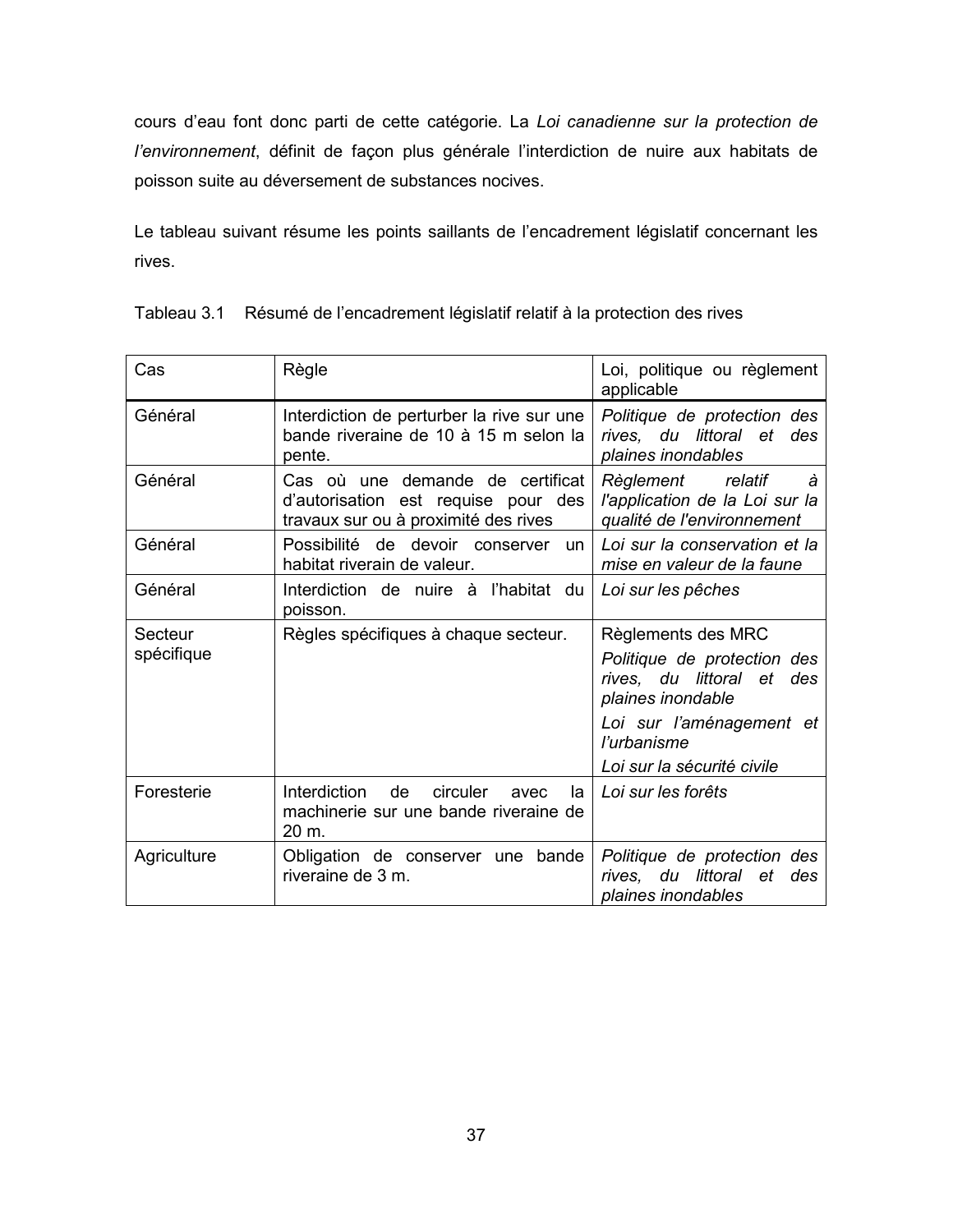cours d'eau font donc parti de cette catégorie. La *Loi canadienne sur la protection de l'environnement*, définit de façon plus générale l'interdiction de nuire aux habitats de poisson suite au déversement de substances nocives.

Le tableau suivant résume les points saillants de l'encadrement législatif concernant les rives.

Tableau 3.1 Résumé de l'encadrement législatif relatif à la protection des rives

| Cas | Règle | Loi, politique ou règlement applicable |
|---|---|---|
| Général | Interdiction de perturber la rive sur une bande riveraine de 10 à 15 m selon la pente. | *Politique de protection des rives, du littoral et des plaines inondables* |
| Général | Cas où une demande de certificat d'autorisation est requise pour des travaux sur ou à proximité des rives | *Règlement relatif à l'application de la Loi sur la qualité de l'environnement* |
| Général | Possibilité de devoir conserver un habitat riverain de valeur. | *Loi sur la conservation et la mise en valeur de la faune* |
| Général | Interdiction de nuire à l'habitat du poisson. | *Loi sur les pêches* |
| Secteur spécifique | Règles spécifiques à chaque secteur. | Règlements des MRC<br>*Politique de protection des rives, du littoral et des plaines inondable*<br>*Loi sur l'aménagement et l'urbanisme*<br>*Loi sur la sécurité civile* |
| Foresterie | Interdiction de circuler avec la machinerie sur une bande riveraine de 20 m. | *Loi sur les forêts* |
| Agriculture | Obligation de conserver une bande riveraine de 3 m. | *Politique de protection des rives, du littoral et des plaines inondables* |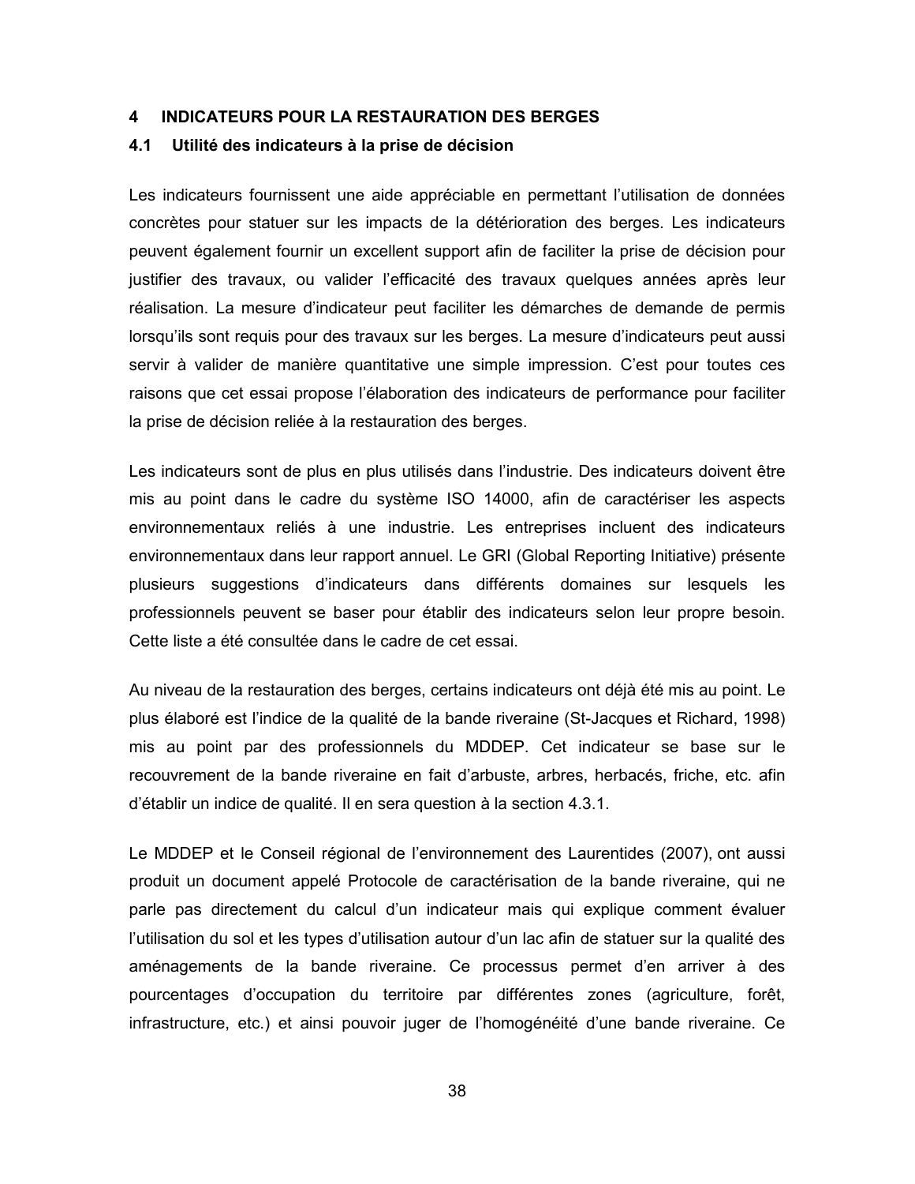# 4 INDICATEURS POUR LA RESTAURATION DES BERGES

## 4.1 Utilité des indicateurs à la prise de décision

Les indicateurs fournissent une aide appréciable en permettant l'utilisation de données concrètes pour statuer sur les impacts de la détérioration des berges. Les indicateurs peuvent également fournir un excellent support afin de faciliter la prise de décision pour justifier des travaux, ou valider l'efficacité des travaux quelques années après leur réalisation. La mesure d'indicateur peut faciliter les démarches de demande de permis lorsqu'ils sont requis pour des travaux sur les berges. La mesure d'indicateurs peut aussi servir à valider de manière quantitative une simple impression. C'est pour toutes ces raisons que cet essai propose l'élaboration des indicateurs de performance pour faciliter la prise de décision reliée à la restauration des berges.

Les indicateurs sont de plus en plus utilisés dans l'industrie. Des indicateurs doivent être mis au point dans le cadre du système ISO 14000, afin de caractériser les aspects environnementaux reliés à une industrie. Les entreprises incluent des indicateurs environnementaux dans leur rapport annuel. Le GRI (Global Reporting Initiative) présente plusieurs suggestions d'indicateurs dans différents domaines sur lesquels les professionnels peuvent se baser pour établir des indicateurs selon leur propre besoin. Cette liste a été consultée dans le cadre de cet essai.

Au niveau de la restauration des berges, certains indicateurs ont déjà été mis au point. Le plus élaboré est l'indice de la qualité de la bande riveraine (St-Jacques et Richard, 1998) mis au point par des professionnels du MDDEP. Cet indicateur se base sur le recouvrement de la bande riveraine en fait d'arbuste, arbres, herbacés, friche, etc. afin d'établir un indice de qualité. Il en sera question à la section 4.3.1.

Le MDDEP et le Conseil régional de l'environnement des Laurentides (2007), ont aussi produit un document appelé Protocole de caractérisation de la bande riveraine, qui ne parle pas directement du calcul d'un indicateur mais qui explique comment évaluer l'utilisation du sol et les types d'utilisation autour d'un lac afin de statuer sur la qualité des aménagements de la bande riveraine. Ce processus permet d'en arriver à des pourcentages d'occupation du territoire par différentes zones (agriculture, forêt, infrastructure, etc.) et ainsi pouvoir juger de l'homogénéité d'une bande riveraine. Ce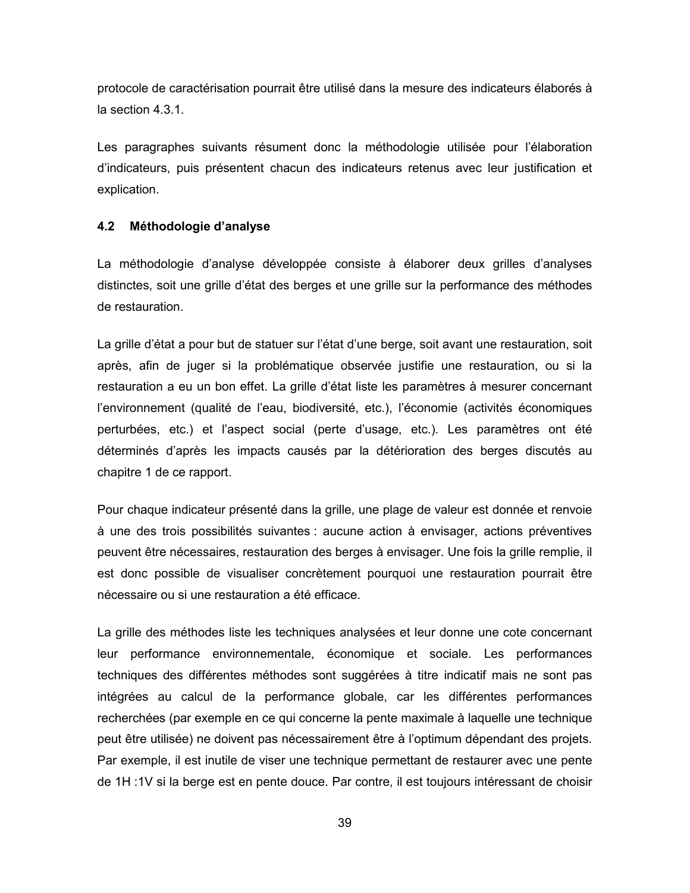protocole de caractérisation pourrait être utilisé dans la mesure des indicateurs élaborés à la section 4.3.1.

Les paragraphes suivants résument donc la méthodologie utilisée pour l'élaboration d'indicateurs, puis présentent chacun des indicateurs retenus avec leur justification et explication.

## 4.2 Méthodologie d'analyse

La méthodologie d'analyse développée consiste à élaborer deux grilles d'analyses distinctes, soit une grille d'état des berges et une grille sur la performance des méthodes de restauration.

La grille d'état a pour but de statuer sur l'état d'une berge, soit avant une restauration, soit après, afin de juger si la problématique observée justifie une restauration, ou si la restauration a eu un bon effet. La grille d'état liste les paramètres à mesurer concernant l'environnement (qualité de l'eau, biodiversité, etc.), l'économie (activités économiques perturbées, etc.) et l'aspect social (perte d'usage, etc.). Les paramètres ont été déterminés d'après les impacts causés par la détérioration des berges discutés au chapitre 1 de ce rapport.

Pour chaque indicateur présenté dans la grille, une plage de valeur est donnée et renvoie à une des trois possibilités suivantes : aucune action à envisager, actions préventives peuvent être nécessaires, restauration des berges à envisager. Une fois la grille remplie, il est donc possible de visualiser concrètement pourquoi une restauration pourrait être nécessaire ou si une restauration a été efficace.

La grille des méthodes liste les techniques analysées et leur donne une cote concernant leur performance environnementale, économique et sociale. Les performances techniques des différentes méthodes sont suggérées à titre indicatif mais ne sont pas intégrées au calcul de la performance globale, car les différentes performances recherchées (par exemple en ce qui concerne la pente maximale à laquelle une technique peut être utilisée) ne doivent pas nécessairement être à l'optimum dépendant des projets. Par exemple, il est inutile de viser une technique permettant de restaurer avec une pente de 1H :1V si la berge est en pente douce. Par contre, il est toujours intéressant de choisir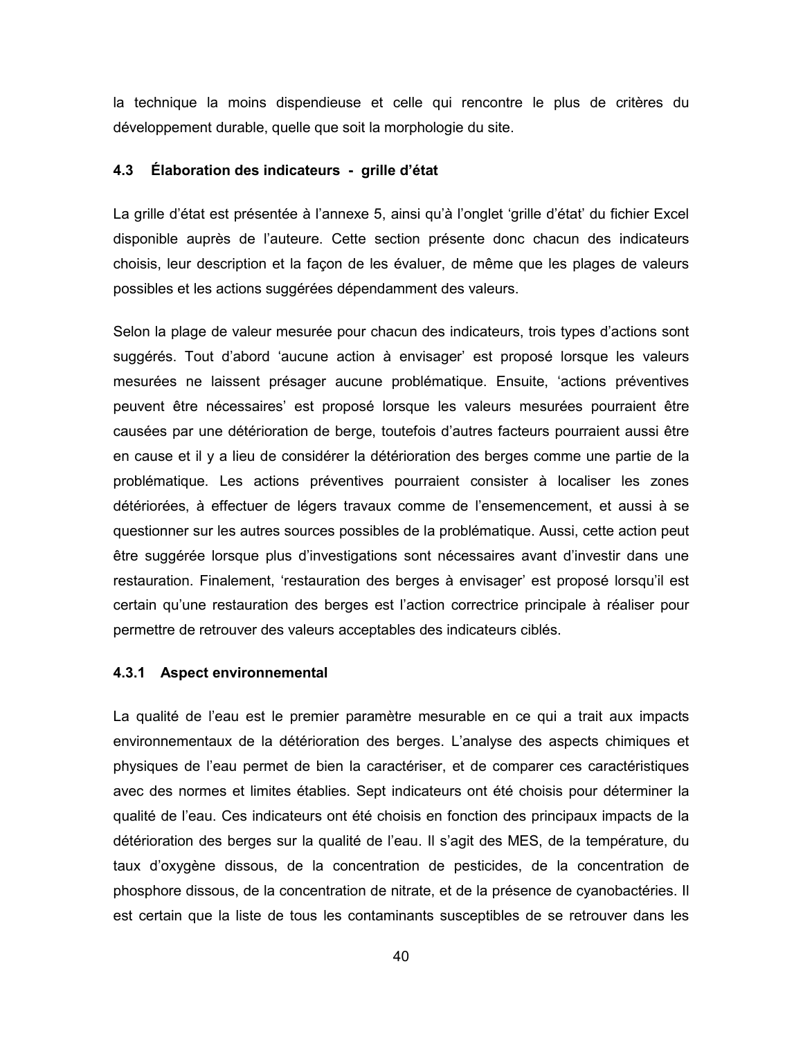la technique la moins dispendieuse et celle qui rencontre le plus de critères du développement durable, quelle que soit la morphologie du site.

### 4.3 Élaboration des indicateurs - grille d'état

La grille d'état est présentée à l'annexe 5, ainsi qu'à l'onglet 'grille d'état' du fichier Excel disponible auprès de l'auteure. Cette section présente donc chacun des indicateurs choisis, leur description et la façon de les évaluer, de même que les plages de valeurs possibles et les actions suggérées dépendamment des valeurs.

Selon la plage de valeur mesurée pour chacun des indicateurs, trois types d'actions sont suggérés. Tout d'abord 'aucune action à envisager' est proposé lorsque les valeurs mesurées ne laissent présager aucune problématique. Ensuite, 'actions préventives peuvent être nécessaires' est proposé lorsque les valeurs mesurées pourraient être causées par une détérioration de berge, toutefois d'autres facteurs pourraient aussi être en cause et il y a lieu de considérer la détérioration des berges comme une partie de la problématique. Les actions préventives pourraient consister à localiser les zones détériorées, à effectuer de légers travaux comme de l'ensemencement, et aussi à se questionner sur les autres sources possibles de la problématique. Aussi, cette action peut être suggérée lorsque plus d'investigations sont nécessaires avant d'investir dans une restauration. Finalement, 'restauration des berges à envisager' est proposé lorsqu'il est certain qu'une restauration des berges est l'action correctrice principale à réaliser pour permettre de retrouver des valeurs acceptables des indicateurs ciblés.

#### 4.3.1 Aspect environnemental

La qualité de l'eau est le premier paramètre mesurable en ce qui a trait aux impacts environnementaux de la détérioration des berges. L'analyse des aspects chimiques et physiques de l'eau permet de bien la caractériser, et de comparer ces caractéristiques avec des normes et limites établies. Sept indicateurs ont été choisis pour déterminer la qualité de l'eau. Ces indicateurs ont été choisis en fonction des principaux impacts de la détérioration des berges sur la qualité de l'eau. Il s'agit des MES, de la température, du taux d'oxygène dissous, de la concentration de pesticides, de la concentration de phosphore dissous, de la concentration de nitrate, et de la présence de cyanobactéries. Il est certain que la liste de tous les contaminants susceptibles de se retrouver dans les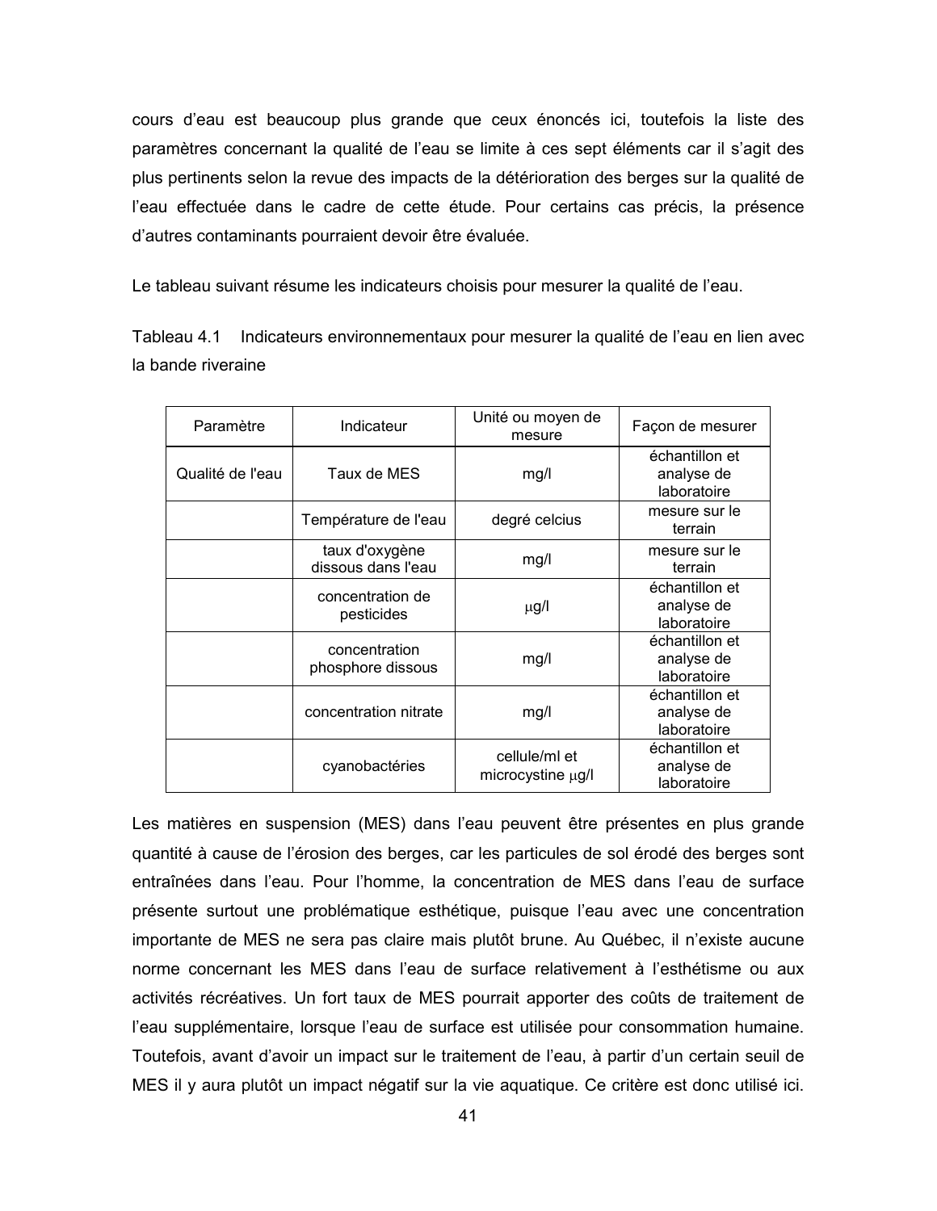cours d'eau est beaucoup plus grande que ceux énoncés ici, toutefois la liste des paramètres concernant la qualité de l'eau se limite à ces sept éléments car il s'agit des plus pertinents selon la revue des impacts de la détérioration des berges sur la qualité de l'eau effectuée dans le cadre de cette étude. Pour certains cas précis, la présence d'autres contaminants pourraient devoir être évaluée.

Le tableau suivant résume les indicateurs choisis pour mesurer la qualité de l'eau.

Tableau 4.1 Indicateurs environnementaux pour mesurer la qualité de l'eau en lien avec la bande riveraine

| Paramètre | Indicateur | Unité ou moyen de mesure | Façon de mesurer |
|---|---|---|---|
| Qualité de l'eau | Taux de MES | mg/l | échantillon et analyse de laboratoire |
| | Température de l'eau | degré celcius | mesure sur le terrain |
| | taux d'oxygène dissous dans l'eau | mg/l | mesure sur le terrain |
| | concentration de pesticides | µg/l | échantillon et analyse de laboratoire |
| | concentration phosphore dissous | mg/l | échantillon et analyse de laboratoire |
| | concentration nitrate | mg/l | échantillon et analyse de laboratoire |
| | cyanobactéries | cellule/ml et microcystine µg/l | échantillon et analyse de laboratoire |

Les matières en suspension (MES) dans l'eau peuvent être présentes en plus grande quantité à cause de l'érosion des berges, car les particules de sol érodé des berges sont entraînées dans l'eau. Pour l'homme, la concentration de MES dans l'eau de surface présente surtout une problématique esthétique, puisque l'eau avec une concentration importante de MES ne sera pas claire mais plutôt brune. Au Québec, il n'existe aucune norme concernant les MES dans l'eau de surface relativement à l'esthétisme ou aux activités récréatives. Un fort taux de MES pourrait apporter des coûts de traitement de l'eau supplémentaire, lorsque l'eau de surface est utilisée pour consommation humaine. Toutefois, avant d'avoir un impact sur le traitement de l'eau, à partir d'un certain seuil de MES il y aura plutôt un impact négatif sur la vie aquatique. Ce critère est donc utilisé ici.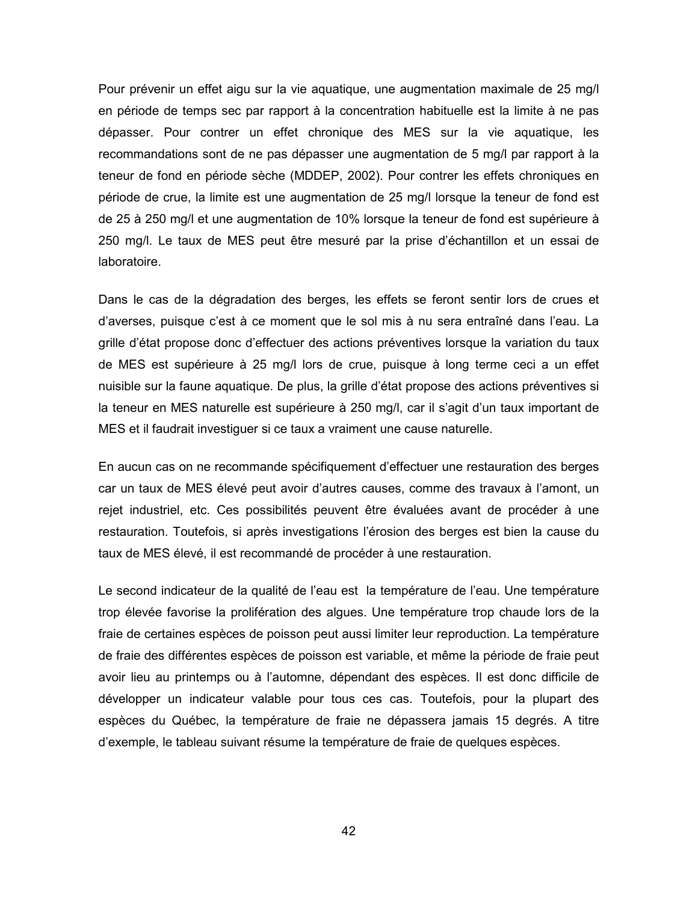Pour prévenir un effet aigu sur la vie aquatique, une augmentation maximale de 25 mg/l en période de temps sec par rapport à la concentration habituelle est la limite à ne pas dépasser. Pour contrer un effet chronique des MES sur la vie aquatique, les recommandations sont de ne pas dépasser une augmentation de 5 mg/l par rapport à la teneur de fond en période sèche (MDDEP, 2002). Pour contrer les effets chroniques en période de crue, la limite est une augmentation de 25 mg/l lorsque la teneur de fond est de 25 à 250 mg/l et une augmentation de 10% lorsque la teneur de fond est supérieure à 250 mg/l. Le taux de MES peut être mesuré par la prise d'échantillon et un essai de laboratoire.

Dans le cas de la dégradation des berges, les effets se feront sentir lors de crues et d'averses, puisque c'est à ce moment que le sol mis à nu sera entraîné dans l'eau. La grille d'état propose donc d'effectuer des actions préventives lorsque la variation du taux de MES est supérieure à 25 mg/l lors de crue, puisque à long terme ceci a un effet nuisible sur la faune aquatique. De plus, la grille d'état propose des actions préventives si la teneur en MES naturelle est supérieure à 250 mg/l, car il s'agit d'un taux important de MES et il faudrait investiguer si ce taux a vraiment une cause naturelle.

En aucun cas on ne recommande spécifiquement d'effectuer une restauration des berges car un taux de MES élevé peut avoir d'autres causes, comme des travaux à l'amont, un rejet industriel, etc. Ces possibilités peuvent être évaluées avant de procéder à une restauration. Toutefois, si après investigations l'érosion des berges est bien la cause du taux de MES élevé, il est recommandé de procéder à une restauration.

Le second indicateur de la qualité de l'eau est la température de l'eau. Une température trop élevée favorise la prolifération des algues. Une température trop chaude lors de la fraie de certaines espèces de poisson peut aussi limiter leur reproduction. La température de fraie des différentes espèces de poisson est variable, et même la période de fraie peut avoir lieu au printemps ou à l'automne, dépendant des espèces. Il est donc difficile de développer un indicateur valable pour tous ces cas. Toutefois, pour la plupart des espèces du Québec, la température de fraie ne dépassera jamais 15 degrés. A titre d'exemple, le tableau suivant résume la température de fraie de quelques espèces.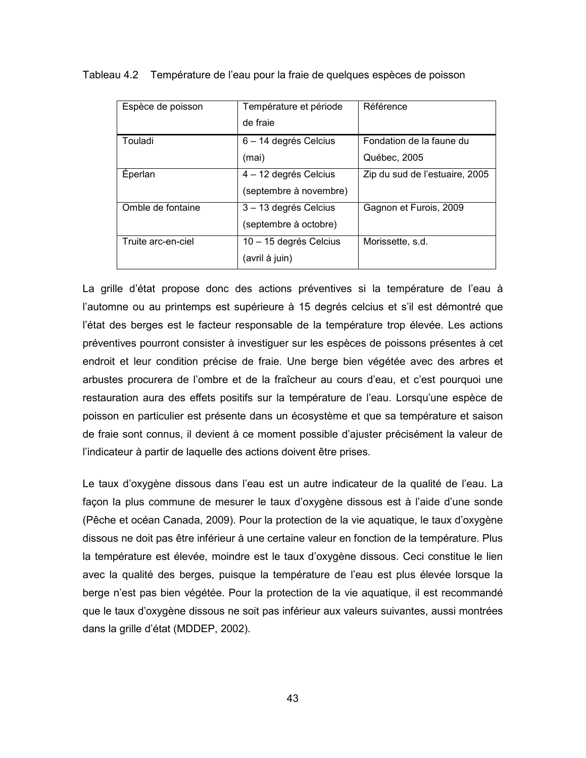Tableau 4.2 Température de l'eau pour la fraie de quelques espèces de poisson

| Espèce de poisson | Température et période de fraie | Référence |
|---|---|---|
| Touladi | 6 – 14 degrés Celcius (mai) | Fondation de la faune du Québec, 2005 |
| Éperlan | 4 – 12 degrés Celcius (septembre à novembre) | Zip du sud de l'estuaire, 2005 |
| Omble de fontaine | 3 – 13 degrés Celcius (septembre à octobre) | Gagnon et Furois, 2009 |
| Truite arc-en-ciel | 10 – 15 degrés Celcius (avril à juin) | Morissette, s.d. |

La grille d'état propose donc des actions préventives si la température de l'eau à l'automne ou au printemps est supérieure à 15 degrés celcius et s'il est démontré que l'état des berges est le facteur responsable de la température trop élevée. Les actions préventives pourront consister à investiguer sur les espèces de poissons présentes à cet endroit et leur condition précise de fraie. Une berge bien végétée avec des arbres et arbustes procurera de l'ombre et de la fraîcheur au cours d'eau, et c'est pourquoi une restauration aura des effets positifs sur la température de l'eau. Lorsqu'une espèce de poisson en particulier est présente dans un écosystème et que sa température et saison de fraie sont connus, il devient à ce moment possible d'ajuster précisément la valeur de l'indicateur à partir de laquelle des actions doivent être prises.

Le taux d'oxygène dissous dans l'eau est un autre indicateur de la qualité de l'eau. La façon la plus commune de mesurer le taux d'oxygène dissous est à l'aide d'une sonde (Pêche et océan Canada, 2009). Pour la protection de la vie aquatique, le taux d'oxygène dissous ne doit pas être inférieur à une certaine valeur en fonction de la température. Plus la température est élevée, moindre est le taux d'oxygène dissous. Ceci constitue le lien avec la qualité des berges, puisque la température de l'eau est plus élevée lorsque la berge n'est pas bien végétée. Pour la protection de la vie aquatique, il est recommandé que le taux d'oxygène dissous ne soit pas inférieur aux valeurs suivantes, aussi montrées dans la grille d'état (MDDEP, 2002).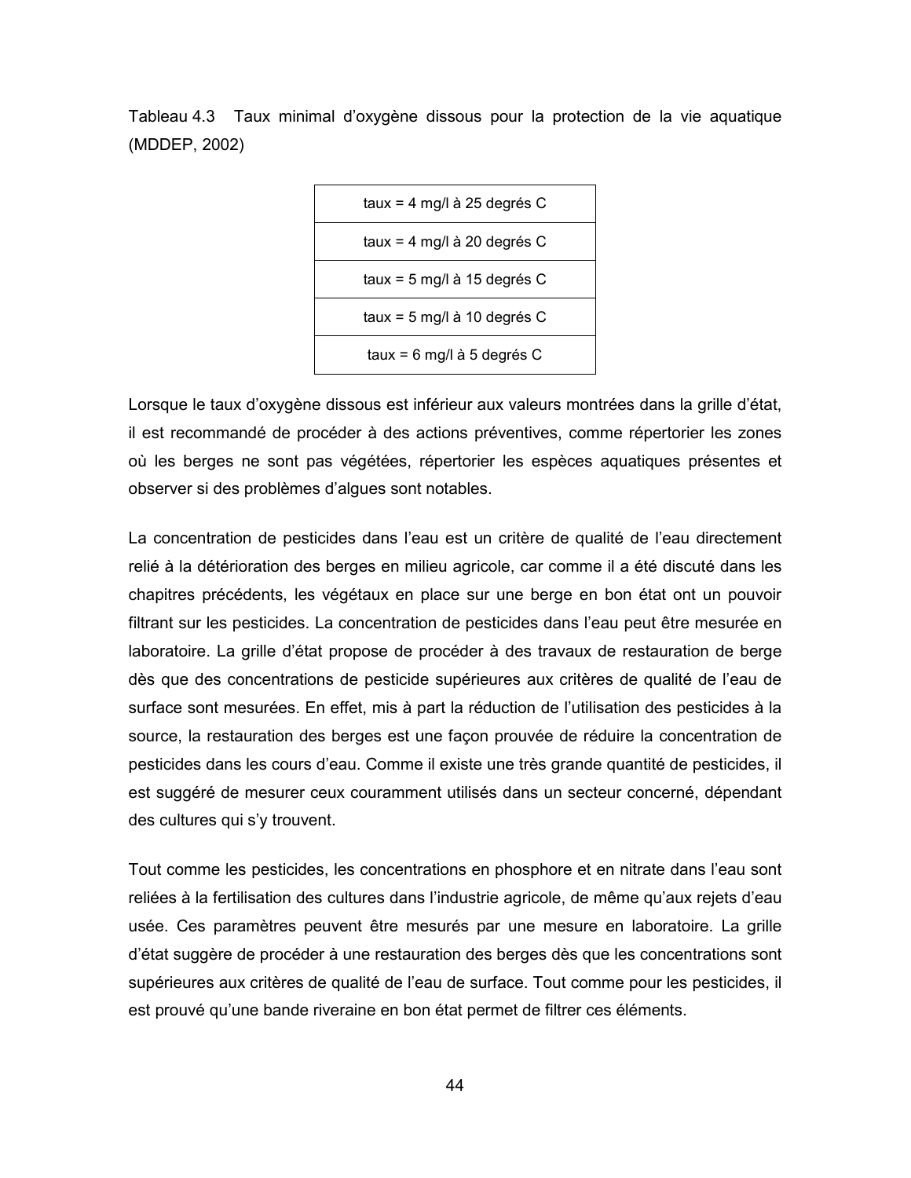Tableau 4.3 Taux minimal d'oxygène dissous pour la protection de la vie aquatique (MDDEP, 2002)

| |
|---|
| taux = 4 mg/l à 25 degrés C |
| taux = 4 mg/l à 20 degrés C |
| taux = 5 mg/l à 15 degrés C |
| taux = 5 mg/l à 10 degrés C |
| taux = 6 mg/l à 5 degrés C |

Lorsque le taux d'oxygène dissous est inférieur aux valeurs montrées dans la grille d'état, il est recommandé de procéder à des actions préventives, comme répertorier les zones où les berges ne sont pas végétées, répertorier les espèces aquatiques présentes et observer si des problèmes d'algues sont notables.

La concentration de pesticides dans l'eau est un critère de qualité de l'eau directement relié à la détérioration des berges en milieu agricole, car comme il a été discuté dans les chapitres précédents, les végétaux en place sur une berge en bon état ont un pouvoir filtrant sur les pesticides. La concentration de pesticides dans l'eau peut être mesurée en laboratoire. La grille d'état propose de procéder à des travaux de restauration de berge dès que des concentrations de pesticide supérieures aux critères de qualité de l'eau de surface sont mesurées. En effet, mis à part la réduction de l'utilisation des pesticides à la source, la restauration des berges est une façon prouvée de réduire la concentration de pesticides dans les cours d'eau. Comme il existe une très grande quantité de pesticides, il est suggéré de mesurer ceux couramment utilisés dans un secteur concerné, dépendant des cultures qui s'y trouvent.

Tout comme les pesticides, les concentrations en phosphore et en nitrate dans l'eau sont reliées à la fertilisation des cultures dans l'industrie agricole, de même qu'aux rejets d'eau usée. Ces paramètres peuvent être mesurés par une mesure en laboratoire. La grille d'état suggère de procéder à une restauration des berges dès que les concentrations sont supérieures aux critères de qualité de l'eau de surface. Tout comme pour les pesticides, il est prouvé qu'une bande riveraine en bon état permet de filtrer ces éléments.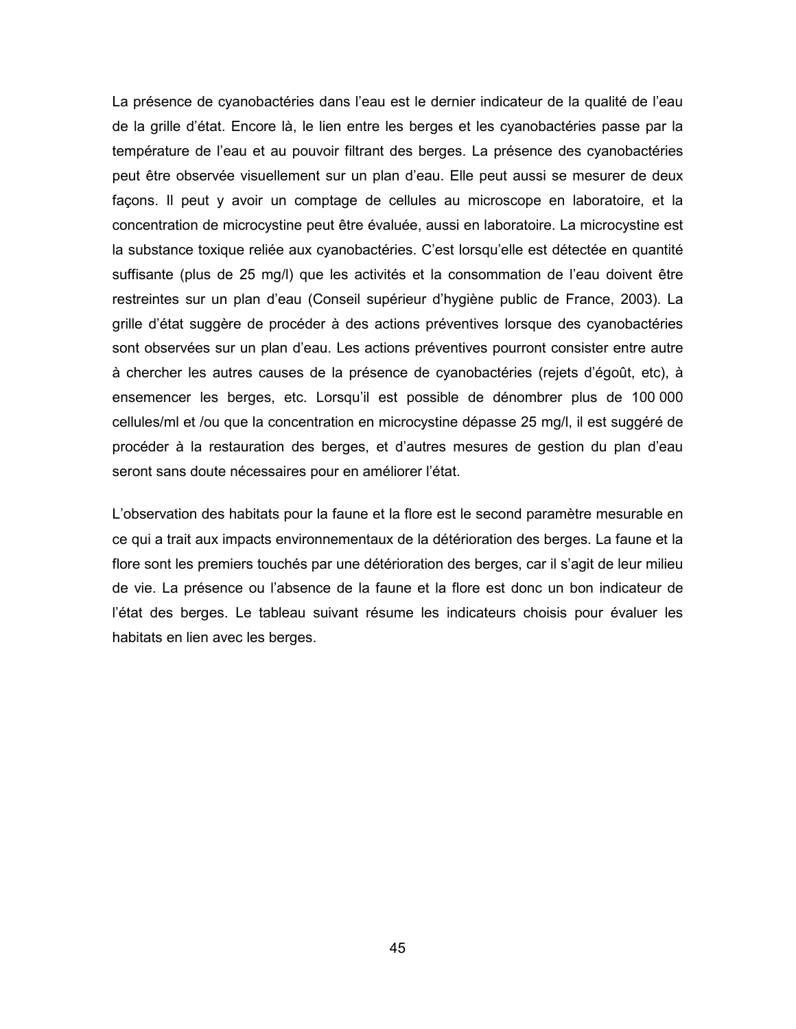La présence de cyanobactéries dans l'eau est le dernier indicateur de la qualité de l'eau de la grille d'état. Encore là, le lien entre les berges et les cyanobactéries passe par la température de l'eau et au pouvoir filtrant des berges. La présence des cyanobactéries peut être observée visuellement sur un plan d'eau. Elle peut aussi se mesurer de deux façons. Il peut y avoir un comptage de cellules au microscope en laboratoire, et la concentration de microcystine peut être évaluée, aussi en laboratoire. La microcystine est la substance toxique reliée aux cyanobactéries. C'est lorsqu'elle est détectée en quantité suffisante (plus de 25 mg/l) que les activités et la consommation de l'eau doivent être restreintes sur un plan d'eau (Conseil supérieur d'hygiène public de France, 2003). La grille d'état suggère de procéder à des actions préventives lorsque des cyanobactéries sont observées sur un plan d'eau. Les actions préventives pourront consister entre autre à chercher les autres causes de la présence de cyanobactéries (rejets d'égoût, etc), à ensemencer les berges, etc. Lorsqu'il est possible de dénombrer plus de 100 000 cellules/ml et /ou que la concentration en microcystine dépasse 25 mg/l, il est suggéré de procéder à la restauration des berges, et d'autres mesures de gestion du plan d'eau seront sans doute nécessaires pour en améliorer l'état.

L'observation des habitats pour la faune et la flore est le second paramètre mesurable en ce qui a trait aux impacts environnementaux de la détérioration des berges. La faune et la flore sont les premiers touchés par une détérioration des berges, car il s'agit de leur milieu de vie. La présence ou l'absence de la faune et la flore est donc un bon indicateur de l'état des berges. Le tableau suivant résume les indicateurs choisis pour évaluer les habitats en lien avec les berges.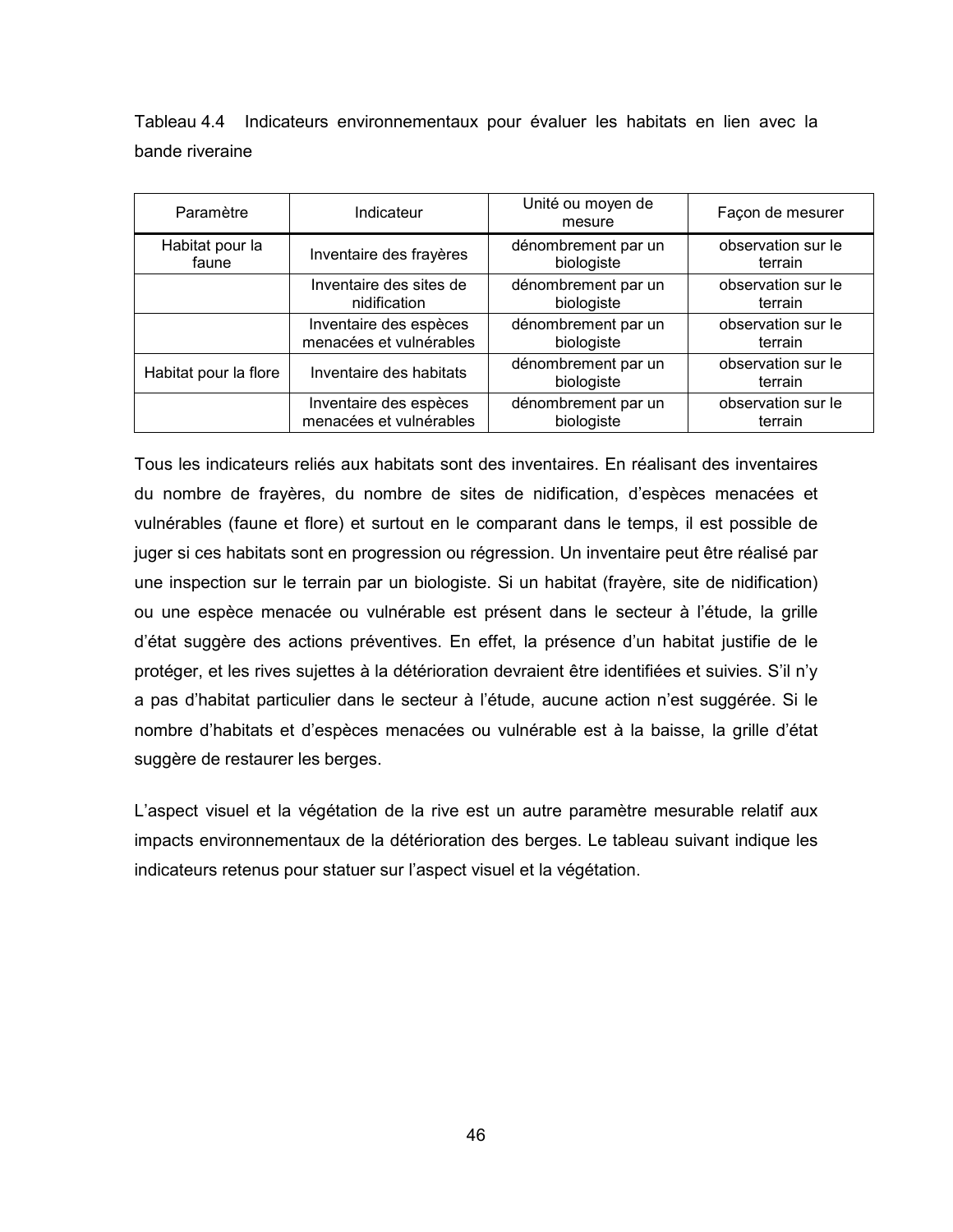Tableau 4.4 Indicateurs environnementaux pour évaluer les habitats en lien avec la bande riveraine

| Paramètre | Indicateur | Unité ou moyen de mesure | Façon de mesurer |
|---|---|---|---|
| Habitat pour la faune | Inventaire des frayères | dénombrement par un biologiste | observation sur le terrain |
| | Inventaire des sites de nidification | dénombrement par un biologiste | observation sur le terrain |
| | Inventaire des espèces menacées et vulnérables | dénombrement par un biologiste | observation sur le terrain |
| Habitat pour la flore | Inventaire des habitats | dénombrement par un biologiste | observation sur le terrain |
| | Inventaire des espèces menacées et vulnérables | dénombrement par un biologiste | observation sur le terrain |

Tous les indicateurs reliés aux habitats sont des inventaires. En réalisant des inventaires du nombre de frayères, du nombre de sites de nidification, d'espèces menacées et vulnérables (faune et flore) et surtout en le comparant dans le temps, il est possible de juger si ces habitats sont en progression ou régression. Un inventaire peut être réalisé par une inspection sur le terrain par un biologiste. Si un habitat (frayère, site de nidification) ou une espèce menacée ou vulnérable est présent dans le secteur à l'étude, la grille d'état suggère des actions préventives. En effet, la présence d'un habitat justifie de le protéger, et les rives sujettes à la détérioration devraient être identifiées et suivies. S'il n'y a pas d'habitat particulier dans le secteur à l'étude, aucune action n'est suggérée. Si le nombre d'habitats et d'espèces menacées ou vulnérable est à la baisse, la grille d'état suggère de restaurer les berges.

L'aspect visuel et la végétation de la rive est un autre paramètre mesurable relatif aux impacts environnementaux de la détérioration des berges. Le tableau suivant indique les indicateurs retenus pour statuer sur l'aspect visuel et la végétation.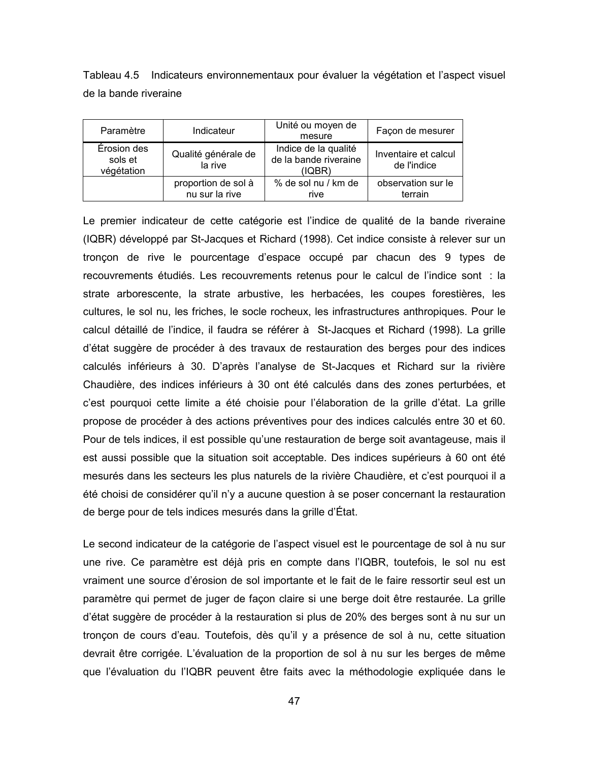Tableau 4.5 Indicateurs environnementaux pour évaluer la végétation et l'aspect visuel de la bande riveraine

| Paramètre | Indicateur | Unité ou moyen de mesure | Façon de mesurer |
| --- | --- | --- | --- |
| Érosion des sols et végétation | Qualité générale de la rive | Indice de la qualité de la bande riveraine (IQBR) | Inventaire et calcul de l'indice |
| | proportion de sol à nu sur la rive | % de sol nu / km de rive | observation sur le terrain |

Le premier indicateur de cette catégorie est l'indice de qualité de la bande riveraine (IQBR) développé par St-Jacques et Richard (1998). Cet indice consiste à relever sur un tronçon de rive le pourcentage d'espace occupé par chacun des 9 types de recouvrements étudiés. Les recouvrements retenus pour le calcul de l'indice sont : la strate arborescente, la strate arbustive, les herbacées, les coupes forestières, les cultures, le sol nu, les friches, le socle rocheux, les infrastructures anthropiques. Pour le calcul détaillé de l'indice, il faudra se référer à St-Jacques et Richard (1998). La grille d'état suggère de procéder à des travaux de restauration des berges pour des indices calculés inférieurs à 30. D'après l'analyse de St-Jacques et Richard sur la rivière Chaudière, des indices inférieurs à 30 ont été calculés dans des zones perturbées, et c'est pourquoi cette limite a été choisie pour l'élaboration de la grille d'état. La grille propose de procéder à des actions préventives pour des indices calculés entre 30 et 60. Pour de tels indices, il est possible qu'une restauration de berge soit avantageuse, mais il est aussi possible que la situation soit acceptable. Des indices supérieurs à 60 ont été mesurés dans les secteurs les plus naturels de la rivière Chaudière, et c'est pourquoi il a été choisi de considérer qu'il n'y a aucune question à se poser concernant la restauration de berge pour de tels indices mesurés dans la grille d'État.

Le second indicateur de la catégorie de l'aspect visuel est le pourcentage de sol à nu sur une rive. Ce paramètre est déjà pris en compte dans l'IQBR, toutefois, le sol nu est vraiment une source d'érosion de sol importante et le fait de le faire ressortir seul est un paramètre qui permet de juger de façon claire si une berge doit être restaurée. La grille d'état suggère de procéder à la restauration si plus de 20% des berges sont à nu sur un tronçon de cours d'eau. Toutefois, dès qu'il y a présence de sol à nu, cette situation devrait être corrigée. L'évaluation de la proportion de sol à nu sur les berges de même que l'évaluation du l'IQBR peuvent être faits avec la méthodologie expliquée dans le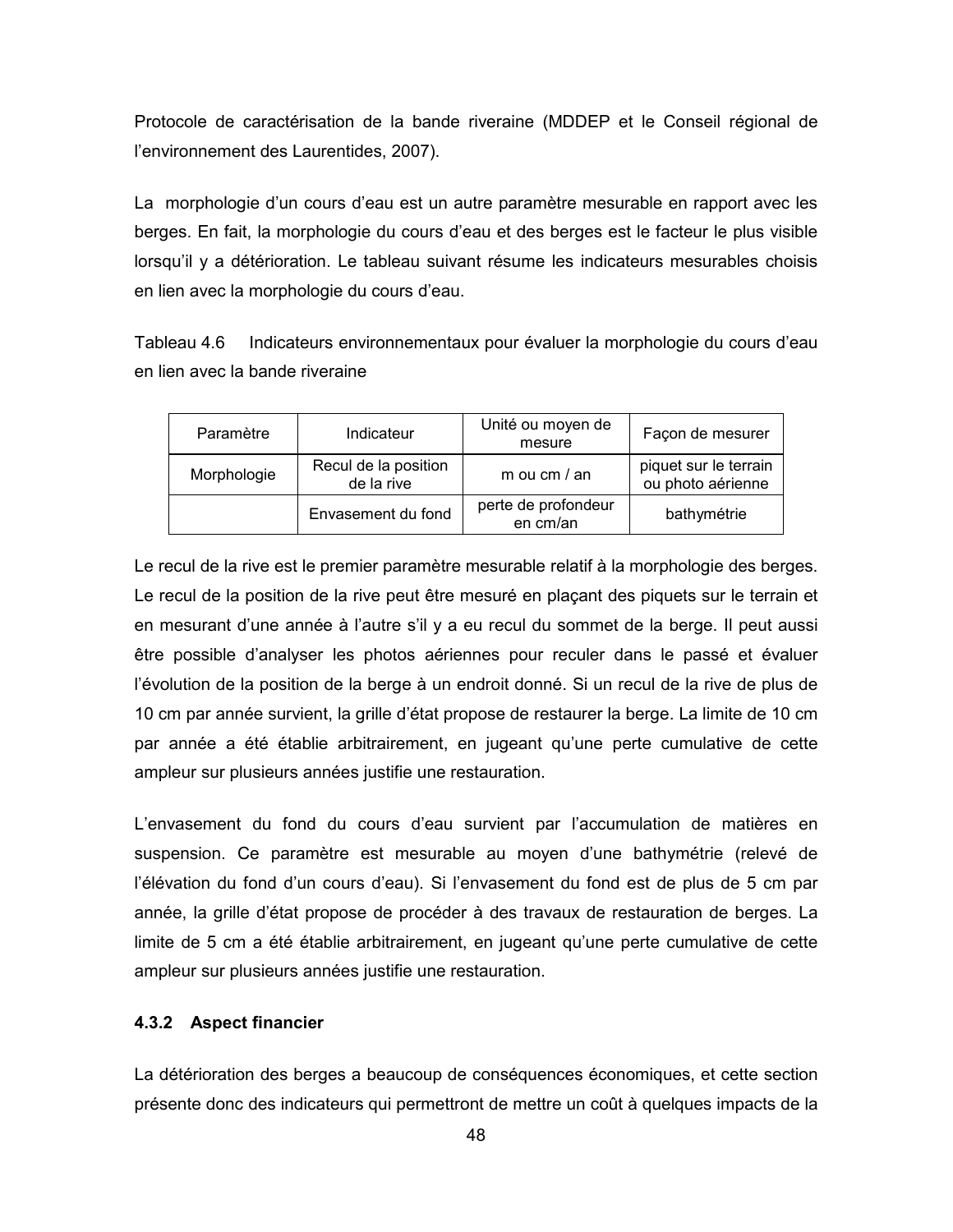Protocole de caractérisation de la bande riveraine (MDDEP et le Conseil régional de l'environnement des Laurentides, 2007).

La morphologie d'un cours d'eau est un autre paramètre mesurable en rapport avec les berges. En fait, la morphologie du cours d'eau et des berges est le facteur le plus visible lorsqu'il y a détérioration. Le tableau suivant résume les indicateurs mesurables choisis en lien avec la morphologie du cours d'eau.

Tableau 4.6 Indicateurs environnementaux pour évaluer la morphologie du cours d'eau en lien avec la bande riveraine

| Paramètre | Indicateur | Unité ou moyen de mesure | Façon de mesurer |
|---|---|---|---|
| Morphologie | Recul de la position de la rive | m ou cm / an | piquet sur le terrain ou photo aérienne |
| | Envasement du fond | perte de profondeur en cm/an | bathymétrie |

Le recul de la rive est le premier paramètre mesurable relatif à la morphologie des berges. Le recul de la position de la rive peut être mesuré en plaçant des piquets sur le terrain et en mesurant d'une année à l'autre s'il y a eu recul du sommet de la berge. Il peut aussi être possible d'analyser les photos aériennes pour reculer dans le passé et évaluer l'évolution de la position de la berge à un endroit donné. Si un recul de la rive de plus de 10 cm par année survient, la grille d'état propose de restaurer la berge. La limite de 10 cm par année a été établie arbitrairement, en jugeant qu'une perte cumulative de cette ampleur sur plusieurs années justifie une restauration.

L'envasement du fond du cours d'eau survient par l'accumulation de matières en suspension. Ce paramètre est mesurable au moyen d'une bathymétrie (relevé de l'élévation du fond d'un cours d'eau). Si l'envasement du fond est de plus de 5 cm par année, la grille d'état propose de procéder à des travaux de restauration de berges. La limite de 5 cm a été établie arbitrairement, en jugeant qu'une perte cumulative de cette ampleur sur plusieurs années justifie une restauration.

### 4.3.2 Aspect financier

La détérioration des berges a beaucoup de conséquences économiques, et cette section présente donc des indicateurs qui permettront de mettre un coût à quelques impacts de la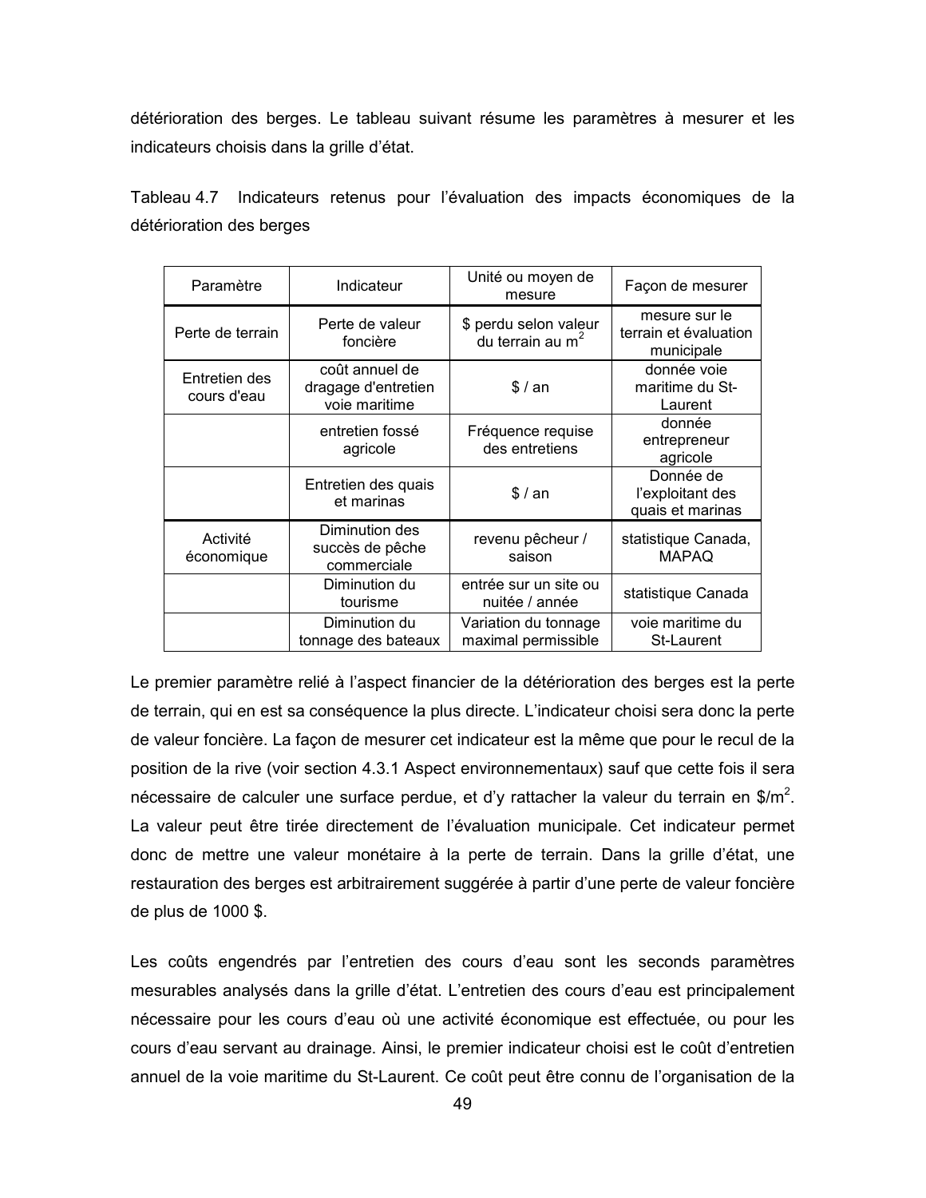détérioration des berges. Le tableau suivant résume les paramètres à mesurer et les indicateurs choisis dans la grille d'état.

Tableau 4.7 Indicateurs retenus pour l'évaluation des impacts économiques de la détérioration des berges

| Paramètre | Indicateur | Unité ou moyen de mesure | Façon de mesurer |
|---|---|---|---|
| Perte de terrain | Perte de valeur foncière | $ perdu selon valeur du terrain au $m^2$ | mesure sur le terrain et évaluation municipale |
| Entretien des cours d'eau | coût annuel de dragage d'entretien voie maritime | $ / an | donnée voie maritime du St-Laurent |
| | entretien fossé agricole | Fréquence requise des entretiens | donnée entrepreneur agricole |
| | Entretien des quais et marinas | $ / an | Donnée de l'exploitant des quais et marinas |
| Activité économique | Diminution des succès de pêche commerciale | revenu pêcheur / saison | statistique Canada, MAPAQ |
| | Diminution du tourisme | entrée sur un site ou nuitée / année | statistique Canada |
| | Diminution du tonnage des bateaux | Variation du tonnage maximal permissible | voie maritime du St-Laurent |

Le premier paramètre relié à l'aspect financier de la détérioration des berges est la perte de terrain, qui en est sa conséquence la plus directe. L'indicateur choisi sera donc la perte de valeur foncière. La façon de mesurer cet indicateur est la même que pour le recul de la position de la rive (voir section 4.3.1 Aspect environnementaux) sauf que cette fois il sera nécessaire de calculer une surface perdue, et d'y rattacher la valeur du terrain en $/$m^2$. La valeur peut être tirée directement de l'évaluation municipale. Cet indicateur permet donc de mettre une valeur monétaire à la perte de terrain. Dans la grille d'état, une restauration des berges est arbitrairement suggérée à partir d'une perte de valeur foncière de plus de 1000 $.

Les coûts engendrés par l'entretien des cours d'eau sont les seconds paramètres mesurables analysés dans la grille d'état. L'entretien des cours d'eau est principalement nécessaire pour les cours d'eau où une activité économique est effectuée, ou pour les cours d'eau servant au drainage. Ainsi, le premier indicateur choisi est le coût d'entretien annuel de la voie maritime du St-Laurent. Ce coût peut être connu de l'organisation de la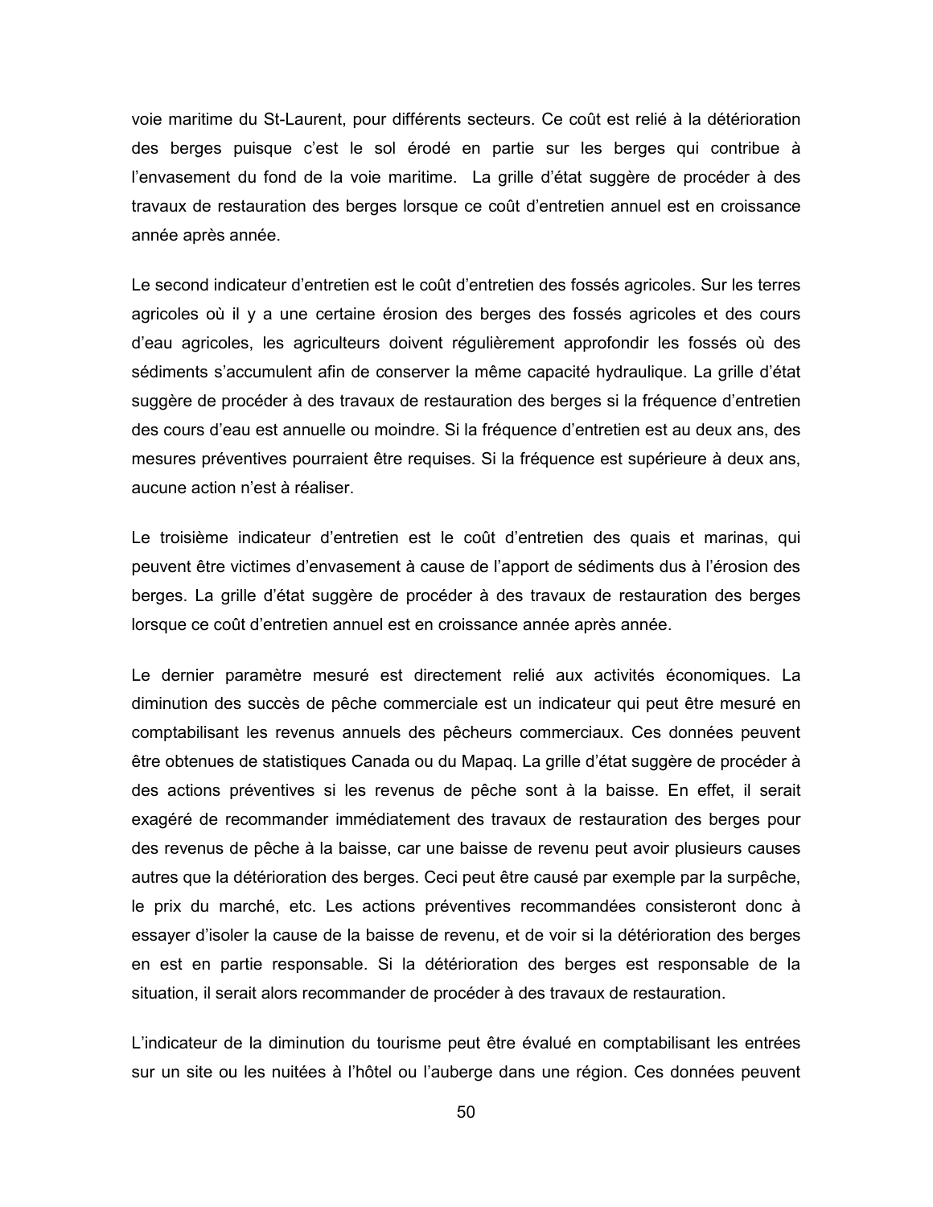voie maritime du St-Laurent, pour différents secteurs. Ce coût est relié à la détérioration des berges puisque c'est le sol érodé en partie sur les berges qui contribue à l'envasement du fond de la voie maritime. La grille d'état suggère de procéder à des travaux de restauration des berges lorsque ce coût d'entretien annuel est en croissance année après année.

Le second indicateur d'entretien est le coût d'entretien des fossés agricoles. Sur les terres agricoles où il y a une certaine érosion des berges des fossés agricoles et des cours d'eau agricoles, les agriculteurs doivent régulièrement approfondir les fossés où des sédiments s'accumulent afin de conserver la même capacité hydraulique. La grille d'état suggère de procéder à des travaux de restauration des berges si la fréquence d'entretien des cours d'eau est annuelle ou moindre. Si la fréquence d'entretien est au deux ans, des mesures préventives pourraient être requises. Si la fréquence est supérieure à deux ans, aucune action n'est à réaliser.

Le troisième indicateur d'entretien est le coût d'entretien des quais et marinas, qui peuvent être victimes d'envasement à cause de l'apport de sédiments dus à l'érosion des berges. La grille d'état suggère de procéder à des travaux de restauration des berges lorsque ce coût d'entretien annuel est en croissance année après année.

Le dernier paramètre mesuré est directement relié aux activités économiques. La diminution des succès de pêche commerciale est un indicateur qui peut être mesuré en comptabilisant les revenus annuels des pêcheurs commerciaux. Ces données peuvent être obtenues de statistiques Canada ou du Mapaq. La grille d'état suggère de procéder à des actions préventives si les revenus de pêche sont à la baisse. En effet, il serait exagéré de recommander immédiatement des travaux de restauration des berges pour des revenus de pêche à la baisse, car une baisse de revenu peut avoir plusieurs causes autres que la détérioration des berges. Ceci peut être causé par exemple par la surpêche, le prix du marché, etc. Les actions préventives recommandées consisteront donc à essayer d'isoler la cause de la baisse de revenu, et de voir si la détérioration des berges en est en partie responsable. Si la détérioration des berges est responsable de la situation, il serait alors recommander de procéder à des travaux de restauration.

L'indicateur de la diminution du tourisme peut être évalué en comptabilisant les entrées sur un site ou les nuitées à l'hôtel ou l'auberge dans une région. Ces données peuvent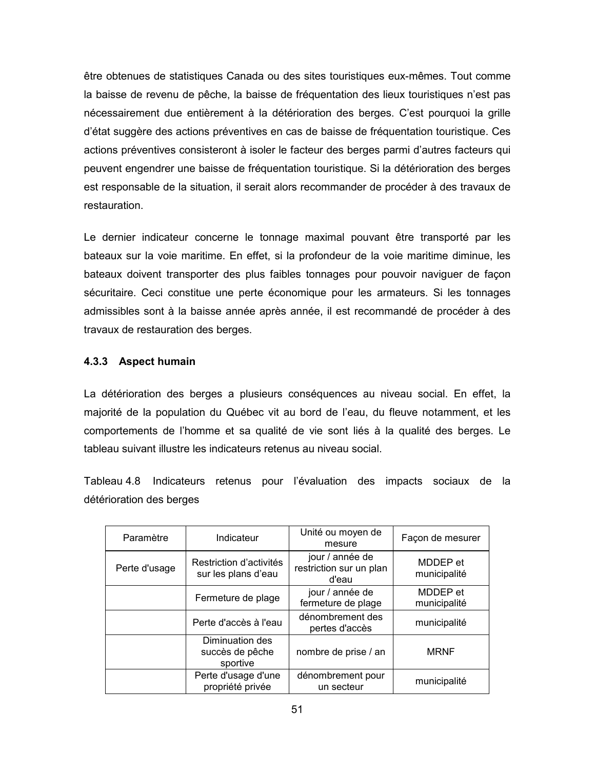être obtenues de statistiques Canada ou des sites touristiques eux-mêmes. Tout comme la baisse de revenu de pêche, la baisse de fréquentation des lieux touristiques n'est pas nécessairement due entièrement à la détérioration des berges. C'est pourquoi la grille d'état suggère des actions préventives en cas de baisse de fréquentation touristique. Ces actions préventives consisteront à isoler le facteur des berges parmi d'autres facteurs qui peuvent engendrer une baisse de fréquentation touristique. Si la détérioration des berges est responsable de la situation, il serait alors recommander de procéder à des travaux de restauration.

Le dernier indicateur concerne le tonnage maximal pouvant être transporté par les bateaux sur la voie maritime. En effet, si la profondeur de la voie maritime diminue, les bateaux doivent transporter des plus faibles tonnages pour pouvoir naviguer de façon sécuritaire. Ceci constitue une perte économique pour les armateurs. Si les tonnages admissibles sont à la baisse année après année, il est recommandé de procéder à des travaux de restauration des berges.

### 4.3.3 Aspect humain

La détérioration des berges a plusieurs conséquences au niveau social. En effet, la majorité de la population du Québec vit au bord de l'eau, du fleuve notamment, et les comportements de l'homme et sa qualité de vie sont liés à la qualité des berges. Le tableau suivant illustre les indicateurs retenus au niveau social.

Tableau 4.8 Indicateurs retenus pour l'évaluation des impacts sociaux de la détérioration des berges

| Paramètre | Indicateur | Unité ou moyen de mesure | Façon de mesurer |
|---|---|---|---|
| Perte d'usage | Restriction d'activités sur les plans d'eau | jour / année de restriction sur un plan d'eau | MDDEP et municipalité |
| | Fermeture de plage | jour / année de fermeture de plage | MDDEP et municipalité |
| | Perte d'accès à l'eau | dénombrement des pertes d'accès | municipalité |
| | Diminution des succès de pêche sportive | nombre de prise / an | MRNF |
| | Perte d'usage d'une propriété privée | dénombrement pour un secteur | municipalité |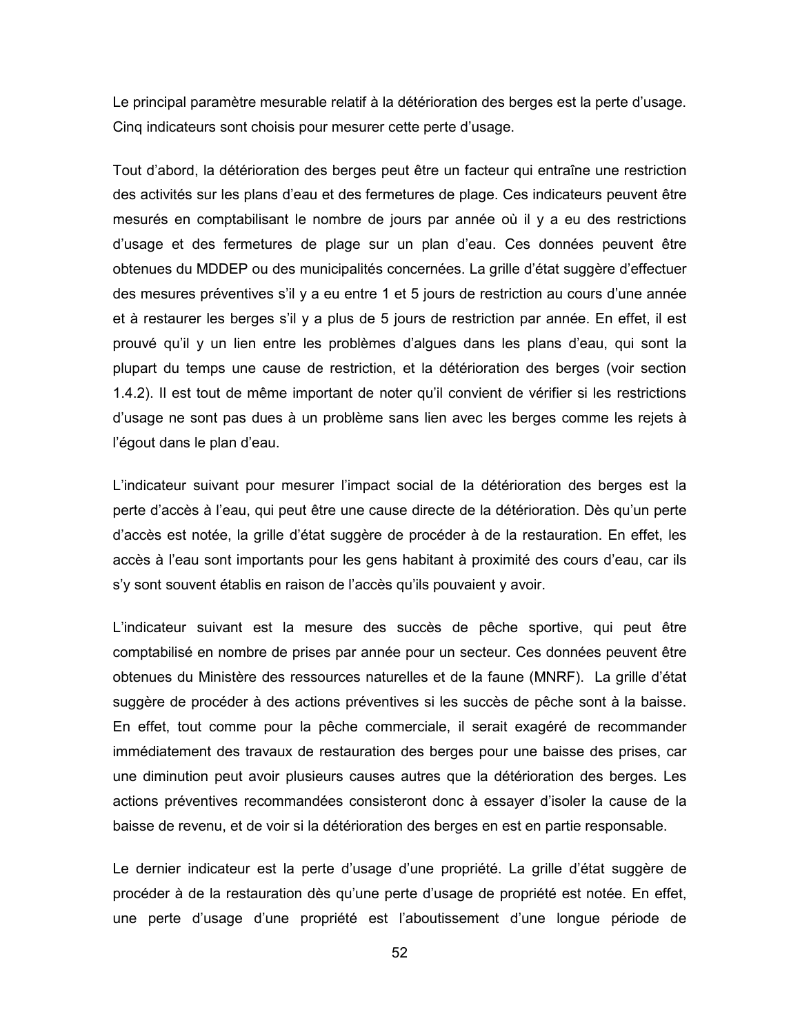Le principal paramètre mesurable relatif à la détérioration des berges est la perte d'usage. Cinq indicateurs sont choisis pour mesurer cette perte d'usage.

Tout d'abord, la détérioration des berges peut être un facteur qui entraîne une restriction des activités sur les plans d'eau et des fermetures de plage. Ces indicateurs peuvent être mesurés en comptabilisant le nombre de jours par année où il y a eu des restrictions d'usage et des fermetures de plage sur un plan d'eau. Ces données peuvent être obtenues du MDDEP ou des municipalités concernées. La grille d'état suggère d'effectuer des mesures préventives s'il y a eu entre 1 et 5 jours de restriction au cours d'une année et à restaurer les berges s'il y a plus de 5 jours de restriction par année. En effet, il est prouvé qu'il y un lien entre les problèmes d'algues dans les plans d'eau, qui sont la plupart du temps une cause de restriction, et la détérioration des berges (voir section 1.4.2). Il est tout de même important de noter qu'il convient de vérifier si les restrictions d'usage ne sont pas dues à un problème sans lien avec les berges comme les rejets à l'égout dans le plan d'eau.

L'indicateur suivant pour mesurer l'impact social de la détérioration des berges est la perte d'accès à l'eau, qui peut être une cause directe de la détérioration. Dès qu'un perte d'accès est notée, la grille d'état suggère de procéder à de la restauration. En effet, les accès à l'eau sont importants pour les gens habitant à proximité des cours d'eau, car ils s'y sont souvent établis en raison de l'accès qu'ils pouvaient y avoir.

L'indicateur suivant est la mesure des succès de pêche sportive, qui peut être comptabilisé en nombre de prises par année pour un secteur. Ces données peuvent être obtenues du Ministère des ressources naturelles et de la faune (MNRF). La grille d'état suggère de procéder à des actions préventives si les succès de pêche sont à la baisse. En effet, tout comme pour la pêche commerciale, il serait exagéré de recommander immédiatement des travaux de restauration des berges pour une baisse des prises, car une diminution peut avoir plusieurs causes autres que la détérioration des berges. Les actions préventives recommandées consisteront donc à essayer d'isoler la cause de la baisse de revenu, et de voir si la détérioration des berges en est en partie responsable.

Le dernier indicateur est la perte d'usage d'une propriété. La grille d'état suggère de procéder à de la restauration dès qu'une perte d'usage de propriété est notée. En effet, une perte d'usage d'une propriété est l'aboutissement d'une longue période de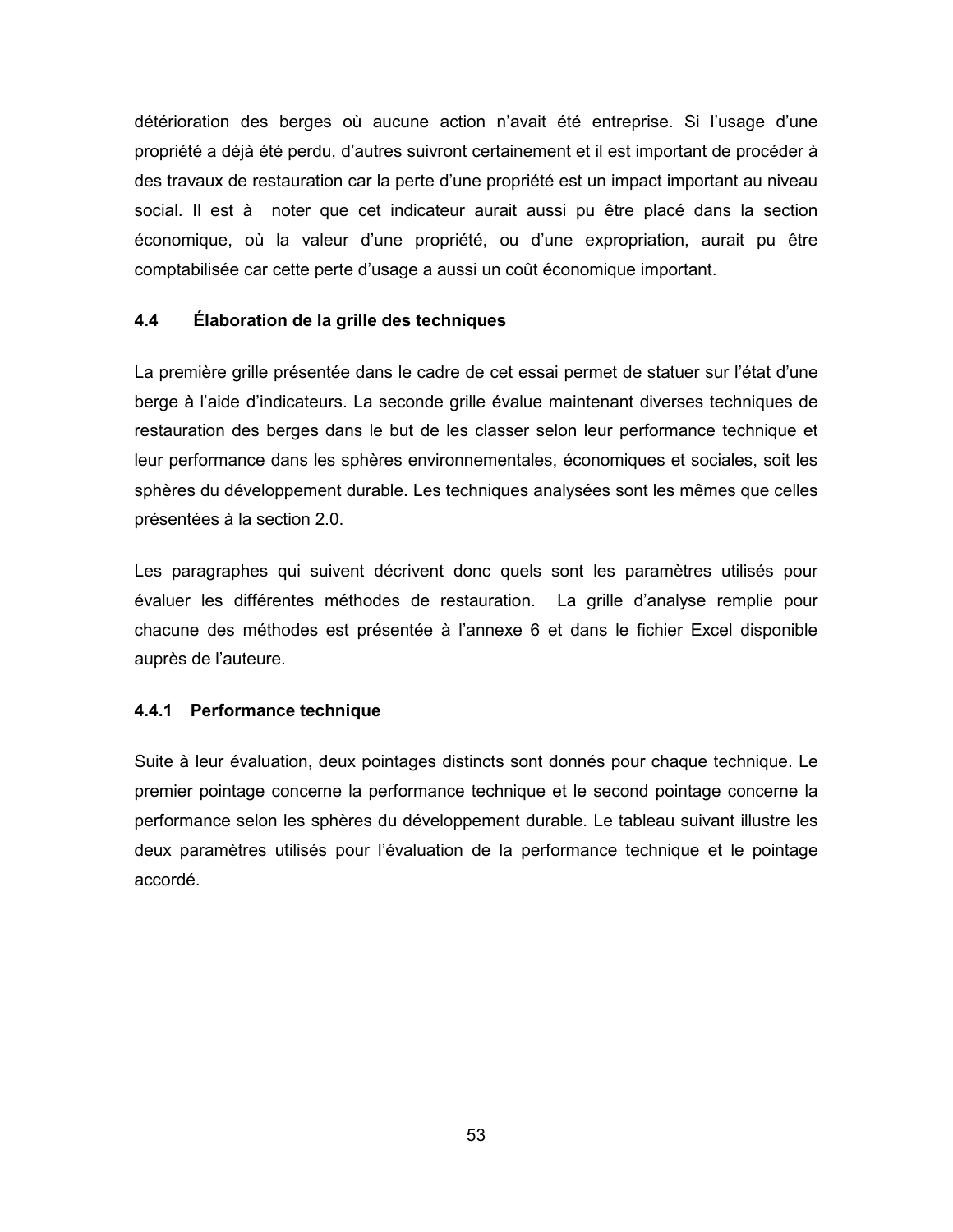détérioration des berges où aucune action n'avait été entreprise. Si l'usage d'une propriété a déjà été perdu, d'autres suivront certainement et il est important de procéder à des travaux de restauration car la perte d'une propriété est un impact important au niveau social. Il est à noter que cet indicateur aurait aussi pu être placé dans la section économique, où la valeur d'une propriété, ou d'une expropriation, aurait pu être comptabilisée car cette perte d'usage a aussi un coût économique important.

## 4.4 Élaboration de la grille des techniques

La première grille présentée dans le cadre de cet essai permet de statuer sur l'état d'une berge à l'aide d'indicateurs. La seconde grille évalue maintenant diverses techniques de restauration des berges dans le but de les classer selon leur performance technique et leur performance dans les sphères environnementales, économiques et sociales, soit les sphères du développement durable. Les techniques analysées sont les mêmes que celles présentées à la section 2.0.

Les paragraphes qui suivent décrivent donc quels sont les paramètres utilisés pour évaluer les différentes méthodes de restauration. La grille d'analyse remplie pour chacune des méthodes est présentée à l'annexe 6 et dans le fichier Excel disponible auprès de l'auteure.

### 4.4.1 Performance technique

Suite à leur évaluation, deux pointages distincts sont donnés pour chaque technique. Le premier pointage concerne la performance technique et le second pointage concerne la performance selon les sphères du développement durable. Le tableau suivant illustre les deux paramètres utilisés pour l'évaluation de la performance technique et le pointage accordé.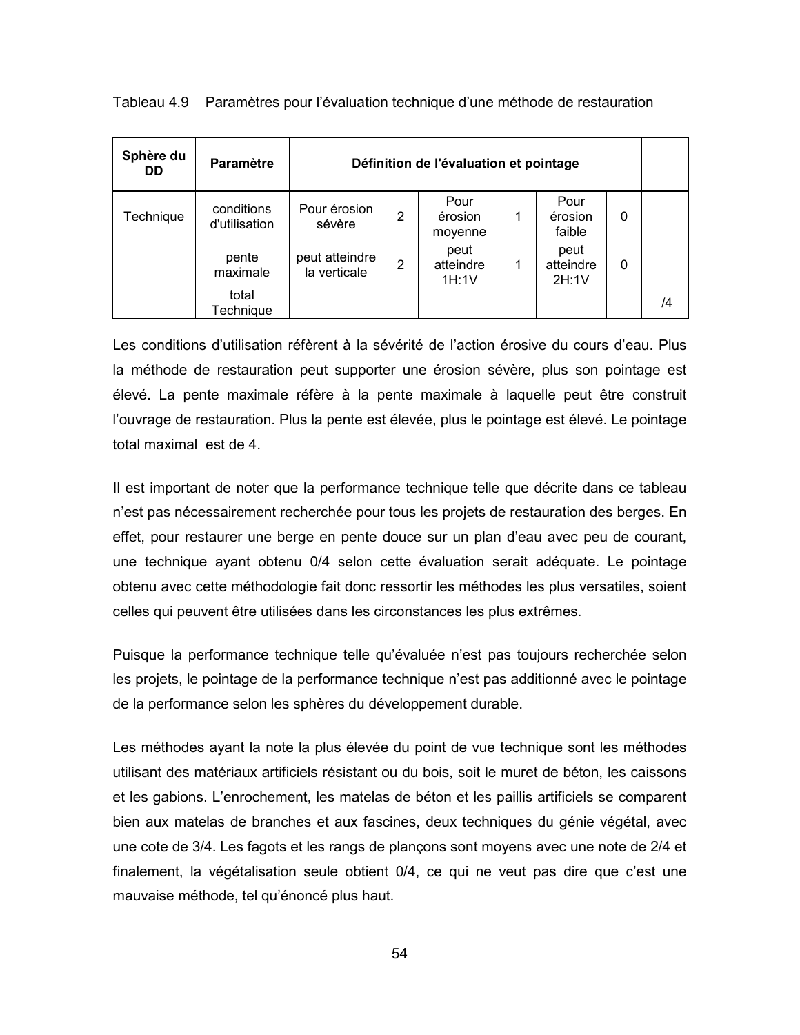Tableau 4.9 Paramètres pour l'évaluation technique d'une méthode de restauration

| Sphère du DD | Paramètre | Définition de l'évaluation et pointage | | | | | | |
|---|---|---|---|---|---|---|---|---|
| Technique | conditions d'utilisation | Pour érosion sévère | 2 | Pour érosion moyenne | 1 | Pour érosion faible | 0 | |
| | pente maximale | peut atteindre la verticale | 2 | peut atteindre 1H:1V | 1 | peut atteindre 2H:1V | 0 | |
| | total Technique | | | | | | | /4 |

Les conditions d'utilisation réfèrent à la sévérité de l'action érosive du cours d'eau. Plus la méthode de restauration peut supporter une érosion sévère, plus son pointage est élevé. La pente maximale réfère à la pente maximale à laquelle peut être construit l'ouvrage de restauration. Plus la pente est élevée, plus le pointage est élevé. Le pointage total maximal est de 4.

Il est important de noter que la performance technique telle que décrite dans ce tableau n'est pas nécessairement recherchée pour tous les projets de restauration des berges. En effet, pour restaurer une berge en pente douce sur un plan d'eau avec peu de courant, une technique ayant obtenu 0/4 selon cette évaluation serait adéquate. Le pointage obtenu avec cette méthodologie fait donc ressortir les méthodes les plus versatiles, soient celles qui peuvent être utilisées dans les circonstances les plus extrêmes.

Puisque la performance technique telle qu'évaluée n'est pas toujours recherchée selon les projets, le pointage de la performance technique n'est pas additionné avec le pointage de la performance selon les sphères du développement durable.

Les méthodes ayant la note la plus élevée du point de vue technique sont les méthodes utilisant des matériaux artificiels résistant ou du bois, soit le muret de béton, les caissons et les gabions. L'enrochement, les matelas de béton et les paillis artificiels se comparent bien aux matelas de branches et aux fascines, deux techniques du génie végétal, avec une cote de 3/4. Les fagots et les rangs de plançons sont moyens avec une note de 2/4 et finalement, la végétalisation seule obtient 0/4, ce qui ne veut pas dire que c'est une mauvaise méthode, tel qu'énoncé plus haut.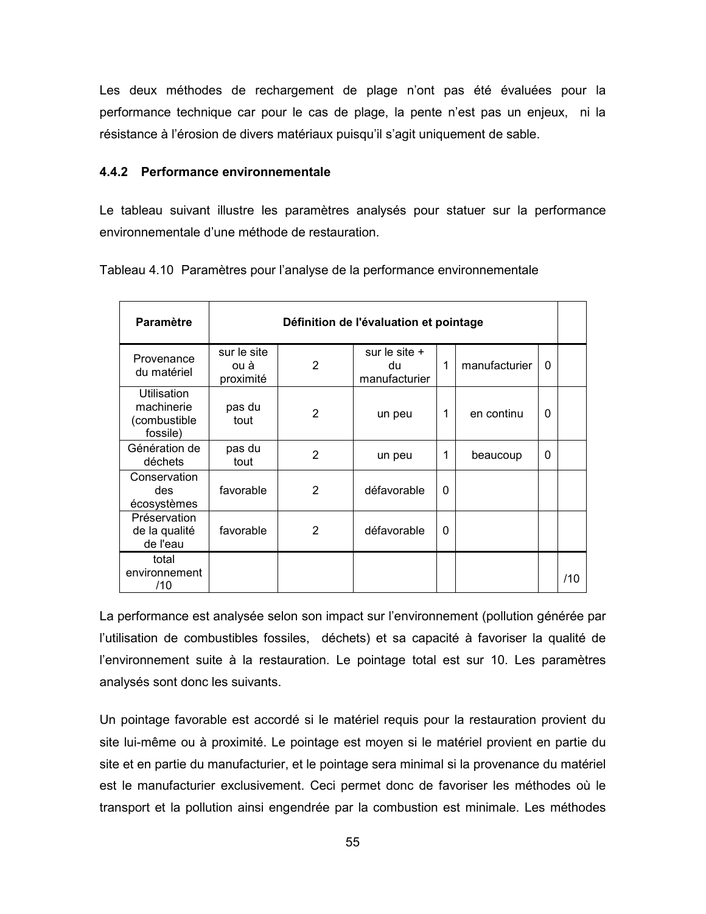Les deux méthodes de rechargement de plage n'ont pas été évaluées pour la performance technique car pour le cas de plage, la pente n'est pas un enjeux, ni la résistance à l'érosion de divers matériaux puisqu'il s'agit uniquement de sable.

### 4.4.2 Performance environnementale

Le tableau suivant illustre les paramètres analysés pour statuer sur la performance environnementale d'une méthode de restauration.

Tableau 4.10 Paramètres pour l'analyse de la performance environnementale

| Paramètre | Définition de l'évaluation et pointage | | | | | | |
|---|---|---|---|---|---|---|---|
| Provenance du matériel | sur le site ou à proximité | 2 | sur le site + du manufacturier | 1 | manufacturier | 0 | |
| Utilisation machinerie (combustible fossile) | pas du tout | 2 | un peu | 1 | en continu | 0 | |
| Génération de déchets | pas du tout | 2 | un peu | 1 | beaucoup | 0 | |
| Conservation des écosystèmes | favorable | 2 | défavorable | 0 | | | |
| Préservation de la qualité de l'eau | favorable | 2 | défavorable | 0 | | | |
| total environnement /10 | | | | | | | /10 |

La performance est analysée selon son impact sur l'environnement (pollution générée par l'utilisation de combustibles fossiles, déchets) et sa capacité à favoriser la qualité de l'environnement suite à la restauration. Le pointage total est sur 10. Les paramètres analysés sont donc les suivants.

Un pointage favorable est accordé si le matériel requis pour la restauration provient du site lui-même ou à proximité. Le pointage est moyen si le matériel provient en partie du site et en partie du manufacturier, et le pointage sera minimal si la provenance du matériel est le manufacturier exclusivement. Ceci permet donc de favoriser les méthodes où le transport et la pollution ainsi engendrée par la combustion est minimale. Les méthodes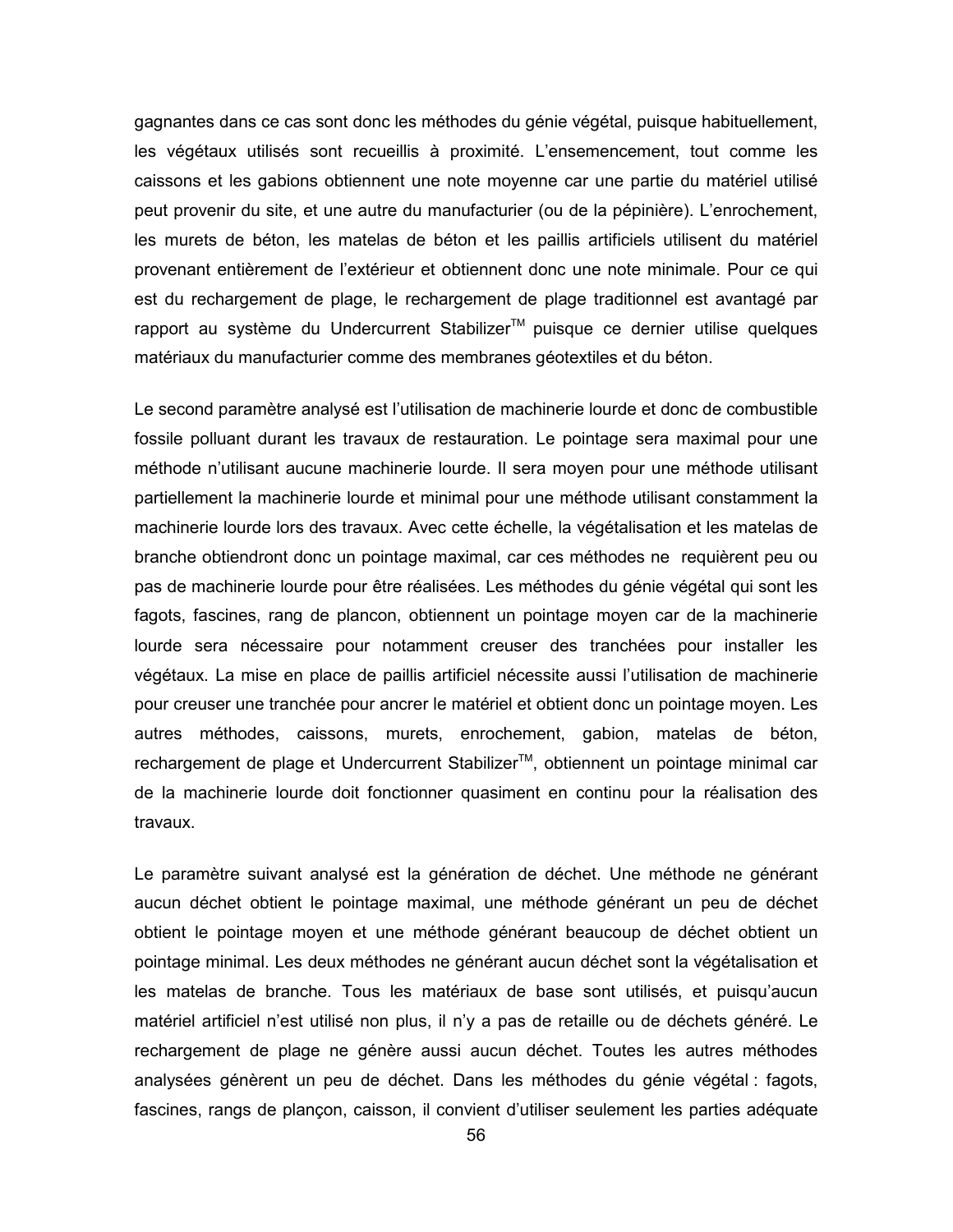gagnantes dans ce cas sont donc les méthodes du génie végétal, puisque habituellement, les végétaux utilisés sont recueillis à proximité. L'ensemencement, tout comme les caissons et les gabions obtiennent une note moyenne car une partie du matériel utilisé peut provenir du site, et une autre du manufacturier (ou de la pépinière). L'enrochement, les murets de béton, les matelas de béton et les paillis artificiels utilisent du matériel provenant entièrement de l'extérieur et obtiennent donc une note minimale. Pour ce qui est du rechargement de plage, le rechargement de plage traditionnel est avantagé par rapport au système du Undercurrent Stabilizer™ puisque ce dernier utilise quelques matériaux du manufacturier comme des membranes géotextiles et du béton.

Le second paramètre analysé est l'utilisation de machinerie lourde et donc de combustible fossile polluant durant les travaux de restauration. Le pointage sera maximal pour une méthode n'utilisant aucune machinerie lourde. Il sera moyen pour une méthode utilisant partiellement la machinerie lourde et minimal pour une méthode utilisant constamment la machinerie lourde lors des travaux. Avec cette échelle, la végétalisation et les matelas de branche obtiendront donc un pointage maximal, car ces méthodes ne requièrent peu ou pas de machinerie lourde pour être réalisées. Les méthodes du génie végétal qui sont les fagots, fascines, rang de plancon, obtiennent un pointage moyen car de la machinerie lourde sera nécessaire pour notamment creuser des tranchées pour installer les végétaux. La mise en place de paillis artificiel nécessite aussi l'utilisation de machinerie pour creuser une tranchée pour ancrer le matériel et obtient donc un pointage moyen. Les autres méthodes, caissons, murets, enrochement, gabion, matelas de béton, rechargement de plage et Undercurrent Stabilizer™, obtiennent un pointage minimal car de la machinerie lourde doit fonctionner quasiment en continu pour la réalisation des travaux.

Le paramètre suivant analysé est la génération de déchet. Une méthode ne générant aucun déchet obtient le pointage maximal, une méthode générant un peu de déchet obtient le pointage moyen et une méthode générant beaucoup de déchet obtient un pointage minimal. Les deux méthodes ne générant aucun déchet sont la végétalisation et les matelas de branche. Tous les matériaux de base sont utilisés, et puisqu'aucun matériel artificiel n'est utilisé non plus, il n'y a pas de retaille ou de déchets généré. Le rechargement de plage ne génère aussi aucun déchet. Toutes les autres méthodes analysées génèrent un peu de déchet. Dans les méthodes du génie végétal : fagots, fascines, rangs de plançon, caisson, il convient d'utiliser seulement les parties adéquate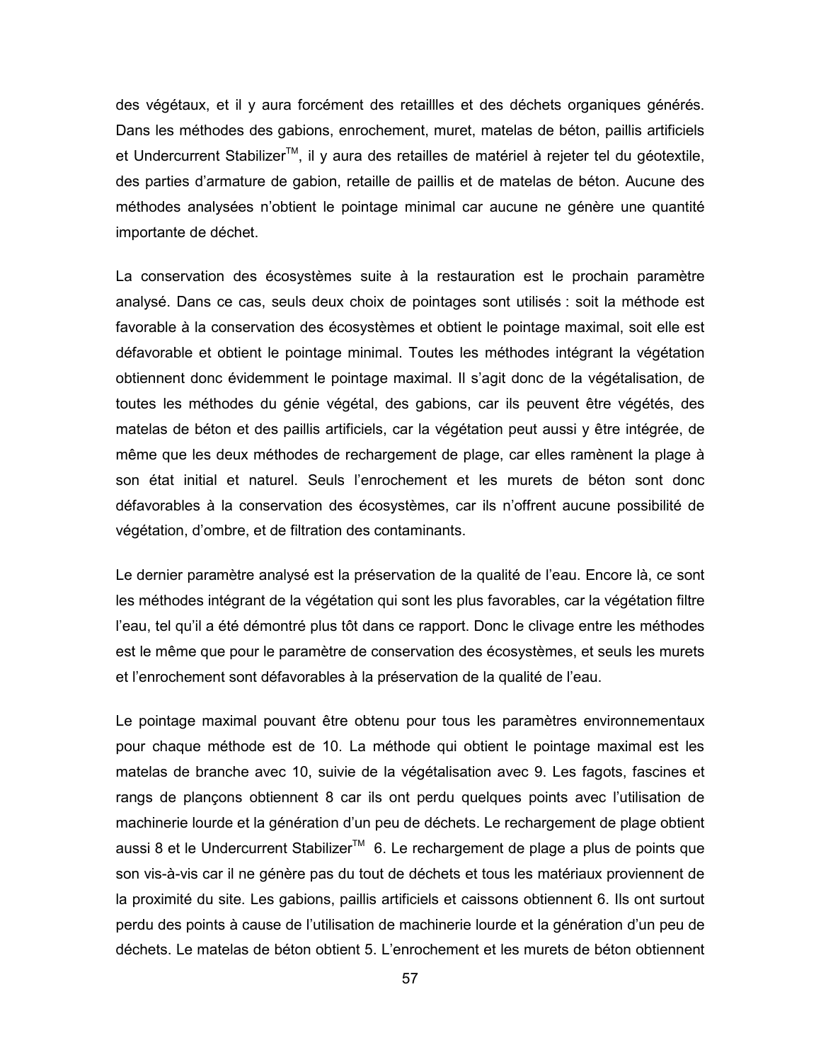des végétaux, et il y aura forcément des retaillles et des déchets organiques générés. Dans les méthodes des gabions, enrochement, muret, matelas de béton, paillis artificiels et Undercurrent Stabilizer™, il y aura des retailles de matériel à rejeter tel du géotextile, des parties d'armature de gabion, retaille de paillis et de matelas de béton. Aucune des méthodes analysées n'obtient le pointage minimal car aucune ne génère une quantité importante de déchet.

La conservation des écosystèmes suite à la restauration est le prochain paramètre analysé. Dans ce cas, seuls deux choix de pointages sont utilisés : soit la méthode est favorable à la conservation des écosystèmes et obtient le pointage maximal, soit elle est défavorable et obtient le pointage minimal. Toutes les méthodes intégrant la végétation obtiennent donc évidemment le pointage maximal. Il s'agit donc de la végétalisation, de toutes les méthodes du génie végétal, des gabions, car ils peuvent être végétés, des matelas de béton et des paillis artificiels, car la végétation peut aussi y être intégrée, de même que les deux méthodes de rechargement de plage, car elles ramènent la plage à son état initial et naturel. Seuls l'enrochement et les murets de béton sont donc défavorables à la conservation des écosystèmes, car ils n'offrent aucune possibilité de végétation, d'ombre, et de filtration des contaminants.

Le dernier paramètre analysé est la préservation de la qualité de l'eau. Encore là, ce sont les méthodes intégrant de la végétation qui sont les plus favorables, car la végétation filtre l'eau, tel qu'il a été démontré plus tôt dans ce rapport. Donc le clivage entre les méthodes est le même que pour le paramètre de conservation des écosystèmes, et seuls les murets et l'enrochement sont défavorables à la préservation de la qualité de l'eau.

Le pointage maximal pouvant être obtenu pour tous les paramètres environnementaux pour chaque méthode est de 10. La méthode qui obtient le pointage maximal est les matelas de branche avec 10, suivie de la végétalisation avec 9. Les fagots, fascines et rangs de plançons obtiennent 8 car ils ont perdu quelques points avec l'utilisation de machinerie lourde et la génération d'un peu de déchets. Le rechargement de plage obtient aussi 8 et le Undercurrent Stabilizer™ 6. Le rechargement de plage a plus de points que son vis-à-vis car il ne génère pas du tout de déchets et tous les matériaux proviennent de la proximité du site. Les gabions, paillis artificiels et caissons obtiennent 6. Ils ont surtout perdu des points à cause de l'utilisation de machinerie lourde et la génération d'un peu de déchets. Le matelas de béton obtient 5. L'enrochement et les murets de béton obtiennent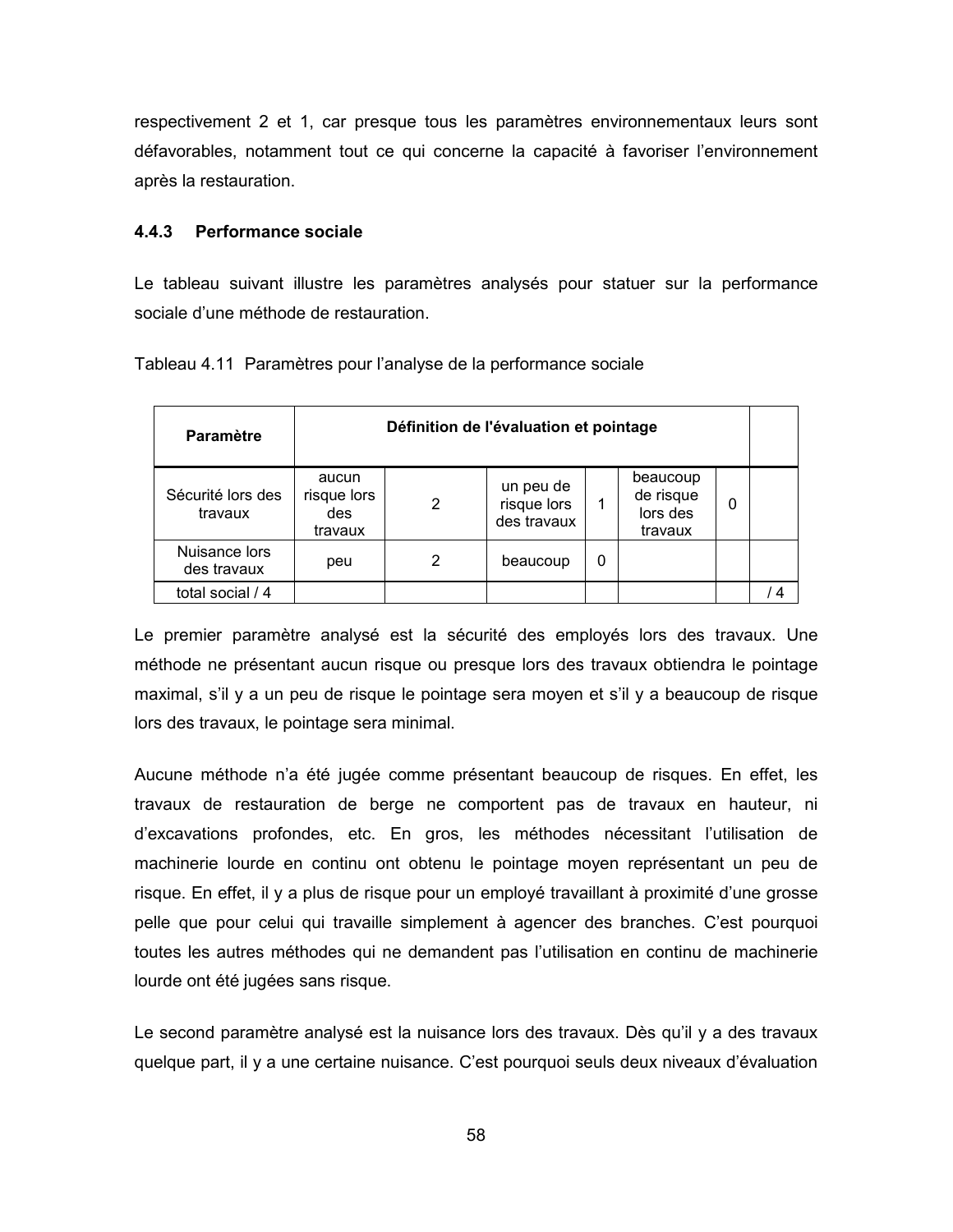respectivement 2 et 1, car presque tous les paramètres environnementaux leurs sont défavorables, notamment tout ce qui concerne la capacité à favoriser l'environnement après la restauration.

### 4.4.3 Performance sociale

Le tableau suivant illustre les paramètres analysés pour statuer sur la performance sociale d'une méthode de restauration.

Tableau 4.11 Paramètres pour l'analyse de la performance sociale

| Paramètre | Définition de l'évaluation et pointage | | | | | | |
|---|---|---|---|---|---|---|---|
| Sécurité lors des travaux | aucun risque lors des travaux | 2 | un peu de risque lors des travaux | 1 | beaucoup de risque lors des travaux | 0 | |
| Nuisance lors des travaux | peu | 2 | beaucoup | 0 | | | |
| total social / 4 | | | | | | | / 4 |

Le premier paramètre analysé est la sécurité des employés lors des travaux. Une méthode ne présentant aucun risque ou presque lors des travaux obtiendra le pointage maximal, s'il y a un peu de risque le pointage sera moyen et s'il y a beaucoup de risque lors des travaux, le pointage sera minimal.

Aucune méthode n'a été jugée comme présentant beaucoup de risques. En effet, les travaux de restauration de berge ne comportent pas de travaux en hauteur, ni d'excavations profondes, etc. En gros, les méthodes nécessitant l'utilisation de machinerie lourde en continu ont obtenu le pointage moyen représentant un peu de risque. En effet, il y a plus de risque pour un employé travaillant à proximité d'une grosse pelle que pour celui qui travaille simplement à agencer des branches. C'est pourquoi toutes les autres méthodes qui ne demandent pas l'utilisation en continu de machinerie lourde ont été jugées sans risque.

Le second paramètre analysé est la nuisance lors des travaux. Dès qu'il y a des travaux quelque part, il y a une certaine nuisance. C'est pourquoi seuls deux niveaux d'évaluation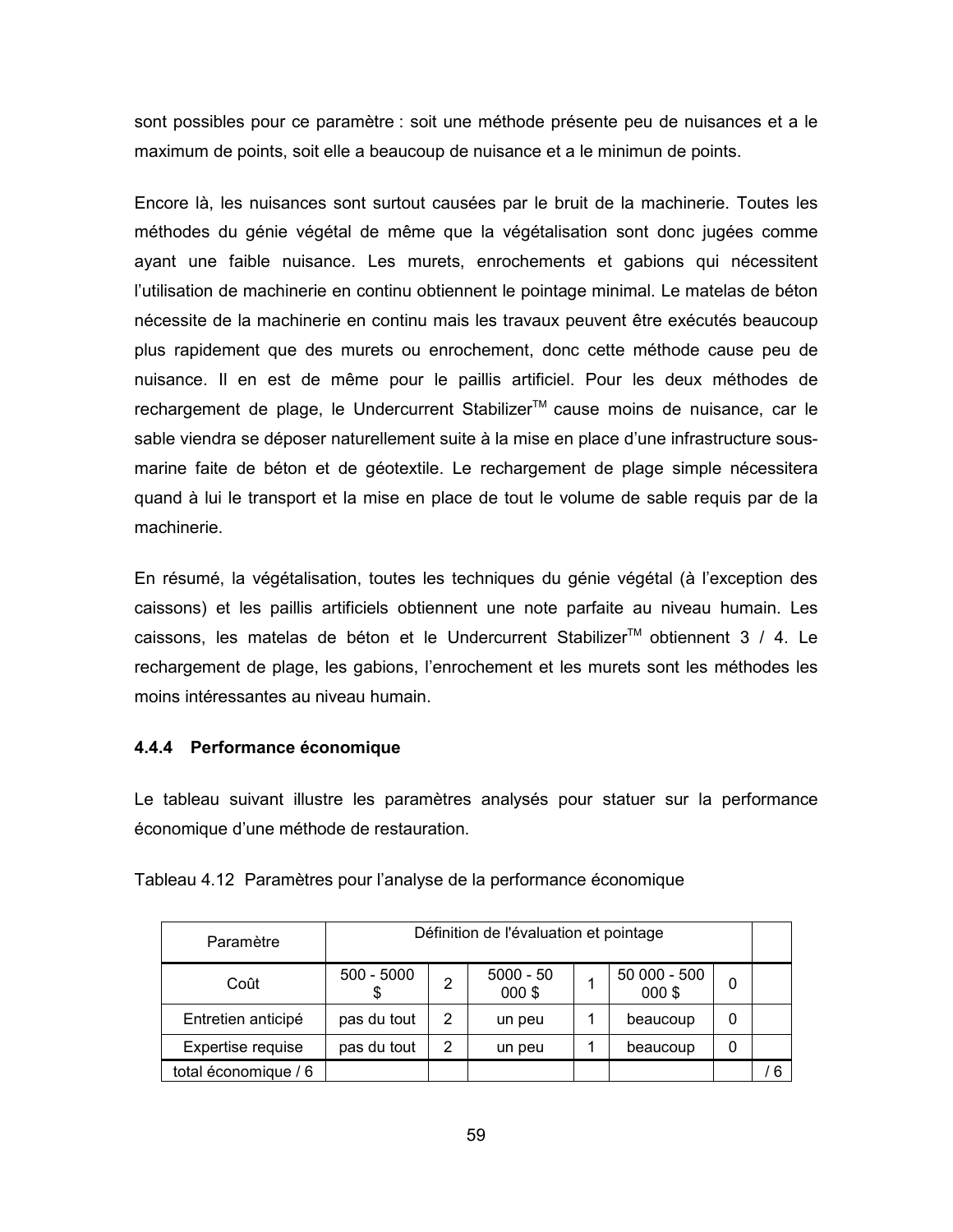sont possibles pour ce paramètre : soit une méthode présente peu de nuisances et a le maximum de points, soit elle a beaucoup de nuisance et a le minimun de points.

Encore là, les nuisances sont surtout causées par le bruit de la machinerie. Toutes les méthodes du génie végétal de même que la végétalisation sont donc jugées comme ayant une faible nuisance. Les murets, enrochements et gabions qui nécessitent l'utilisation de machinerie en continu obtiennent le pointage minimal. Le matelas de béton nécessite de la machinerie en continu mais les travaux peuvent être exécutés beaucoup plus rapidement que des murets ou enrochement, donc cette méthode cause peu de nuisance. Il en est de même pour le paillis artificiel. Pour les deux méthodes de rechargement de plage, le Undercurrent Stabilizer™ cause moins de nuisance, car le sable viendra se déposer naturellement suite à la mise en place d'une infrastructure sous-marine faite de béton et de géotextile. Le rechargement de plage simple nécessitera quand à lui le transport et la mise en place de tout le volume de sable requis par de la machinerie.

En résumé, la végétalisation, toutes les techniques du génie végétal (à l'exception des caissons) et les paillis artificiels obtiennent une note parfaite au niveau humain. Les caissons, les matelas de béton et le Undercurrent Stabilizer™ obtiennent 3 / 4. Le rechargement de plage, les gabions, l'enrochement et les murets sont les méthodes les moins intéressantes au niveau humain.

### 4.4.4 Performance économique

Le tableau suivant illustre les paramètres analysés pour statuer sur la performance économique d'une méthode de restauration.

Tableau 4.12 Paramètres pour l'analyse de la performance économique

| Paramètre | Définition de l'évaluation et pointage | | | | | | |
|---|---|---|---|---|---|---|---|
| Coût | 500 - 5000 $ | 2 | 5000 - 50 000 $ | 1 | 50 000 - 500 000 $ | 0 | |
| Entretien anticipé | pas du tout | 2 | un peu | 1 | beaucoup | 0 | |
| Expertise requise | pas du tout | 2 | un peu | 1 | beaucoup | 0 | |
| total économique / 6 | | | | | | | / 6 |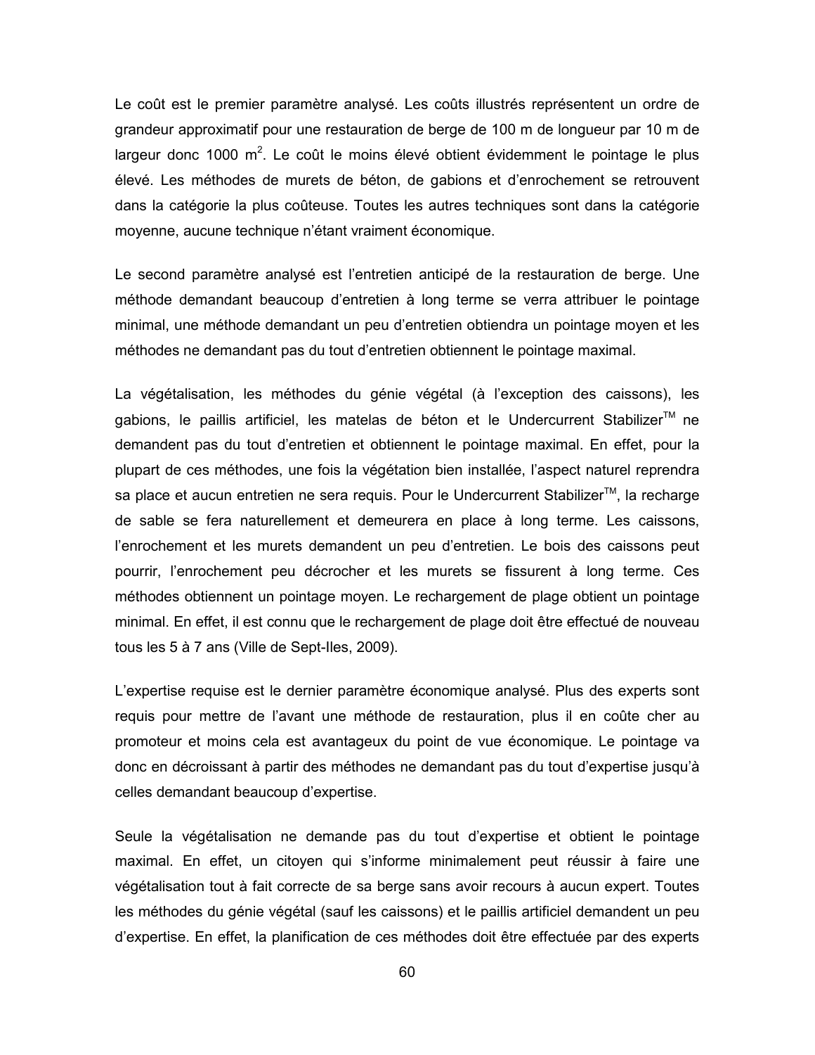Le coût est le premier paramètre analysé. Les coûts illustrés représentent un ordre de grandeur approximatif pour une restauration de berge de 100 m de longueur par 10 m de largeur donc 1000 $m^2$. Le coût le moins élevé obtient évidemment le pointage le plus élevé. Les méthodes de murets de béton, de gabions et d'enrochement se retrouvent dans la catégorie la plus coûteuse. Toutes les autres techniques sont dans la catégorie moyenne, aucune technique n'étant vraiment économique.

Le second paramètre analysé est l'entretien anticipé de la restauration de berge. Une méthode demandant beaucoup d'entretien à long terme se verra attribuer le pointage minimal, une méthode demandant un peu d'entretien obtiendra un pointage moyen et les méthodes ne demandant pas du tout d'entretien obtiennent le pointage maximal.

La végétalisation, les méthodes du génie végétal (à l'exception des caissons), les gabions, le paillis artificiel, les matelas de béton et le Undercurrent Stabilizer™ ne demandent pas du tout d'entretien et obtiennent le pointage maximal. En effet, pour la plupart de ces méthodes, une fois la végétation bien installée, l'aspect naturel reprendra sa place et aucun entretien ne sera requis. Pour le Undercurrent Stabilizer™, la recharge de sable se fera naturellement et demeurera en place à long terme. Les caissons, l'enrochement et les murets demandent un peu d'entretien. Le bois des caissons peut pourrir, l'enrochement peu décrocher et les murets se fissurent à long terme. Ces méthodes obtiennent un pointage moyen. Le rechargement de plage obtient un pointage minimal. En effet, il est connu que le rechargement de plage doit être effectué de nouveau tous les 5 à 7 ans (Ville de Sept-Iles, 2009).

L'expertise requise est le dernier paramètre économique analysé. Plus des experts sont requis pour mettre de l'avant une méthode de restauration, plus il en coûte cher au promoteur et moins cela est avantageux du point de vue économique. Le pointage va donc en décroissant à partir des méthodes ne demandant pas du tout d'expertise jusqu'à celles demandant beaucoup d'expertise.

Seule la végétalisation ne demande pas du tout d'expertise et obtient le pointage maximal. En effet, un citoyen qui s'informe minimalement peut réussir à faire une végétalisation tout à fait correcte de sa berge sans avoir recours à aucun expert. Toutes les méthodes du génie végétal (sauf les caissons) et le paillis artificiel demandent un peu d'expertise. En effet, la planification de ces méthodes doit être effectuée par des experts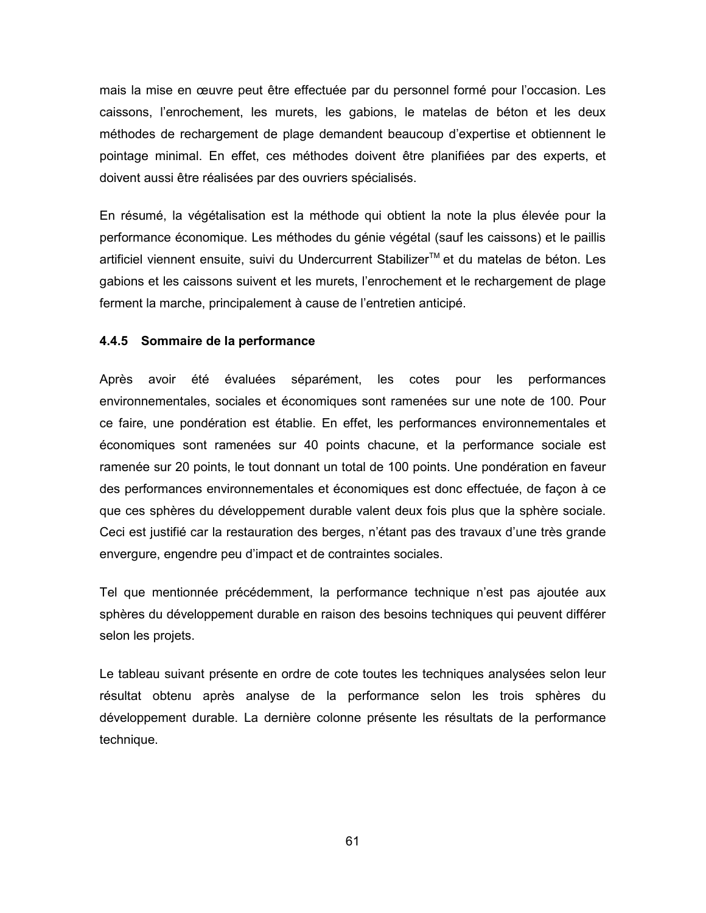mais la mise en œuvre peut être effectuée par du personnel formé pour l'occasion. Les caissons, l'enrochement, les murets, les gabions, le matelas de béton et les deux méthodes de rechargement de plage demandent beaucoup d'expertise et obtiennent le pointage minimal. En effet, ces méthodes doivent être planifiées par des experts, et doivent aussi être réalisées par des ouvriers spécialisés.

En résumé, la végétalisation est la méthode qui obtient la note la plus élevée pour la performance économique. Les méthodes du génie végétal (sauf les caissons) et le paillis artificiel viennent ensuite, suivi du Undercurrent Stabilizer™ et du matelas de béton. Les gabions et les caissons suivent et les murets, l'enrochement et le rechargement de plage ferment la marche, principalement à cause de l'entretien anticipé.

### 4.4.5 Sommaire de la performance

Après avoir été évaluées séparément, les cotes pour les performances environnementales, sociales et économiques sont ramenées sur une note de 100. Pour ce faire, une pondération est établie. En effet, les performances environnementales et économiques sont ramenées sur 40 points chacune, et la performance sociale est ramenée sur 20 points, le tout donnant un total de 100 points. Une pondération en faveur des performances environnementales et économiques est donc effectuée, de façon à ce que ces sphères du développement durable valent deux fois plus que la sphère sociale. Ceci est justifié car la restauration des berges, n'étant pas des travaux d'une très grande envergure, engendre peu d'impact et de contraintes sociales.

Tel que mentionnée précédemment, la performance technique n'est pas ajoutée aux sphères du développement durable en raison des besoins techniques qui peuvent différer selon les projets.

Le tableau suivant présente en ordre de cote toutes les techniques analysées selon leur résultat obtenu après analyse de la performance selon les trois sphères du développement durable. La dernière colonne présente les résultats de la performance technique.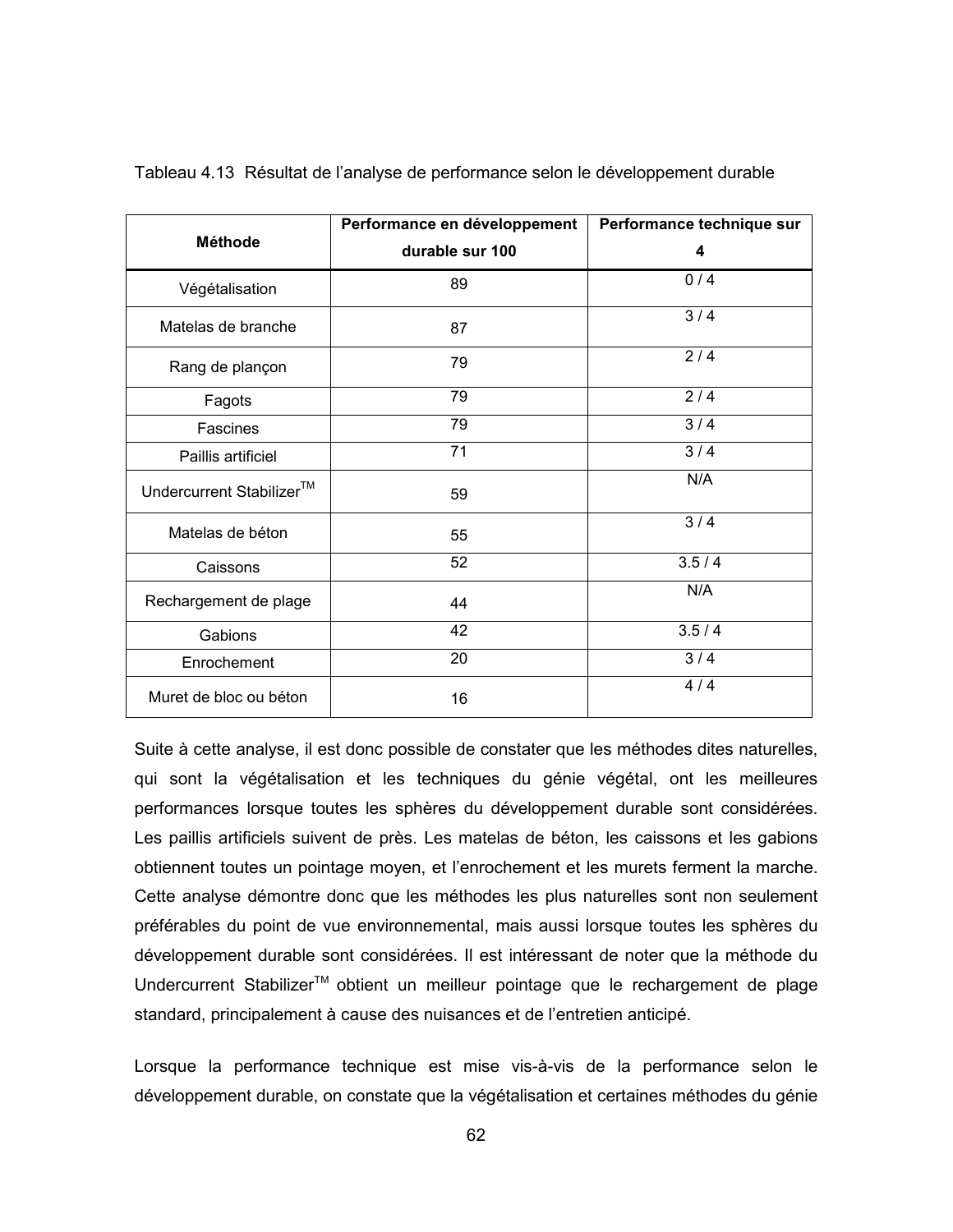Tableau 4.13  Résultat de l'analyse de performance selon le développement durable

| Méthode | Performance en développement durable sur 100 | Performance technique sur 4 |
|---|---|---|
| Végétalisation | 89 | 0 / 4 |
| Matelas de branche | 87 | 3 / 4 |
| Rang de plançon | 79 | 2 / 4 |
| Fagots | 79 | 2 / 4 |
| Fascines | 79 | 3 / 4 |
| Paillis artificiel | 71 | 3 / 4 |
| Undercurrent Stabilizer™ | 59 | N/A |
| Matelas de béton | 55 | 3 / 4 |
| Caissons | 52 | 3.5 / 4 |
| Rechargement de plage | 44 | N/A |
| Gabions | 42 | 3.5 / 4 |
| Enrochement | 20 | 3 / 4 |
| Muret de bloc ou béton | 16 | 4 / 4 |

Suite à cette analyse, il est donc possible de constater que les méthodes dites naturelles, qui sont la végétalisation et les techniques du génie végétal, ont les meilleures performances lorsque toutes les sphères du développement durable sont considérées. Les paillis artificiels suivent de près. Les matelas de béton, les caissons et les gabions obtiennent toutes un pointage moyen, et l'enrochement et les murets ferment la marche. Cette analyse démontre donc que les méthodes les plus naturelles sont non seulement préférables du point de vue environnemental, mais aussi lorsque toutes les sphères du développement durable sont considérées. Il est intéressant de noter que la méthode du Undercurrent Stabilizer™ obtient un meilleur pointage que le rechargement de plage standard, principalement à cause des nuisances et de l'entretien anticipé.

Lorsque la performance technique est mise vis-à-vis de la performance selon le développement durable, on constate que la végétalisation et certaines méthodes du génie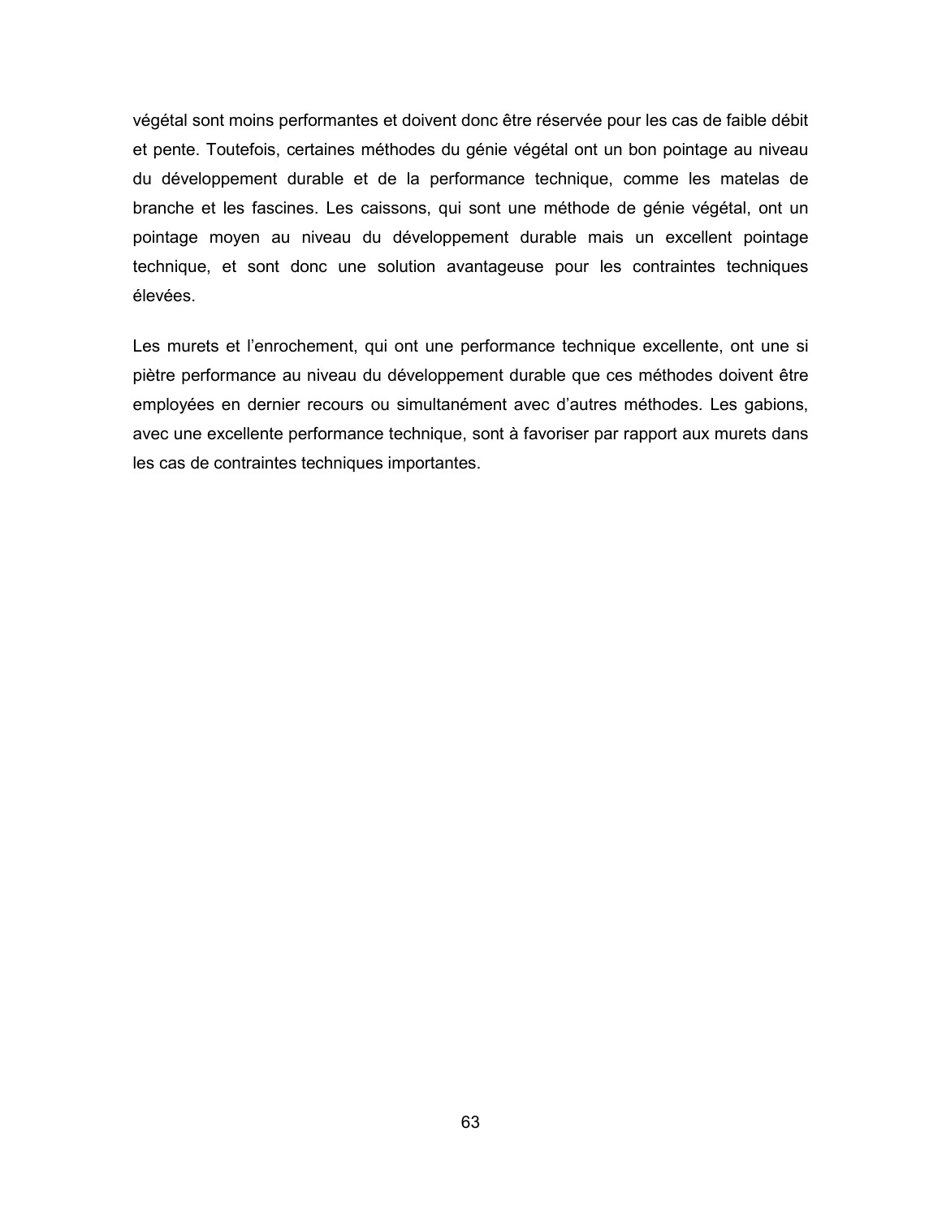végétal sont moins performantes et doivent donc être réservée pour les cas de faible débit et pente. Toutefois, certaines méthodes du génie végétal ont un bon pointage au niveau du développement durable et de la performance technique, comme les matelas de branche et les fascines. Les caissons, qui sont une méthode de génie végétal, ont un pointage moyen au niveau du développement durable mais un excellent pointage technique, et sont donc une solution avantageuse pour les contraintes techniques élevées.

Les murets et l'enrochement, qui ont une performance technique excellente, ont une si piètre performance au niveau du développement durable que ces méthodes doivent être employées en dernier recours ou simultanément avec d'autres méthodes. Les gabions, avec une excellente performance technique, sont à favoriser par rapport aux murets dans les cas de contraintes techniques importantes.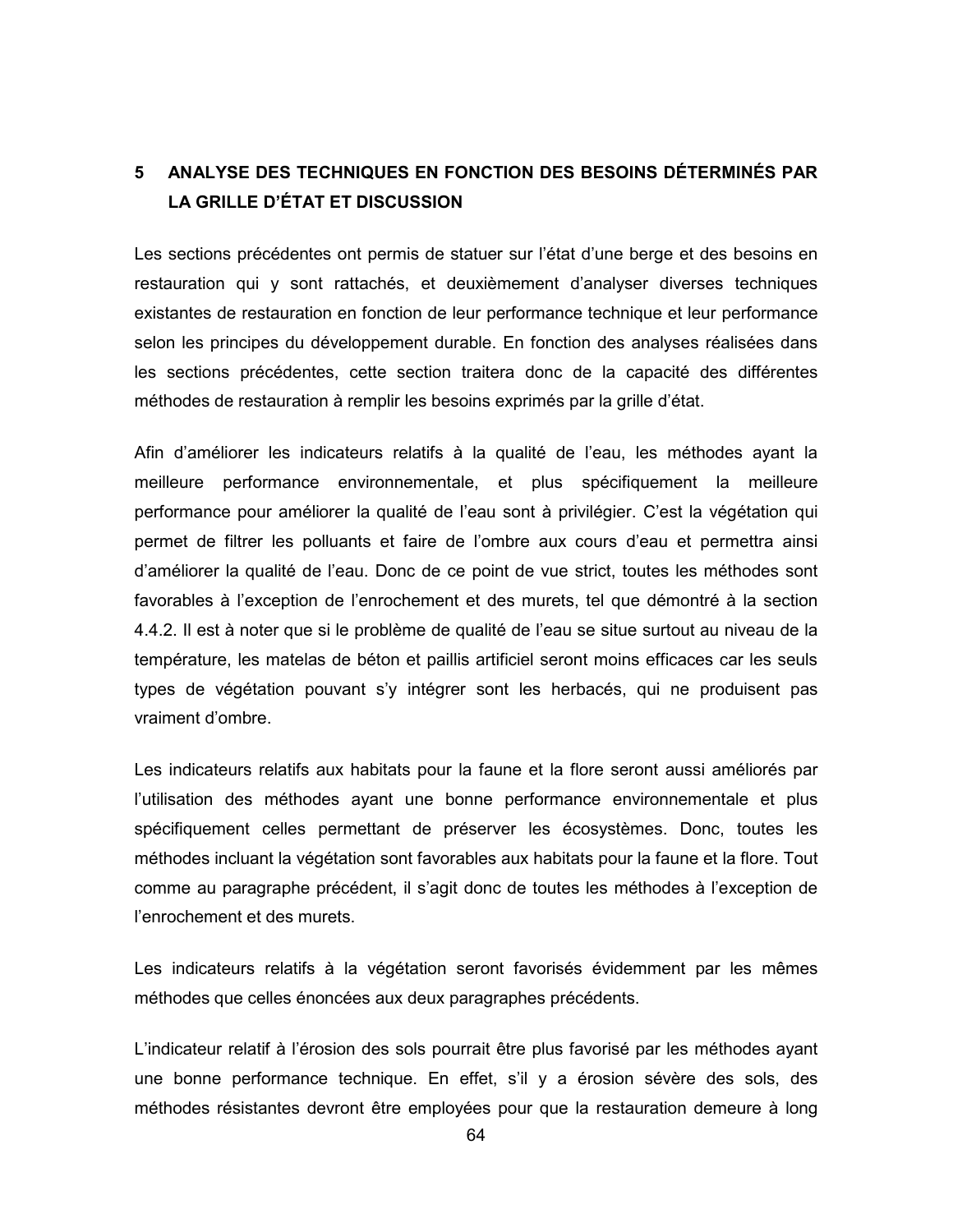# 5 ANALYSE DES TECHNIQUES EN FONCTION DES BESOINS DÉTERMINÉS PAR LA GRILLE D'ÉTAT ET DISCUSSION

Les sections précédentes ont permis de statuer sur l'état d'une berge et des besoins en restauration qui y sont rattachés, et deuxièmement d'analyser diverses techniques existantes de restauration en fonction de leur performance technique et leur performance selon les principes du développement durable. En fonction des analyses réalisées dans les sections précédentes, cette section traitera donc de la capacité des différentes méthodes de restauration à remplir les besoins exprimés par la grille d'état.

Afin d'améliorer les indicateurs relatifs à la qualité de l'eau, les méthodes ayant la meilleure performance environnementale, et plus spécifiquement la meilleure performance pour améliorer la qualité de l'eau sont à privilégier. C'est la végétation qui permet de filtrer les polluants et faire de l'ombre aux cours d'eau et permettra ainsi d'améliorer la qualité de l'eau. Donc de ce point de vue strict, toutes les méthodes sont favorables à l'exception de l'enrochement et des murets, tel que démontré à la section 4.4.2. Il est à noter que si le problème de qualité de l'eau se situe surtout au niveau de la température, les matelas de béton et paillis artificiel seront moins efficaces car les seuls types de végétation pouvant s'y intégrer sont les herbacés, qui ne produisent pas vraiment d'ombre.

Les indicateurs relatifs aux habitats pour la faune et la flore seront aussi améliorés par l'utilisation des méthodes ayant une bonne performance environnementale et plus spécifiquement celles permettant de préserver les écosystèmes. Donc, toutes les méthodes incluant la végétation sont favorables aux habitats pour la faune et la flore. Tout comme au paragraphe précédent, il s'agit donc de toutes les méthodes à l'exception de l'enrochement et des murets.

Les indicateurs relatifs à la végétation seront favorisés évidemment par les mêmes méthodes que celles énoncées aux deux paragraphes précédents.

L'indicateur relatif à l'érosion des sols pourrait être plus favorisé par les méthodes ayant une bonne performance technique. En effet, s'il y a érosion sévère des sols, des méthodes résistantes devront être employées pour que la restauration demeure à long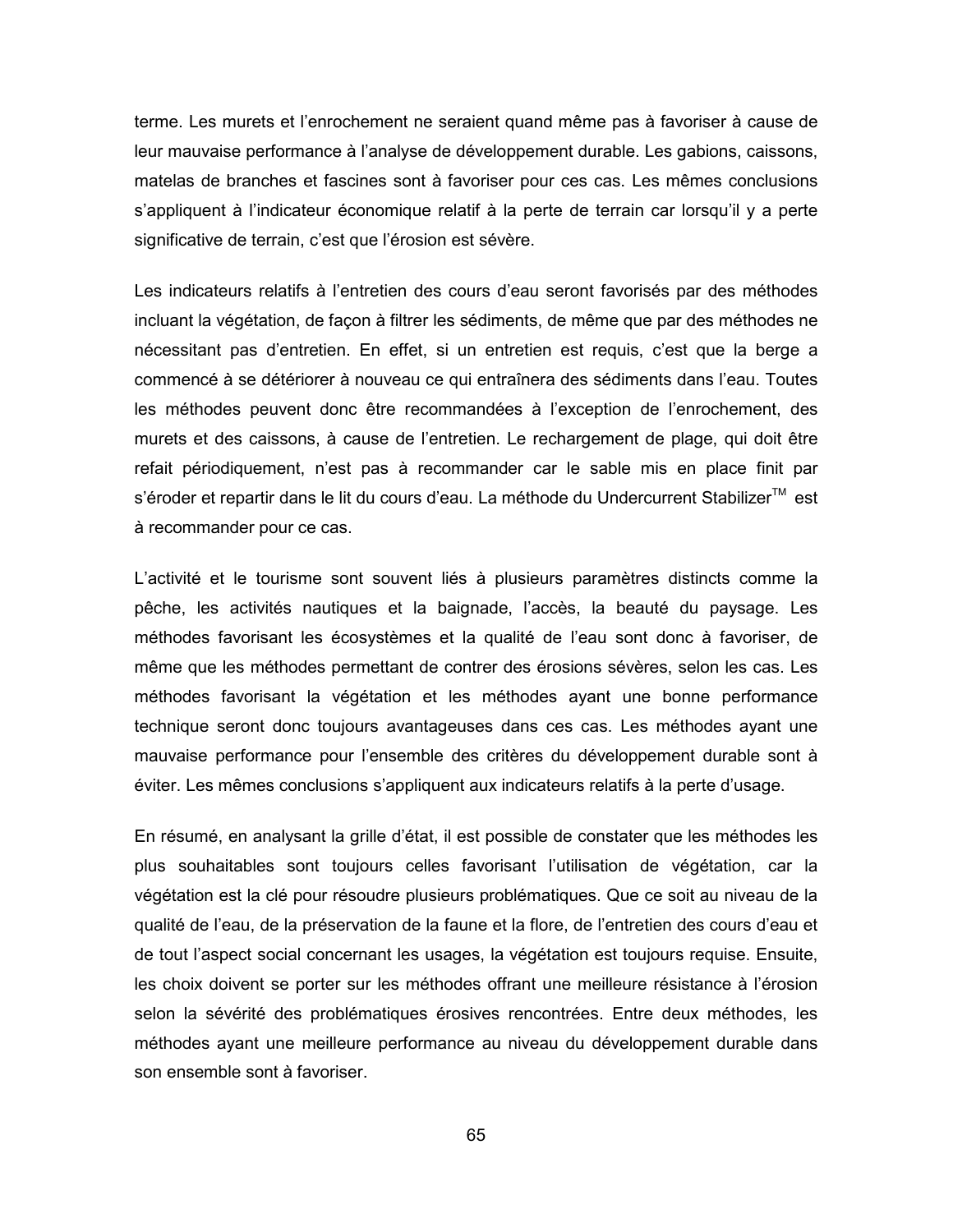terme. Les murets et l'enrochement ne seraient quand même pas à favoriser à cause de leur mauvaise performance à l'analyse de développement durable. Les gabions, caissons, matelas de branches et fascines sont à favoriser pour ces cas. Les mêmes conclusions s'appliquent à l'indicateur économique relatif à la perte de terrain car lorsqu'il y a perte significative de terrain, c'est que l'érosion est sévère.

Les indicateurs relatifs à l'entretien des cours d'eau seront favorisés par des méthodes incluant la végétation, de façon à filtrer les sédiments, de même que par des méthodes ne nécessitant pas d'entretien. En effet, si un entretien est requis, c'est que la berge a commencé à se détériorer à nouveau ce qui entraînera des sédiments dans l'eau. Toutes les méthodes peuvent donc être recommandées à l'exception de l'enrochement, des murets et des caissons, à cause de l'entretien. Le rechargement de plage, qui doit être refait périodiquement, n'est pas à recommander car le sable mis en place finit par s'éroder et repartir dans le lit du cours d'eau. La méthode du Undercurrent Stabilizer™ est à recommander pour ce cas.

L'activité et le tourisme sont souvent liés à plusieurs paramètres distincts comme la pêche, les activités nautiques et la baignade, l'accès, la beauté du paysage. Les méthodes favorisant les écosystèmes et la qualité de l'eau sont donc à favoriser, de même que les méthodes permettant de contrer des érosions sévères, selon les cas. Les méthodes favorisant la végétation et les méthodes ayant une bonne performance technique seront donc toujours avantageuses dans ces cas. Les méthodes ayant une mauvaise performance pour l'ensemble des critères du développement durable sont à éviter. Les mêmes conclusions s'appliquent aux indicateurs relatifs à la perte d'usage.

En résumé, en analysant la grille d'état, il est possible de constater que les méthodes les plus souhaitables sont toujours celles favorisant l'utilisation de végétation, car la végétation est la clé pour résoudre plusieurs problématiques. Que ce soit au niveau de la qualité de l'eau, de la préservation de la faune et la flore, de l'entretien des cours d'eau et de tout l'aspect social concernant les usages, la végétation est toujours requise. Ensuite, les choix doivent se porter sur les méthodes offrant une meilleure résistance à l'érosion selon la sévérité des problématiques érosives rencontrées. Entre deux méthodes, les méthodes ayant une meilleure performance au niveau du développement durable dans son ensemble sont à favoriser.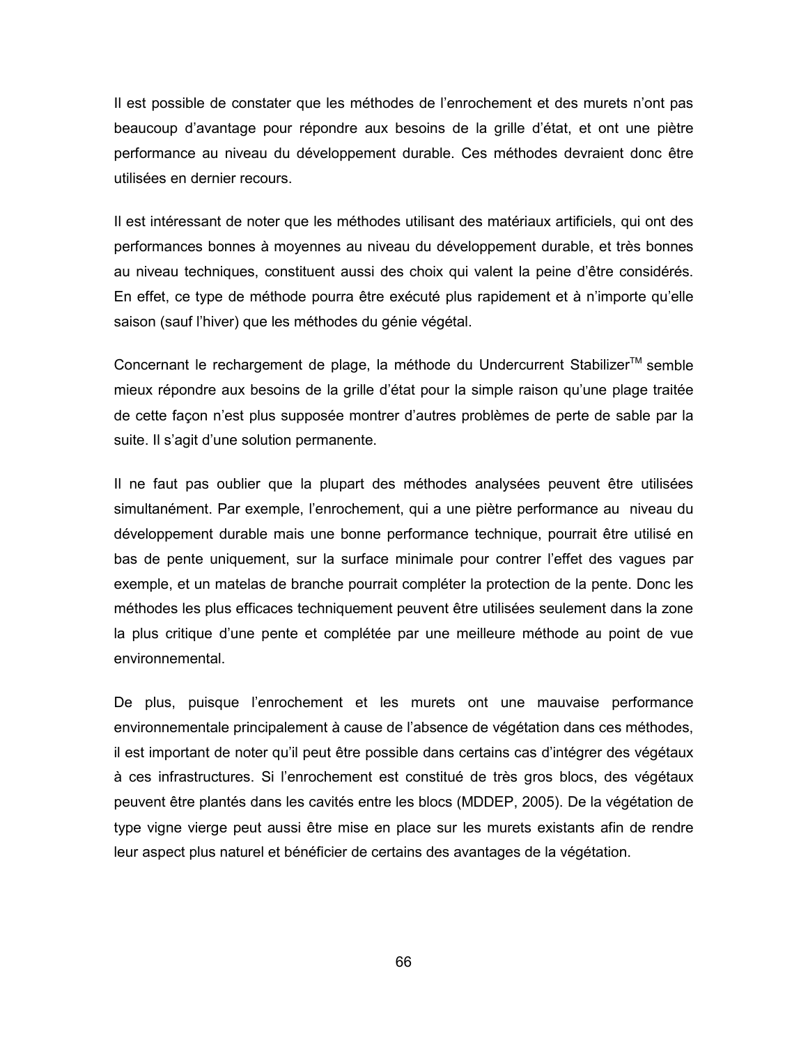Il est possible de constater que les méthodes de l'enrochement et des murets n'ont pas beaucoup d'avantage pour répondre aux besoins de la grille d'état, et ont une piètre performance au niveau du développement durable. Ces méthodes devraient donc être utilisées en dernier recours.

Il est intéressant de noter que les méthodes utilisant des matériaux artificiels, qui ont des performances bonnes à moyennes au niveau du développement durable, et très bonnes au niveau techniques, constituent aussi des choix qui valent la peine d'être considérés. En effet, ce type de méthode pourra être exécuté plus rapidement et à n'importe qu'elle saison (sauf l'hiver) que les méthodes du génie végétal.

Concernant le rechargement de plage, la méthode du Undercurrent Stabilizer™ semble mieux répondre aux besoins de la grille d'état pour la simple raison qu'une plage traitée de cette façon n'est plus supposée montrer d'autres problèmes de perte de sable par la suite. Il s'agit d'une solution permanente.

Il ne faut pas oublier que la plupart des méthodes analysées peuvent être utilisées simultanément. Par exemple, l'enrochement, qui a une piètre performance au niveau du développement durable mais une bonne performance technique, pourrait être utilisé en bas de pente uniquement, sur la surface minimale pour contrer l'effet des vagues par exemple, et un matelas de branche pourrait compléter la protection de la pente. Donc les méthodes les plus efficaces techniquement peuvent être utilisées seulement dans la zone la plus critique d'une pente et complétée par une meilleure méthode au point de vue environnemental.

De plus, puisque l'enrochement et les murets ont une mauvaise performance environnementale principalement à cause de l'absence de végétation dans ces méthodes, il est important de noter qu'il peut être possible dans certains cas d'intégrer des végétaux à ces infrastructures. Si l'enrochement est constitué de très gros blocs, des végétaux peuvent être plantés dans les cavités entre les blocs (MDDEP, 2005). De la végétation de type vigne vierge peut aussi être mise en place sur les murets existants afin de rendre leur aspect plus naturel et bénéficier de certains des avantages de la végétation.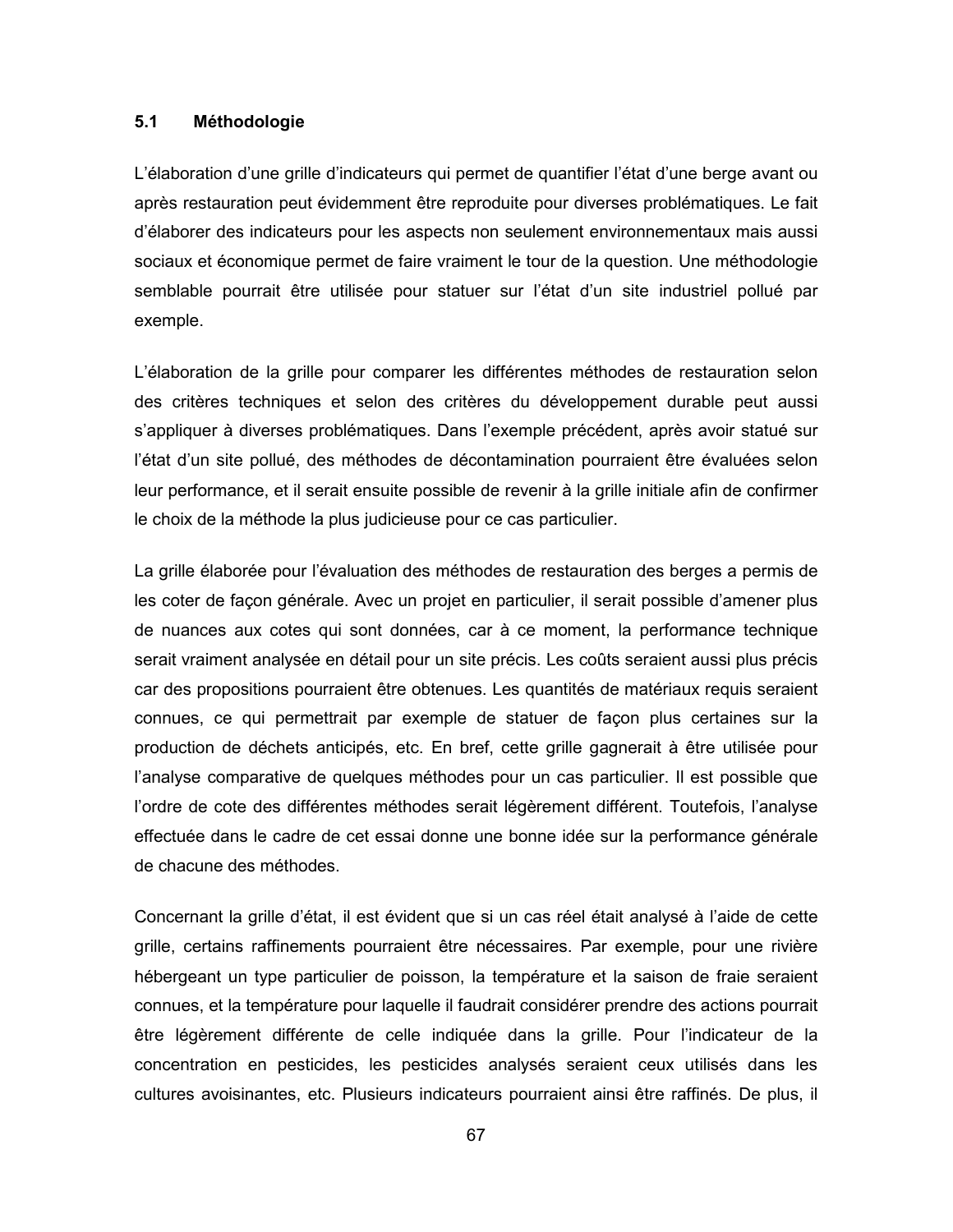## 5.1 Méthodologie

L'élaboration d'une grille d'indicateurs qui permet de quantifier l'état d'une berge avant ou après restauration peut évidemment être reproduite pour diverses problématiques. Le fait d'élaborer des indicateurs pour les aspects non seulement environnementaux mais aussi sociaux et économique permet de faire vraiment le tour de la question. Une méthodologie semblable pourrait être utilisée pour statuer sur l'état d'un site industriel pollué par exemple.

L'élaboration de la grille pour comparer les différentes méthodes de restauration selon des critères techniques et selon des critères du développement durable peut aussi s'appliquer à diverses problématiques. Dans l'exemple précédent, après avoir statué sur l'état d'un site pollué, des méthodes de décontamination pourraient être évaluées selon leur performance, et il serait ensuite possible de revenir à la grille initiale afin de confirmer le choix de la méthode la plus judicieuse pour ce cas particulier.

La grille élaborée pour l'évaluation des méthodes de restauration des berges a permis de les coter de façon générale. Avec un projet en particulier, il serait possible d'amener plus de nuances aux cotes qui sont données, car à ce moment, la performance technique serait vraiment analysée en détail pour un site précis. Les coûts seraient aussi plus précis car des propositions pourraient être obtenues. Les quantités de matériaux requis seraient connues, ce qui permettrait par exemple de statuer de façon plus certaines sur la production de déchets anticipés, etc. En bref, cette grille gagnerait à être utilisée pour l'analyse comparative de quelques méthodes pour un cas particulier. Il est possible que l'ordre de cote des différentes méthodes serait légèrement différent. Toutefois, l'analyse effectuée dans le cadre de cet essai donne une bonne idée sur la performance générale de chacune des méthodes.

Concernant la grille d'état, il est évident que si un cas réel était analysé à l'aide de cette grille, certains raffinements pourraient être nécessaires. Par exemple, pour une rivière hébergeant un type particulier de poisson, la température et la saison de fraie seraient connues, et la température pour laquelle il faudrait considérer prendre des actions pourrait être légèrement différente de celle indiquée dans la grille. Pour l'indicateur de la concentration en pesticides, les pesticides analysés seraient ceux utilisés dans les cultures avoisinantes, etc. Plusieurs indicateurs pourraient ainsi être raffinés. De plus, il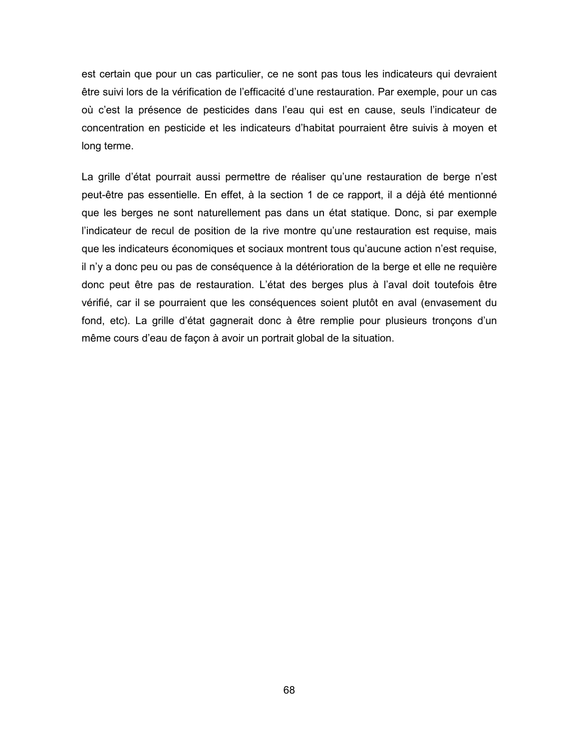est certain que pour un cas particulier, ce ne sont pas tous les indicateurs qui devraient être suivi lors de la vérification de l'efficacité d'une restauration. Par exemple, pour un cas où c'est la présence de pesticides dans l'eau qui est en cause, seuls l'indicateur de concentration en pesticide et les indicateurs d'habitat pourraient être suivis à moyen et long terme.

La grille d'état pourrait aussi permettre de réaliser qu'une restauration de berge n'est peut-être pas essentielle. En effet, à la section 1 de ce rapport, il a déjà été mentionné que les berges ne sont naturellement pas dans un état statique. Donc, si par exemple l'indicateur de recul de position de la rive montre qu'une restauration est requise, mais que les indicateurs économiques et sociaux montrent tous qu'aucune action n'est requise, il n'y a donc peu ou pas de conséquence à la détérioration de la berge et elle ne requière donc peut être pas de restauration. L'état des berges plus à l'aval doit toutefois être vérifié, car il se pourraient que les conséquences soient plutôt en aval (envasement du fond, etc). La grille d'état gagnerait donc à être remplie pour plusieurs tronçons d'un même cours d'eau de façon à avoir un portrait global de la situation.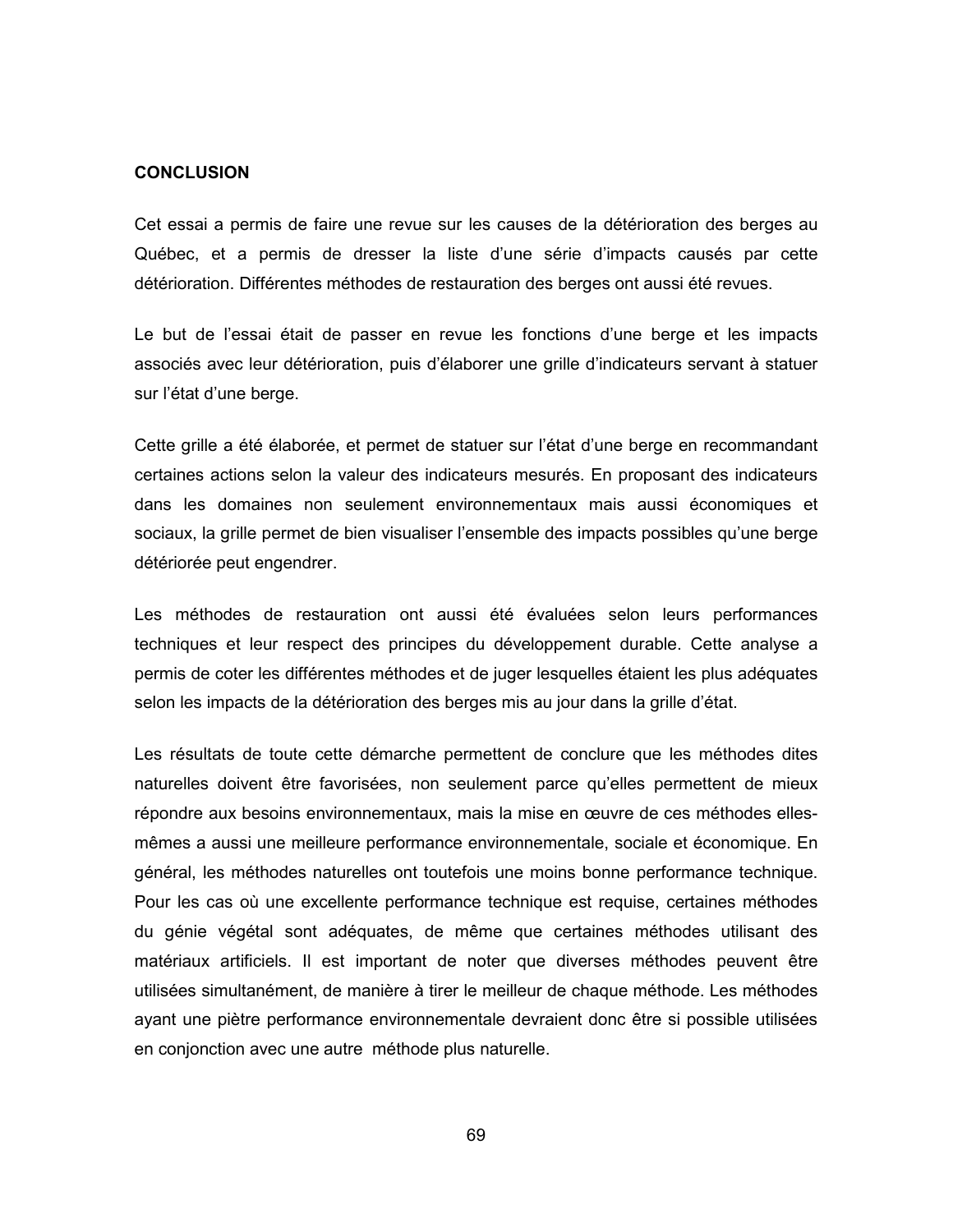# CONCLUSION

Cet essai a permis de faire une revue sur les causes de la détérioration des berges au Québec, et a permis de dresser la liste d'une série d'impacts causés par cette détérioration. Différentes méthodes de restauration des berges ont aussi été revues.

Le but de l'essai était de passer en revue les fonctions d'une berge et les impacts associés avec leur détérioration, puis d'élaborer une grille d'indicateurs servant à statuer sur l'état d'une berge.

Cette grille a été élaborée, et permet de statuer sur l'état d'une berge en recommandant certaines actions selon la valeur des indicateurs mesurés. En proposant des indicateurs dans les domaines non seulement environnementaux mais aussi économiques et sociaux, la grille permet de bien visualiser l'ensemble des impacts possibles qu'une berge détériorée peut engendrer.

Les méthodes de restauration ont aussi été évaluées selon leurs performances techniques et leur respect des principes du développement durable. Cette analyse a permis de coter les différentes méthodes et de juger lesquelles étaient les plus adéquates selon les impacts de la détérioration des berges mis au jour dans la grille d'état.

Les résultats de toute cette démarche permettent de conclure que les méthodes dites naturelles doivent être favorisées, non seulement parce qu'elles permettent de mieux répondre aux besoins environnementaux, mais la mise en œuvre de ces méthodes elles-mêmes a aussi une meilleure performance environnementale, sociale et économique. En général, les méthodes naturelles ont toutefois une moins bonne performance technique. Pour les cas où une excellente performance technique est requise, certaines méthodes du génie végétal sont adéquates, de même que certaines méthodes utilisant des matériaux artificiels. Il est important de noter que diverses méthodes peuvent être utilisées simultanément, de manière à tirer le meilleur de chaque méthode. Les méthodes ayant une piètre performance environnementale devraient donc être si possible utilisées en conjonction avec une autre méthode plus naturelle.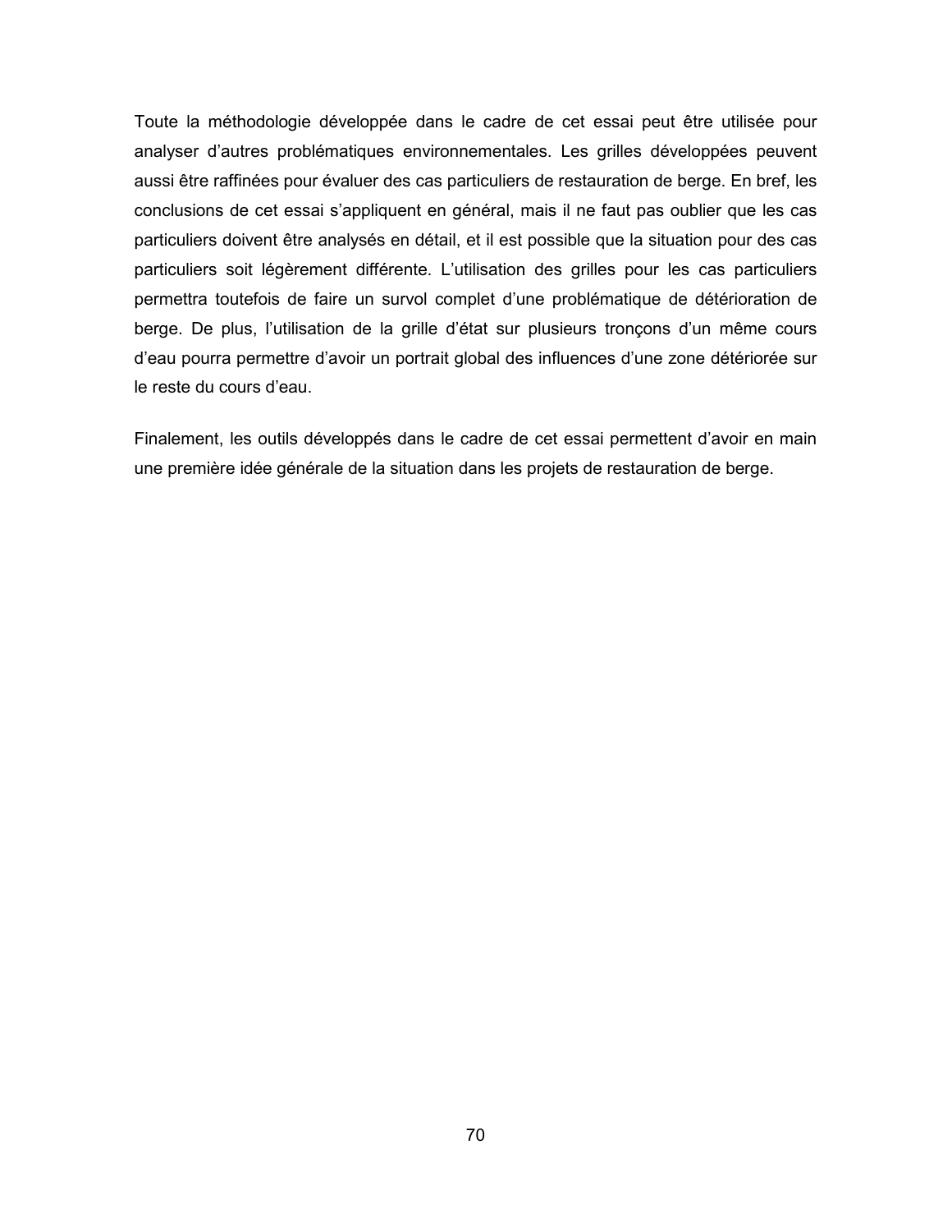Toute la méthodologie développée dans le cadre de cet essai peut être utilisée pour analyser d'autres problématiques environnementales. Les grilles développées peuvent aussi être raffinées pour évaluer des cas particuliers de restauration de berge. En bref, les conclusions de cet essai s'appliquent en général, mais il ne faut pas oublier que les cas particuliers doivent être analysés en détail, et il est possible que la situation pour des cas particuliers soit légèrement différente. L'utilisation des grilles pour les cas particuliers permettra toutefois de faire un survol complet d'une problématique de détérioration de berge. De plus, l'utilisation de la grille d'état sur plusieurs tronçons d'un même cours d'eau pourra permettre d'avoir un portrait global des influences d'une zone détériorée sur le reste du cours d'eau.

Finalement, les outils développés dans le cadre de cet essai permettent d'avoir en main une première idée générale de la situation dans les projets de restauration de berge.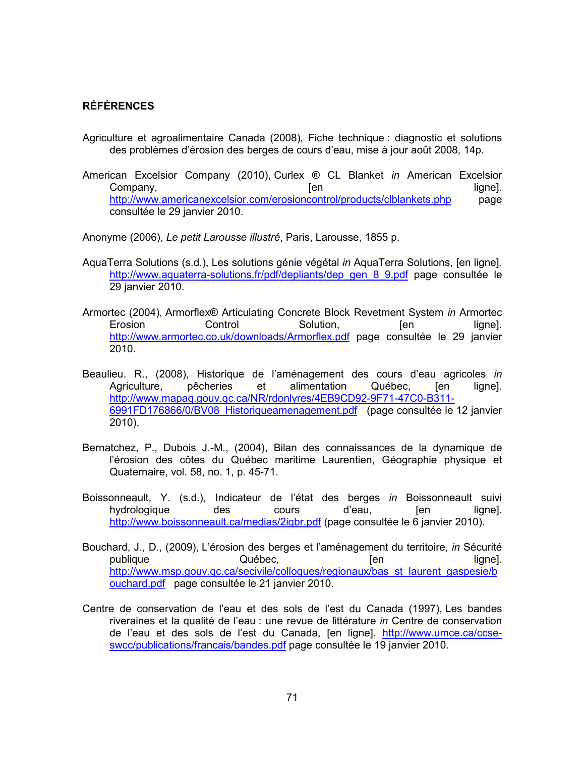## RÉFÉRENCES

Agriculture et agroalimentaire Canada (2008), Fiche technique : diagnostic et solutions des problèmes d'érosion des berges de cours d'eau, mise à jour août 2008, 14p.

American Excelsior Company (2010), Curlex ® CL Blanket *in* American Excelsior Company, [en ligne]. http://www.americanexcelsior.com/erosioncontrol/products/clblankets.php page consultée le 29 janvier 2010.

Anonyme (2006), *Le petit Larousse illustré*, Paris, Larousse, 1855 p.

AquaTerra Solutions (s.d.), Les solutions génie végétal *in* AquaTerra Solutions, [en ligne]. http://www.aquaterra-solutions.fr/pdf/depliants/dep_gen_8_9.pdf page consultée le 29 janvier 2010.

Armortec (2004), Armorflex® Articulating Concrete Block Revetment System *in* Armortec Erosion Control Solution, [en ligne]. http://www.armortec.co.uk/downloads/Armorflex.pdf page consultée le 29 janvier 2010.

Beaulieu. R., (2008), Historique de l'aménagement des cours d'eau agricoles *in* Agriculture, pêcheries et alimentation Québec, [en ligne]. http://www.mapaq.gouv.qc.ca/NR/rdonlyres/4EB9CD92-9F71-47C0-B311-6991FD176866/0/BV08_Historiqueamenagement.pdf (page consultée le 12 janvier 2010).

Bernatchez, P., Dubois J.-M., (2004), Bilan des connaissances de la dynamique de l'érosion des côtes du Québec maritime Laurentien, Géographie physique et Quaternaire, vol. 58, no. 1, p. 45-71.

Boissonneault, Y. (s.d.), Indicateur de l'état des berges *in* Boissonneault suivi hydrologique des cours d'eau, [en ligne]. http://www.boissonneault.ca/medias/2iqbr.pdf (page consultée le 6 janvier 2010).

Bouchard, J., D., (2009), L'érosion des berges et l'aménagement du territoire, *in* Sécurité publique Québec, [en ligne]. http://www.msp.gouv.qc.ca/secivile/colloques/regionaux/bas_st_laurent_gaspesie/bouchard.pdf page consultée le 21 janvier 2010.

Centre de conservation de l'eau et des sols de l'est du Canada (1997), Les bandes riveraines et la qualité de l'eau : une revue de littérature *in* Centre de conservation de l'eau et des sols de l'est du Canada, [en ligne]. http://www.umce.ca/ccse-swcc/publications/francais/bandes.pdf page consultée le 19 janvier 2010.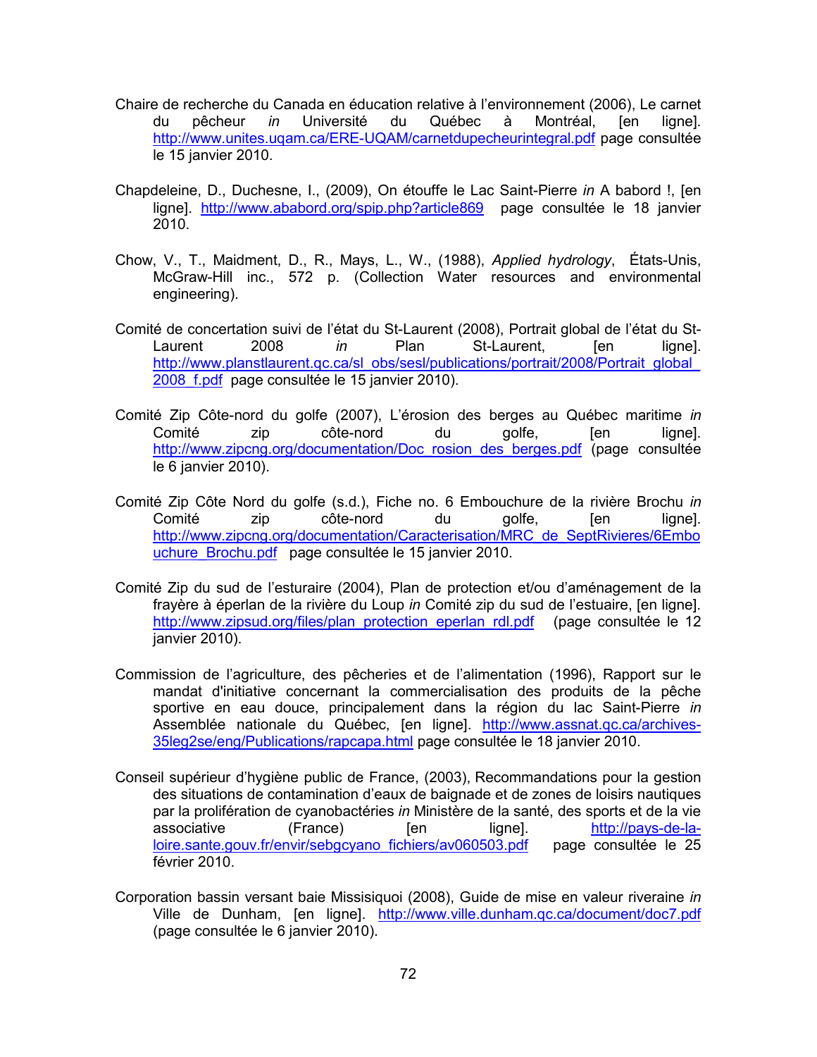Chaire de recherche du Canada en éducation relative à l'environnement (2006), Le carnet du pêcheur *in* Université du Québec à Montréal, [en ligne]. http://www.unites.uqam.ca/ERE-UQAM/carnetdupecheurintegral.pdf page consultée le 15 janvier 2010.

Chapdeleine, D., Duchesne, I., (2009), On étouffe le Lac Saint-Pierre *in* A babord !, [en ligne]. http://www.ababord.org/spip.php?article869 page consultée le 18 janvier 2010.

Chow, V., T., Maidment, D., R., Mays, L., W., (1988), *Applied hydrology*, États-Unis, McGraw-Hill inc., 572 p. (Collection Water resources and environmental engineering).

Comité de concertation suivi de l'état du St-Laurent (2008), Portrait global de l'état du St-Laurent 2008 *in* Plan St-Laurent, [en ligne]. http://www.planstlaurent.qc.ca/sl_obs/sesl/publications/portrait/2008/Portrait_global_2008_f.pdf page consultée le 15 janvier 2010).

Comité Zip Côte-nord du golfe (2007), L'érosion des berges au Québec maritime *in* Comité zip côte-nord du golfe, [en ligne]. http://www.zipcng.org/documentation/Doc_rosion_des_berges.pdf (page consultée le 6 janvier 2010).

Comité Zip Côte Nord du golfe (s.d.), Fiche no. 6 Embouchure de la rivière Brochu *in* Comité zip côte-nord du golfe, [en ligne]. http://www.zipcng.org/documentation/Caracterisation/MRC_de_SeptRivieres/6Embouchure_Brochu.pdf page consultée le 15 janvier 2010.

Comité Zip du sud de l'esturaire (2004), Plan de protection et/ou d'aménagement de la frayère à éperlan de la rivière du Loup *in* Comité zip du sud de l'estuaire, [en ligne]. http://www.zipsud.org/files/plan_protection_eperlan_rdl.pdf (page consultée le 12 janvier 2010).

Commission de l'agriculture, des pêcheries et de l'alimentation (1996), Rapport sur le mandat d'initiative concernant la commercialisation des produits de la pêche sportive en eau douce, principalement dans la région du lac Saint-Pierre *in* Assemblée nationale du Québec, [en ligne]. http://www.assnat.qc.ca/archives-35leg2se/eng/Publications/rapcapa.html page consultée le 18 janvier 2010.

Conseil supérieur d'hygiène public de France, (2003), Recommandations pour la gestion des situations de contamination d'eaux de baignade et de zones de loisirs nautiques par la prolifération de cyanobactéries *in* Ministère de la santé, des sports et de la vie associative (France) [en ligne]. http://pays-de-la-loire.sante.gouv.fr/envir/sebgcyano_fichiers/av060503.pdf page consultée le 25 février 2010.

Corporation bassin versant baie Missisiquoi (2008), Guide de mise en valeur riveraine *in* Ville de Dunham, [en ligne]. http://www.ville.dunham.qc.ca/document/doc7.pdf (page consultée le 6 janvier 2010).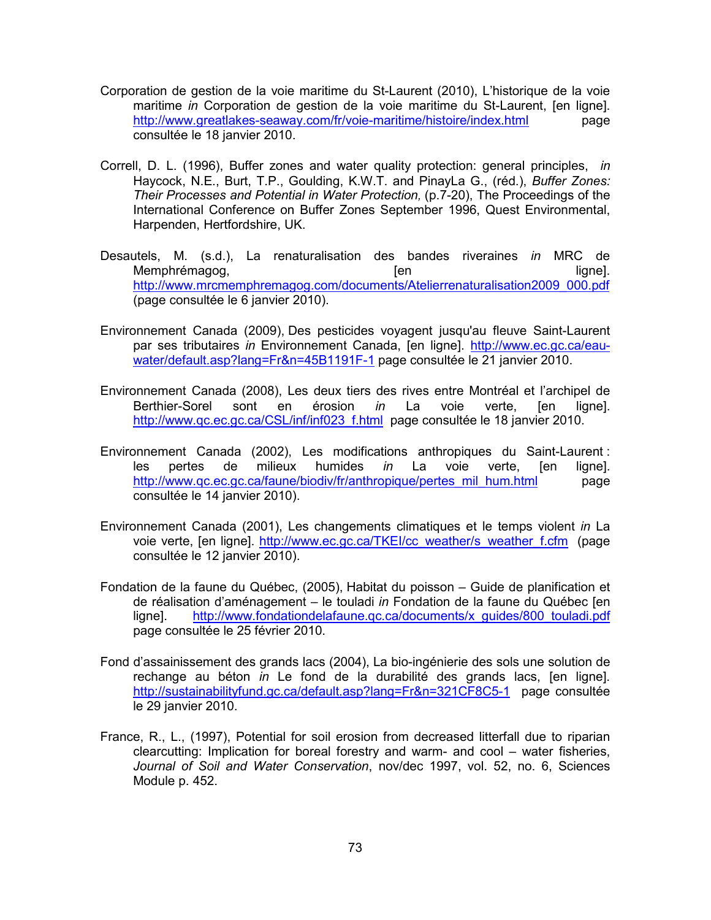Corporation de gestion de la voie maritime du St-Laurent (2010), L'historique de la voie maritime *in* Corporation de gestion de la voie maritime du St-Laurent, [en ligne]. http://www.greatlakes-seaway.com/fr/voie-maritime/histoire/index.html page consultée le 18 janvier 2010.

Correll, D. L. (1996), Buffer zones and water quality protection: general principles, *in* Haycock, N.E., Burt, T.P., Goulding, K.W.T. and PinayLa G., (réd.), *Buffer Zones: Their Processes and Potential in Water Protection,* (p.7-20), The Proceedings of the International Conference on Buffer Zones September 1996, Quest Environmental, Harpenden, Hertfordshire, UK.

Desautels, M. (s.d.), La renaturalisation des bandes riveraines *in* MRC de Memphrémagog, [en ligne]. http://www.mrcmemphremagog.com/documents/Atelierrenaturalisation2009_000.pdf (page consultée le 6 janvier 2010).

Environnement Canada (2009), Des pesticides voyagent jusqu'au fleuve Saint-Laurent par ses tributaires *in* Environnement Canada, [en ligne]. http://www.ec.gc.ca/eau-water/default.asp?lang=Fr&n=45B1191F-1 page consultée le 21 janvier 2010.

Environnement Canada (2008), Les deux tiers des rives entre Montréal et l'archipel de Berthier-Sorel sont en érosion *in* La voie verte, [en ligne]. http://www.qc.ec.gc.ca/CSL/inf/inf023_f.html page consultée le 18 janvier 2010.

Environnement Canada (2002), Les modifications anthropiques du Saint-Laurent : les pertes de milieux humides *in* La voie verte, [en ligne]. http://www.qc.ec.gc.ca/faune/biodiv/fr/anthropique/pertes_mil_hum.html page consultée le 14 janvier 2010).

Environnement Canada (2001), Les changements climatiques et le temps violent *in* La voie verte, [en ligne]. http://www.ec.gc.ca/TKEI/cc_weather/s_weather_f.cfm (page consultée le 12 janvier 2010).

Fondation de la faune du Québec, (2005), Habitat du poisson – Guide de planification et de réalisation d'aménagement – le touladi *in* Fondation de la faune du Québec [en ligne]. http://www.fondationdelafaune.qc.ca/documents/x_guides/800_touladi.pdf page consultée le 25 février 2010.

Fond d'assainissement des grands lacs (2004), La bio-ingénierie des sols une solution de rechange au béton *in* Le fond de la durabilité des grands lacs, [en ligne]. http://sustainabilityfund.gc.ca/default.asp?lang=Fr&n=321CF8C5-1 page consultée le 29 janvier 2010.

France, R., L., (1997), Potential for soil erosion from decreased litterfall due to riparian clearcutting: Implication for boreal forestry and warm- and cool – water fisheries, *Journal of Soil and Water Conservation*, nov/dec 1997, vol. 52, no. 6, Sciences Module p. 452.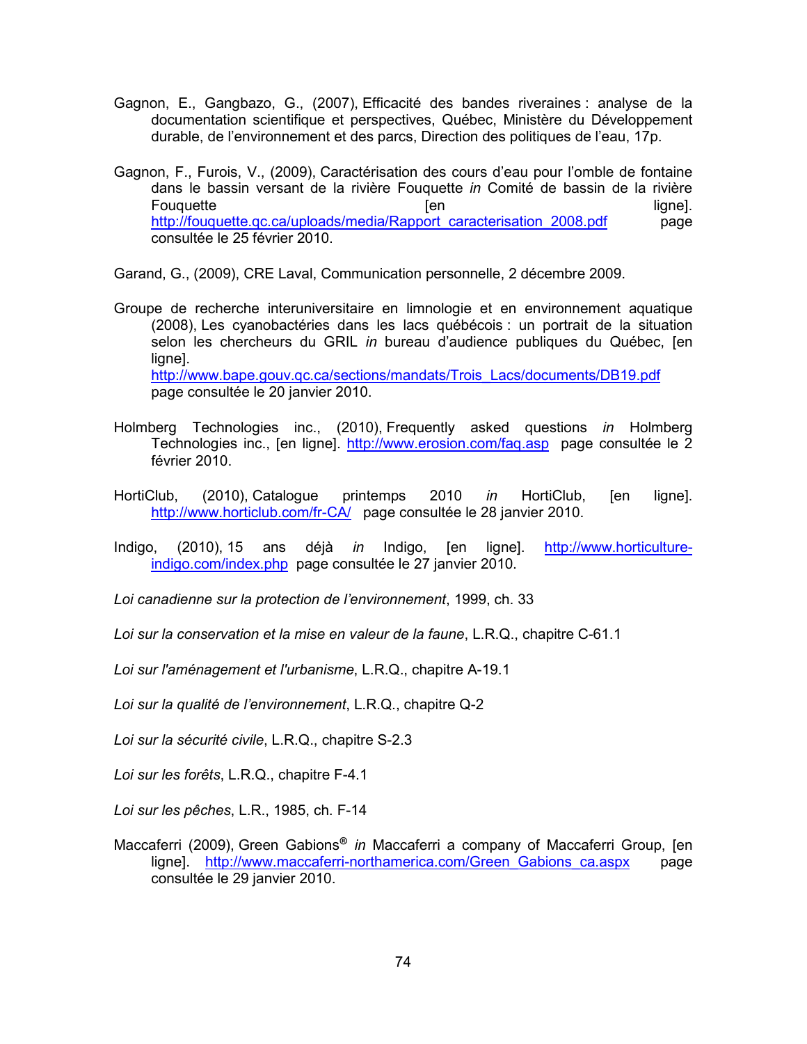Gagnon, E., Gangbazo, G., (2007), Efficacité des bandes riveraines : analyse de la documentation scientifique et perspectives, Québec, Ministère du Développement durable, de l'environnement et des parcs, Direction des politiques de l'eau, 17p.

Gagnon, F., Furois, V., (2009), Caractérisation des cours d'eau pour l'omble de fontaine dans le bassin versant de la rivière Fouquette *in* Comité de bassin de la rivière Fouquette [en ligne]. http://fouquette.qc.ca/uploads/media/Rapport_caracterisation_2008.pdf page consultée le 25 février 2010.

Garand, G., (2009), CRE Laval, Communication personnelle, 2 décembre 2009.

Groupe de recherche interuniversitaire en limnologie et en environnement aquatique (2008), Les cyanobactéries dans les lacs québécois : un portrait de la situation selon les chercheurs du GRIL *in* bureau d'audience publiques du Québec, [en ligne]. http://www.bape.gouv.qc.ca/sections/mandats/Trois_Lacs/documents/DB19.pdf page consultée le 20 janvier 2010.

Holmberg Technologies inc., (2010), Frequently asked questions *in* Holmberg Technologies inc., [en ligne]. http://www.erosion.com/faq.asp page consultée le 2 février 2010.

HortiClub, (2010), Catalogue printemps 2010 *in* HortiClub, [en ligne]. http://www.horticlub.com/fr-CA/ page consultée le 28 janvier 2010.

Indigo, (2010), 15 ans déjà *in* Indigo, [en ligne]. http://www.horticulture-indigo.com/index.php page consultée le 27 janvier 2010.

*Loi canadienne sur la protection de l'environnement*, 1999, ch. 33

*Loi sur la conservation et la mise en valeur de la faune*, L.R.Q., chapitre C-61.1

*Loi sur l'aménagement et l'urbanisme*, L.R.Q., chapitre A-19.1

*Loi sur la qualité de l'environnement*, L.R.Q., chapitre Q-2

*Loi sur la sécurité civile*, L.R.Q., chapitre S-2.3

*Loi sur les forêts*, L.R.Q., chapitre F-4.1

*Loi sur les pêches*, L.R., 1985, ch. F-14

Maccaferri (2009), Green Gabions® *in* Maccaferri a company of Maccaferri Group, [en ligne]. http://www.maccaferri-northamerica.com/Green_Gabions_ca.aspx page consultée le 29 janvier 2010.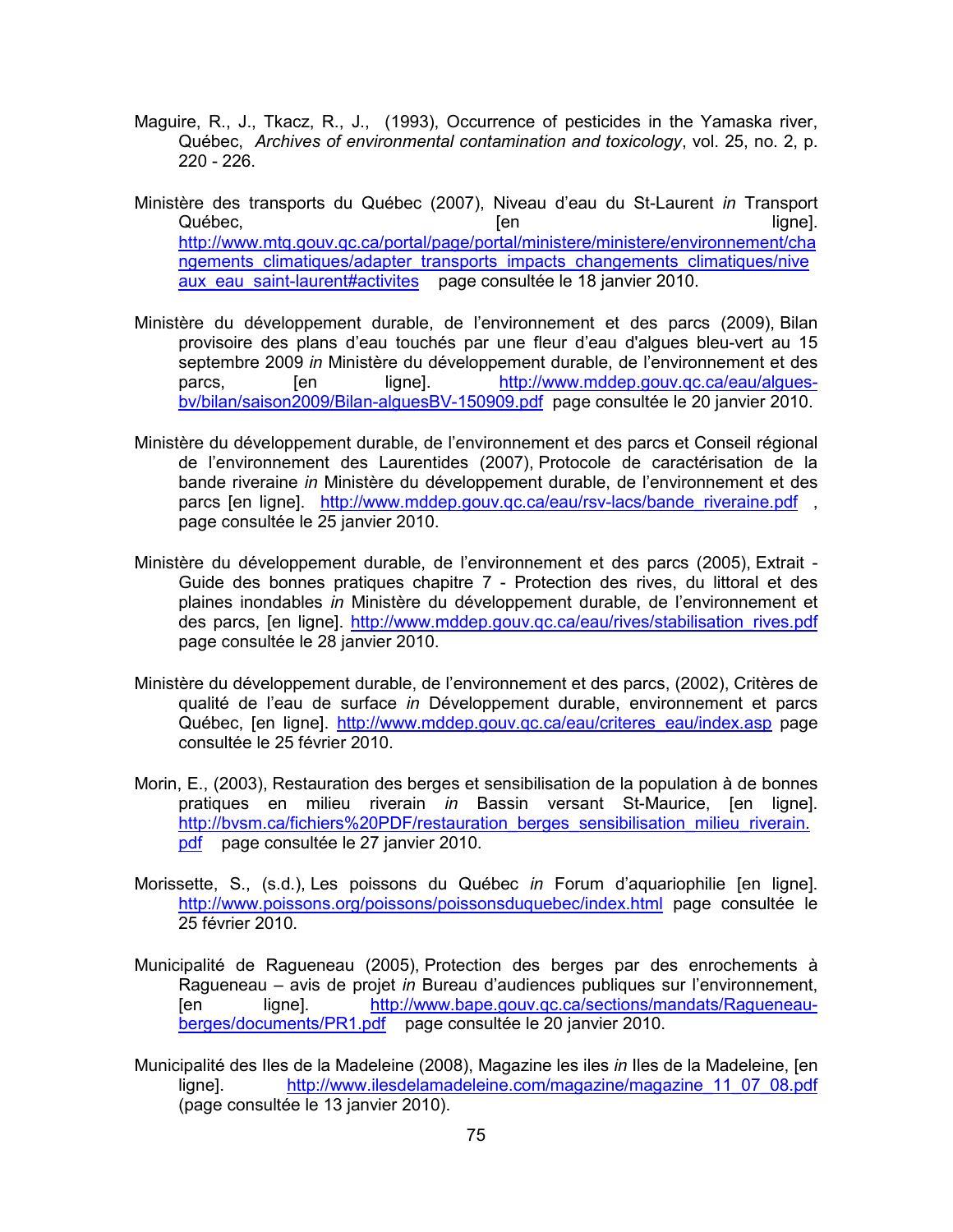Maguire, R., J., Tkacz, R., J., (1993), Occurrence of pesticides in the Yamaska river, Québec, *Archives of environmental contamination and toxicology*, vol. 25, no. 2, p. 220 - 226.

Ministère des transports du Québec (2007), Niveau d'eau du St-Laurent *in* Transport Québec, [en ligne]. http://www.mtq.gouv.qc.ca/portal/page/portal/ministere/ministere/environnement/changements_climatiques/adapter_transports_impacts_changements_climatiques/niveaux_eau_saint-laurent#activites page consultée le 18 janvier 2010.

Ministère du développement durable, de l'environnement et des parcs (2009), Bilan provisoire des plans d'eau touchés par une fleur d'eau d'algues bleu-vert au 15 septembre 2009 *in* Ministère du développement durable, de l'environnement et des parcs, [en ligne]. http://www.mddep.gouv.qc.ca/eau/algues-bv/bilan/saison2009/Bilan-alguesBV-150909.pdf page consultée le 20 janvier 2010.

Ministère du développement durable, de l'environnement et des parcs et Conseil régional de l'environnement des Laurentides (2007), Protocole de caractérisation de la bande riveraine *in* Ministère du développement durable, de l'environnement et des parcs [en ligne]. http://www.mddep.gouv.qc.ca/eau/rsv-lacs/bande_riveraine.pdf , page consultée le 25 janvier 2010.

Ministère du développement durable, de l'environnement et des parcs (2005), Extrait - Guide des bonnes pratiques chapitre 7 - Protection des rives, du littoral et des plaines inondables *in* Ministère du développement durable, de l'environnement et des parcs, [en ligne]. http://www.mddep.gouv.qc.ca/eau/rives/stabilisation_rives.pdf page consultée le 28 janvier 2010.

Ministère du développement durable, de l'environnement et des parcs, (2002), Critères de qualité de l'eau de surface *in* Développement durable, environnement et parcs Québec, [en ligne]. http://www.mddep.gouv.qc.ca/eau/criteres_eau/index.asp page consultée le 25 février 2010.

Morin, E., (2003), Restauration des berges et sensibilisation de la population à de bonnes pratiques en milieu riverain *in* Bassin versant St-Maurice, [en ligne]. http://bvsm.ca/fichiers%20PDF/restauration_berges_sensibilisation_milieu_riverain.pdf page consultée le 27 janvier 2010.

Morissette, S., (s.d.), Les poissons du Québec *in* Forum d'aquariophilie [en ligne]. http://www.poissons.org/poissons/poissonsduquebec/index.html page consultée le 25 février 2010.

Municipalité de Ragueneau (2005), Protection des berges par des enrochements à Ragueneau – avis de projet *in* Bureau d'audiences publiques sur l'environnement, [en ligne]. http://www.bape.gouv.qc.ca/sections/mandats/Ragueneau-berges/documents/PR1.pdf page consultée le 20 janvier 2010.

Municipalité des Iles de la Madeleine (2008), Magazine les iles *in* Iles de la Madeleine, [en ligne]. http://www.ilesdelamadeleine.com/magazine/magazine_11_07_08.pdf (page consultée le 13 janvier 2010).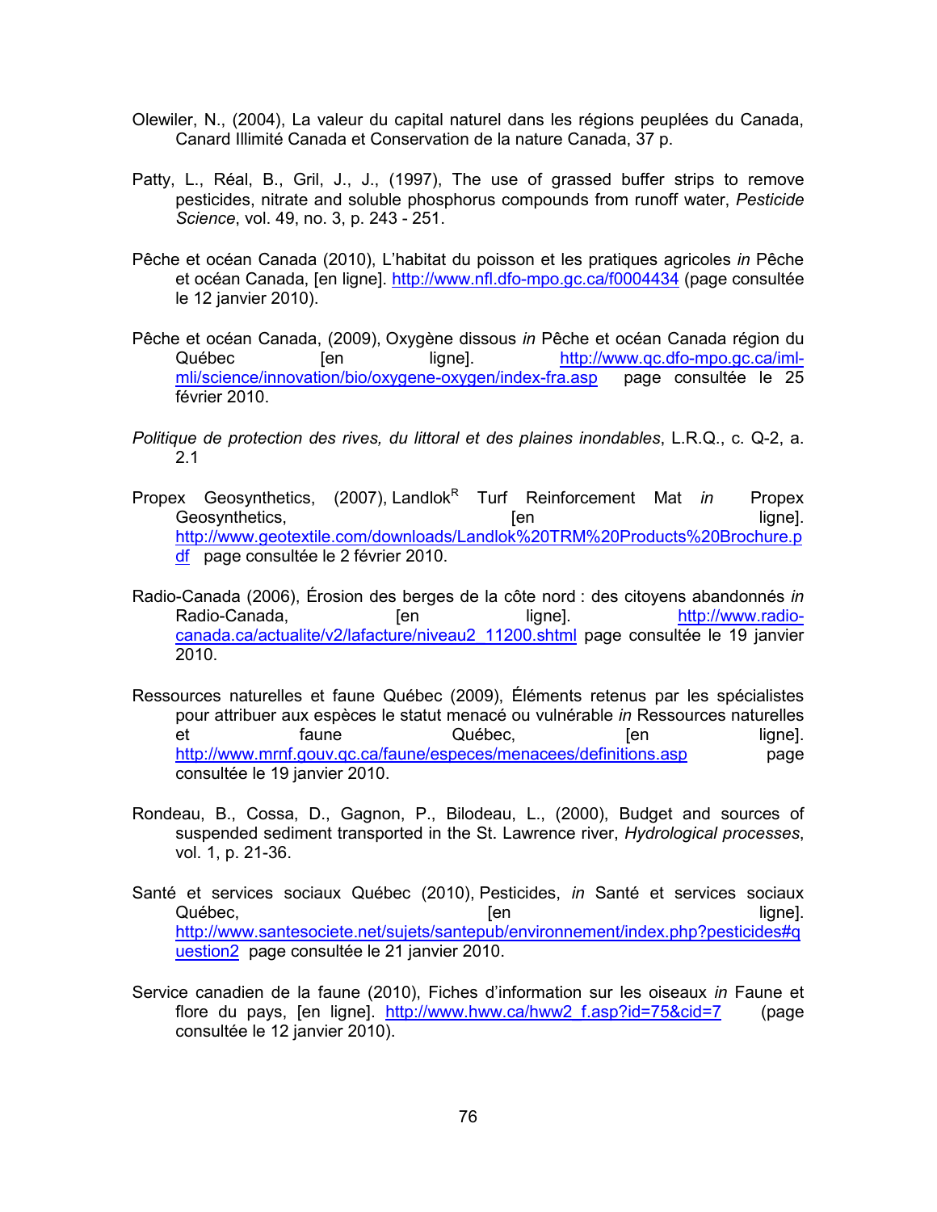Olewiler, N., (2004), La valeur du capital naturel dans les régions peuplées du Canada, Canard Illimité Canada et Conservation de la nature Canada, 37 p.

Patty, L., Réal, B., Gril, J., J., (1997), The use of grassed buffer strips to remove pesticides, nitrate and soluble phosphorus compounds from runoff water, *Pesticide Science*, vol. 49, no. 3, p. 243 - 251.

Pêche et océan Canada (2010), L'habitat du poisson et les pratiques agricoles *in* Pêche et océan Canada, [en ligne]. http://www.nfl.dfo-mpo.gc.ca/f0004434 (page consultée le 12 janvier 2010).

Pêche et océan Canada, (2009), Oxygène dissous *in* Pêche et océan Canada région du Québec [en ligne]. http://www.qc.dfo-mpo.gc.ca/iml-mli/science/innovation/bio/oxygene-oxygen/index-fra.asp page consultée le 25 février 2010.

*Politique de protection des rives, du littoral et des plaines inondables*, L.R.Q., c. Q-2, a. 2.1

Propex Geosynthetics, (2007), Landlok[R] Turf Reinforcement Mat *in* Propex Geosynthetics, [en ligne]. http://www.geotextile.com/downloads/Landlok%20TRM%20Products%20Brochure.pdf page consultée le 2 février 2010.

Radio-Canada (2006), Érosion des berges de la côte nord : des citoyens abandonnés *in* Radio-Canada, [en ligne]. http://www.radio-canada.ca/actualite/v2/lafacture/niveau2_11200.shtml page consultée le 19 janvier 2010.

Ressources naturelles et faune Québec (2009), Éléments retenus par les spécialistes pour attribuer aux espèces le statut menacé ou vulnérable *in* Ressources naturelles et faune Québec, [en ligne]. http://www.mrnf.gouv.qc.ca/faune/especes/menacees/definitions.asp page consultée le 19 janvier 2010.

Rondeau, B., Cossa, D., Gagnon, P., Bilodeau, L., (2000), Budget and sources of suspended sediment transported in the St. Lawrence river, *Hydrological processes*, vol. 1, p. 21-36.

Santé et services sociaux Québec (2010), Pesticides, *in* Santé et services sociaux Québec, [en ligne]. http://www.santesociete.net/sujets/santepub/environnement/index.php?pesticides#question2 page consultée le 21 janvier 2010.

Service canadien de la faune (2010), Fiches d'information sur les oiseaux *in* Faune et flore du pays, [en ligne]. http://www.hww.ca/hww2_f.asp?id=75&cid=7 (page consultée le 12 janvier 2010).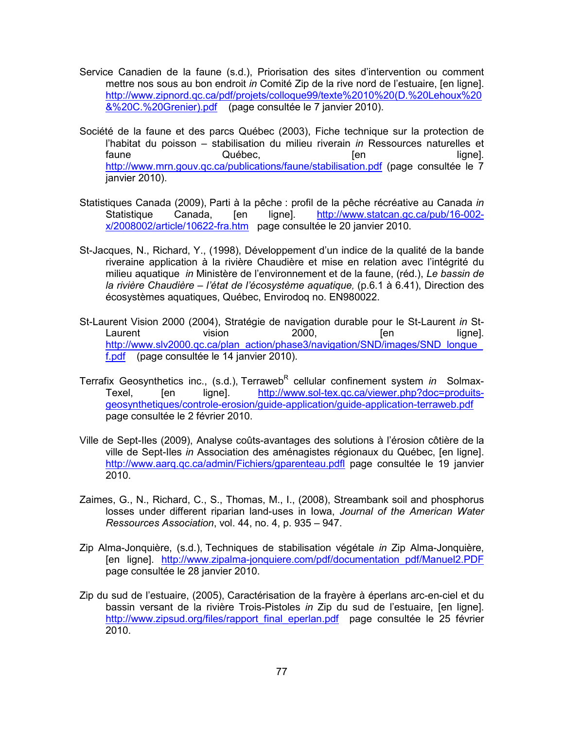Service Canadien de la faune (s.d.), Priorisation des sites d'intervention ou comment mettre nos sous au bon endroit *in* Comité Zip de la rive nord de l'estuaire, [en ligne]. http://www.zipnord.qc.ca/pdf/projets/colloque99/texte%2010%20(D.%20Lehoux%20&%20C.%20Grenier).pdf (page consultée le 7 janvier 2010).

Société de la faune et des parcs Québec (2003), Fiche technique sur la protection de l'habitat du poisson – stabilisation du milieu riverain *in* Ressources naturelles et faune Québec, [en ligne]. http://www.mrn.gouv.qc.ca/publications/faune/stabilisation.pdf (page consultée le 7 janvier 2010).

Statistiques Canada (2009), Parti à la pêche : profil de la pêche récréative au Canada *in* Statistique Canada, [en ligne]. http://www.statcan.gc.ca/pub/16-002-x/2008002/article/10622-fra.htm page consultée le 20 janvier 2010.

St-Jacques, N., Richard, Y., (1998), Développement d'un indice de la qualité de la bande riveraine application à la rivière Chaudière et mise en relation avec l'intégrité du milieu aquatique *in* Ministère de l'environnement et de la faune, (réd.), *Le bassin de la rivière Chaudière – l'état de l'écosystème aquatique,* (p.6.1 à 6.41), Direction des écosystèmes aquatiques, Québec, Envirodoq no. EN980022.

St-Laurent Vision 2000 (2004), Stratégie de navigation durable pour le St-Laurent *in* St-Laurent vision 2000, [en ligne]. http://www.slv2000.qc.ca/plan_action/phase3/navigation/SND/images/SND_longue_f.pdf (page consultée le 14 janvier 2010).

Terrafix Geosynthetics inc., (s.d.), Terraweb[R] cellular confinement system *in* Solmax-Texel, [en ligne]. http://www.sol-tex.qc.ca/viewer.php?doc=produits-geosynthetiques/controle-erosion/guide-application/guide-application-terraweb.pdf page consultée le 2 février 2010.

Ville de Sept-Iles (2009), Analyse coûts-avantages des solutions à l'érosion côtière de la ville de Sept-Iles *in* Association des aménagistes régionaux du Québec, [en ligne]. http://www.aarq.qc.ca/admin/Fichiers/gparenteau.pdfl page consultée le 19 janvier 2010.

Zaimes, G., N., Richard, C., S., Thomas, M., I., (2008), Streambank soil and phosphorus losses under different riparian land-uses in Iowa, *Journal of the American Water Ressources Association*, vol. 44, no. 4, p. 935 – 947.

Zip Alma-Jonquière, (s.d.), Techniques de stabilisation végétale *in* Zip Alma-Jonquière, [en ligne]. http://www.zipalma-jonquiere.com/pdf/documentation_pdf/Manuel2.PDF page consultée le 28 janvier 2010.

Zip du sud de l'estuaire, (2005), Caractérisation de la frayère à éperlans arc-en-ciel et du bassin versant de la rivière Trois-Pistoles *in* Zip du sud de l'estuaire, [en ligne]. http://www.zipsud.org/files/rapport_final_eperlan.pdf page consultée le 25 février 2010.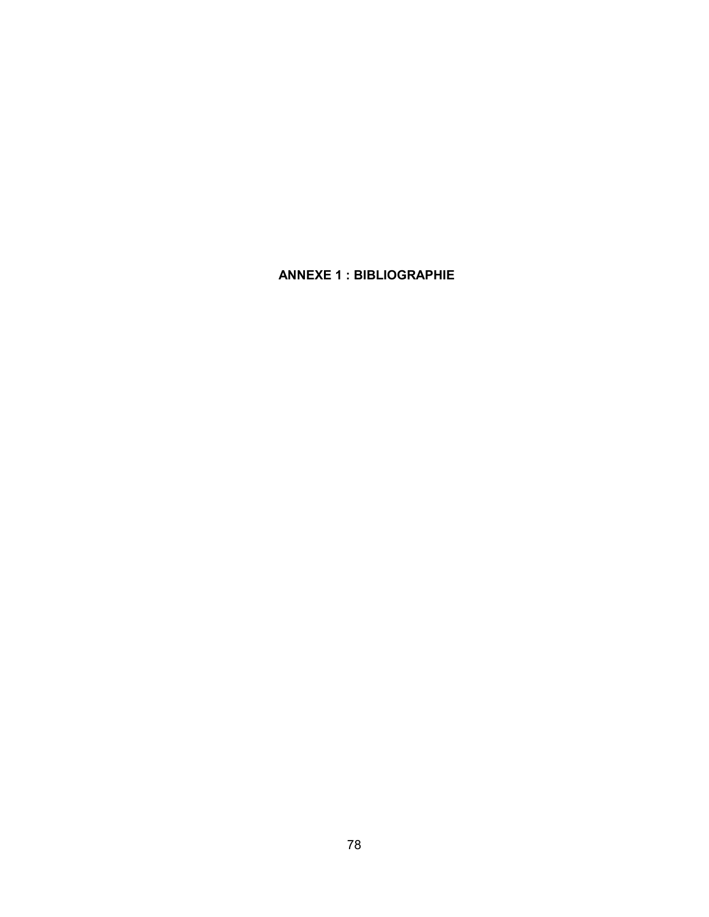# ANNEXE 1 : BIBLIOGRAPHIE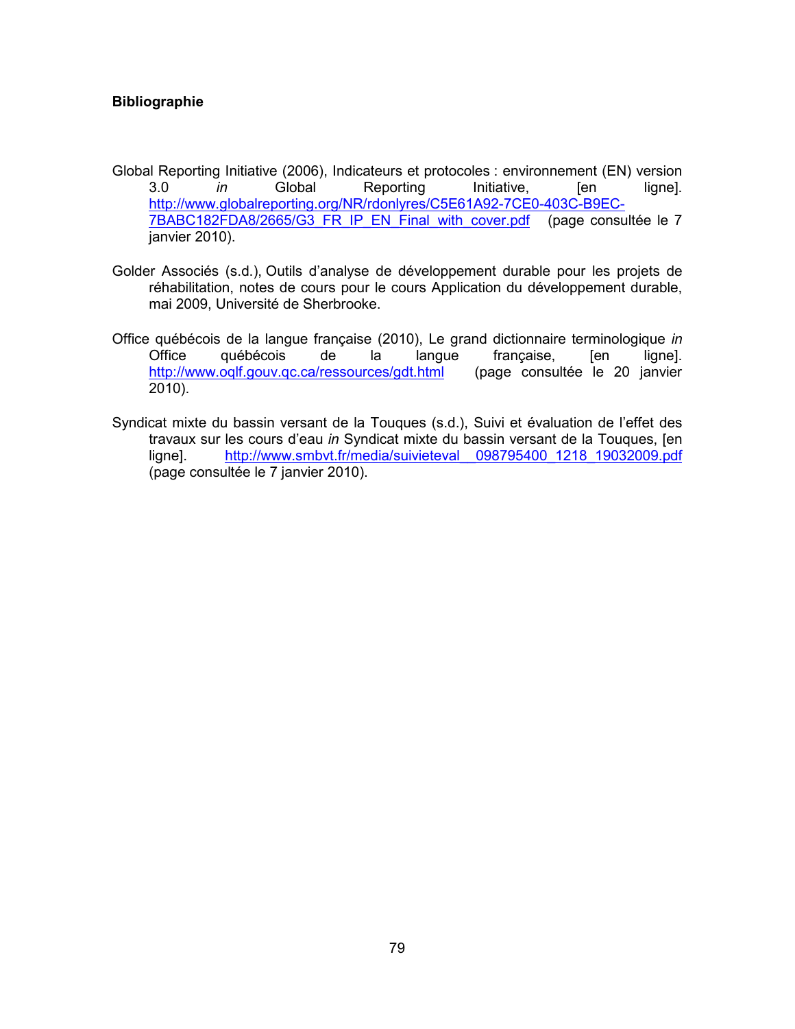**Bibliographie**

Global Reporting Initiative (2006), Indicateurs et protocoles : environnement (EN) version 3.0 *in* Global Reporting Initiative, [en ligne]. http://www.globalreporting.org/NR/rdonlyres/C5E61A92-7CE0-403C-B9EC-7BABC182FDA8/2665/G3_FR_IP_EN_Final_with_cover.pdf (page consultée le 7 janvier 2010).

Golder Associés (s.d.), Outils d'analyse de développement durable pour les projets de réhabilitation, notes de cours pour le cours Application du développement durable, mai 2009, Université de Sherbrooke.

Office québécois de la langue française (2010), Le grand dictionnaire terminologique *in* Office québécois de la langue française, [en ligne]. http://www.oqlf.gouv.qc.ca/ressources/gdt.html (page consultée le 20 janvier 2010).

Syndicat mixte du bassin versant de la Touques (s.d.), Suivi et évaluation de l'effet des travaux sur les cours d'eau *in* Syndicat mixte du bassin versant de la Touques, [en ligne]. http://www.smbvt.fr/media/suivieteval__098795400_1218_19032009.pdf (page consultée le 7 janvier 2010).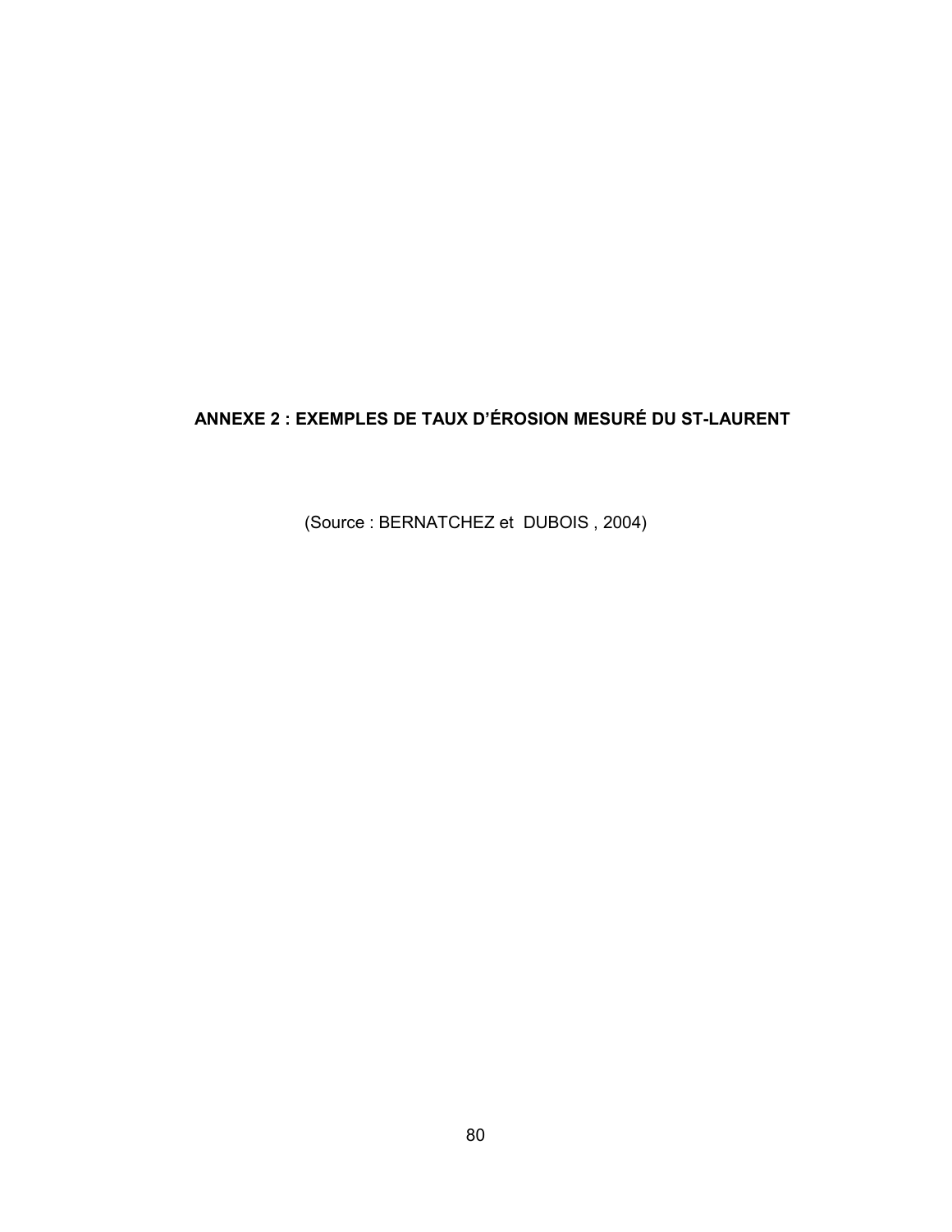## ANNEXE 2 : EXEMPLES DE TAUX D'ÉROSION MESURÉ DU ST-LAURENT

(Source : BERNATCHEZ et DUBOIS , 2004)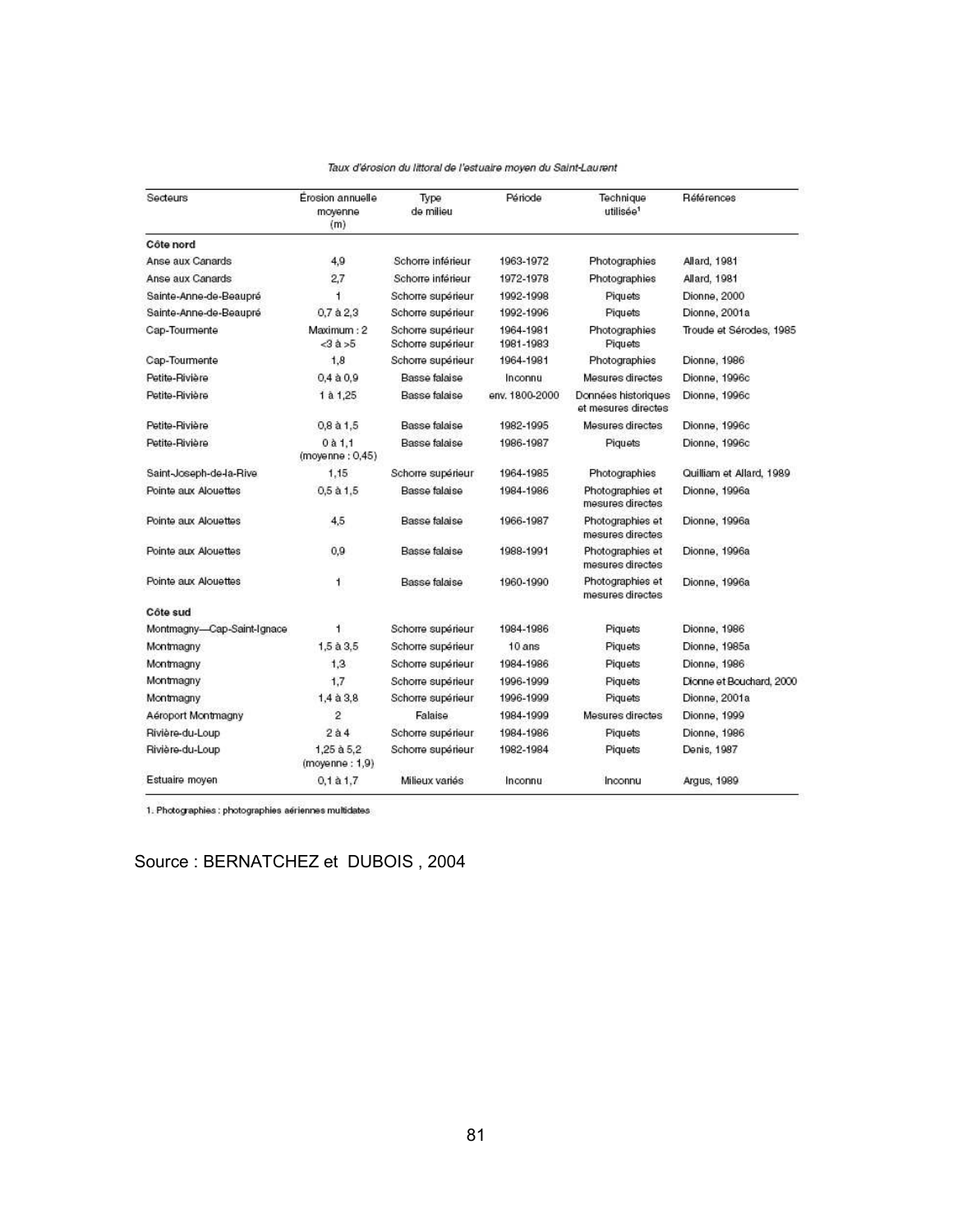*Taux d'érosion du littoral de l'estuaire moyen du Saint-Laurent*

| Secteurs | Érosion annuelle moyenne (m) | Type de milieu | Période | Technique utilisée[1] | Références |
|---|---|---|---|---|---|
| **Côte nord** | | | | | |
| Anse aux Canards | 4,9 | Schorre inférieur | 1963-1972 | Photographies | Allard, 1981 |
| Anse aux Canards | 2,7 | Schorre inférieur | 1972-1978 | Photographies | Allard, 1981 |
| Sainte-Anne-de-Beaupré | 1 | Schorre supérieur | 1992-1998 | Piquets | Dionne, 2000 |
| Sainte-Anne-de-Beaupré | 0,7 à 2,3 | Schorre supérieur | 1992-1996 | Piquets | Dionne, 2001a |
| Cap-Tourmente | Maximum : 2<br><3 à >5 | Schorre supérieur<br>Schorre supérieur | 1964-1981<br>1981-1983 | Photographies<br>Piquets | Troude et Sérodes, 1985 |
| Cap-Tourmente | 1,8 | Schorre supérieur | 1964-1981 | Photographies | Dionne, 1986 |
| Petite-Rivière | 0,4 à 0,9 | Basse falaise | Inconnu | Mesures directes | Dionne, 1996c |
| Petite-Rivière | 1 à 1,25 | Basse falaise | env. 1800-2000 | Données historiques et mesures directes | Dionne, 1996c |
| Petite-Rivière | 0,8 à 1,5 | Basse falaise | 1982-1995 | Mesures directes | Dionne, 1996c |
| Petite-Rivière | 0 à 1,1 (moyenne : 0,45) | Basse falaise | 1986-1987 | Piquets | Dionne, 1996c |
| Saint-Joseph-de-la-Rive | 1,15 | Schorre supérieur | 1964-1985 | Photographies | Quilliam et Allard, 1989 |
| Pointe aux Alouettes | 0,5 à 1,5 | Basse falaise | 1984-1986 | Photographies et mesures directes | Dionne, 1996a |
| Pointe aux Alouettes | 4,5 | Basse falaise | 1966-1987 | Photographies et mesures directes | Dionne, 1996a |
| Pointe aux Alouettes | 0,9 | Basse falaise | 1988-1991 | Photographies et mesures directes | Dionne, 1996a |
| Pointe aux Alouettes | 1 | Basse falaise | 1960-1990 | Photographies et mesures directes | Dionne, 1996a |
| **Côte sud** | | | | | |
| Montmagny—Cap-Saint-Ignace | 1 | Schorre supérieur | 1984-1986 | Piquets | Dionne, 1986 |
| Montmagny | 1,5 à 3,5 | Schorre supérieur | 10 ans | Piquets | Dionne, 1985a |
| Montmagny | 1,3 | Schorre supérieur | 1984-1986 | Piquets | Dionne, 1986 |
| Montmagny | 1,7 | Schorre supérieur | 1996-1999 | Piquets | Dionne et Bouchard, 2000 |
| Montmagny | 1,4 à 3,8 | Schorre supérieur | 1996-1999 | Piquets | Dionne, 2001a |
| Aéroport Montmagny | 2 | Falaise | 1984-1999 | Mesures directes | Dionne, 1999 |
| Rivière-du-Loup | 2 à 4 | Schorre supérieur | 1984-1986 | Piquets | Dionne, 1986 |
| Rivière-du-Loup | 1,25 à 5,2 (moyenne : 1,9) | Schorre supérieur | 1982-1984 | Piquets | Denis, 1987 |
| Estuaire moyen | 0,1 à 1,7 | Milieux variés | Inconnu | Inconnu | Argus, 1989 |

1. Photographies : photographies aériennes multidates

Source : BERNATCHEZ et DUBOIS , 2004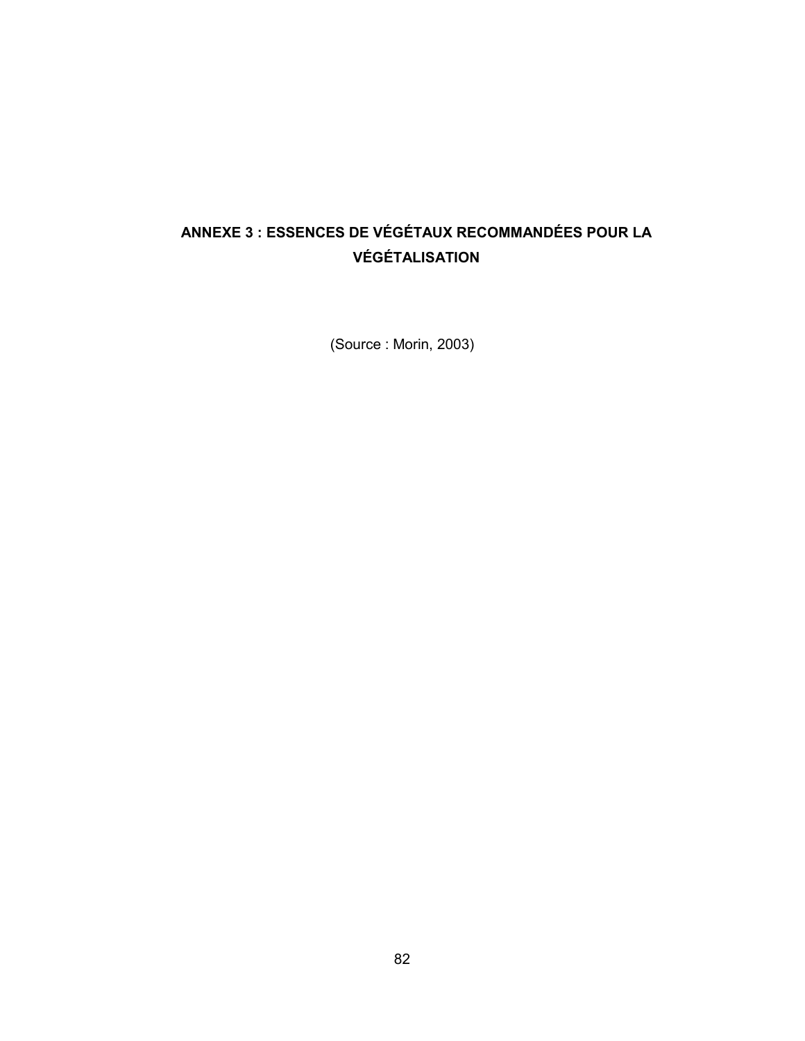# ANNEXE 3 : ESSENCES DE VÉGÉTAUX RECOMMANDÉES POUR LA VÉGÉTALISATION

(Source : Morin, 2003)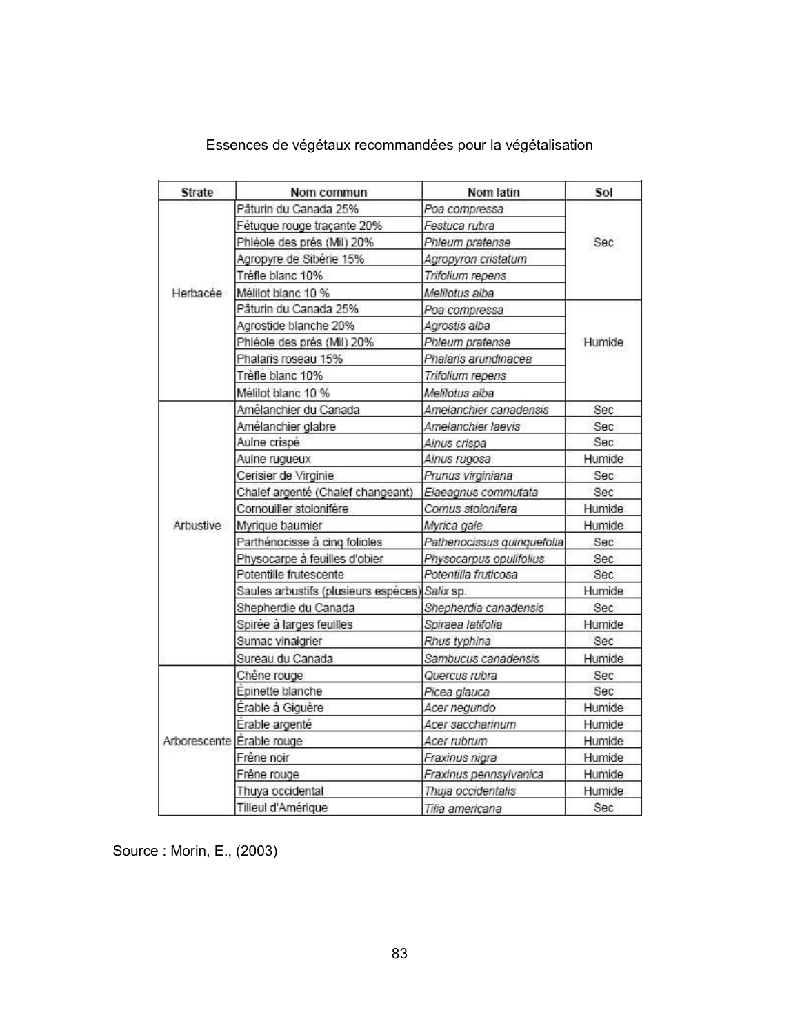Essences de végétaux recommandées pour la végétalisation

| Strate | Nom commun | Nom latin | Sol |
|---|---|---|---|
| Herbacée | Pâturin du Canada 25% | *Poa compressa* | Sec |
| | Fétuque rouge traçante 20% | *Festuca rubra* | |
| | Phléole des prés (Mil) 20% | *Phleum pratense* | |
| | Agropyre de Sibérie 15% | *Agropyron cristatum* | |
| | Trèfle blanc 10% | *Trifolium repens* | |
| | Mélilot blanc 10 % | *Melilotus alba* | |
| | Pâturin du Canada 25% | *Poa compressa* | Humide |
| | Agrostide blanche 20% | *Agrostis alba* | |
| | Phléole des prés (Mil) 20% | *Phleum pratense* | |
| | Phalaris roseau 15% | *Phalaris arundinacea* | |
| | Trèfle blanc 10% | *Trifolium repens* | |
| | Mélilot blanc 10 % | *Melilotus alba* | |
| Arbustive | Amélanchier du Canada | *Amelanchier canadensis* | Sec |
| | Amélanchier glabre | *Amelanchier laevis* | Sec |
| | Aulne crispé | *Alnus crispa* | Sec |
| | Aulne rugueux | *Alnus rugosa* | Humide |
| | Cerisier de Virginie | *Prunus virginiana* | Sec |
| | Chalef argenté (Chalef changeant) | *Elaeagnus commutata* | Sec |
| | Cornouiller stolonifère | *Cornus stolonifera* | Humide |
| | Myrique baumier | *Myrica gale* | Humide |
| | Parthénocisse à cinq folioles | *Pathenocissus quinquefolia* | Sec |
| | Physocarpe à feuilles d'obier | *Physocarpus opulifolius* | Sec |
| | Potentille frutescente | *Potentilla fruticosa* | Sec |
| | Saules arbustifs (plusieurs espèces) | *Salix* sp. | Humide |
| | Shepherdie du Canada | *Shepherdia canadensis* | Sec |
| | Spirée à larges feuilles | *Spiraea latifolia* | Humide |
| | Sumac vinaigrier | *Rhus typhina* | Sec |
| | Sureau du Canada | *Sambucus canadensis* | Humide |
| Arborescente | Chêne rouge | *Quercus rubra* | Sec |
| | Épinette blanche | *Picea glauca* | Sec |
| | Érable à Giguère | *Acer negundo* | Humide |
| | Érable argenté | *Acer saccharinum* | Humide |
| | Érable rouge | *Acer rubrum* | Humide |
| | Frêne noir | *Fraxinus nigra* | Humide |
| | Frêne rouge | *Fraxinus pennsylvanica* | Humide |
| | Thuya occidental | *Thuja occidentalis* | Humide |
| | Tilleul d'Amérique | *Tilia americana* | Sec |

Source : Morin, E., (2003)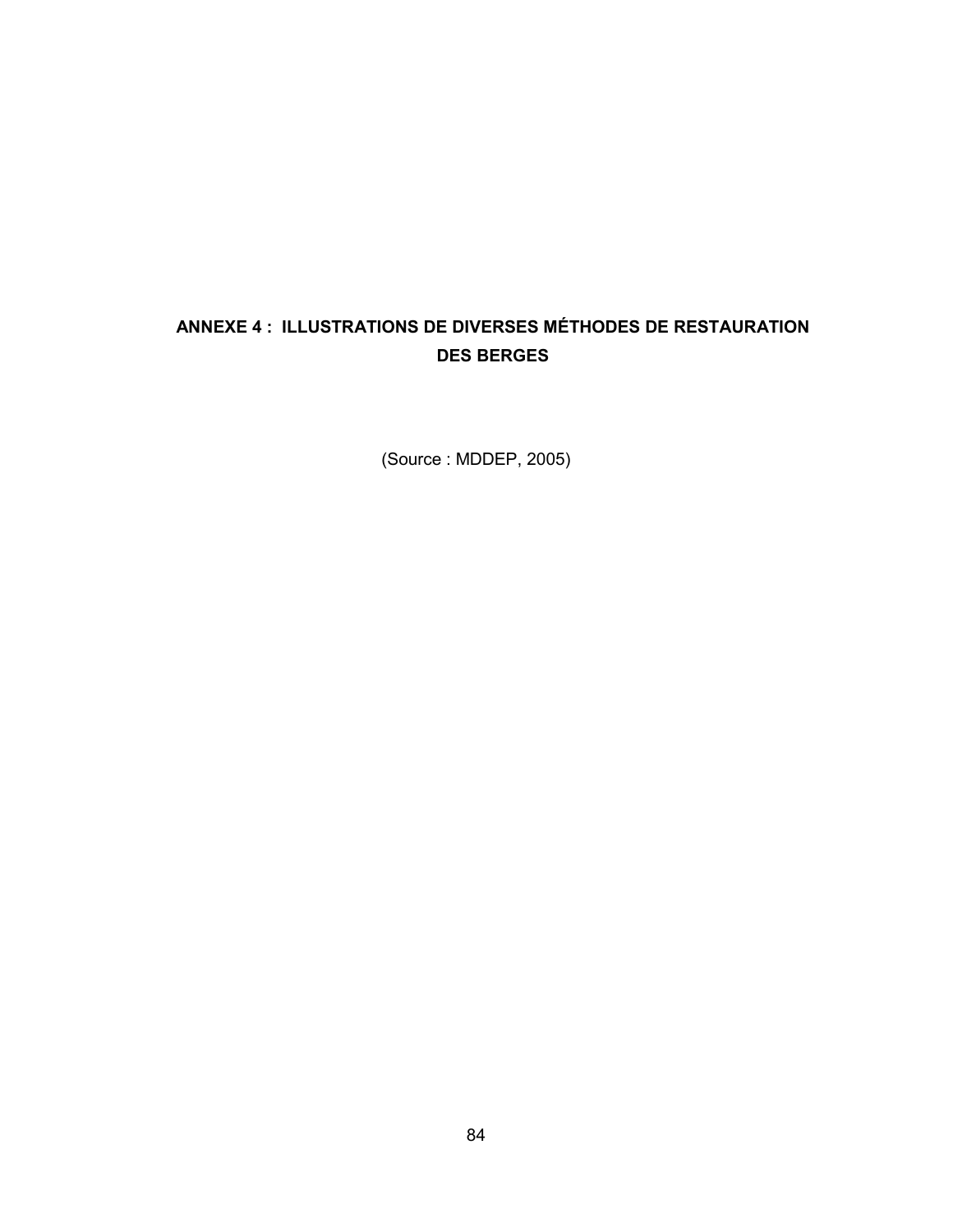## ANNEXE 4 : ILLUSTRATIONS DE DIVERSES MÉTHODES DE RESTAURATION DES BERGES

(Source : MDDEP, 2005)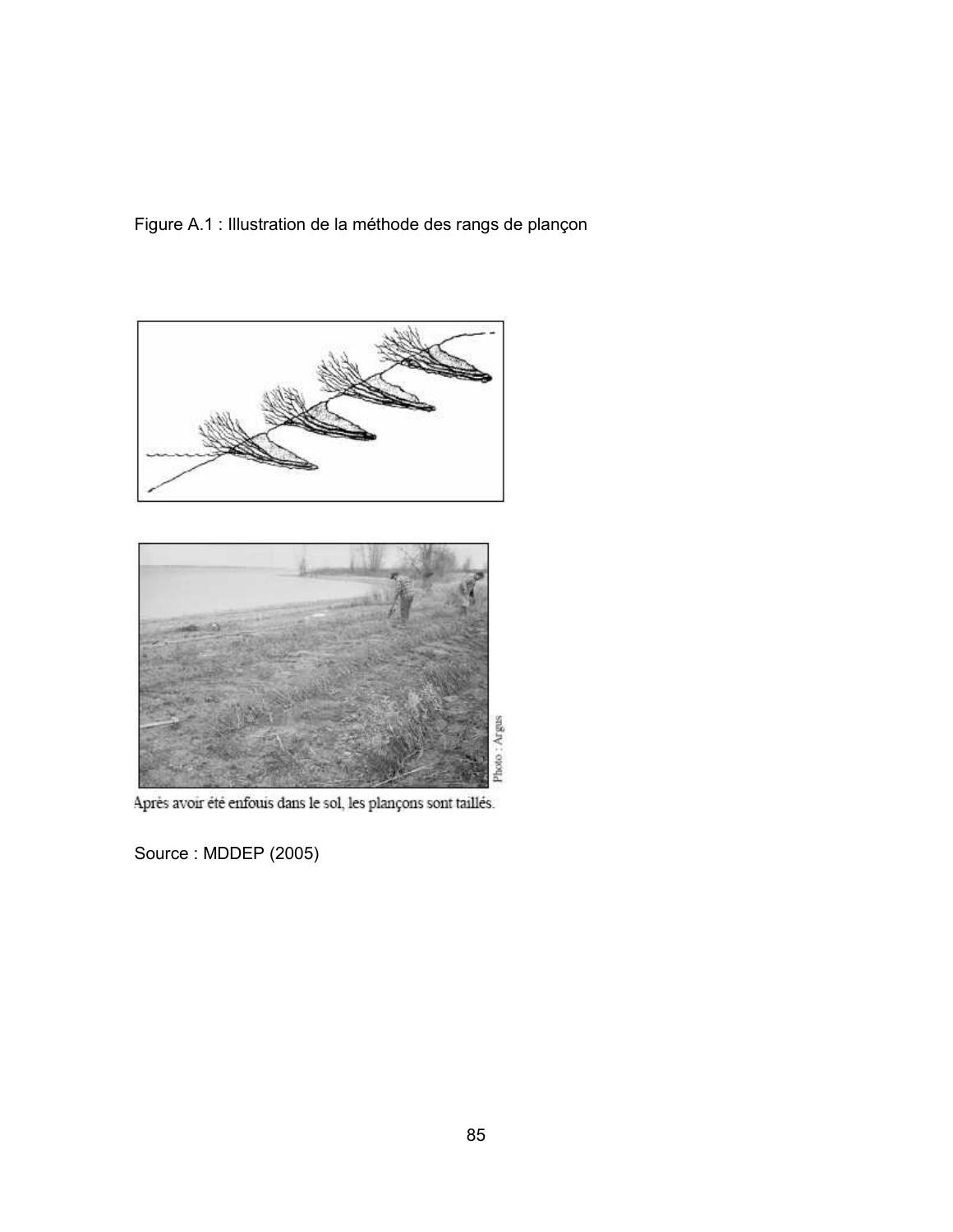Figure A.1 : Illustration de la méthode des rangs de plançon

Après avoir été enfouis dans le sol, les plançons sont taillés.

Source : MDDEP (2005)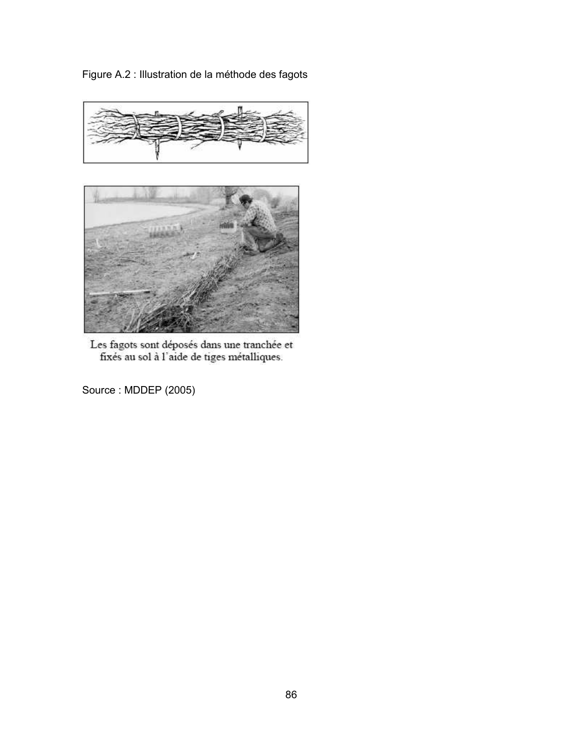Figure A.2 : Illustration de la méthode des fagots

Les fagots sont déposés dans une tranchée et fixés au sol à l'aide de tiges métalliques.

Source : MDDEP (2005)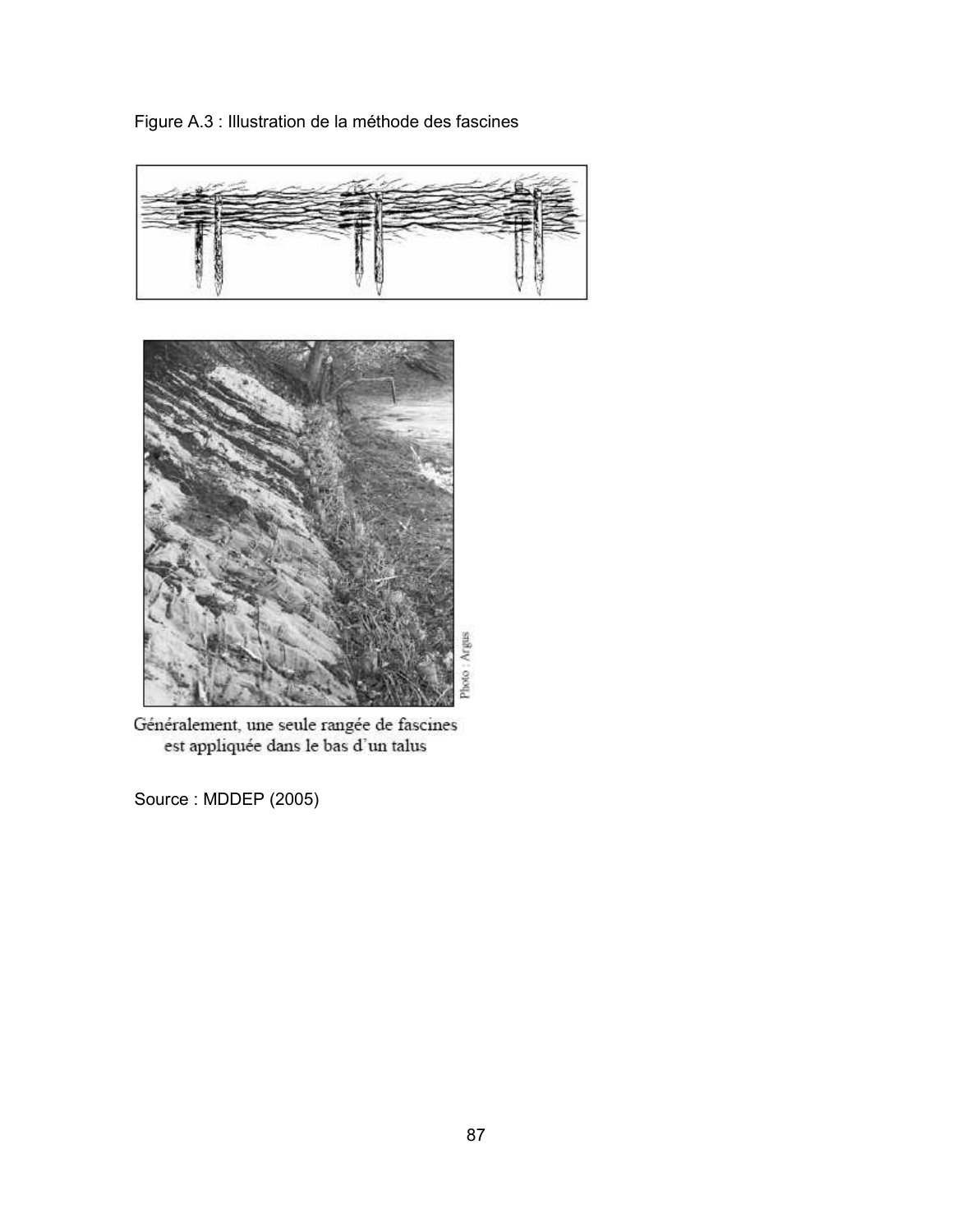Figure A.3 : Illustration de la méthode des fascines

Photo : Argus

Généralement, une seule rangée de fascines est appliquée dans le bas d'un talus

Source : MDDEP (2005)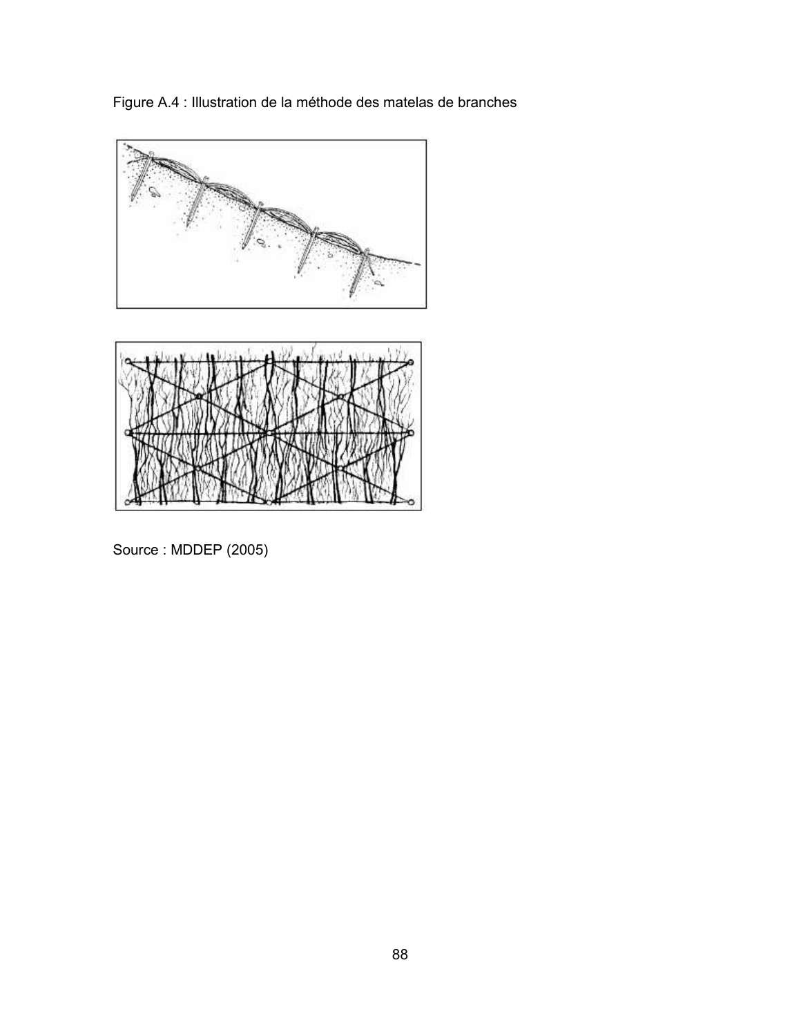Figure A.4 : Illustration de la méthode des matelas de branches

Source : MDDEP (2005)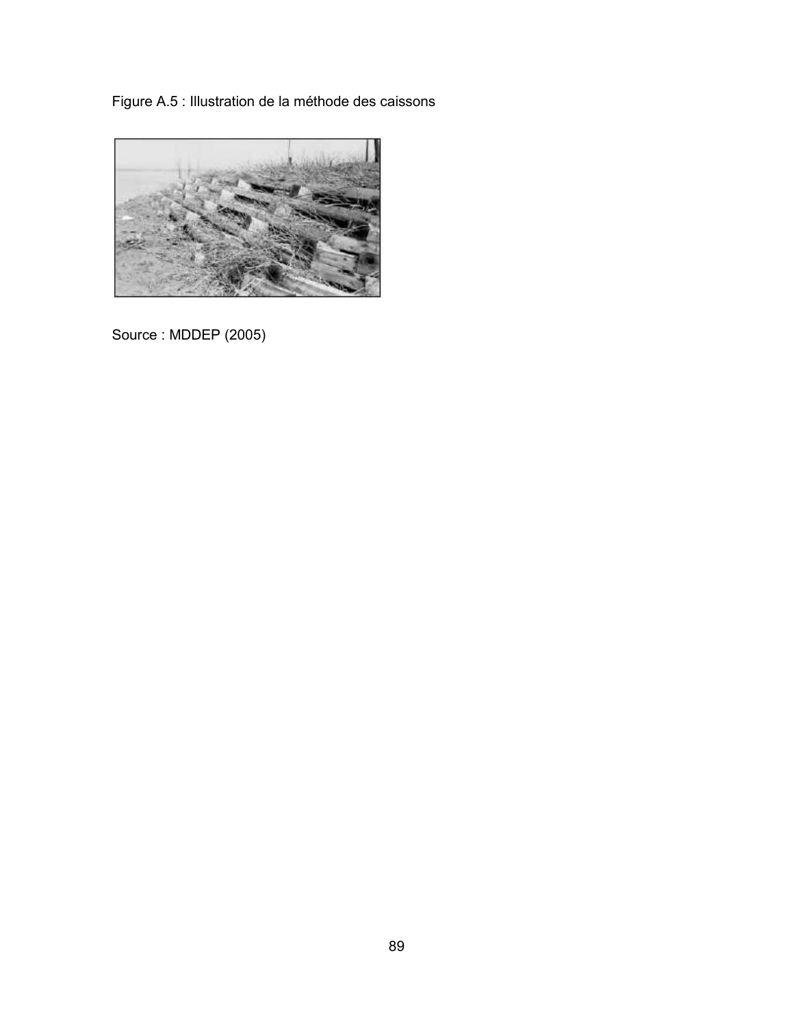Figure A.5 : Illustration de la méthode des caissons

Source : MDDEP (2005)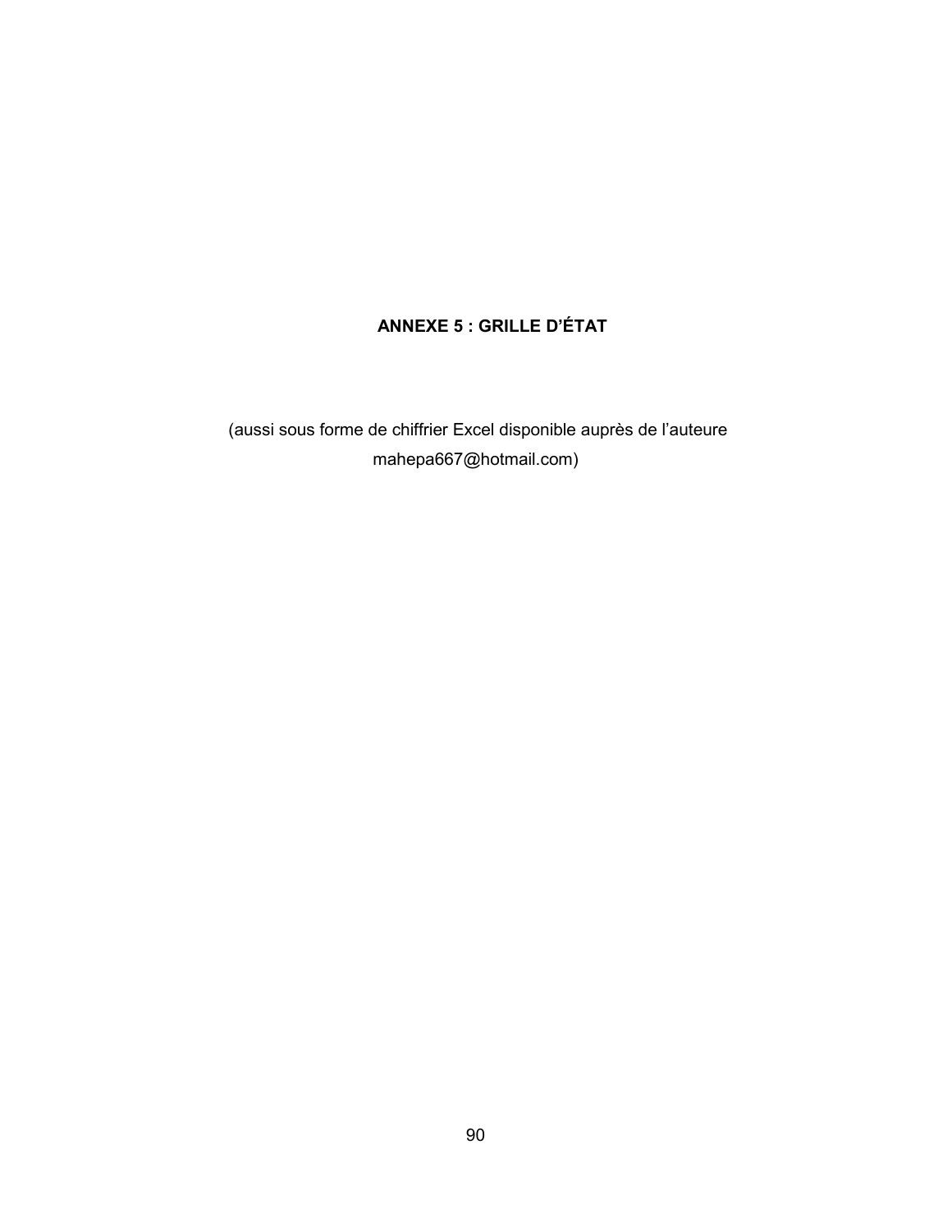# ANNEXE 5 : GRILLE D'ÉTAT

(aussi sous forme de chiffrier Excel disponible auprès de l'auteure mahepa667@hotmail.com)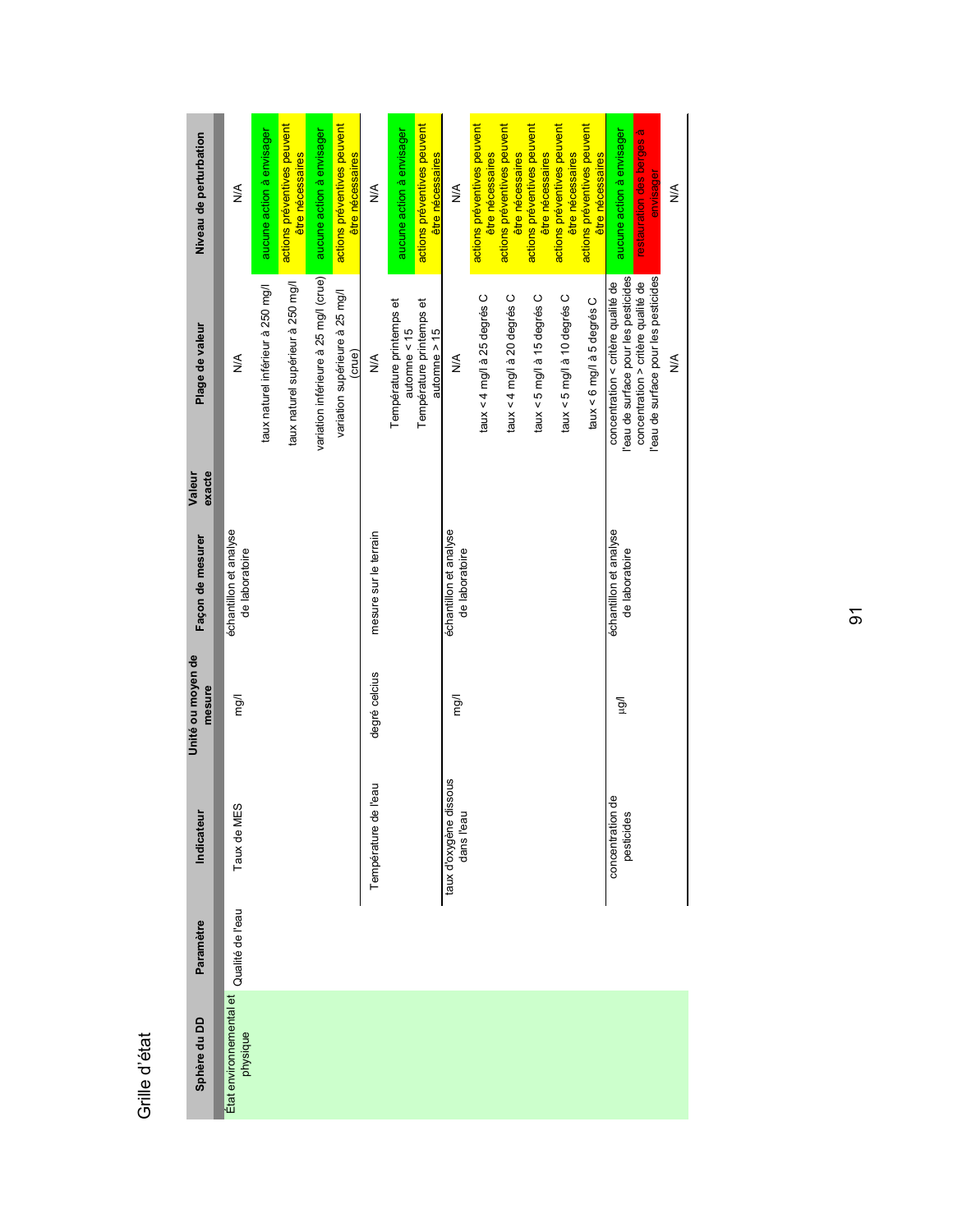Grille d'état

| Sphère du DD | Paramètre | Indicateur | Unité ou moyen de mesure | Façon de mesurer | Valeur exacte | Plage de valeur | Niveau de perturbation |
|---|---|---|---|---|---|---|---|
| État environnemental et physique | Qualité de l'eau | Taux de MES | mg/l | échantillon et analyse de laboratoire | | N/A | N/A |
| | | | | | | taux naturel inférieur à 250 mg/l | aucune action à envisager |
| | | | | | | taux naturel supérieur à 250 mg/l | actions préventives peuvent être nécessaires |
| | | | | | | variation inférieure à 25 mg/l (crue) | aucune action à envisager |
| | | | | | | variation supérieure à 25 mg/l (crue) | actions préventives peuvent être nécessaires |
| | | Température de l'eau | degré celcius | mesure sur le terrain | | N/A | N/A |
| | | | | | | Température printemps et automne < 15 | aucune action à envisager |
| | | | | | | Température printemps et automne > 15 | actions préventives peuvent être nécessaires |
| | | taux d'oxygène dissous dans l'eau | mg/l | échantillon et analyse de laboratoire | | N/A | N/A |
| | | | | | | taux < 4 mg/l à 25 degrés C | actions préventives peuvent être nécessaires |
| | | | | | | taux < 4 mg/l à 20 degrés C | actions préventives peuvent être nécessaires |
| | | | | | | taux < 5 mg/l à 15 degrés C | actions préventives peuvent être nécessaires |
| | | | | | | taux < 5 mg/l à 10 degrés C | actions préventives peuvent être nécessaires |
| | | | | | | taux < 6 mg/l à 5 degrés C | actions préventives peuvent être nécessaires |
| | | concentration de pesticides | µg/l | échantillon et analyse de laboratoire | | concentration < critère qualité de l'eau de surface pour les pesticides | aucune action à envisager |
| | | | | | | concentration > critère qualité de l'eau de surface pour les pesticides | restauration des berges à envisager |
| | | | | | | N/A | N/A |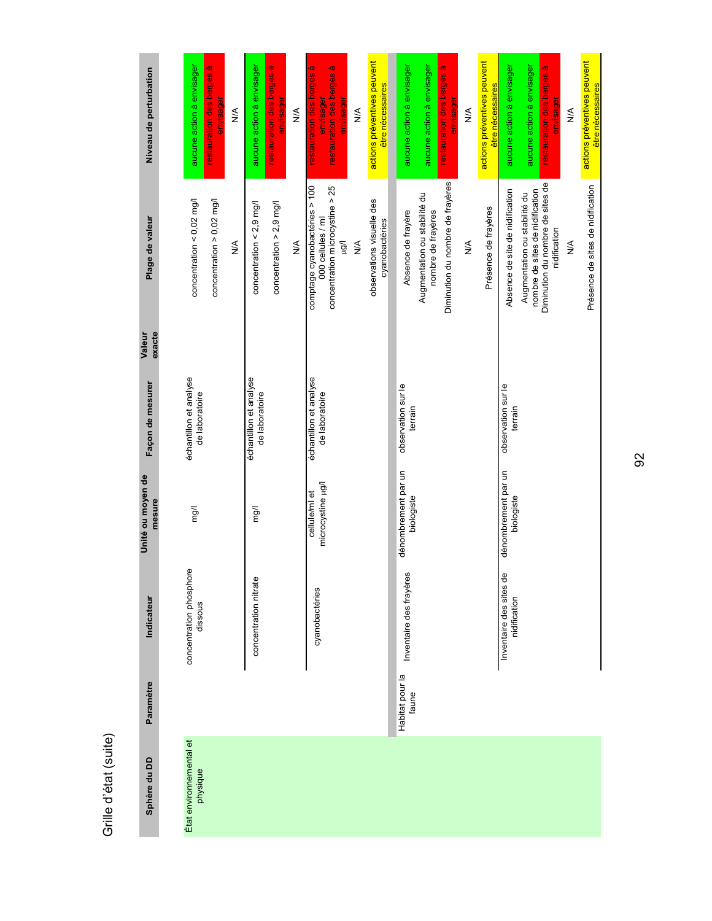Grille d'état (suite)

| Sphère du DD | Paramètre | Indicateur | Unité ou moyen de mesure | Façon de mesurer | Valeur exacte | Plage de valeur | Niveau de perturbation |
|---|---|---|---|---|---|---|---|
| État environnemental et physique | | concentration phosphore dissous | mg/l | échantillon et analyse de laboratoire | | concentration < 0,02 mg/l | aucune action à envisager |
| | | | | | | concentration > 0,02 mg/l | restauration des berges à envisager |
| | | | | | | N/A | N/A |
| | | concentration nitrate | mg/l | échantillon et analyse de laboratoire | | concentration < 2,9 mg/l | aucune action à envisager |
| | | | | | | concentration > 2,9 mg/l | restauration des berges à envisager |
| | | | | | | N/A | N/A |
| | | cyanobactéries | cellule/ml et microcystine µg/l | échantillon et analyse de laboratoire | | comptage cyanobactéries > 100 000 cellules / ml | restauration des berges à envisager |
| | | | | | | concentration microcystine > 25 µg/l | restauration des berges à envisager |
| | | | | | | N/A | N/A |
| | | | | | | observations visuelle des cyanobactéries | actions préventives peuvent être nécessaires |
| | Habitat pour la faune | Inventaire des frayères | dénombrement par un biologiste | observation sur le terrain | | Absence de frayère | aucune action à envisager |
| | | | | | | Augmentation ou stabilité du nombre de frayères | aucune action à envisager |
| | | | | | | Diminution du nombre de frayères | restauration des berges à envisager |
| | | | | | | N/A | N/A |
| | | | | | | Présence de frayères | actions préventives peuvent être nécessaires |
| | | Inventaire des sites de nidification | dénombrement par un biologiste | observation sur le terrain | | Absence de site de nidification | aucune action à envisager |
| | | | | | | Augmentation ou stabilité du nombre de sites de nidification | aucune action à envisager |
| | | | | | | Diminution du nombre de sites de nidification | restauration des berges à envisager |
| | | | | | | N/A | N/A |
| | | | | | | Présence de sites de nidification | actions préventives peuvent être nécessaires |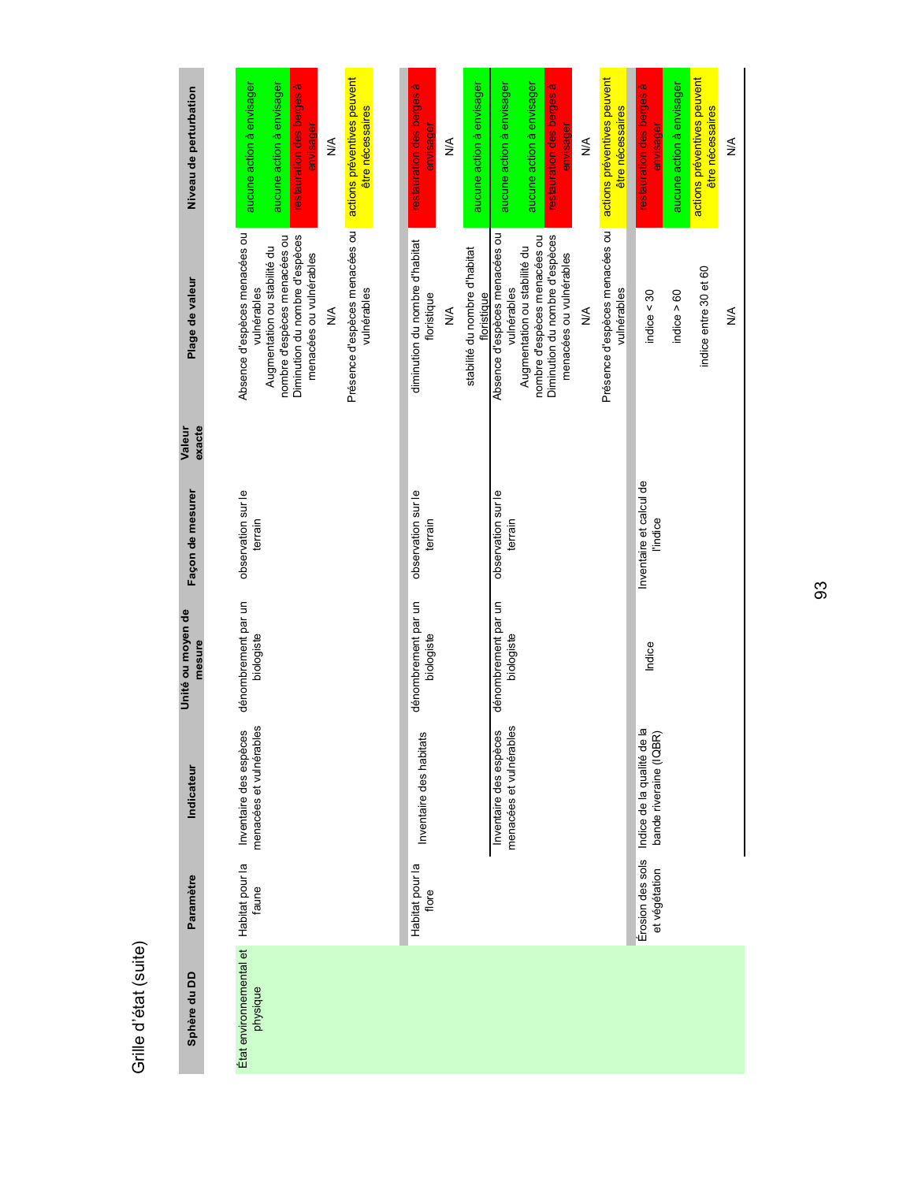Grille d'état (suite)

| Sphère du DD | Paramètre | Indicateur | Unité ou moyen de mesure | Façon de mesurer | Valeur exacte | Plage de valeur | Niveau de perturbation |
|---|---|---|---|---|---|---|---|
| État environnemental et physique | Habitat pour la faune | Inventaire des espèces menacées et vulnérables | dénombrement par un biologiste | observation sur le terrain | | Absence d'espèces menacées ou vulnérables | aucune action à envisager |
| | | | | | | Augmentation ou stabilité du nombre d'espèces menacées ou | aucune action à envisager |
| | | | | | | Diminution du nombre d'espèces menacées ou vulnérables | restauration des berges à envisager |
| | | | | | | N/A | N/A |
| | | | | | | Présence d'espèces menacées ou vulnérables | actions préventives peuvent être nécessaires |
| | Habitat pour la flore | Inventaire des habitats | dénombrement par un biologiste | observation sur le terrain | | diminution du nombre d'habitat floristique | restauration des berges à envisager |
| | | | | | | N/A | N/A |
| | | | | | | stabilité du nombre d'habitat floristique | aucune action à envisager |
| | | Inventaire des espèces menacées et vulnérables | dénombrement par un biologiste | observation sur le terrain | | Absence d'espèces menacées ou vulnérables | aucune action à envisager |
| | | | | | | Augmentation ou stabilité du nombre d'espèces menacées ou | aucune action à envisager |
| | | | | | | Diminution du nombre d'espèces menacées ou vulnérables | restauration des berges à envisager |
| | | | | | | N/A | N/A |
| | | | | | | Présence d'espèces menacées ou vulnérables | actions préventives peuvent être nécessaires |
| | Érosion des sols et végétation | Indice de la qualité de la bande riveraine (IQBR) | Indice | Inventaire et calcul de l'indice | | indice < 30 | restauration des berges à envisager |
| | | | | | | indice > 60 | aucune action à envisager |
| | | | | | | indice entre 30 et 60 | actions préventives peuvent être nécessaires |
| | | | | | | N/A | N/A |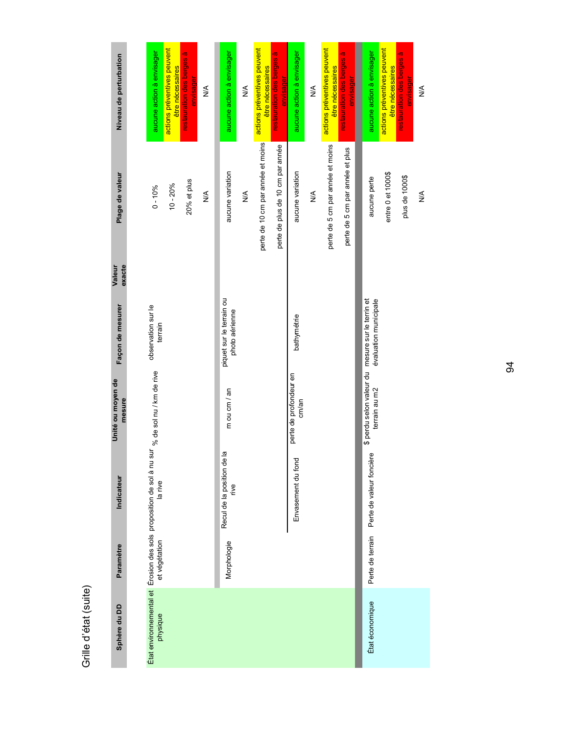Grille d'état (suite)

| Sphère du DD | Paramètre | Indicateur | Unité ou moyen de mesure | Façon de mesurer | Valeur exacte | Plage de valeur | Niveau de perturbation |
|---|---|---|---|---|---|---|---|
| État environnemental et physique | Érosion des sols et végétation | proposition de sol à nu sur la rive | % de sol nu / km de rive | observation sur le terrain | | 0 - 10% | aucune action à envisager |
| | | | | | | 10 - 20% | actions préventives peuvent être nécessaires |
| | | | | | | 20% et plus | restauration des berges à envisager |
| | | | | | | N/A | N/A |
| | Morphologie | Recul de la position de la rive | m ou cm / an | piquet sur le terrain ou photo aérienne | | aucune variation | aucune action à envisager |
| | | | | | | N/A | N/A |
| | | | | | | perte de 10 cm par année et moins | actions préventives peuvent être nécessaires |
| | | | | | | perte de plus de 10 cm par année | restauration des berges à envisager |
| | | Envasement du fond | perte de profondeur en cm/an | bathymétrie | | aucune variation | aucune action à envisager |
| | | | | | | N/A | N/A |
| | | | | | | perte de 5 cm par année et moins | actions préventives peuvent être nécessaires |
| | | | | | | perte de 5 cm par année et plus | restauration des berges à envisager |
| État économique | Perte de terrain | Perte de valeur foncière | $ perdu selon valeur du terrain au m2 | mesure sur le terrain et évaluation municipale | | aucune perte | aucune action à envisager |
| | | | | | | entre 0 et 1000$ | actions préventives peuvent être nécessaires |
| | | | | | | plus de 1000$ | restauration des berges à envisager |
| | | | | | | N/A | N/A |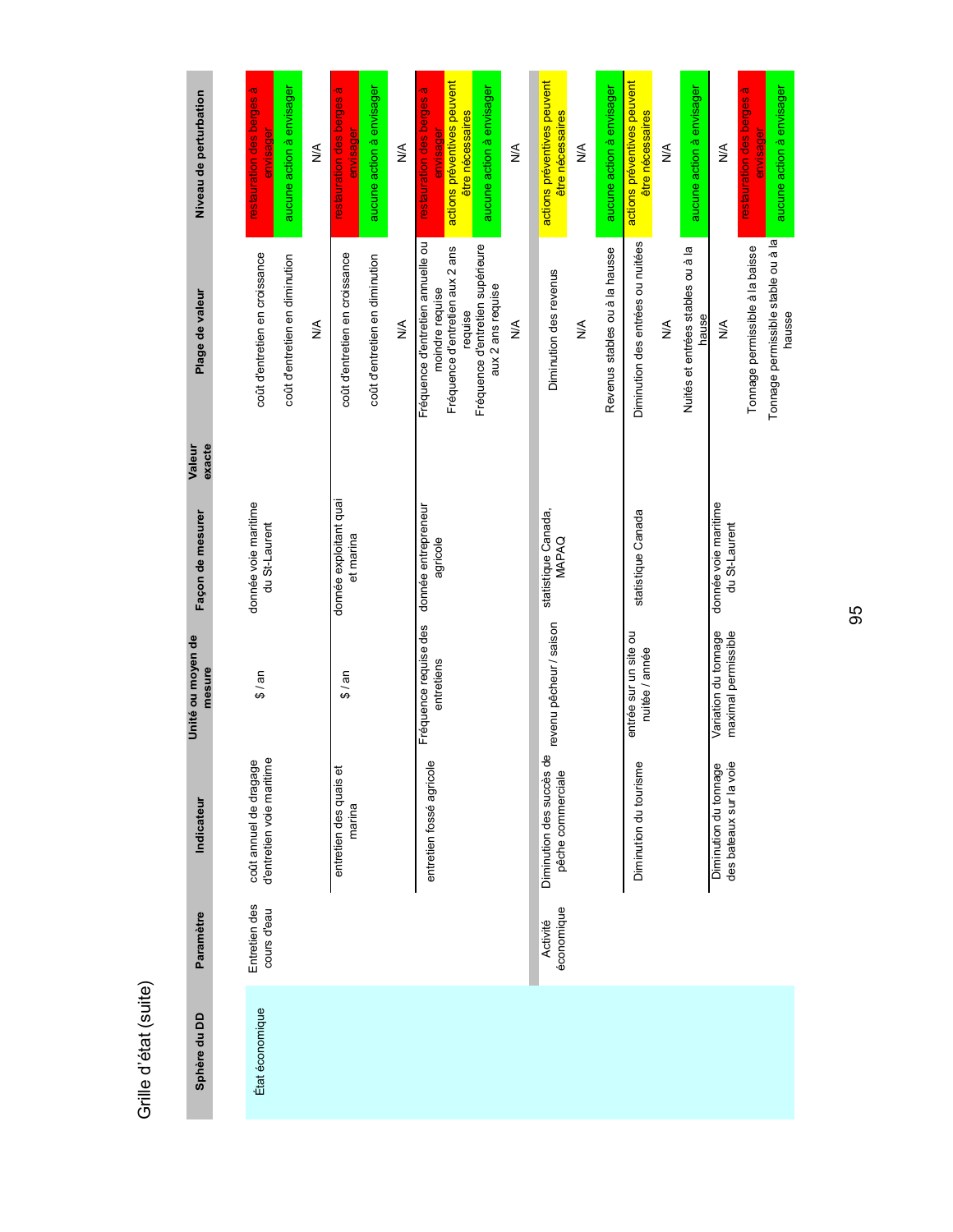# Grille d'état (suite)

| Sphère du DD | Paramètre | Indicateur | Unité ou moyen de mesure | Façon de mesurer | Valeur exacte | Plage de valeur | Niveau de perturbation |
|---|---|---|---|---|---|---|---|
| État économique | Entretien des cours d'eau | coût annuel de dragage d'entretien voie maritime | $ / an | donnée voie maritime du St-Laurent | | coût d'entretien en croissance | restauration des berges à envisager |
| | | | | | | coût d'entretien en diminution | aucune action à envisager |
| | | | | | | N/A | N/A |
| | | entretien des quais et marina | $ / an | donnée exploitant quai et marina | | coût d'entretien en croissance | restauration des berges à envisager |
| | | | | | | coût d'entretien en diminution | aucune action à envisager |
| | | | | | | N/A | N/A |
| | | entretien fossé agricole | Fréquence requise des entretiens | donnée entrepreneur agricole | | Fréquence d'entretien annuelle ou moindre requise | restauration des berges à envisager |
| | | | | | | Fréquence d'entretien aux 2 ans requise | actions préventives peuvent être nécessaires |
| | | | | | | Fréquence d'entretien supérieure aux 2 ans requise | aucune action à envisager |
| | | | | | | N/A | N/A |
| | Activité économique | Diminution des succès de pêche commerciale | revenu pêcheur / saison | statistique Canada, MAPAQ | | Diminution des revenus | actions préventives peuvent être nécessaires |
| | | | | | | N/A | N/A |
| | | | | | | Revenus stables ou à la hausse | aucune action à envisager |
| | | Diminuton du tourisme | entrée sur un site ou nuitée / année | statistique Canada | | Diminution des entrées ou nuitées | actions préventives peuvent être nécessaires |
| | | | | | | N/A | N/A |
| | | | | | | Nuités et entrées stables ou à la hausse | aucune action à envisager |
| | | Diminution du tonnage des bateaux sur la voie | Variation du tonnage maximal permissible | donnée voie maritime du St-Laurent | | N/A | N/A |
| | | | | | | Tonnage permissible à la baisse | restauration des berges à envisager |
| | | | | | | Tonnage permissible stable ou à la hausse | aucune action à envisager |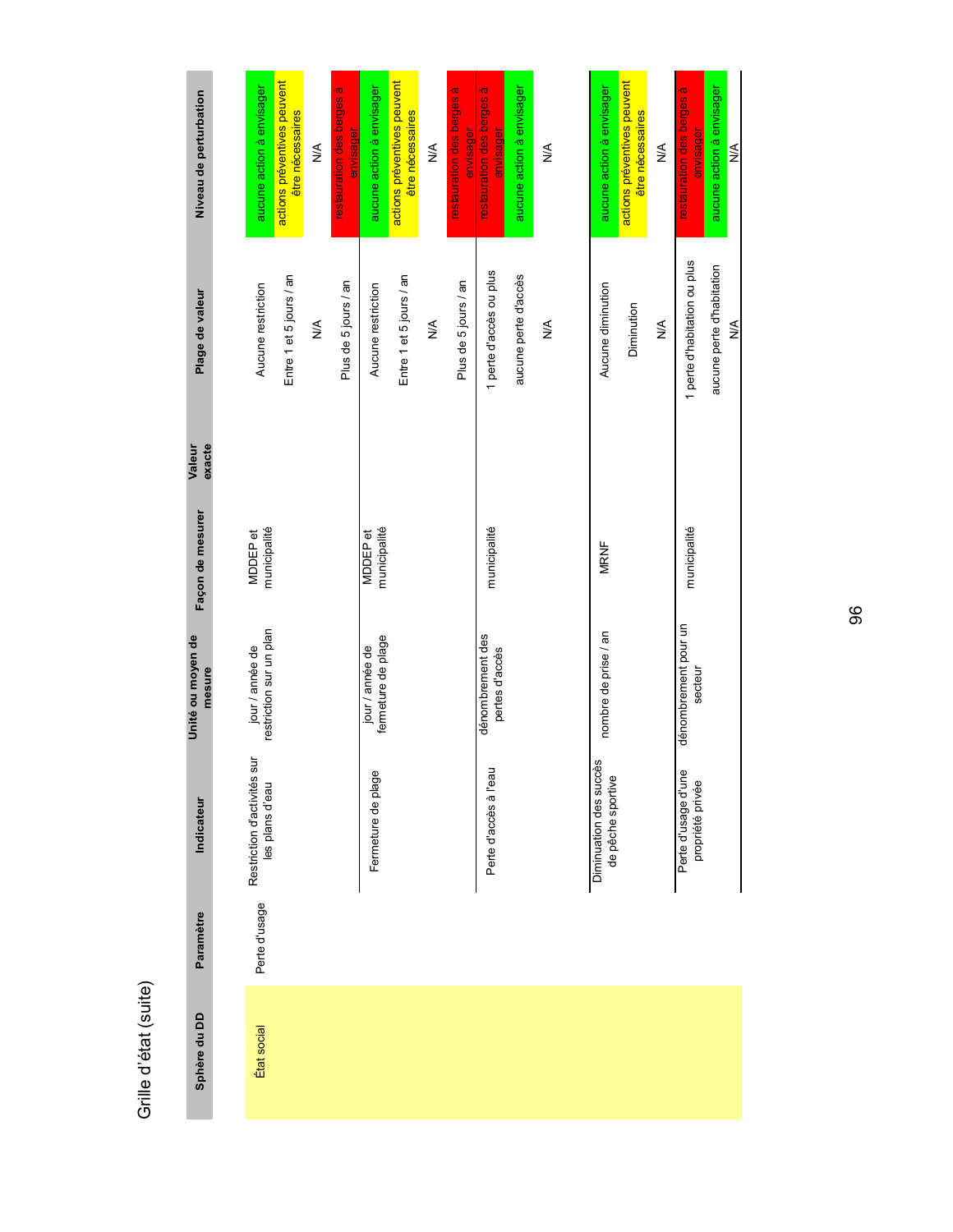## Grille d'état (suite)

| Sphère du DD | Paramètre | Indicateur | Unité ou moyen de mesure | Façon de mesurer | Valeur exacte | Plage de valeur | Niveau de perturbation |
|---|---|---|---|---|---|---|---|
| État social | Perte d'usage | Restriction d'activités sur les plans d'eau | jour / année de restriction sur un plan | MDDEP et municipalité | | Aucune restriction | aucune action à envisager |
| | | | | | | Entre 1 et 5 jours / an | actions préventives peuvent être nécessaires |
| | | | | | | N/A | N/A |
| | | | | | | Plus de 5 jours / an | restauration des berges à envisager |
| | | Fermeture de plage | jour / année de fermeture de plage | MDDEP et municipalité | | Aucune restriction | aucune action à envisager |
| | | | | | | Entre 1 et 5 jours / an | actions préventives peuvent être nécessaires |
| | | | | | | N/A | N/A |
| | | | | | | Plus de 5 jours / an | restauration des berges à envisager |
| | | Perte d'accès à l'eau | dénombrement des pertes d'accès | municipalité | | 1 perte d'accès ou plus | restauration des berges à envisager |
| | | | | | | aucune perte d'accès | aucune action à envisager |
| | | | | | | N/A | N/A |
| | | Diminuation des succès de pêche sportive | nombre de prise / an | MRNF | | Aucune diminution | aucune action à envisager |
| | | | | | | Diminution | actions préventives peuvent être nécessaires |
| | | | | | | N/A | N/A |
| | | Perte d'usage d'une propriété privée | dénombrement pour un secteur | municipalité | | 1 perte d'habitation ou plus | restauration des berges à envisager |
| | | | | | | aucune perte d'habitation | aucune action à envisager |
| | | | | | | N/A | N/A |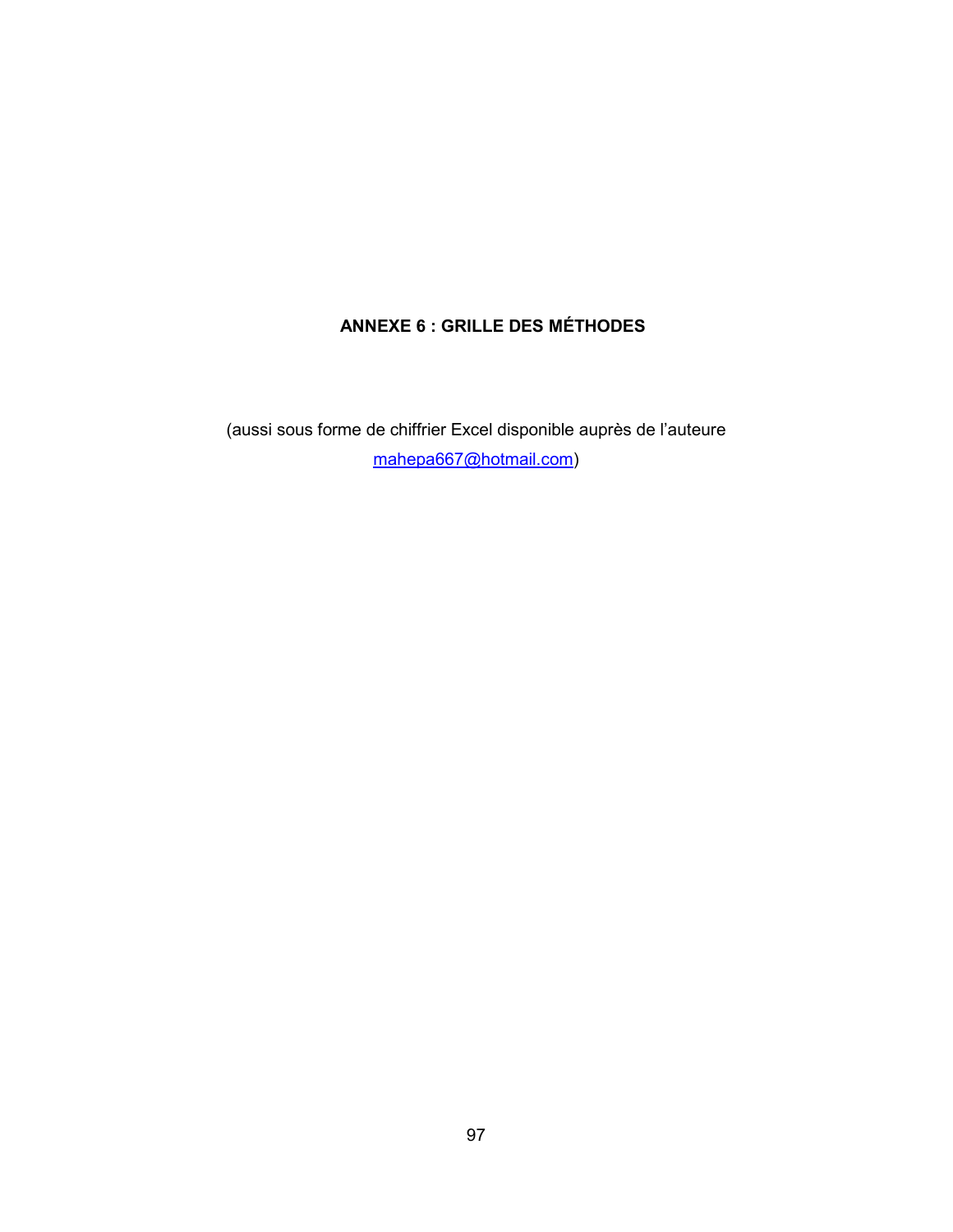**ANNEXE 6 : GRILLE DES MÉTHODES**

(aussi sous forme de chiffrier Excel disponible auprès de l'auteure [mahepa667@hotmail.com](mailto:mahepa667@hotmail.com))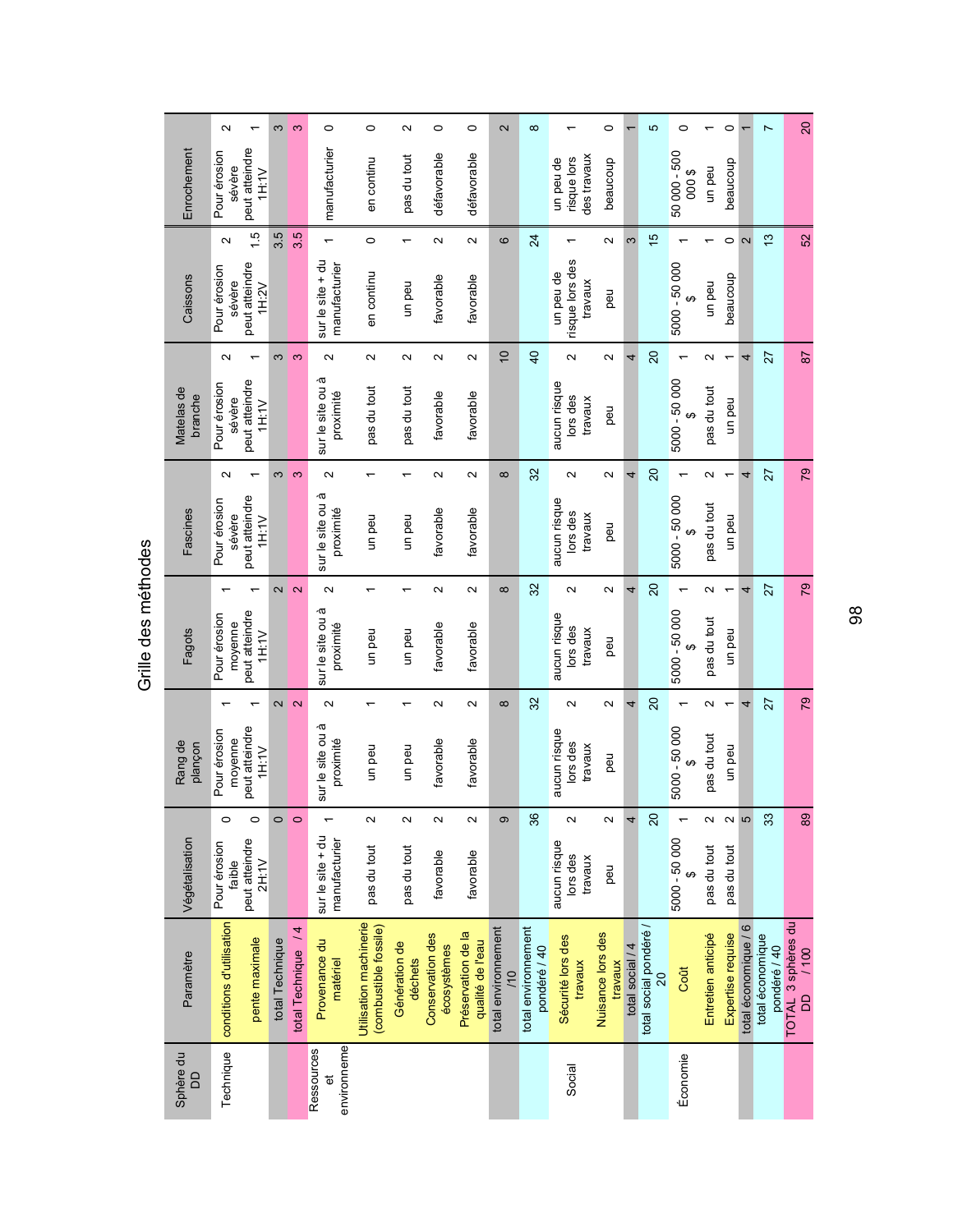# Grille des méthodes

| Sphère du DD | Paramètre | Végétalisation | | Rang de plançon | | Fagots | | Fascines | | Matelas de branche | | Caissons | | Enrochement | |
|---|---|---|---|---|---|---|---|---|---|---|---|---|---|---|---|
| Technique | conditions d'utilisation | Pour érosion faible | 0 | Pour érosion moyenne | 1 | Pour érosion moyenne | 1 | Pour érosion sévère | 2 | Pour érosion sévère | 2 | Pour érosion sévère | 2 | Pour érosion sévère | 2 |
| | pente maximale | peut atteindre 2H:1V | 0 | peut atteindre 1H:1V | 1 | peut atteindre 1H:1V | 1 | peut atteindre 1H:1V | 1 | peut atteindre 1H:1V | 1 | peut atteindre 1H:2V | 1.5 | peut atteindre 1H:1V | 1 |
| | total Technique | | 0 | | 2 | | 2 | | 3 | | 3 | | 3.5 | | 3 |
| | total Technique / 4 | | 0 | | 2 | | 2 | | 3 | | 3 | | 3.5 | | 3 |
| Ressources et environnement | Provenance du matériel | sur le site + du manufacturier | 1 | sur le site ou à proximité | 2 | sur le site ou à proximité | 2 | sur le site ou à proximité | 2 | sur le site ou à proximité | 2 | sur le site + du manufacturier | 1 | manufacturier | 0 |
| | Utilisation machinerie (combustible fossile) | pas du tout | 2 | un peu | 1 | un peu | 1 | un peu | 1 | pas du tout | 2 | en continu | 0 | en continu | 0 |
| | Génération de déchets | pas du tout | 2 | un peu | 1 | un peu | 1 | un peu | 1 | pas du tout | 2 | un peu | 1 | pas du tout | 2 |
| | Conservation des écosystèmes | favorable | 2 | favorable | 2 | favorable | 2 | favorable | 2 | favorable | 2 | favorable | 2 | défavorable | 0 |
| | Préservation de la qualité de l'eau | favorable | 2 | favorable | 2 | favorable | 2 | favorable | 2 | favorable | 2 | favorable | 2 | défavorable | 0 |
| | total environnement /10 | | 9 | | 8 | | 8 | | 8 | | 10 | | 6 | | 2 |
| | total environnement pondéré / 40 | | 36 | | 32 | | 32 | | 32 | | 40 | | 24 | | 8 |
| Social | Sécurité lors des travaux | aucun risque lors des travaux | 2 | aucun risque lors des travaux | 2 | aucun risque lors des travaux | 2 | aucun risque lors des travaux | 2 | aucun risque lors des travaux | 2 | un peu de risque lors des travaux | 1 | un peu de risque lors des travaux | 1 |
| | Nuisance lors des travaux | peu | 2 | peu | 2 | peu | 2 | peu | 2 | peu | 2 | peu | 2 | beaucoup | 0 |
| | total social / 4 | | 4 | | 4 | | 4 | | 4 | | 4 | | 3 | | 1 |
| | total social pondéré / 20 | | 20 | | 20 | | 20 | | 20 | | 20 | | 15 | | 5 |
| Économie | Coût | 5000 - 50 000 $ | 1 | 5000 - 50 000 $ | 1 | 5000 - 50 000 $ | 1 | 5000 - 50 000 $ | 1 | 5000 - 50 000 $ | 1 | 5000 - 50 000 $ | 1 | 50 000 - 500 000 $ | 0 |
| | Entretien anticipé | pas du tout | 2 | pas du tout | 2 | pas du tout | 2 | pas du tout | 2 | pas du tout | 2 | un peu | 1 | un peu | 1 |
| | Expertise requise | pas du tout | 2 | un peu | 1 | un peu | 1 | un peu | 1 | un peu | 1 | beaucoup | 0 | beaucoup | 0 |
| | total économique / 6 | | 5 | | 4 | | 4 | | 4 | | 4 | | 2 | | 1 |
| | total économique pondéré / 40 | | 33 | | 27 | | 27 | | 27 | | 27 | | 13 | | 7 |
| | TOTAL 3 sphères du DD / 100 | | 89 | | 79 | | 79 | | 79 | | 87 | | 52 | | 20 |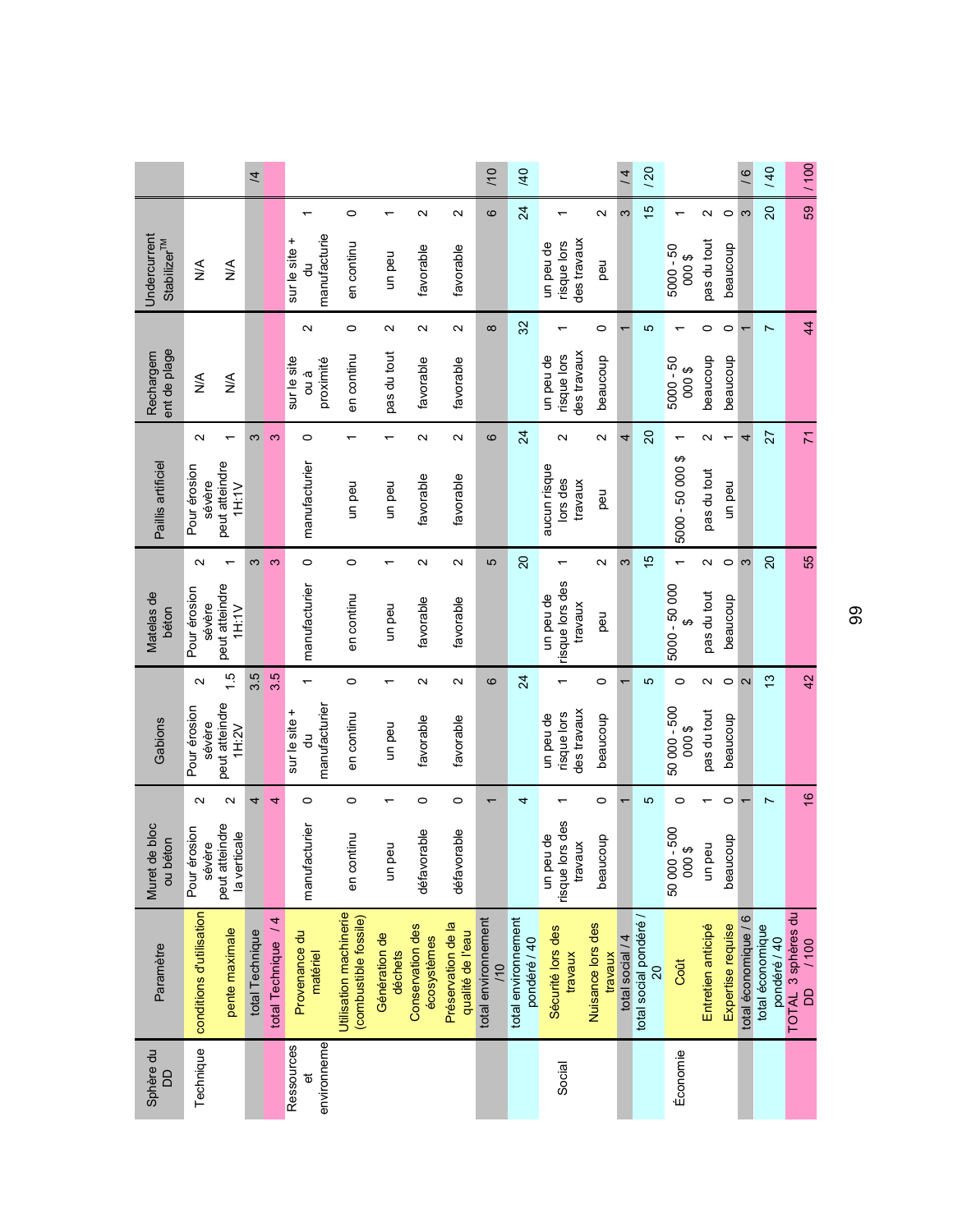| Sphère du DD | Paramètre | Muret de bloc ou béton | | Gabions | | Matelas de béton | | Paillis artificiel | | Rechargement de plage | | Undercurrent Stabilizer™ | | |
|---|---|---|---|---|---|---|---|---|---|---|---|---|---|---|
| Technique | conditions d'utilisation | Pour érosion sévère | 2 | Pour érosion sévère | 2 | Pour érosion sévère | 2 | Pour érosion sévère | 2 | N/A | | N/A | | |
| | pente maximale | peut atteindre la verticale | 2 | peut atteindre 1H:2V | 1.5 | peut atteindre 1H:1V | 1 | peut atteindre 1H:1V | 1 | N/A | | N/A | | |
| | total Technique | | 4 | | 3.5 | | 3 | | 3 | | | | | /4 |
| | total Technique / 4 | | 4 | | 3.5 | | 3 | | 3 | | | | | |
| Ressources et environnement | Provenance du matériel | manufacturier | 0 | sur le site + du manufacturier | 1 | manufacturier | 0 | manufacturier | 0 | sur le site ou à proximité | 2 | sur le site + du manufacturie | 1 | |
| | Utilisation machinerie (combustible fossile) | en continu | 0 | en continu | 0 | en continu | 0 | un peu | 1 | en continu | 0 | en continu | 0 | |
| | Génération de déchets | un peu | 1 | un peu | 1 | un peu | 1 | un peu | 1 | pas du tout | 2 | un peu | 1 | |
| | Conservation des écosystèmes | défavorable | 0 | favorable | 2 | favorable | 2 | favorable | 2 | favorable | 2 | favorable | 2 | |
| | Préservation de la qualité de l'eau | défavorable | 0 | favorable | 2 | favorable | 2 | favorable | 2 | favorable | 2 | favorable | 2 | |
| | total environnement /10 | | 1 | | 6 | | 5 | | 6 | | 8 | | 6 | /10 |
| | total environnement pondéré / 40 | | 4 | | 24 | | 20 | | 24 | | 32 | | 24 | /40 |
| Social | Sécurité lors des travaux | un peu de risque lors des travaux | 1 | un peu de risque lors des travaux | 1 | un peu de risque lors des travaux | 1 | aucun risque lors des travaux | 2 | un peu de risque lors des travaux | 1 | un peu de risque lors des travaux | 1 | |
| | Nuisance lors des travaux | beaucoup | 0 | beaucoup | 0 | peu | 2 | peu | 2 | beaucoup | 0 | peu | 2 | |
| | total social / 4 | | 1 | | 1 | | 3 | | 4 | | 1 | | 3 | / 4 |
| | total social pondéré / 20 | | 5 | | 5 | | 15 | | 20 | | 5 | | 15 | / 20 |
| Économie | Coût | 50 000 - 500 000 $ | 0 | 50 000 - 500 000 $ | 0 | 5000 - 50 000 $ | 1 | 5000 - 50 000 $ | 1 | 5000 - 50 000 $ | 1 | 5000 - 50 000 $ | 1 | |
| | Entretien anticipé | un peu | 1 | pas du tout | 2 | pas du tout | 2 | pas du tout | 2 | beaucoup | 0 | pas du tout | 2 | |
| | Expertise requise | beaucoup | 0 | beaucoup | 0 | beaucoup | 0 | un peu | 1 | beaucoup | 0 | beaucoup | 0 | |
| | total économique / 6 | | 1 | | 2 | | 3 | | 4 | | 1 | | 3 | / 6 |
| | total économique pondéré / 40 | | 7 | | 13 | | 20 | | 27 | | 7 | | 20 | / 40 |
| | TOTAL 3 sphères du DD / 100 | | 16 | | 42 | | 55 | | 71 | | 44 | | 59 | / 100 |